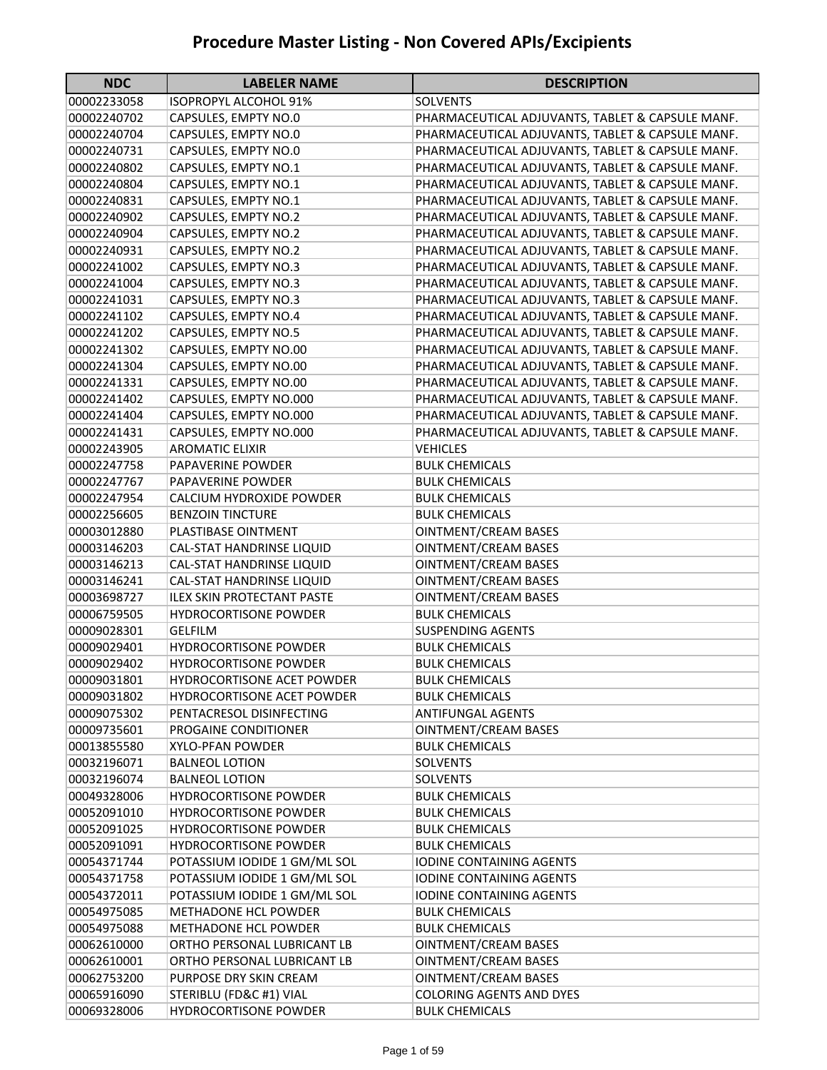# Procedure Master Listing - Non Covered APIs/Excipients

| NDC | LABELER NAME | DESCRIPTION |
|---|---|---|
| 00002233058 | ISOPROPYL ALCOHOL 91% | SOLVENTS |
| 00002240702 | CAPSULES, EMPTY NO.0 | PHARMACEUTICAL ADJUVANTS, TABLET & CAPSULE MANF. |
| 00002240704 | CAPSULES, EMPTY NO.0 | PHARMACEUTICAL ADJUVANTS, TABLET & CAPSULE MANF. |
| 00002240731 | CAPSULES, EMPTY NO.0 | PHARMACEUTICAL ADJUVANTS, TABLET & CAPSULE MANF. |
| 00002240802 | CAPSULES, EMPTY NO.1 | PHARMACEUTICAL ADJUVANTS, TABLET & CAPSULE MANF. |
| 00002240804 | CAPSULES, EMPTY NO.1 | PHARMACEUTICAL ADJUVANTS, TABLET & CAPSULE MANF. |
| 00002240831 | CAPSULES, EMPTY NO.1 | PHARMACEUTICAL ADJUVANTS, TABLET & CAPSULE MANF. |
| 00002240902 | CAPSULES, EMPTY NO.2 | PHARMACEUTICAL ADJUVANTS, TABLET & CAPSULE MANF. |
| 00002240904 | CAPSULES, EMPTY NO.2 | PHARMACEUTICAL ADJUVANTS, TABLET & CAPSULE MANF. |
| 00002240931 | CAPSULES, EMPTY NO.2 | PHARMACEUTICAL ADJUVANTS, TABLET & CAPSULE MANF. |
| 00002241002 | CAPSULES, EMPTY NO.3 | PHARMACEUTICAL ADJUVANTS, TABLET & CAPSULE MANF. |
| 00002241004 | CAPSULES, EMPTY NO.3 | PHARMACEUTICAL ADJUVANTS, TABLET & CAPSULE MANF. |
| 00002241031 | CAPSULES, EMPTY NO.3 | PHARMACEUTICAL ADJUVANTS, TABLET & CAPSULE MANF. |
| 00002241102 | CAPSULES, EMPTY NO.4 | PHARMACEUTICAL ADJUVANTS, TABLET & CAPSULE MANF. |
| 00002241202 | CAPSULES, EMPTY NO.5 | PHARMACEUTICAL ADJUVANTS, TABLET & CAPSULE MANF. |
| 00002241302 | CAPSULES, EMPTY NO.00 | PHARMACEUTICAL ADJUVANTS, TABLET & CAPSULE MANF. |
| 00002241304 | CAPSULES, EMPTY NO.00 | PHARMACEUTICAL ADJUVANTS, TABLET & CAPSULE MANF. |
| 00002241331 | CAPSULES, EMPTY NO.00 | PHARMACEUTICAL ADJUVANTS, TABLET & CAPSULE MANF. |
| 00002241402 | CAPSULES, EMPTY NO.000 | PHARMACEUTICAL ADJUVANTS, TABLET & CAPSULE MANF. |
| 00002241404 | CAPSULES, EMPTY NO.000 | PHARMACEUTICAL ADJUVANTS, TABLET & CAPSULE MANF. |
| 00002241431 | CAPSULES, EMPTY NO.000 | PHARMACEUTICAL ADJUVANTS, TABLET & CAPSULE MANF. |
| 00002243905 | AROMATIC ELIXIR | VEHICLES |
| 00002247758 | PAPAVERINE POWDER | BULK CHEMICALS |
| 00002247767 | PAPAVERINE POWDER | BULK CHEMICALS |
| 00002247954 | CALCIUM HYDROXIDE POWDER | BULK CHEMICALS |
| 00002256605 | BENZOIN TINCTURE | BULK CHEMICALS |
| 00003012880 | PLASTIBASE OINTMENT | OINTMENT/CREAM BASES |
| 00003146203 | CAL-STAT HANDRINSE LIQUID | OINTMENT/CREAM BASES |
| 00003146213 | CAL-STAT HANDRINSE LIQUID | OINTMENT/CREAM BASES |
| 00003146241 | CAL-STAT HANDRINSE LIQUID | OINTMENT/CREAM BASES |
| 00003698727 | ILEX SKIN PROTECTANT PASTE | OINTMENT/CREAM BASES |
| 00006759505 | HYDROCORTISONE POWDER | BULK CHEMICALS |
| 00009028301 | GELFILM | SUSPENDING AGENTS |
| 00009029401 | HYDROCORTISONE POWDER | BULK CHEMICALS |
| 00009029402 | HYDROCORTISONE POWDER | BULK CHEMICALS |
| 00009031801 | HYDROCORTISONE ACET POWDER | BULK CHEMICALS |
| 00009031802 | HYDROCORTISONE ACET POWDER | BULK CHEMICALS |
| 00009075302 | PENTACRESOL DISINFECTING | ANTIFUNGAL AGENTS |
| 00009735601 | PROGAINE CONDITIONER | OINTMENT/CREAM BASES |
| 00013855580 | XYLO-PFAN POWDER | BULK CHEMICALS |
| 00032196071 | BALNEOL LOTION | SOLVENTS |
| 00032196074 | BALNEOL LOTION | SOLVENTS |
| 00049328006 | HYDROCORTISONE POWDER | BULK CHEMICALS |
| 00052091010 | HYDROCORTISONE POWDER | BULK CHEMICALS |
| 00052091025 | HYDROCORTISONE POWDER | BULK CHEMICALS |
| 00052091091 | HYDROCORTISONE POWDER | BULK CHEMICALS |
| 00054371744 | POTASSIUM IODIDE 1 GM/ML SOL | IODINE CONTAINING AGENTS |
| 00054371758 | POTASSIUM IODIDE 1 GM/ML SOL | IODINE CONTAINING AGENTS |
| 00054372011 | POTASSIUM IODIDE 1 GM/ML SOL | IODINE CONTAINING AGENTS |
| 00054975085 | METHADONE HCL POWDER | BULK CHEMICALS |
| 00054975088 | METHADONE HCL POWDER | BULK CHEMICALS |
| 00062610000 | ORTHO PERSONAL LUBRICANT LB | OINTMENT/CREAM BASES |
| 00062610001 | ORTHO PERSONAL LUBRICANT LB | OINTMENT/CREAM BASES |
| 00062753200 | PURPOSE DRY SKIN CREAM | OINTMENT/CREAM BASES |
| 00065916090 | STERIBLU (FD&C #1) VIAL | COLORING AGENTS AND DYES |
| 00069328006 | HYDROCORTISONE POWDER | BULK CHEMICALS |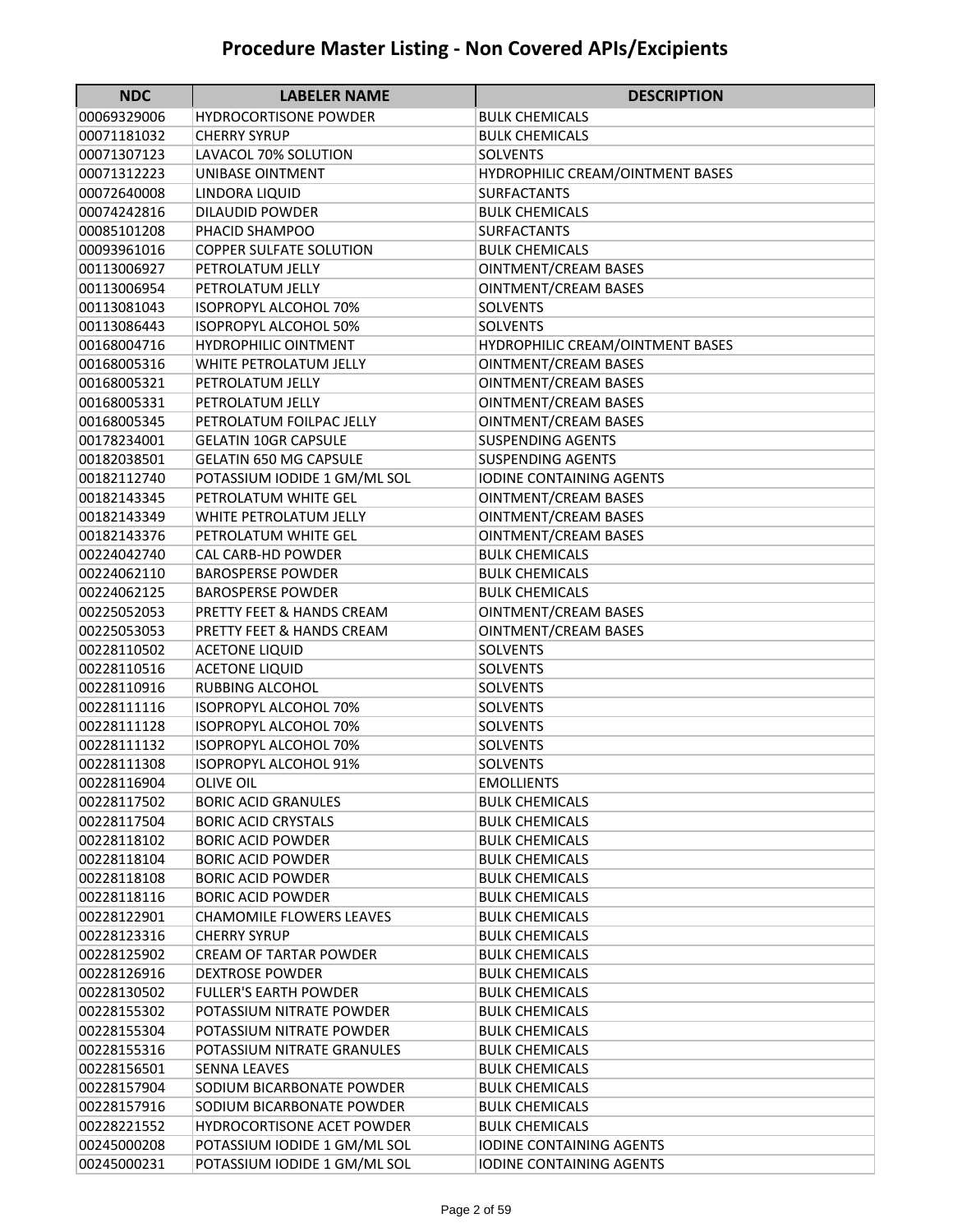# Procedure Master Listing - Non Covered APIs/Excipients

| NDC | LABELER NAME | DESCRIPTION |
|---|---|---|
| 00069329006 | HYDROCORTISONE POWDER | BULK CHEMICALS |
| 00071181032 | CHERRY SYRUP | BULK CHEMICALS |
| 00071307123 | LAVACOL 70% SOLUTION | SOLVENTS |
| 00071312223 | UNIBASE OINTMENT | HYDROPHILIC CREAM/OINTMENT BASES |
| 00072640008 | LINDORA LIQUID | SURFACTANTS |
| 00074242816 | DILAUDID POWDER | BULK CHEMICALS |
| 00085101208 | PHACID SHAMPOO | SURFACTANTS |
| 00093961016 | COPPER SULFATE SOLUTION | BULK CHEMICALS |
| 00113006927 | PETROLATUM JELLY | OINTMENT/CREAM BASES |
| 00113006954 | PETROLATUM JELLY | OINTMENT/CREAM BASES |
| 00113081043 | ISOPROPYL ALCOHOL 70% | SOLVENTS |
| 00113086443 | ISOPROPYL ALCOHOL 50% | SOLVENTS |
| 00168004716 | HYDROPHILIC OINTMENT | HYDROPHILIC CREAM/OINTMENT BASES |
| 00168005316 | WHITE PETROLATUM JELLY | OINTMENT/CREAM BASES |
| 00168005321 | PETROLATUM JELLY | OINTMENT/CREAM BASES |
| 00168005331 | PETROLATUM JELLY | OINTMENT/CREAM BASES |
| 00168005345 | PETROLATUM FOILPAC JELLY | OINTMENT/CREAM BASES |
| 00178234001 | GELATIN 10GR CAPSULE | SUSPENDING AGENTS |
| 00182038501 | GELATIN 650 MG CAPSULE | SUSPENDING AGENTS |
| 00182112740 | POTASSIUM IODIDE 1 GM/ML SOL | IODINE CONTAINING AGENTS |
| 00182143345 | PETROLATUM WHITE GEL | OINTMENT/CREAM BASES |
| 00182143349 | WHITE PETROLATUM JELLY | OINTMENT/CREAM BASES |
| 00182143376 | PETROLATUM WHITE GEL | OINTMENT/CREAM BASES |
| 00224042740 | CAL CARB-HD POWDER | BULK CHEMICALS |
| 00224062110 | BAROSPERSE POWDER | BULK CHEMICALS |
| 00224062125 | BAROSPERSE POWDER | BULK CHEMICALS |
| 00225052053 | PRETTY FEET & HANDS CREAM | OINTMENT/CREAM BASES |
| 00225053053 | PRETTY FEET & HANDS CREAM | OINTMENT/CREAM BASES |
| 00228110502 | ACETONE LIQUID | SOLVENTS |
| 00228110516 | ACETONE LIQUID | SOLVENTS |
| 00228110916 | RUBBING ALCOHOL | SOLVENTS |
| 00228111116 | ISOPROPYL ALCOHOL 70% | SOLVENTS |
| 00228111128 | ISOPROPYL ALCOHOL 70% | SOLVENTS |
| 00228111132 | ISOPROPYL ALCOHOL 70% | SOLVENTS |
| 00228111308 | ISOPROPYL ALCOHOL 91% | SOLVENTS |
| 00228116904 | OLIVE OIL | EMOLLIENTS |
| 00228117502 | BORIC ACID GRANULES | BULK CHEMICALS |
| 00228117504 | BORIC ACID CRYSTALS | BULK CHEMICALS |
| 00228118102 | BORIC ACID POWDER | BULK CHEMICALS |
| 00228118104 | BORIC ACID POWDER | BULK CHEMICALS |
| 00228118108 | BORIC ACID POWDER | BULK CHEMICALS |
| 00228118116 | BORIC ACID POWDER | BULK CHEMICALS |
| 00228122901 | CHAMOMILE FLOWERS LEAVES | BULK CHEMICALS |
| 00228123316 | CHERRY SYRUP | BULK CHEMICALS |
| 00228125902 | CREAM OF TARTAR POWDER | BULK CHEMICALS |
| 00228126916 | DEXTROSE POWDER | BULK CHEMICALS |
| 00228130502 | FULLER'S EARTH POWDER | BULK CHEMICALS |
| 00228155302 | POTASSIUM NITRATE POWDER | BULK CHEMICALS |
| 00228155304 | POTASSIUM NITRATE POWDER | BULK CHEMICALS |
| 00228155316 | POTASSIUM NITRATE GRANULES | BULK CHEMICALS |
| 00228156501 | SENNA LEAVES | BULK CHEMICALS |
| 00228157904 | SODIUM BICARBONATE POWDER | BULK CHEMICALS |
| 00228157916 | SODIUM BICARBONATE POWDER | BULK CHEMICALS |
| 00228221552 | HYDROCORTISONE ACET POWDER | BULK CHEMICALS |
| 00245000208 | POTASSIUM IODIDE 1 GM/ML SOL | IODINE CONTAINING AGENTS |
| 00245000231 | POTASSIUM IODIDE 1 GM/ML SOL | IODINE CONTAINING AGENTS |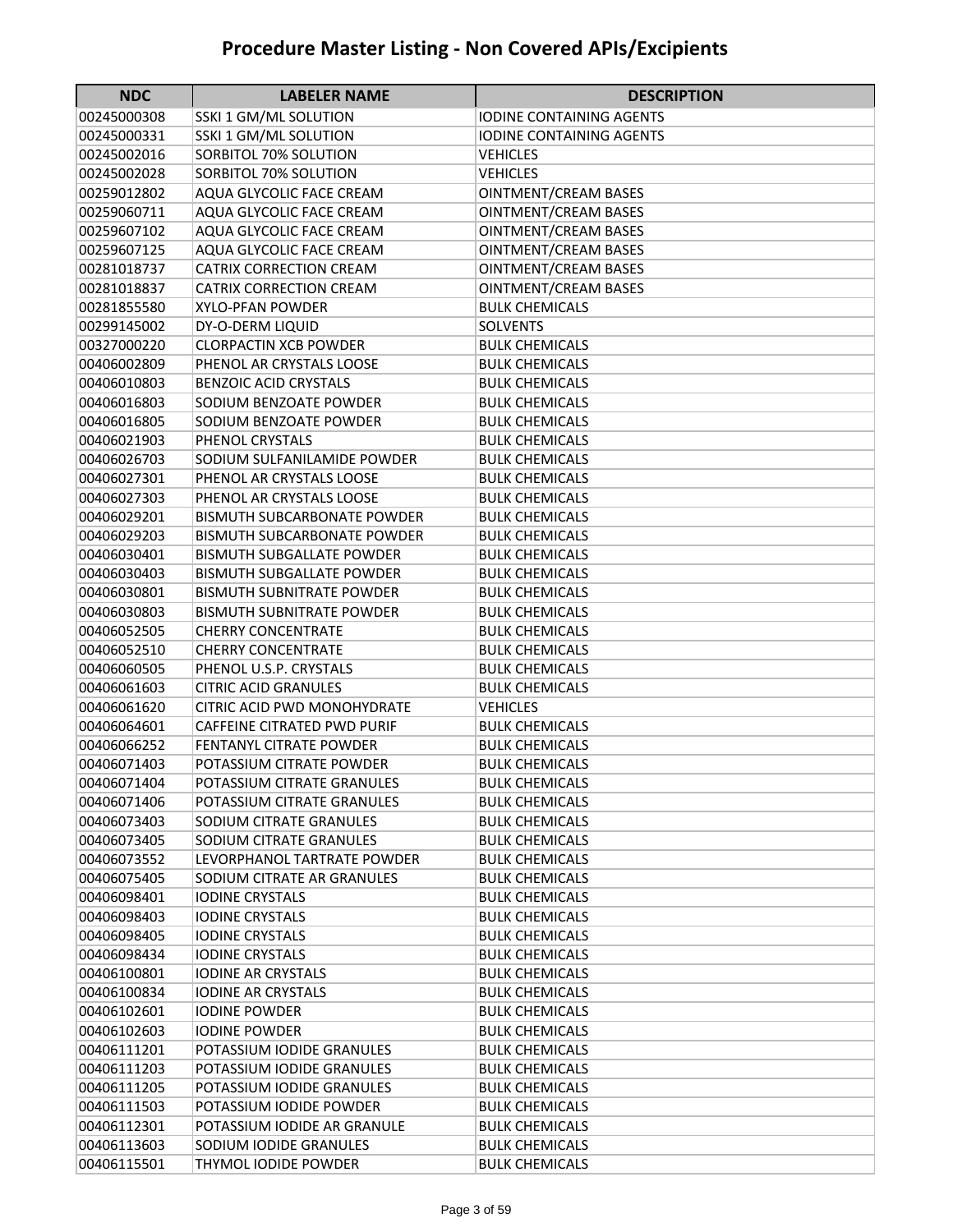# Procedure Master Listing - Non Covered APIs/Excipients

| NDC | LABELER NAME | DESCRIPTION |
|---|---|---|
| 00245000308 | SSKI 1 GM/ML SOLUTION | IODINE CONTAINING AGENTS |
| 00245000331 | SSKI 1 GM/ML SOLUTION | IODINE CONTAINING AGENTS |
| 00245002016 | SORBITOL 70% SOLUTION | VEHICLES |
| 00245002028 | SORBITOL 70% SOLUTION | VEHICLES |
| 00259012802 | AQUA GLYCOLIC FACE CREAM | OINTMENT/CREAM BASES |
| 00259060711 | AQUA GLYCOLIC FACE CREAM | OINTMENT/CREAM BASES |
| 00259607102 | AQUA GLYCOLIC FACE CREAM | OINTMENT/CREAM BASES |
| 00259607125 | AQUA GLYCOLIC FACE CREAM | OINTMENT/CREAM BASES |
| 00281018737 | CATRIX CORRECTION CREAM | OINTMENT/CREAM BASES |
| 00281018837 | CATRIX CORRECTION CREAM | OINTMENT/CREAM BASES |
| 00281855580 | XYLO-PFAN POWDER | BULK CHEMICALS |
| 00299145002 | DY-O-DERM LIQUID | SOLVENTS |
| 00327000220 | CLORPACTIN XCB POWDER | BULK CHEMICALS |
| 00406002809 | PHENOL AR CRYSTALS LOOSE | BULK CHEMICALS |
| 00406010803 | BENZOIC ACID CRYSTALS | BULK CHEMICALS |
| 00406016803 | SODIUM BENZOATE POWDER | BULK CHEMICALS |
| 00406016805 | SODIUM BENZOATE POWDER | BULK CHEMICALS |
| 00406021903 | PHENOL CRYSTALS | BULK CHEMICALS |
| 00406026703 | SODIUM SULFANILAMIDE POWDER | BULK CHEMICALS |
| 00406027301 | PHENOL AR CRYSTALS LOOSE | BULK CHEMICALS |
| 00406027303 | PHENOL AR CRYSTALS LOOSE | BULK CHEMICALS |
| 00406029201 | BISMUTH SUBCARBONATE POWDER | BULK CHEMICALS |
| 00406029203 | BISMUTH SUBCARBONATE POWDER | BULK CHEMICALS |
| 00406030401 | BISMUTH SUBGALLATE POWDER | BULK CHEMICALS |
| 00406030403 | BISMUTH SUBGALLATE POWDER | BULK CHEMICALS |
| 00406030801 | BISMUTH SUBNITRATE POWDER | BULK CHEMICALS |
| 00406030803 | BISMUTH SUBNITRATE POWDER | BULK CHEMICALS |
| 00406052505 | CHERRY CONCENTRATE | BULK CHEMICALS |
| 00406052510 | CHERRY CONCENTRATE | BULK CHEMICALS |
| 00406060505 | PHENOL U.S.P. CRYSTALS | BULK CHEMICALS |
| 00406061603 | CITRIC ACID GRANULES | BULK CHEMICALS |
| 00406061620 | CITRIC ACID PWD MONOHYDRATE | VEHICLES |
| 00406064601 | CAFFEINE CITRATED PWD PURIF | BULK CHEMICALS |
| 00406066252 | FENTANYL CITRATE POWDER | BULK CHEMICALS |
| 00406071403 | POTASSIUM CITRATE POWDER | BULK CHEMICALS |
| 00406071404 | POTASSIUM CITRATE GRANULES | BULK CHEMICALS |
| 00406071406 | POTASSIUM CITRATE GRANULES | BULK CHEMICALS |
| 00406073403 | SODIUM CITRATE GRANULES | BULK CHEMICALS |
| 00406073405 | SODIUM CITRATE GRANULES | BULK CHEMICALS |
| 00406073552 | LEVORPHANOL TARTRATE POWDER | BULK CHEMICALS |
| 00406075405 | SODIUM CITRATE AR GRANULES | BULK CHEMICALS |
| 00406098401 | IODINE CRYSTALS | BULK CHEMICALS |
| 00406098403 | IODINE CRYSTALS | BULK CHEMICALS |
| 00406098405 | IODINE CRYSTALS | BULK CHEMICALS |
| 00406098434 | IODINE CRYSTALS | BULK CHEMICALS |
| 00406100801 | IODINE AR CRYSTALS | BULK CHEMICALS |
| 00406100834 | IODINE AR CRYSTALS | BULK CHEMICALS |
| 00406102601 | IODINE POWDER | BULK CHEMICALS |
| 00406102603 | IODINE POWDER | BULK CHEMICALS |
| 00406111201 | POTASSIUM IODIDE GRANULES | BULK CHEMICALS |
| 00406111203 | POTASSIUM IODIDE GRANULES | BULK CHEMICALS |
| 00406111205 | POTASSIUM IODIDE GRANULES | BULK CHEMICALS |
| 00406111503 | POTASSIUM IODIDE POWDER | BULK CHEMICALS |
| 00406112301 | POTASSIUM IODIDE AR GRANULE | BULK CHEMICALS |
| 00406113603 | SODIUM IODIDE GRANULES | BULK CHEMICALS |
| 00406115501 | THYMOL IODIDE POWDER | BULK CHEMICALS |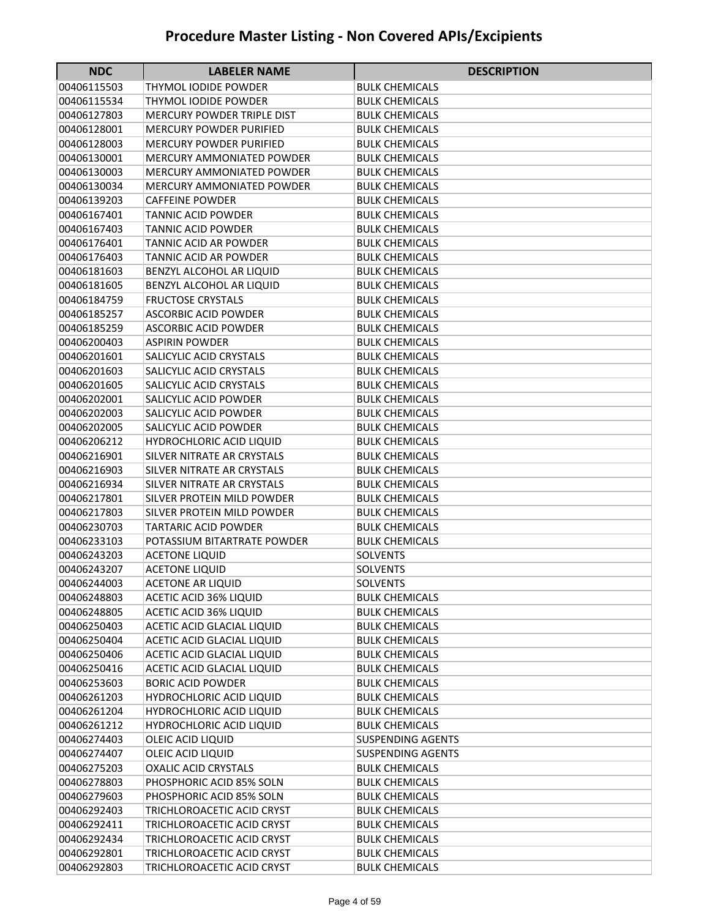# Procedure Master Listing - Non Covered APIs/Excipients

| NDC | LABELER NAME | DESCRIPTION |
|---|---|---|
| 00406115503 | THYMOL IODIDE POWDER | BULK CHEMICALS |
| 00406115534 | THYMOL IODIDE POWDER | BULK CHEMICALS |
| 00406127803 | MERCURY POWDER TRIPLE DIST | BULK CHEMICALS |
| 00406128001 | MERCURY POWDER PURIFIED | BULK CHEMICALS |
| 00406128003 | MERCURY POWDER PURIFIED | BULK CHEMICALS |
| 00406130001 | MERCURY AMMONIATED POWDER | BULK CHEMICALS |
| 00406130003 | MERCURY AMMONIATED POWDER | BULK CHEMICALS |
| 00406130034 | MERCURY AMMONIATED POWDER | BULK CHEMICALS |
| 00406139203 | CAFFEINE POWDER | BULK CHEMICALS |
| 00406167401 | TANNIC ACID POWDER | BULK CHEMICALS |
| 00406167403 | TANNIC ACID POWDER | BULK CHEMICALS |
| 00406176401 | TANNIC ACID AR POWDER | BULK CHEMICALS |
| 00406176403 | TANNIC ACID AR POWDER | BULK CHEMICALS |
| 00406181603 | BENZYL ALCOHOL AR LIQUID | BULK CHEMICALS |
| 00406181605 | BENZYL ALCOHOL AR LIQUID | BULK CHEMICALS |
| 00406184759 | FRUCTOSE CRYSTALS | BULK CHEMICALS |
| 00406185257 | ASCORBIC ACID POWDER | BULK CHEMICALS |
| 00406185259 | ASCORBIC ACID POWDER | BULK CHEMICALS |
| 00406200403 | ASPIRIN POWDER | BULK CHEMICALS |
| 00406201601 | SALICYLIC ACID CRYSTALS | BULK CHEMICALS |
| 00406201603 | SALICYLIC ACID CRYSTALS | BULK CHEMICALS |
| 00406201605 | SALICYLIC ACID CRYSTALS | BULK CHEMICALS |
| 00406202001 | SALICYLIC ACID POWDER | BULK CHEMICALS |
| 00406202003 | SALICYLIC ACID POWDER | BULK CHEMICALS |
| 00406202005 | SALICYLIC ACID POWDER | BULK CHEMICALS |
| 00406206212 | HYDROCHLORIC ACID LIQUID | BULK CHEMICALS |
| 00406216901 | SILVER NITRATE AR CRYSTALS | BULK CHEMICALS |
| 00406216903 | SILVER NITRATE AR CRYSTALS | BULK CHEMICALS |
| 00406216934 | SILVER NITRATE AR CRYSTALS | BULK CHEMICALS |
| 00406217801 | SILVER PROTEIN MILD POWDER | BULK CHEMICALS |
| 00406217803 | SILVER PROTEIN MILD POWDER | BULK CHEMICALS |
| 00406230703 | TARTARIC ACID POWDER | BULK CHEMICALS |
| 00406233103 | POTASSIUM BITARTRATE POWDER | BULK CHEMICALS |
| 00406243203 | ACETONE LIQUID | SOLVENTS |
| 00406243207 | ACETONE LIQUID | SOLVENTS |
| 00406244003 | ACETONE AR LIQUID | SOLVENTS |
| 00406248803 | ACETIC ACID 36% LIQUID | BULK CHEMICALS |
| 00406248805 | ACETIC ACID 36% LIQUID | BULK CHEMICALS |
| 00406250403 | ACETIC ACID GLACIAL LIQUID | BULK CHEMICALS |
| 00406250404 | ACETIC ACID GLACIAL LIQUID | BULK CHEMICALS |
| 00406250406 | ACETIC ACID GLACIAL LIQUID | BULK CHEMICALS |
| 00406250416 | ACETIC ACID GLACIAL LIQUID | BULK CHEMICALS |
| 00406253603 | BORIC ACID POWDER | BULK CHEMICALS |
| 00406261203 | HYDROCHLORIC ACID LIQUID | BULK CHEMICALS |
| 00406261204 | HYDROCHLORIC ACID LIQUID | BULK CHEMICALS |
| 00406261212 | HYDROCHLORIC ACID LIQUID | BULK CHEMICALS |
| 00406274403 | OLEIC ACID LIQUID | SUSPENDING AGENTS |
| 00406274407 | OLEIC ACID LIQUID | SUSPENDING AGENTS |
| 00406275203 | OXALIC ACID CRYSTALS | BULK CHEMICALS |
| 00406278803 | PHOSPHORIC ACID 85% SOLN | BULK CHEMICALS |
| 00406279603 | PHOSPHORIC ACID 85% SOLN | BULK CHEMICALS |
| 00406292403 | TRICHLOROACETIC ACID CRYST | BULK CHEMICALS |
| 00406292411 | TRICHLOROACETIC ACID CRYST | BULK CHEMICALS |
| 00406292434 | TRICHLOROACETIC ACID CRYST | BULK CHEMICALS |
| 00406292801 | TRICHLOROACETIC ACID CRYST | BULK CHEMICALS |
| 00406292803 | TRICHLOROACETIC ACID CRYST | BULK CHEMICALS |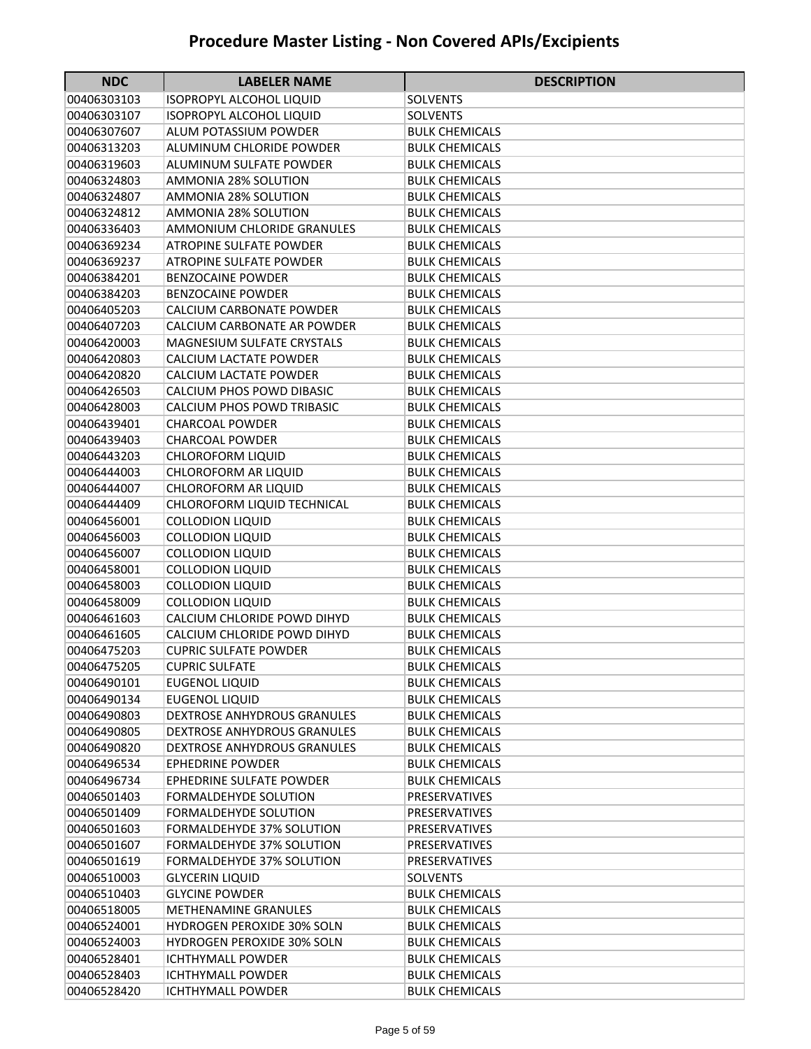# Procedure Master Listing - Non Covered APIs/Excipients

| NDC | LABELER NAME | DESCRIPTION |
|---|---|---|
| 00406303103 | ISOPROPYL ALCOHOL LIQUID | SOLVENTS |
| 00406303107 | ISOPROPYL ALCOHOL LIQUID | SOLVENTS |
| 00406307607 | ALUM POTASSIUM POWDER | BULK CHEMICALS |
| 00406313203 | ALUMINUM CHLORIDE POWDER | BULK CHEMICALS |
| 00406319603 | ALUMINUM SULFATE POWDER | BULK CHEMICALS |
| 00406324803 | AMMONIA 28% SOLUTION | BULK CHEMICALS |
| 00406324807 | AMMONIA 28% SOLUTION | BULK CHEMICALS |
| 00406324812 | AMMONIA 28% SOLUTION | BULK CHEMICALS |
| 00406336403 | AMMONIUM CHLORIDE GRANULES | BULK CHEMICALS |
| 00406369234 | ATROPINE SULFATE POWDER | BULK CHEMICALS |
| 00406369237 | ATROPINE SULFATE POWDER | BULK CHEMICALS |
| 00406384201 | BENZOCAINE POWDER | BULK CHEMICALS |
| 00406384203 | BENZOCAINE POWDER | BULK CHEMICALS |
| 00406405203 | CALCIUM CARBONATE POWDER | BULK CHEMICALS |
| 00406407203 | CALCIUM CARBONATE AR POWDER | BULK CHEMICALS |
| 00406420003 | MAGNESIUM SULFATE CRYSTALS | BULK CHEMICALS |
| 00406420803 | CALCIUM LACTATE POWDER | BULK CHEMICALS |
| 00406420820 | CALCIUM LACTATE POWDER | BULK CHEMICALS |
| 00406426503 | CALCIUM PHOS POWD DIBASIC | BULK CHEMICALS |
| 00406428003 | CALCIUM PHOS POWD TRIBASIC | BULK CHEMICALS |
| 00406439401 | CHARCOAL POWDER | BULK CHEMICALS |
| 00406439403 | CHARCOAL POWDER | BULK CHEMICALS |
| 00406443203 | CHLOROFORM LIQUID | BULK CHEMICALS |
| 00406444003 | CHLOROFORM AR LIQUID | BULK CHEMICALS |
| 00406444007 | CHLOROFORM AR LIQUID | BULK CHEMICALS |
| 00406444409 | CHLOROFORM LIQUID TECHNICAL | BULK CHEMICALS |
| 00406456001 | COLLODION LIQUID | BULK CHEMICALS |
| 00406456003 | COLLODION LIQUID | BULK CHEMICALS |
| 00406456007 | COLLODION LIQUID | BULK CHEMICALS |
| 00406458001 | COLLODION LIQUID | BULK CHEMICALS |
| 00406458003 | COLLODION LIQUID | BULK CHEMICALS |
| 00406458009 | COLLODION LIQUID | BULK CHEMICALS |
| 00406461603 | CALCIUM CHLORIDE POWD DIHYD | BULK CHEMICALS |
| 00406461605 | CALCIUM CHLORIDE POWD DIHYD | BULK CHEMICALS |
| 00406475203 | CUPRIC SULFATE POWDER | BULK CHEMICALS |
| 00406475205 | CUPRIC SULFATE | BULK CHEMICALS |
| 00406490101 | EUGENOL LIQUID | BULK CHEMICALS |
| 00406490134 | EUGENOL LIQUID | BULK CHEMICALS |
| 00406490803 | DEXTROSE ANHYDROUS GRANULES | BULK CHEMICALS |
| 00406490805 | DEXTROSE ANHYDROUS GRANULES | BULK CHEMICALS |
| 00406490820 | DEXTROSE ANHYDROUS GRANULES | BULK CHEMICALS |
| 00406496534 | EPHEDRINE POWDER | BULK CHEMICALS |
| 00406496734 | EPHEDRINE SULFATE POWDER | BULK CHEMICALS |
| 00406501403 | FORMALDEHYDE SOLUTION | PRESERVATIVES |
| 00406501409 | FORMALDEHYDE SOLUTION | PRESERVATIVES |
| 00406501603 | FORMALDEHYDE 37% SOLUTION | PRESERVATIVES |
| 00406501607 | FORMALDEHYDE 37% SOLUTION | PRESERVATIVES |
| 00406501619 | FORMALDEHYDE 37% SOLUTION | PRESERVATIVES |
| 00406510003 | GLYCERIN LIQUID | SOLVENTS |
| 00406510403 | GLYCINE POWDER | BULK CHEMICALS |
| 00406518005 | METHENAMINE GRANULES | BULK CHEMICALS |
| 00406524001 | HYDROGEN PEROXIDE 30% SOLN | BULK CHEMICALS |
| 00406524003 | HYDROGEN PEROXIDE 30% SOLN | BULK CHEMICALS |
| 00406528401 | ICHTHYMALL POWDER | BULK CHEMICALS |
| 00406528403 | ICHTHYMALL POWDER | BULK CHEMICALS |
| 00406528420 | ICHTHYMALL POWDER | BULK CHEMICALS |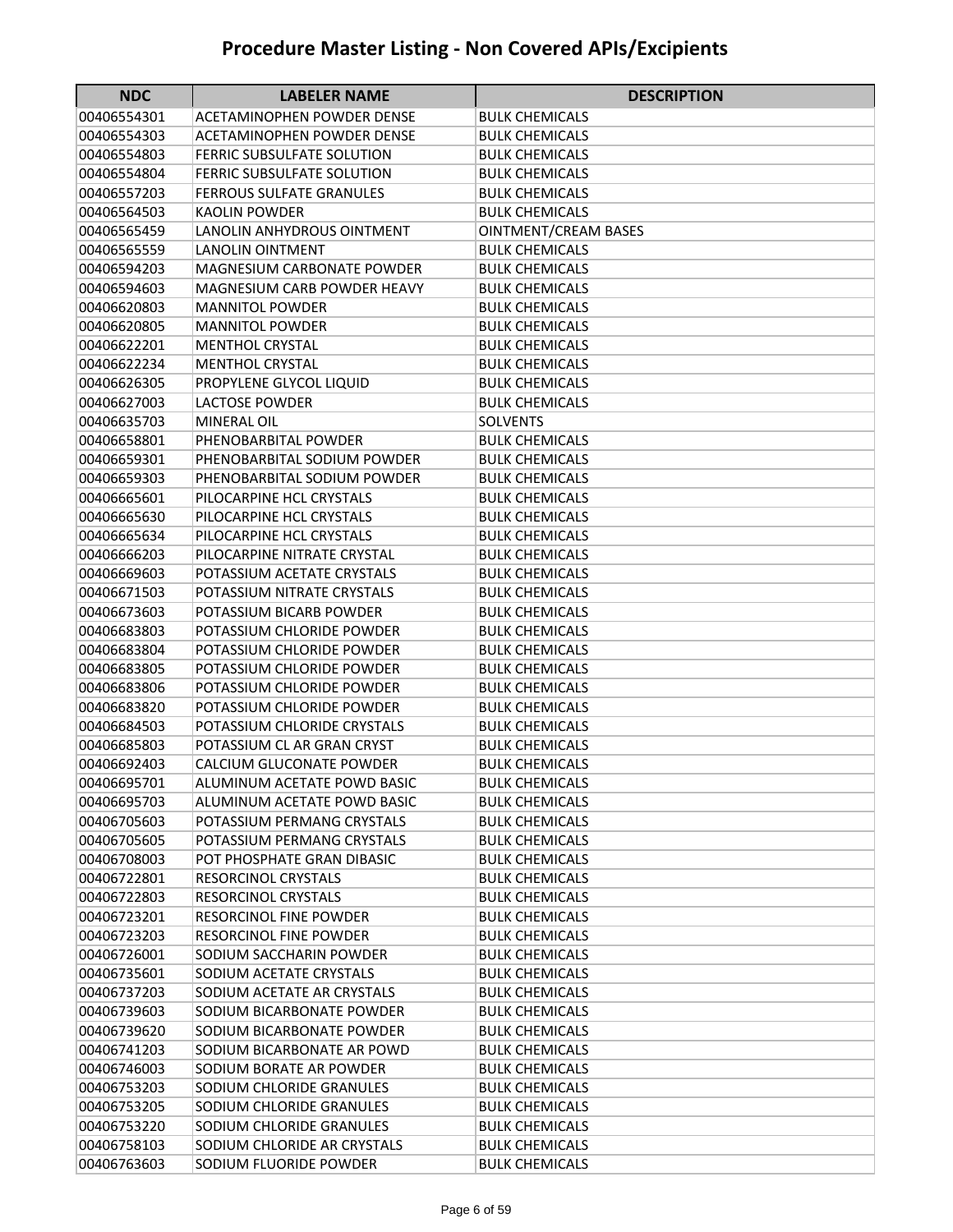# Procedure Master Listing - Non Covered APIs/Excipients

| NDC | LABELER NAME | DESCRIPTION |
|---|---|---|
| 00406554301 | ACETAMINOPHEN POWDER DENSE | BULK CHEMICALS |
| 00406554303 | ACETAMINOPHEN POWDER DENSE | BULK CHEMICALS |
| 00406554803 | FERRIC SUBSULFATE SOLUTION | BULK CHEMICALS |
| 00406554804 | FERRIC SUBSULFATE SOLUTION | BULK CHEMICALS |
| 00406557203 | FERROUS SULFATE GRANULES | BULK CHEMICALS |
| 00406564503 | KAOLIN POWDER | BULK CHEMICALS |
| 00406565459 | LANOLIN ANHYDROUS OINTMENT | OINTMENT/CREAM BASES |
| 00406565559 | LANOLIN OINTMENT | BULK CHEMICALS |
| 00406594203 | MAGNESIUM CARBONATE POWDER | BULK CHEMICALS |
| 00406594603 | MAGNESIUM CARB POWDER HEAVY | BULK CHEMICALS |
| 00406620803 | MANNITOL POWDER | BULK CHEMICALS |
| 00406620805 | MANNITOL POWDER | BULK CHEMICALS |
| 00406622201 | MENTHOL CRYSTAL | BULK CHEMICALS |
| 00406622234 | MENTHOL CRYSTAL | BULK CHEMICALS |
| 00406626305 | PROPYLENE GLYCOL LIQUID | BULK CHEMICALS |
| 00406627003 | LACTOSE POWDER | BULK CHEMICALS |
| 00406635703 | MINERAL OIL | SOLVENTS |
| 00406658801 | PHENOBARBITAL POWDER | BULK CHEMICALS |
| 00406659301 | PHENOBARBITAL SODIUM POWDER | BULK CHEMICALS |
| 00406659303 | PHENOBARBITAL SODIUM POWDER | BULK CHEMICALS |
| 00406665601 | PILOCARPINE HCL CRYSTALS | BULK CHEMICALS |
| 00406665630 | PILOCARPINE HCL CRYSTALS | BULK CHEMICALS |
| 00406665634 | PILOCARPINE HCL CRYSTALS | BULK CHEMICALS |
| 00406666203 | PILOCARPINE NITRATE CRYSTAL | BULK CHEMICALS |
| 00406669603 | POTASSIUM ACETATE CRYSTALS | BULK CHEMICALS |
| 00406671503 | POTASSIUM NITRATE CRYSTALS | BULK CHEMICALS |
| 00406673603 | POTASSIUM BICARB POWDER | BULK CHEMICALS |
| 00406683803 | POTASSIUM CHLORIDE POWDER | BULK CHEMICALS |
| 00406683804 | POTASSIUM CHLORIDE POWDER | BULK CHEMICALS |
| 00406683805 | POTASSIUM CHLORIDE POWDER | BULK CHEMICALS |
| 00406683806 | POTASSIUM CHLORIDE POWDER | BULK CHEMICALS |
| 00406683820 | POTASSIUM CHLORIDE POWDER | BULK CHEMICALS |
| 00406684503 | POTASSIUM CHLORIDE CRYSTALS | BULK CHEMICALS |
| 00406685803 | POTASSIUM CL AR GRAN CRYST | BULK CHEMICALS |
| 00406692403 | CALCIUM GLUCONATE POWDER | BULK CHEMICALS |
| 00406695701 | ALUMINUM ACETATE POWD BASIC | BULK CHEMICALS |
| 00406695703 | ALUMINUM ACETATE POWD BASIC | BULK CHEMICALS |
| 00406705603 | POTASSIUM PERMANG CRYSTALS | BULK CHEMICALS |
| 00406705605 | POTASSIUM PERMANG CRYSTALS | BULK CHEMICALS |
| 00406708003 | POT PHOSPHATE GRAN DIBASIC | BULK CHEMICALS |
| 00406722801 | RESORCINOL CRYSTALS | BULK CHEMICALS |
| 00406722803 | RESORCINOL CRYSTALS | BULK CHEMICALS |
| 00406723201 | RESORCINOL FINE POWDER | BULK CHEMICALS |
| 00406723203 | RESORCINOL FINE POWDER | BULK CHEMICALS |
| 00406726001 | SODIUM SACCHARIN POWDER | BULK CHEMICALS |
| 00406735601 | SODIUM ACETATE CRYSTALS | BULK CHEMICALS |
| 00406737203 | SODIUM ACETATE AR CRYSTALS | BULK CHEMICALS |
| 00406739603 | SODIUM BICARBONATE POWDER | BULK CHEMICALS |
| 00406739620 | SODIUM BICARBONATE POWDER | BULK CHEMICALS |
| 00406741203 | SODIUM BICARBONATE AR POWD | BULK CHEMICALS |
| 00406746003 | SODIUM BORATE AR POWDER | BULK CHEMICALS |
| 00406753203 | SODIUM CHLORIDE GRANULES | BULK CHEMICALS |
| 00406753205 | SODIUM CHLORIDE GRANULES | BULK CHEMICALS |
| 00406753220 | SODIUM CHLORIDE GRANULES | BULK CHEMICALS |
| 00406758103 | SODIUM CHLORIDE AR CRYSTALS | BULK CHEMICALS |
| 00406763603 | SODIUM FLUORIDE POWDER | BULK CHEMICALS |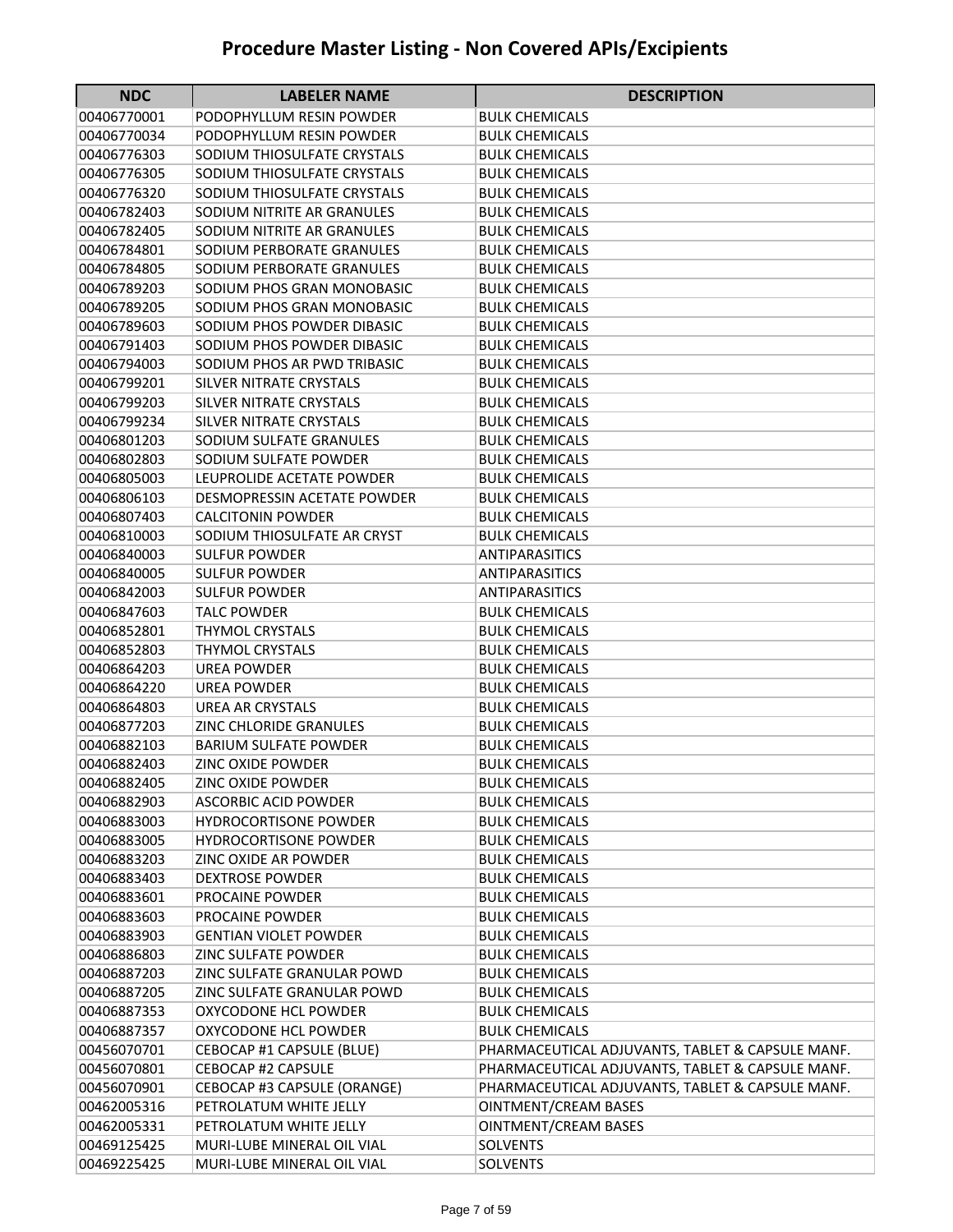# Procedure Master Listing - Non Covered APIs/Excipients

| NDC | LABELER NAME | DESCRIPTION |
|---|---|---|
| 00406770001 | PODOPHYLLUM RESIN POWDER | BULK CHEMICALS |
| 00406770034 | PODOPHYLLUM RESIN POWDER | BULK CHEMICALS |
| 00406776303 | SODIUM THIOSULFATE CRYSTALS | BULK CHEMICALS |
| 00406776305 | SODIUM THIOSULFATE CRYSTALS | BULK CHEMICALS |
| 00406776320 | SODIUM THIOSULFATE CRYSTALS | BULK CHEMICALS |
| 00406782403 | SODIUM NITRITE AR GRANULES | BULK CHEMICALS |
| 00406782405 | SODIUM NITRITE AR GRANULES | BULK CHEMICALS |
| 00406784801 | SODIUM PERBORATE GRANULES | BULK CHEMICALS |
| 00406784805 | SODIUM PERBORATE GRANULES | BULK CHEMICALS |
| 00406789203 | SODIUM PHOS GRAN MONOBASIC | BULK CHEMICALS |
| 00406789205 | SODIUM PHOS GRAN MONOBASIC | BULK CHEMICALS |
| 00406789603 | SODIUM PHOS POWDER DIBASIC | BULK CHEMICALS |
| 00406791403 | SODIUM PHOS POWDER DIBASIC | BULK CHEMICALS |
| 00406794003 | SODIUM PHOS AR PWD TRIBASIC | BULK CHEMICALS |
| 00406799201 | SILVER NITRATE CRYSTALS | BULK CHEMICALS |
| 00406799203 | SILVER NITRATE CRYSTALS | BULK CHEMICALS |
| 00406799234 | SILVER NITRATE CRYSTALS | BULK CHEMICALS |
| 00406801203 | SODIUM SULFATE GRANULES | BULK CHEMICALS |
| 00406802803 | SODIUM SULFATE POWDER | BULK CHEMICALS |
| 00406805003 | LEUPROLIDE ACETATE POWDER | BULK CHEMICALS |
| 00406806103 | DESMOPRESSIN ACETATE POWDER | BULK CHEMICALS |
| 00406807403 | CALCITONIN POWDER | BULK CHEMICALS |
| 00406810003 | SODIUM THIOSULFATE AR CRYST | BULK CHEMICALS |
| 00406840003 | SULFUR POWDER | ANTIPARASITICS |
| 00406840005 | SULFUR POWDER | ANTIPARASITICS |
| 00406842003 | SULFUR POWDER | ANTIPARASITICS |
| 00406847603 | TALC POWDER | BULK CHEMICALS |
| 00406852801 | THYMOL CRYSTALS | BULK CHEMICALS |
| 00406852803 | THYMOL CRYSTALS | BULK CHEMICALS |
| 00406864203 | UREA POWDER | BULK CHEMICALS |
| 00406864220 | UREA POWDER | BULK CHEMICALS |
| 00406864803 | UREA AR CRYSTALS | BULK CHEMICALS |
| 00406877203 | ZINC CHLORIDE GRANULES | BULK CHEMICALS |
| 00406882103 | BARIUM SULFATE POWDER | BULK CHEMICALS |
| 00406882403 | ZINC OXIDE POWDER | BULK CHEMICALS |
| 00406882405 | ZINC OXIDE POWDER | BULK CHEMICALS |
| 00406882903 | ASCORBIC ACID POWDER | BULK CHEMICALS |
| 00406883003 | HYDROCORTISONE POWDER | BULK CHEMICALS |
| 00406883005 | HYDROCORTISONE POWDER | BULK CHEMICALS |
| 00406883203 | ZINC OXIDE AR POWDER | BULK CHEMICALS |
| 00406883403 | DEXTROSE POWDER | BULK CHEMICALS |
| 00406883601 | PROCAINE POWDER | BULK CHEMICALS |
| 00406883603 | PROCAINE POWDER | BULK CHEMICALS |
| 00406883903 | GENTIAN VIOLET POWDER | BULK CHEMICALS |
| 00406886803 | ZINC SULFATE POWDER | BULK CHEMICALS |
| 00406887203 | ZINC SULFATE GRANULAR POWD | BULK CHEMICALS |
| 00406887205 | ZINC SULFATE GRANULAR POWD | BULK CHEMICALS |
| 00406887353 | OXYCODONE HCL POWDER | BULK CHEMICALS |
| 00406887357 | OXYCODONE HCL POWDER | BULK CHEMICALS |
| 00456070701 | CEBOCAP #1 CAPSULE (BLUE) | PHARMACEUTICAL ADJUVANTS, TABLET & CAPSULE MANF. |
| 00456070801 | CEBOCAP #2 CAPSULE | PHARMACEUTICAL ADJUVANTS, TABLET & CAPSULE MANF. |
| 00456070901 | CEBOCAP #3 CAPSULE (ORANGE) | PHARMACEUTICAL ADJUVANTS, TABLET & CAPSULE MANF. |
| 00462005316 | PETROLATUM WHITE JELLY | OINTMENT/CREAM BASES |
| 00462005331 | PETROLATUM WHITE JELLY | OINTMENT/CREAM BASES |
| 00469125425 | MURI-LUBE MINERAL OIL VIAL | SOLVENTS |
| 00469225425 | MURI-LUBE MINERAL OIL VIAL | SOLVENTS |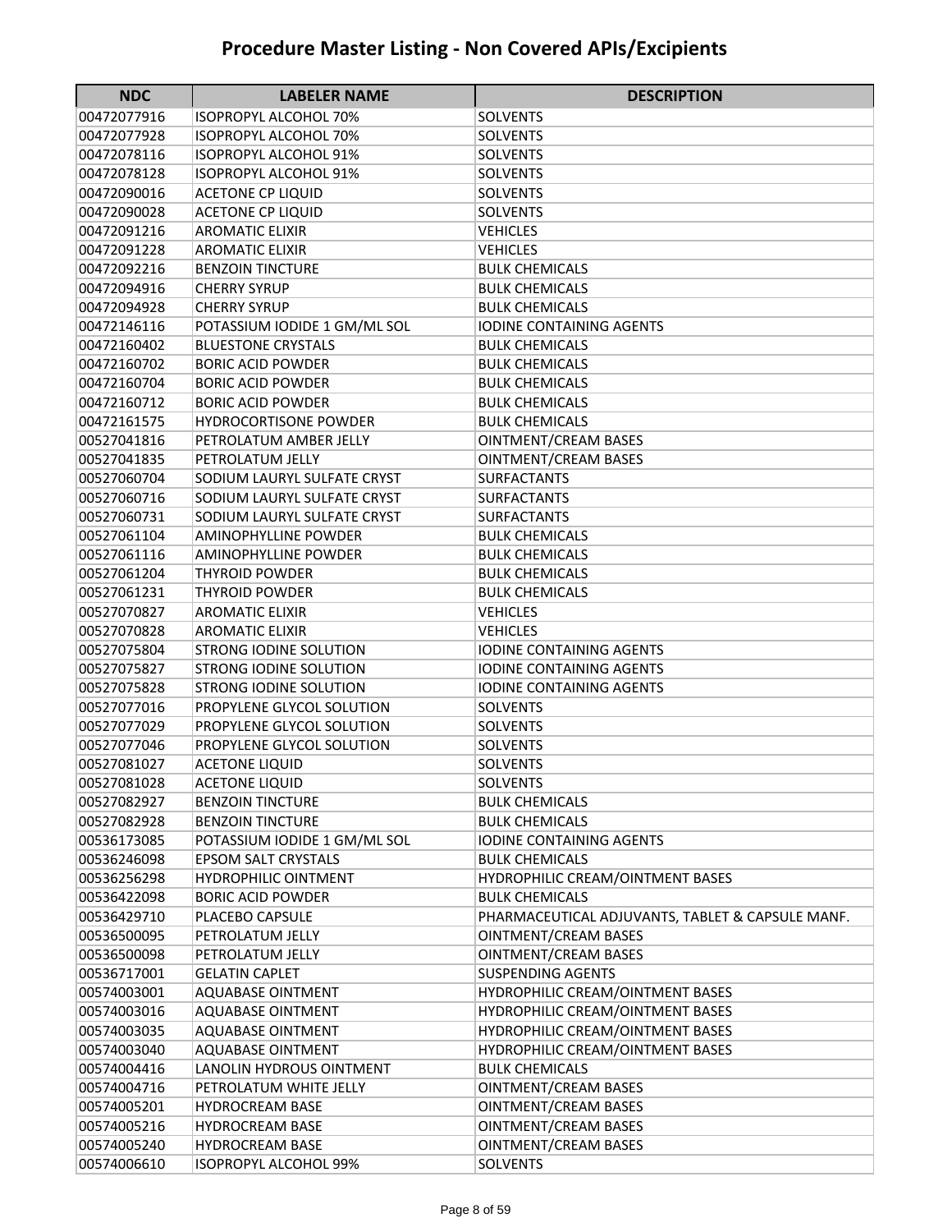# Procedure Master Listing - Non Covered APIs/Excipients

| NDC | LABELER NAME | DESCRIPTION |
|---|---|---|
| 00472077916 | ISOPROPYL ALCOHOL 70% | SOLVENTS |
| 00472077928 | ISOPROPYL ALCOHOL 70% | SOLVENTS |
| 00472078116 | ISOPROPYL ALCOHOL 91% | SOLVENTS |
| 00472078128 | ISOPROPYL ALCOHOL 91% | SOLVENTS |
| 00472090016 | ACETONE CP LIQUID | SOLVENTS |
| 00472090028 | ACETONE CP LIQUID | SOLVENTS |
| 00472091216 | AROMATIC ELIXIR | VEHICLES |
| 00472091228 | AROMATIC ELIXIR | VEHICLES |
| 00472092216 | BENZOIN TINCTURE | BULK CHEMICALS |
| 00472094916 | CHERRY SYRUP | BULK CHEMICALS |
| 00472094928 | CHERRY SYRUP | BULK CHEMICALS |
| 00472146116 | POTASSIUM IODIDE 1 GM/ML SOL | IODINE CONTAINING AGENTS |
| 00472160402 | BLUESTONE CRYSTALS | BULK CHEMICALS |
| 00472160702 | BORIC ACID POWDER | BULK CHEMICALS |
| 00472160704 | BORIC ACID POWDER | BULK CHEMICALS |
| 00472160712 | BORIC ACID POWDER | BULK CHEMICALS |
| 00472161575 | HYDROCORTISONE POWDER | BULK CHEMICALS |
| 00527041816 | PETROLATUM AMBER JELLY | OINTMENT/CREAM BASES |
| 00527041835 | PETROLATUM JELLY | OINTMENT/CREAM BASES |
| 00527060704 | SODIUM LAURYL SULFATE CRYST | SURFACTANTS |
| 00527060716 | SODIUM LAURYL SULFATE CRYST | SURFACTANTS |
| 00527060731 | SODIUM LAURYL SULFATE CRYST | SURFACTANTS |
| 00527061104 | AMINOPHYLLINE POWDER | BULK CHEMICALS |
| 00527061116 | AMINOPHYLLINE POWDER | BULK CHEMICALS |
| 00527061204 | THYROID POWDER | BULK CHEMICALS |
| 00527061231 | THYROID POWDER | BULK CHEMICALS |
| 00527070827 | AROMATIC ELIXIR | VEHICLES |
| 00527070828 | AROMATIC ELIXIR | VEHICLES |
| 00527075804 | STRONG IODINE SOLUTION | IODINE CONTAINING AGENTS |
| 00527075827 | STRONG IODINE SOLUTION | IODINE CONTAINING AGENTS |
| 00527075828 | STRONG IODINE SOLUTION | IODINE CONTAINING AGENTS |
| 00527077016 | PROPYLENE GLYCOL SOLUTION | SOLVENTS |
| 00527077029 | PROPYLENE GLYCOL SOLUTION | SOLVENTS |
| 00527077046 | PROPYLENE GLYCOL SOLUTION | SOLVENTS |
| 00527081027 | ACETONE LIQUID | SOLVENTS |
| 00527081028 | ACETONE LIQUID | SOLVENTS |
| 00527082927 | BENZOIN TINCTURE | BULK CHEMICALS |
| 00527082928 | BENZOIN TINCTURE | BULK CHEMICALS |
| 00536173085 | POTASSIUM IODIDE 1 GM/ML SOL | IODINE CONTAINING AGENTS |
| 00536246098 | EPSOM SALT CRYSTALS | BULK CHEMICALS |
| 00536256298 | HYDROPHILIC OINTMENT | HYDROPHILIC CREAM/OINTMENT BASES |
| 00536422098 | BORIC ACID POWDER | BULK CHEMICALS |
| 00536429710 | PLACEBO CAPSULE | PHARMACEUTICAL ADJUVANTS, TABLET & CAPSULE MANF. |
| 00536500095 | PETROLATUM JELLY | OINTMENT/CREAM BASES |
| 00536500098 | PETROLATUM JELLY | OINTMENT/CREAM BASES |
| 00536717001 | GELATIN CAPLET | SUSPENDING AGENTS |
| 00574003001 | AQUABASE OINTMENT | HYDROPHILIC CREAM/OINTMENT BASES |
| 00574003016 | AQUABASE OINTMENT | HYDROPHILIC CREAM/OINTMENT BASES |
| 00574003035 | AQUABASE OINTMENT | HYDROPHILIC CREAM/OINTMENT BASES |
| 00574003040 | AQUABASE OINTMENT | HYDROPHILIC CREAM/OINTMENT BASES |
| 00574004416 | LANOLIN HYDROUS OINTMENT | BULK CHEMICALS |
| 00574004716 | PETROLATUM WHITE JELLY | OINTMENT/CREAM BASES |
| 00574005201 | HYDROCREAM BASE | OINTMENT/CREAM BASES |
| 00574005216 | HYDROCREAM BASE | OINTMENT/CREAM BASES |
| 00574005240 | HYDROCREAM BASE | OINTMENT/CREAM BASES |
| 00574006610 | ISOPROPYL ALCOHOL 99% | SOLVENTS |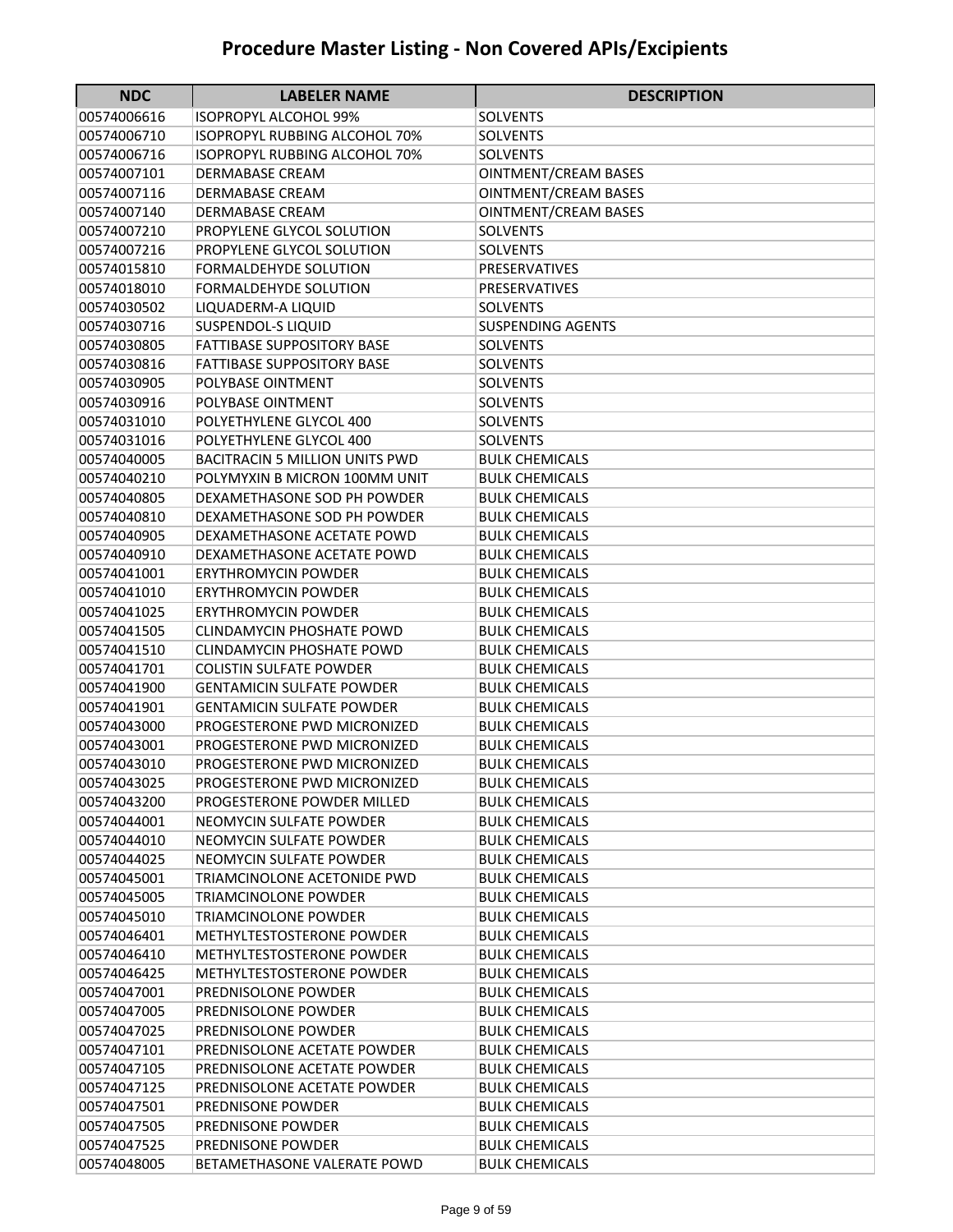# Procedure Master Listing - Non Covered APIs/Excipients

| NDC | LABELER NAME | DESCRIPTION |
|---|---|---|
| 00574006616 | ISOPROPYL ALCOHOL 99% | SOLVENTS |
| 00574006710 | ISOPROPYL RUBBING ALCOHOL 70% | SOLVENTS |
| 00574006716 | ISOPROPYL RUBBING ALCOHOL 70% | SOLVENTS |
| 00574007101 | DERMABASE CREAM | OINTMENT/CREAM BASES |
| 00574007116 | DERMABASE CREAM | OINTMENT/CREAM BASES |
| 00574007140 | DERMABASE CREAM | OINTMENT/CREAM BASES |
| 00574007210 | PROPYLENE GLYCOL SOLUTION | SOLVENTS |
| 00574007216 | PROPYLENE GLYCOL SOLUTION | SOLVENTS |
| 00574015810 | FORMALDEHYDE SOLUTION | PRESERVATIVES |
| 00574018010 | FORMALDEHYDE SOLUTION | PRESERVATIVES |
| 00574030502 | LIQUADERM-A LIQUID | SOLVENTS |
| 00574030716 | SUSPENDOL-S LIQUID | SUSPENDING AGENTS |
| 00574030805 | FATTIBASE SUPPOSITORY BASE | SOLVENTS |
| 00574030816 | FATTIBASE SUPPOSITORY BASE | SOLVENTS |
| 00574030905 | POLYBASE OINTMENT | SOLVENTS |
| 00574030916 | POLYBASE OINTMENT | SOLVENTS |
| 00574031010 | POLYETHYLENE GLYCOL 400 | SOLVENTS |
| 00574031016 | POLYETHYLENE GLYCOL 400 | SOLVENTS |
| 00574040005 | BACITRACIN 5 MILLION UNITS PWD | BULK CHEMICALS |
| 00574040210 | POLYMYXIN B MICRON 100MM UNIT | BULK CHEMICALS |
| 00574040805 | DEXAMETHASONE SOD PH POWDER | BULK CHEMICALS |
| 00574040810 | DEXAMETHASONE SOD PH POWDER | BULK CHEMICALS |
| 00574040905 | DEXAMETHASONE ACETATE POWD | BULK CHEMICALS |
| 00574040910 | DEXAMETHASONE ACETATE POWD | BULK CHEMICALS |
| 00574041001 | ERYTHROMYCIN POWDER | BULK CHEMICALS |
| 00574041010 | ERYTHROMYCIN POWDER | BULK CHEMICALS |
| 00574041025 | ERYTHROMYCIN POWDER | BULK CHEMICALS |
| 00574041505 | CLINDAMYCIN PHOSHATE POWD | BULK CHEMICALS |
| 00574041510 | CLINDAMYCIN PHOSHATE POWD | BULK CHEMICALS |
| 00574041701 | COLISTIN SULFATE POWDER | BULK CHEMICALS |
| 00574041900 | GENTAMICIN SULFATE POWDER | BULK CHEMICALS |
| 00574041901 | GENTAMICIN SULFATE POWDER | BULK CHEMICALS |
| 00574043000 | PROGESTERONE PWD MICRONIZED | BULK CHEMICALS |
| 00574043001 | PROGESTERONE PWD MICRONIZED | BULK CHEMICALS |
| 00574043010 | PROGESTERONE PWD MICRONIZED | BULK CHEMICALS |
| 00574043025 | PROGESTERONE PWD MICRONIZED | BULK CHEMICALS |
| 00574043200 | PROGESTERONE POWDER MILLED | BULK CHEMICALS |
| 00574044001 | NEOMYCIN SULFATE POWDER | BULK CHEMICALS |
| 00574044010 | NEOMYCIN SULFATE POWDER | BULK CHEMICALS |
| 00574044025 | NEOMYCIN SULFATE POWDER | BULK CHEMICALS |
| 00574045001 | TRIAMCINOLONE ACETONIDE PWD | BULK CHEMICALS |
| 00574045005 | TRIAMCINOLONE POWDER | BULK CHEMICALS |
| 00574045010 | TRIAMCINOLONE POWDER | BULK CHEMICALS |
| 00574046401 | METHYLTESTOSTERONE POWDER | BULK CHEMICALS |
| 00574046410 | METHYLTESTOSTERONE POWDER | BULK CHEMICALS |
| 00574046425 | METHYLTESTOSTERONE POWDER | BULK CHEMICALS |
| 00574047001 | PREDNISOLONE POWDER | BULK CHEMICALS |
| 00574047005 | PREDNISOLONE POWDER | BULK CHEMICALS |
| 00574047025 | PREDNISOLONE POWDER | BULK CHEMICALS |
| 00574047101 | PREDNISOLONE ACETATE POWDER | BULK CHEMICALS |
| 00574047105 | PREDNISOLONE ACETATE POWDER | BULK CHEMICALS |
| 00574047125 | PREDNISOLONE ACETATE POWDER | BULK CHEMICALS |
| 00574047501 | PREDNISONE POWDER | BULK CHEMICALS |
| 00574047505 | PREDNISONE POWDER | BULK CHEMICALS |
| 00574047525 | PREDNISONE POWDER | BULK CHEMICALS |
| 00574048005 | BETAMETHASONE VALERATE POWD | BULK CHEMICALS |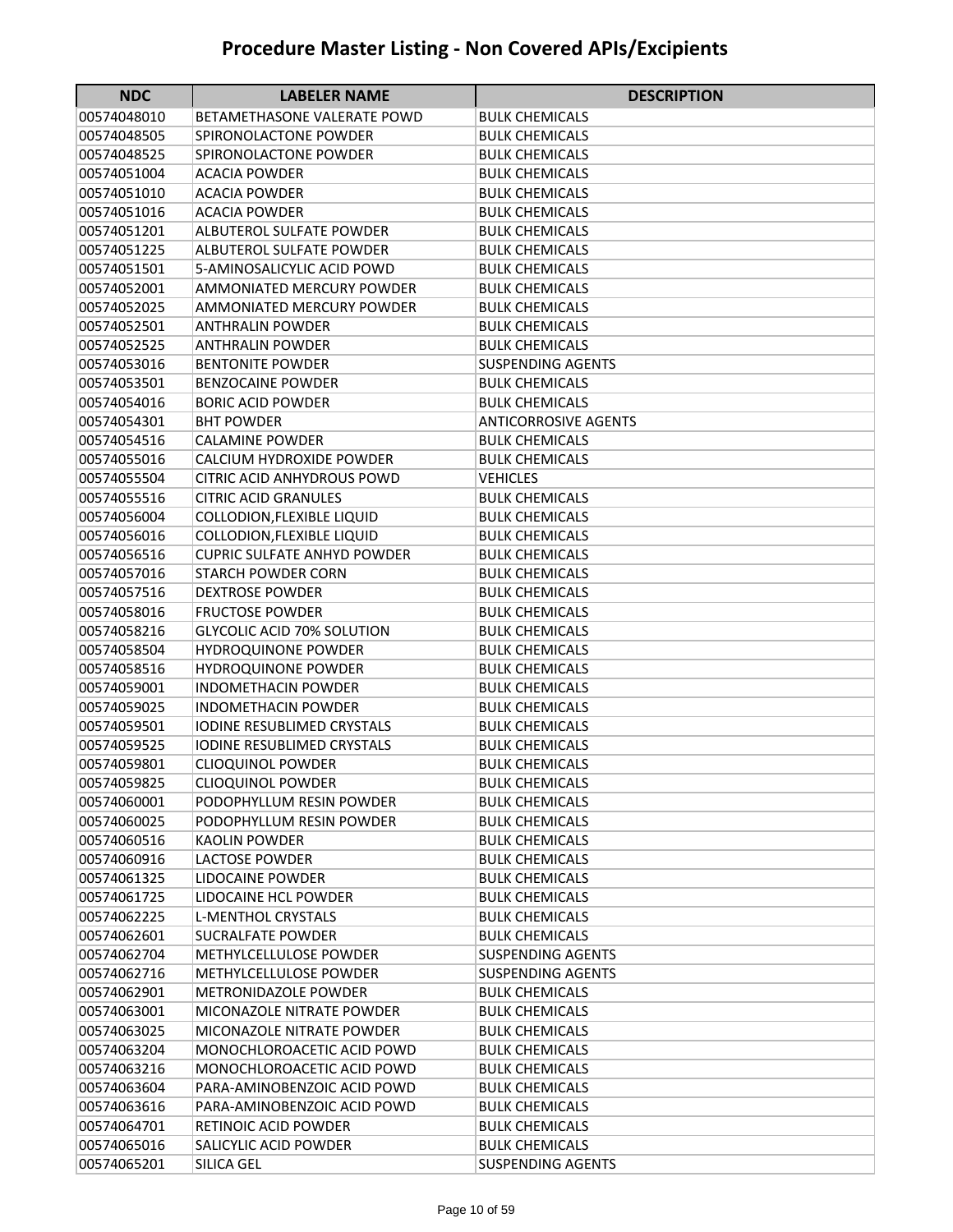# Procedure Master Listing - Non Covered APIs/Excipients

| NDC | LABELER NAME | DESCRIPTION |
|---|---|---|
| 00574048010 | BETAMETHASONE VALERATE POWD | BULK CHEMICALS |
| 00574048505 | SPIRONOLACTONE POWDER | BULK CHEMICALS |
| 00574048525 | SPIRONOLACTONE POWDER | BULK CHEMICALS |
| 00574051004 | ACACIA POWDER | BULK CHEMICALS |
| 00574051010 | ACACIA POWDER | BULK CHEMICALS |
| 00574051016 | ACACIA POWDER | BULK CHEMICALS |
| 00574051201 | ALBUTEROL SULFATE POWDER | BULK CHEMICALS |
| 00574051225 | ALBUTEROL SULFATE POWDER | BULK CHEMICALS |
| 00574051501 | 5-AMINOSALICYLIC ACID POWD | BULK CHEMICALS |
| 00574052001 | AMMONIATED MERCURY POWDER | BULK CHEMICALS |
| 00574052025 | AMMONIATED MERCURY POWDER | BULK CHEMICALS |
| 00574052501 | ANTHRALIN POWDER | BULK CHEMICALS |
| 00574052525 | ANTHRALIN POWDER | BULK CHEMICALS |
| 00574053016 | BENTONITE POWDER | SUSPENDING AGENTS |
| 00574053501 | BENZOCAINE POWDER | BULK CHEMICALS |
| 00574054016 | BORIC ACID POWDER | BULK CHEMICALS |
| 00574054301 | BHT POWDER | ANTICORROSIVE AGENTS |
| 00574054516 | CALAMINE POWDER | BULK CHEMICALS |
| 00574055016 | CALCIUM HYDROXIDE POWDER | BULK CHEMICALS |
| 00574055504 | CITRIC ACID ANHYDROUS POWD | VEHICLES |
| 00574055516 | CITRIC ACID GRANULES | BULK CHEMICALS |
| 00574056004 | COLLODION,FLEXIBLE LIQUID | BULK CHEMICALS |
| 00574056016 | COLLODION,FLEXIBLE LIQUID | BULK CHEMICALS |
| 00574056516 | CUPRIC SULFATE ANHYD POWDER | BULK CHEMICALS |
| 00574057016 | STARCH POWDER CORN | BULK CHEMICALS |
| 00574057516 | DEXTROSE POWDER | BULK CHEMICALS |
| 00574058016 | FRUCTOSE POWDER | BULK CHEMICALS |
| 00574058216 | GLYCOLIC ACID 70% SOLUTION | BULK CHEMICALS |
| 00574058504 | HYDROQUINONE POWDER | BULK CHEMICALS |
| 00574058516 | HYDROQUINONE POWDER | BULK CHEMICALS |
| 00574059001 | INDOMETHACIN POWDER | BULK CHEMICALS |
| 00574059025 | INDOMETHACIN POWDER | BULK CHEMICALS |
| 00574059501 | IODINE RESUBLIMED CRYSTALS | BULK CHEMICALS |
| 00574059525 | IODINE RESUBLIMED CRYSTALS | BULK CHEMICALS |
| 00574059801 | CLIOQUINOL POWDER | BULK CHEMICALS |
| 00574059825 | CLIOQUINOL POWDER | BULK CHEMICALS |
| 00574060001 | PODOPHYLLUM RESIN POWDER | BULK CHEMICALS |
| 00574060025 | PODOPHYLLUM RESIN POWDER | BULK CHEMICALS |
| 00574060516 | KAOLIN POWDER | BULK CHEMICALS |
| 00574060916 | LACTOSE POWDER | BULK CHEMICALS |
| 00574061325 | LIDOCAINE POWDER | BULK CHEMICALS |
| 00574061725 | LIDOCAINE HCL POWDER | BULK CHEMICALS |
| 00574062225 | L-MENTHOL CRYSTALS | BULK CHEMICALS |
| 00574062601 | SUCRALFATE POWDER | BULK CHEMICALS |
| 00574062704 | METHYLCELLULOSE POWDER | SUSPENDING AGENTS |
| 00574062716 | METHYLCELLULOSE POWDER | SUSPENDING AGENTS |
| 00574062901 | METRONIDAZOLE POWDER | BULK CHEMICALS |
| 00574063001 | MICONAZOLE NITRATE POWDER | BULK CHEMICALS |
| 00574063025 | MICONAZOLE NITRATE POWDER | BULK CHEMICALS |
| 00574063204 | MONOCHLOROACETIC ACID POWD | BULK CHEMICALS |
| 00574063216 | MONOCHLOROACETIC ACID POWD | BULK CHEMICALS |
| 00574063604 | PARA-AMINOBENZOIC ACID POWD | BULK CHEMICALS |
| 00574063616 | PARA-AMINOBENZOIC ACID POWD | BULK CHEMICALS |
| 00574064701 | RETINOIC ACID POWDER | BULK CHEMICALS |
| 00574065016 | SALICYLIC ACID POWDER | BULK CHEMICALS |
| 00574065201 | SILICA GEL | SUSPENDING AGENTS |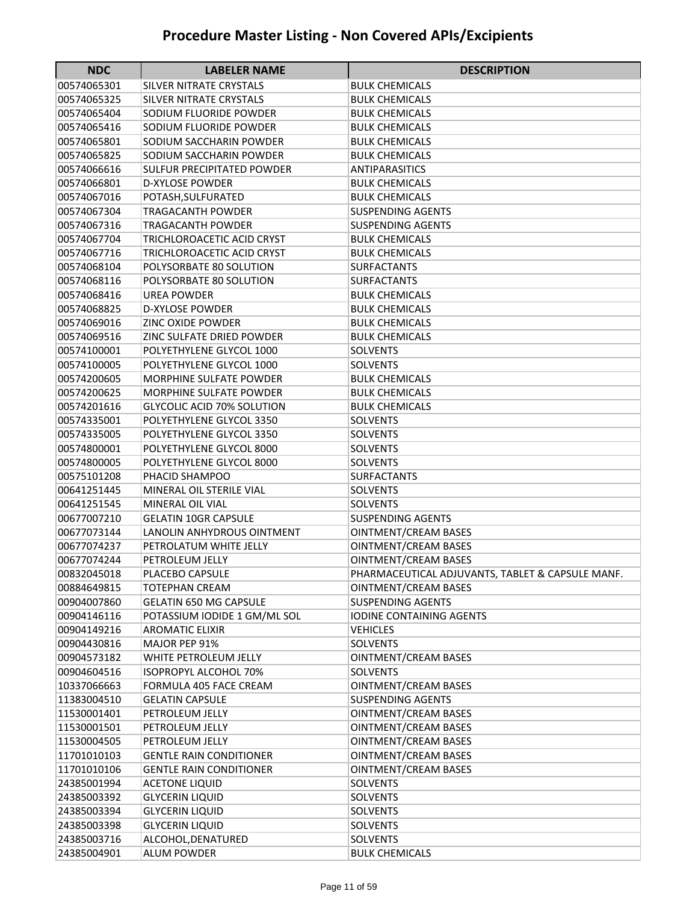# Procedure Master Listing - Non Covered APIs/Excipients

| NDC | LABELER NAME | DESCRIPTION |
|---|---|---|
| 00574065301 | SILVER NITRATE CRYSTALS | BULK CHEMICALS |
| 00574065325 | SILVER NITRATE CRYSTALS | BULK CHEMICALS |
| 00574065404 | SODIUM FLUORIDE POWDER | BULK CHEMICALS |
| 00574065416 | SODIUM FLUORIDE POWDER | BULK CHEMICALS |
| 00574065801 | SODIUM SACCHARIN POWDER | BULK CHEMICALS |
| 00574065825 | SODIUM SACCHARIN POWDER | BULK CHEMICALS |
| 00574066616 | SULFUR PRECIPITATED POWDER | ANTIPARASITICS |
| 00574066801 | D-XYLOSE POWDER | BULK CHEMICALS |
| 00574067016 | POTASH,SULFURATED | BULK CHEMICALS |
| 00574067304 | TRAGACANTH POWDER | SUSPENDING AGENTS |
| 00574067316 | TRAGACANTH POWDER | SUSPENDING AGENTS |
| 00574067704 | TRICHLOROACETIC ACID CRYST | BULK CHEMICALS |
| 00574067716 | TRICHLOROACETIC ACID CRYST | BULK CHEMICALS |
| 00574068104 | POLYSORBATE 80 SOLUTION | SURFACTANTS |
| 00574068116 | POLYSORBATE 80 SOLUTION | SURFACTANTS |
| 00574068416 | UREA POWDER | BULK CHEMICALS |
| 00574068825 | D-XYLOSE POWDER | BULK CHEMICALS |
| 00574069016 | ZINC OXIDE POWDER | BULK CHEMICALS |
| 00574069516 | ZINC SULFATE DRIED POWDER | BULK CHEMICALS |
| 00574100001 | POLYETHYLENE GLYCOL 1000 | SOLVENTS |
| 00574100005 | POLYETHYLENE GLYCOL 1000 | SOLVENTS |
| 00574200605 | MORPHINE SULFATE POWDER | BULK CHEMICALS |
| 00574200625 | MORPHINE SULFATE POWDER | BULK CHEMICALS |
| 00574201616 | GLYCOLIC ACID 70% SOLUTION | BULK CHEMICALS |
| 00574335001 | POLYETHYLENE GLYCOL 3350 | SOLVENTS |
| 00574335005 | POLYETHYLENE GLYCOL 3350 | SOLVENTS |
| 00574800001 | POLYETHYLENE GLYCOL 8000 | SOLVENTS |
| 00574800005 | POLYETHYLENE GLYCOL 8000 | SOLVENTS |
| 00575101208 | PHACID SHAMPOO | SURFACTANTS |
| 00641251445 | MINERAL OIL STERILE VIAL | SOLVENTS |
| 00641251545 | MINERAL OIL VIAL | SOLVENTS |
| 00677007210 | GELATIN 10GR CAPSULE | SUSPENDING AGENTS |
| 00677073144 | LANOLIN ANHYDROUS OINTMENT | OINTMENT/CREAM BASES |
| 00677074237 | PETROLATUM WHITE JELLY | OINTMENT/CREAM BASES |
| 00677074244 | PETROLEUM JELLY | OINTMENT/CREAM BASES |
| 00832045018 | PLACEBO CAPSULE | PHARMACEUTICAL ADJUVANTS, TABLET & CAPSULE MANF. |
| 00884649815 | TOTEPHAN CREAM | OINTMENT/CREAM BASES |
| 00904007860 | GELATIN 650 MG CAPSULE | SUSPENDING AGENTS |
| 00904146116 | POTASSIUM IODIDE 1 GM/ML SOL | IODINE CONTAINING AGENTS |
| 00904149216 | AROMATIC ELIXIR | VEHICLES |
| 00904430816 | MAJOR PEP 91% | SOLVENTS |
| 00904573182 | WHITE PETROLEUM JELLY | OINTMENT/CREAM BASES |
| 00904604516 | ISOPROPYL ALCOHOL 70% | SOLVENTS |
| 10337066663 | FORMULA 405 FACE CREAM | OINTMENT/CREAM BASES |
| 11383004510 | GELATIN CAPSULE | SUSPENDING AGENTS |
| 11530001401 | PETROLEUM JELLY | OINTMENT/CREAM BASES |
| 11530001501 | PETROLEUM JELLY | OINTMENT/CREAM BASES |
| 11530004505 | PETROLEUM JELLY | OINTMENT/CREAM BASES |
| 11701010103 | GENTLE RAIN CONDITIONER | OINTMENT/CREAM BASES |
| 11701010106 | GENTLE RAIN CONDITIONER | OINTMENT/CREAM BASES |
| 24385001994 | ACETONE LIQUID | SOLVENTS |
| 24385003392 | GLYCERIN LIQUID | SOLVENTS |
| 24385003394 | GLYCERIN LIQUID | SOLVENTS |
| 24385003398 | GLYCERIN LIQUID | SOLVENTS |
| 24385003716 | ALCOHOL,DENATURED | SOLVENTS |
| 24385004901 | ALUM POWDER | BULK CHEMICALS |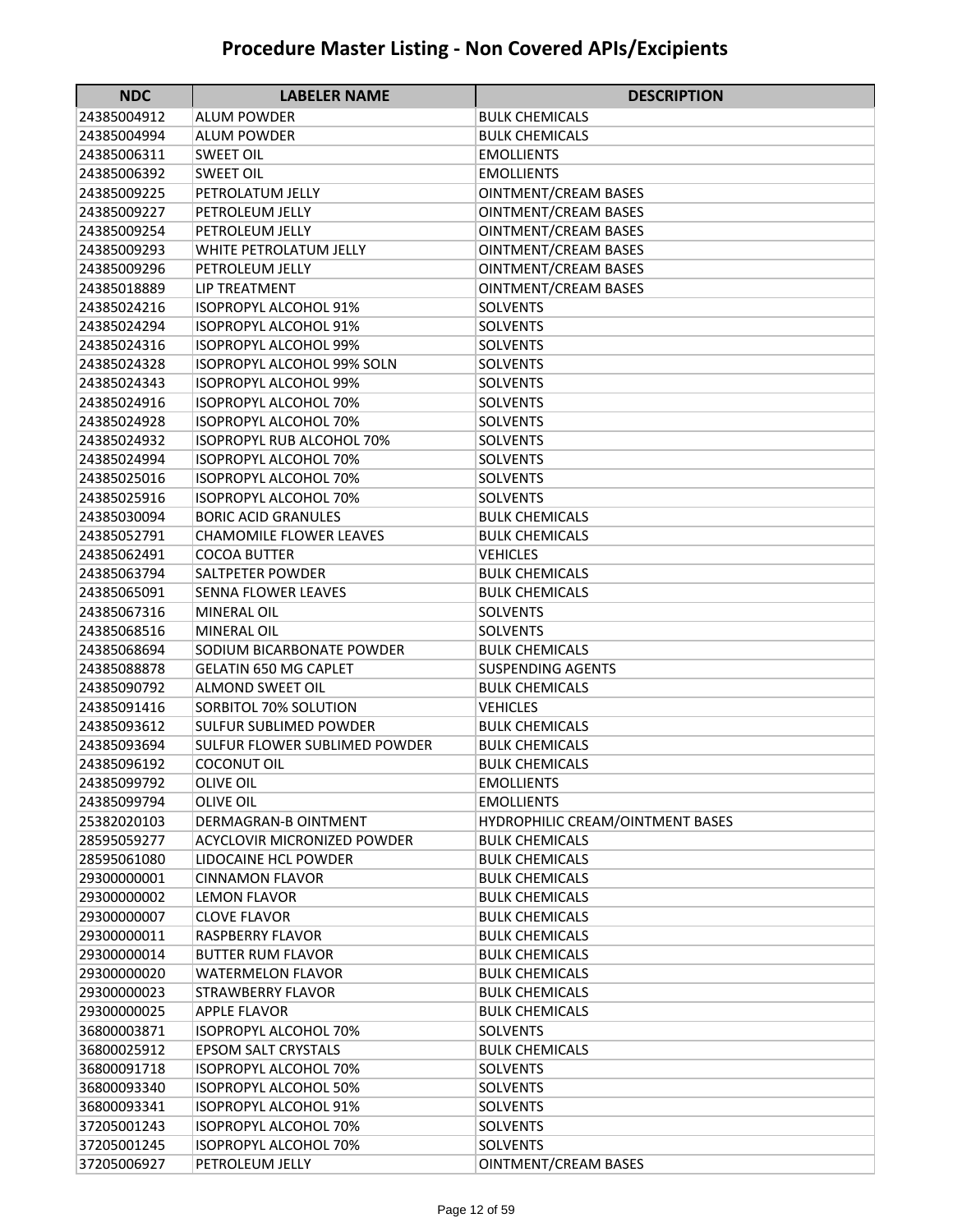# Procedure Master Listing - Non Covered APIs/Excipients

| NDC | LABELER NAME | DESCRIPTION |
|---|---|---|
| 24385004912 | ALUM POWDER | BULK CHEMICALS |
| 24385004994 | ALUM POWDER | BULK CHEMICALS |
| 24385006311 | SWEET OIL | EMOLLIENTS |
| 24385006392 | SWEET OIL | EMOLLIENTS |
| 24385009225 | PETROLATUM JELLY | OINTMENT/CREAM BASES |
| 24385009227 | PETROLEUM JELLY | OINTMENT/CREAM BASES |
| 24385009254 | PETROLEUM JELLY | OINTMENT/CREAM BASES |
| 24385009293 | WHITE PETROLATUM JELLY | OINTMENT/CREAM BASES |
| 24385009296 | PETROLEUM JELLY | OINTMENT/CREAM BASES |
| 24385018889 | LIP TREATMENT | OINTMENT/CREAM BASES |
| 24385024216 | ISOPROPYL ALCOHOL 91% | SOLVENTS |
| 24385024294 | ISOPROPYL ALCOHOL 91% | SOLVENTS |
| 24385024316 | ISOPROPYL ALCOHOL 99% | SOLVENTS |
| 24385024328 | ISOPROPYL ALCOHOL 99% SOLN | SOLVENTS |
| 24385024343 | ISOPROPYL ALCOHOL 99% | SOLVENTS |
| 24385024916 | ISOPROPYL ALCOHOL 70% | SOLVENTS |
| 24385024928 | ISOPROPYL ALCOHOL 70% | SOLVENTS |
| 24385024932 | ISOPROPYL RUB ALCOHOL 70% | SOLVENTS |
| 24385024994 | ISOPROPYL ALCOHOL 70% | SOLVENTS |
| 24385025016 | ISOPROPYL ALCOHOL 70% | SOLVENTS |
| 24385025916 | ISOPROPYL ALCOHOL 70% | SOLVENTS |
| 24385030094 | BORIC ACID GRANULES | BULK CHEMICALS |
| 24385052791 | CHAMOMILE FLOWER LEAVES | BULK CHEMICALS |
| 24385062491 | COCOA BUTTER | VEHICLES |
| 24385063794 | SALTPETER POWDER | BULK CHEMICALS |
| 24385065091 | SENNA FLOWER LEAVES | BULK CHEMICALS |
| 24385067316 | MINERAL OIL | SOLVENTS |
| 24385068516 | MINERAL OIL | SOLVENTS |
| 24385068694 | SODIUM BICARBONATE POWDER | BULK CHEMICALS |
| 24385088878 | GELATIN 650 MG CAPLET | SUSPENDING AGENTS |
| 24385090792 | ALMOND SWEET OIL | BULK CHEMICALS |
| 24385091416 | SORBITOL 70% SOLUTION | VEHICLES |
| 24385093612 | SULFUR SUBLIMED POWDER | BULK CHEMICALS |
| 24385093694 | SULFUR FLOWER SUBLIMED POWDER | BULK CHEMICALS |
| 24385096192 | COCONUT OIL | BULK CHEMICALS |
| 24385099792 | OLIVE OIL | EMOLLIENTS |
| 24385099794 | OLIVE OIL | EMOLLIENTS |
| 25382020103 | DERMAGRAN-B OINTMENT | HYDROPHILIC CREAM/OINTMENT BASES |
| 28595059277 | ACYCLOVIR MICRONIZED POWDER | BULK CHEMICALS |
| 28595061080 | LIDOCAINE HCL POWDER | BULK CHEMICALS |
| 29300000001 | CINNAMON FLAVOR | BULK CHEMICALS |
| 29300000002 | LEMON FLAVOR | BULK CHEMICALS |
| 29300000007 | CLOVE FLAVOR | BULK CHEMICALS |
| 29300000011 | RASPBERRY FLAVOR | BULK CHEMICALS |
| 29300000014 | BUTTER RUM FLAVOR | BULK CHEMICALS |
| 29300000020 | WATERMELON FLAVOR | BULK CHEMICALS |
| 29300000023 | STRAWBERRY FLAVOR | BULK CHEMICALS |
| 29300000025 | APPLE FLAVOR | BULK CHEMICALS |
| 36800003871 | ISOPROPYL ALCOHOL 70% | SOLVENTS |
| 36800025912 | EPSOM SALT CRYSTALS | BULK CHEMICALS |
| 36800091718 | ISOPROPYL ALCOHOL 70% | SOLVENTS |
| 36800093340 | ISOPROPYL ALCOHOL 50% | SOLVENTS |
| 36800093341 | ISOPROPYL ALCOHOL 91% | SOLVENTS |
| 37205001243 | ISOPROPYL ALCOHOL 70% | SOLVENTS |
| 37205001245 | ISOPROPYL ALCOHOL 70% | SOLVENTS |
| 37205006927 | PETROLEUM JELLY | OINTMENT/CREAM BASES |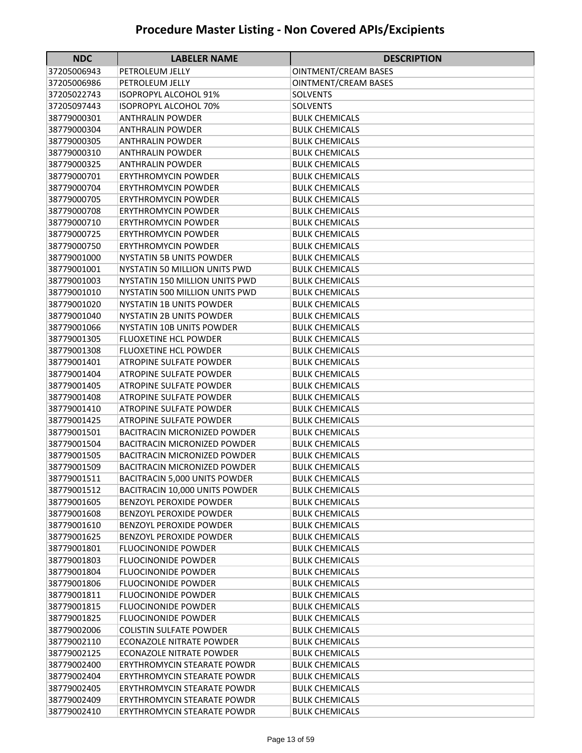# Procedure Master Listing - Non Covered APIs/Excipients

| NDC | LABELER NAME | DESCRIPTION |
|---|---|---|
| 37205006943 | PETROLEUM JELLY | OINTMENT/CREAM BASES |
| 37205006986 | PETROLEUM JELLY | OINTMENT/CREAM BASES |
| 37205022743 | ISOPROPYL ALCOHOL 91% | SOLVENTS |
| 37205097443 | ISOPROPYL ALCOHOL 70% | SOLVENTS |
| 38779000301 | ANTHRALIN POWDER | BULK CHEMICALS |
| 38779000304 | ANTHRALIN POWDER | BULK CHEMICALS |
| 38779000305 | ANTHRALIN POWDER | BULK CHEMICALS |
| 38779000310 | ANTHRALIN POWDER | BULK CHEMICALS |
| 38779000325 | ANTHRALIN POWDER | BULK CHEMICALS |
| 38779000701 | ERYTHROMYCIN POWDER | BULK CHEMICALS |
| 38779000704 | ERYTHROMYCIN POWDER | BULK CHEMICALS |
| 38779000705 | ERYTHROMYCIN POWDER | BULK CHEMICALS |
| 38779000708 | ERYTHROMYCIN POWDER | BULK CHEMICALS |
| 38779000710 | ERYTHROMYCIN POWDER | BULK CHEMICALS |
| 38779000725 | ERYTHROMYCIN POWDER | BULK CHEMICALS |
| 38779000750 | ERYTHROMYCIN POWDER | BULK CHEMICALS |
| 38779001000 | NYSTATIN 5B UNITS POWDER | BULK CHEMICALS |
| 38779001001 | NYSTATIN 50 MILLION UNITS PWD | BULK CHEMICALS |
| 38779001003 | NYSTATIN 150 MILLION UNITS PWD | BULK CHEMICALS |
| 38779001010 | NYSTATIN 500 MILLION UNITS PWD | BULK CHEMICALS |
| 38779001020 | NYSTATIN 1B UNITS POWDER | BULK CHEMICALS |
| 38779001040 | NYSTATIN 2B UNITS POWDER | BULK CHEMICALS |
| 38779001066 | NYSTATIN 10B UNITS POWDER | BULK CHEMICALS |
| 38779001305 | FLUOXETINE HCL POWDER | BULK CHEMICALS |
| 38779001308 | FLUOXETINE HCL POWDER | BULK CHEMICALS |
| 38779001401 | ATROPINE SULFATE POWDER | BULK CHEMICALS |
| 38779001404 | ATROPINE SULFATE POWDER | BULK CHEMICALS |
| 38779001405 | ATROPINE SULFATE POWDER | BULK CHEMICALS |
| 38779001408 | ATROPINE SULFATE POWDER | BULK CHEMICALS |
| 38779001410 | ATROPINE SULFATE POWDER | BULK CHEMICALS |
| 38779001425 | ATROPINE SULFATE POWDER | BULK CHEMICALS |
| 38779001501 | BACITRACIN MICRONIZED POWDER | BULK CHEMICALS |
| 38779001504 | BACITRACIN MICRONIZED POWDER | BULK CHEMICALS |
| 38779001505 | BACITRACIN MICRONIZED POWDER | BULK CHEMICALS |
| 38779001509 | BACITRACIN MICRONIZED POWDER | BULK CHEMICALS |
| 38779001511 | BACITRACIN 5,000 UNITS POWDER | BULK CHEMICALS |
| 38779001512 | BACITRACIN 10,000 UNITS POWDER | BULK CHEMICALS |
| 38779001605 | BENZOYL PEROXIDE POWDER | BULK CHEMICALS |
| 38779001608 | BENZOYL PEROXIDE POWDER | BULK CHEMICALS |
| 38779001610 | BENZOYL PEROXIDE POWDER | BULK CHEMICALS |
| 38779001625 | BENZOYL PEROXIDE POWDER | BULK CHEMICALS |
| 38779001801 | FLUOCINONIDE POWDER | BULK CHEMICALS |
| 38779001803 | FLUOCINONIDE POWDER | BULK CHEMICALS |
| 38779001804 | FLUOCINONIDE POWDER | BULK CHEMICALS |
| 38779001806 | FLUOCINONIDE POWDER | BULK CHEMICALS |
| 38779001811 | FLUOCINONIDE POWDER | BULK CHEMICALS |
| 38779001815 | FLUOCINONIDE POWDER | BULK CHEMICALS |
| 38779001825 | FLUOCINONIDE POWDER | BULK CHEMICALS |
| 38779002006 | COLISTIN SULFATE POWDER | BULK CHEMICALS |
| 38779002110 | ECONAZOLE NITRATE POWDER | BULK CHEMICALS |
| 38779002125 | ECONAZOLE NITRATE POWDER | BULK CHEMICALS |
| 38779002400 | ERYTHROMYCIN STEARATE POWDR | BULK CHEMICALS |
| 38779002404 | ERYTHROMYCIN STEARATE POWDR | BULK CHEMICALS |
| 38779002405 | ERYTHROMYCIN STEARATE POWDR | BULK CHEMICALS |
| 38779002409 | ERYTHROMYCIN STEARATE POWDR | BULK CHEMICALS |
| 38779002410 | ERYTHROMYCIN STEARATE POWDR | BULK CHEMICALS |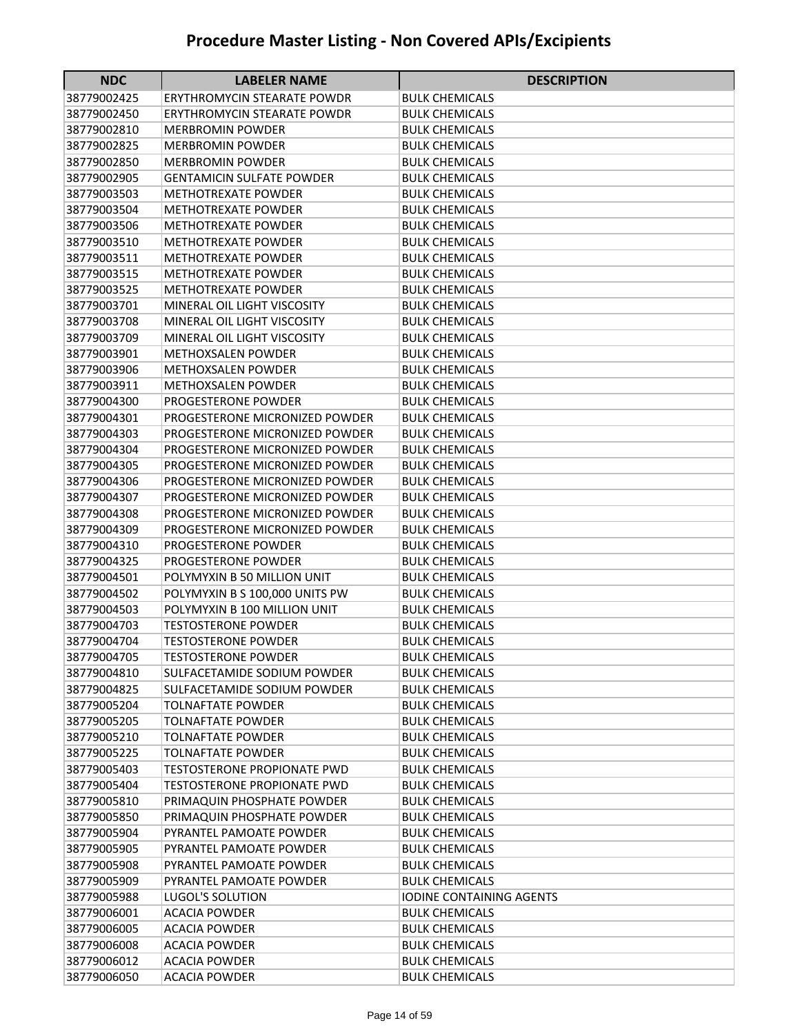# Procedure Master Listing - Non Covered APIs/Excipients

| NDC | LABELER NAME | DESCRIPTION |
|---|---|---|
| 38779002425 | ERYTHROMYCIN STEARATE POWDR | BULK CHEMICALS |
| 38779002450 | ERYTHROMYCIN STEARATE POWDR | BULK CHEMICALS |
| 38779002810 | MERBROMIN POWDER | BULK CHEMICALS |
| 38779002825 | MERBROMIN POWDER | BULK CHEMICALS |
| 38779002850 | MERBROMIN POWDER | BULK CHEMICALS |
| 38779002905 | GENTAMICIN SULFATE POWDER | BULK CHEMICALS |
| 38779003503 | METHOTREXATE POWDER | BULK CHEMICALS |
| 38779003504 | METHOTREXATE POWDER | BULK CHEMICALS |
| 38779003506 | METHOTREXATE POWDER | BULK CHEMICALS |
| 38779003510 | METHOTREXATE POWDER | BULK CHEMICALS |
| 38779003511 | METHOTREXATE POWDER | BULK CHEMICALS |
| 38779003515 | METHOTREXATE POWDER | BULK CHEMICALS |
| 38779003525 | METHOTREXATE POWDER | BULK CHEMICALS |
| 38779003701 | MINERAL OIL LIGHT VISCOSITY | BULK CHEMICALS |
| 38779003708 | MINERAL OIL LIGHT VISCOSITY | BULK CHEMICALS |
| 38779003709 | MINERAL OIL LIGHT VISCOSITY | BULK CHEMICALS |
| 38779003901 | METHOXSALEN POWDER | BULK CHEMICALS |
| 38779003906 | METHOXSALEN POWDER | BULK CHEMICALS |
| 38779003911 | METHOXSALEN POWDER | BULK CHEMICALS |
| 38779004300 | PROGESTERONE POWDER | BULK CHEMICALS |
| 38779004301 | PROGESTERONE MICRONIZED POWDER | BULK CHEMICALS |
| 38779004303 | PROGESTERONE MICRONIZED POWDER | BULK CHEMICALS |
| 38779004304 | PROGESTERONE MICRONIZED POWDER | BULK CHEMICALS |
| 38779004305 | PROGESTERONE MICRONIZED POWDER | BULK CHEMICALS |
| 38779004306 | PROGESTERONE MICRONIZED POWDER | BULK CHEMICALS |
| 38779004307 | PROGESTERONE MICRONIZED POWDER | BULK CHEMICALS |
| 38779004308 | PROGESTERONE MICRONIZED POWDER | BULK CHEMICALS |
| 38779004309 | PROGESTERONE MICRONIZED POWDER | BULK CHEMICALS |
| 38779004310 | PROGESTERONE POWDER | BULK CHEMICALS |
| 38779004325 | PROGESTERONE POWDER | BULK CHEMICALS |
| 38779004501 | POLYMYXIN B 50 MILLION UNIT | BULK CHEMICALS |
| 38779004502 | POLYMYXIN B S 100,000 UNITS PW | BULK CHEMICALS |
| 38779004503 | POLYMYXIN B 100 MILLION UNIT | BULK CHEMICALS |
| 38779004703 | TESTOSTERONE POWDER | BULK CHEMICALS |
| 38779004704 | TESTOSTERONE POWDER | BULK CHEMICALS |
| 38779004705 | TESTOSTERONE POWDER | BULK CHEMICALS |
| 38779004810 | SULFACETAMIDE SODIUM POWDER | BULK CHEMICALS |
| 38779004825 | SULFACETAMIDE SODIUM POWDER | BULK CHEMICALS |
| 38779005204 | TOLNAFTATE POWDER | BULK CHEMICALS |
| 38779005205 | TOLNAFTATE POWDER | BULK CHEMICALS |
| 38779005210 | TOLNAFTATE POWDER | BULK CHEMICALS |
| 38779005225 | TOLNAFTATE POWDER | BULK CHEMICALS |
| 38779005403 | TESTOSTERONE PROPIONATE PWD | BULK CHEMICALS |
| 38779005404 | TESTOSTERONE PROPIONATE PWD | BULK CHEMICALS |
| 38779005810 | PRIMAQUIN PHOSPHATE POWDER | BULK CHEMICALS |
| 38779005850 | PRIMAQUIN PHOSPHATE POWDER | BULK CHEMICALS |
| 38779005904 | PYRANTEL PAMOATE POWDER | BULK CHEMICALS |
| 38779005905 | PYRANTEL PAMOATE POWDER | BULK CHEMICALS |
| 38779005908 | PYRANTEL PAMOATE POWDER | BULK CHEMICALS |
| 38779005909 | PYRANTEL PAMOATE POWDER | BULK CHEMICALS |
| 38779005988 | LUGOL'S SOLUTION | IODINE CONTAINING AGENTS |
| 38779006001 | ACACIA POWDER | BULK CHEMICALS |
| 38779006005 | ACACIA POWDER | BULK CHEMICALS |
| 38779006008 | ACACIA POWDER | BULK CHEMICALS |
| 38779006012 | ACACIA POWDER | BULK CHEMICALS |
| 38779006050 | ACACIA POWDER | BULK CHEMICALS |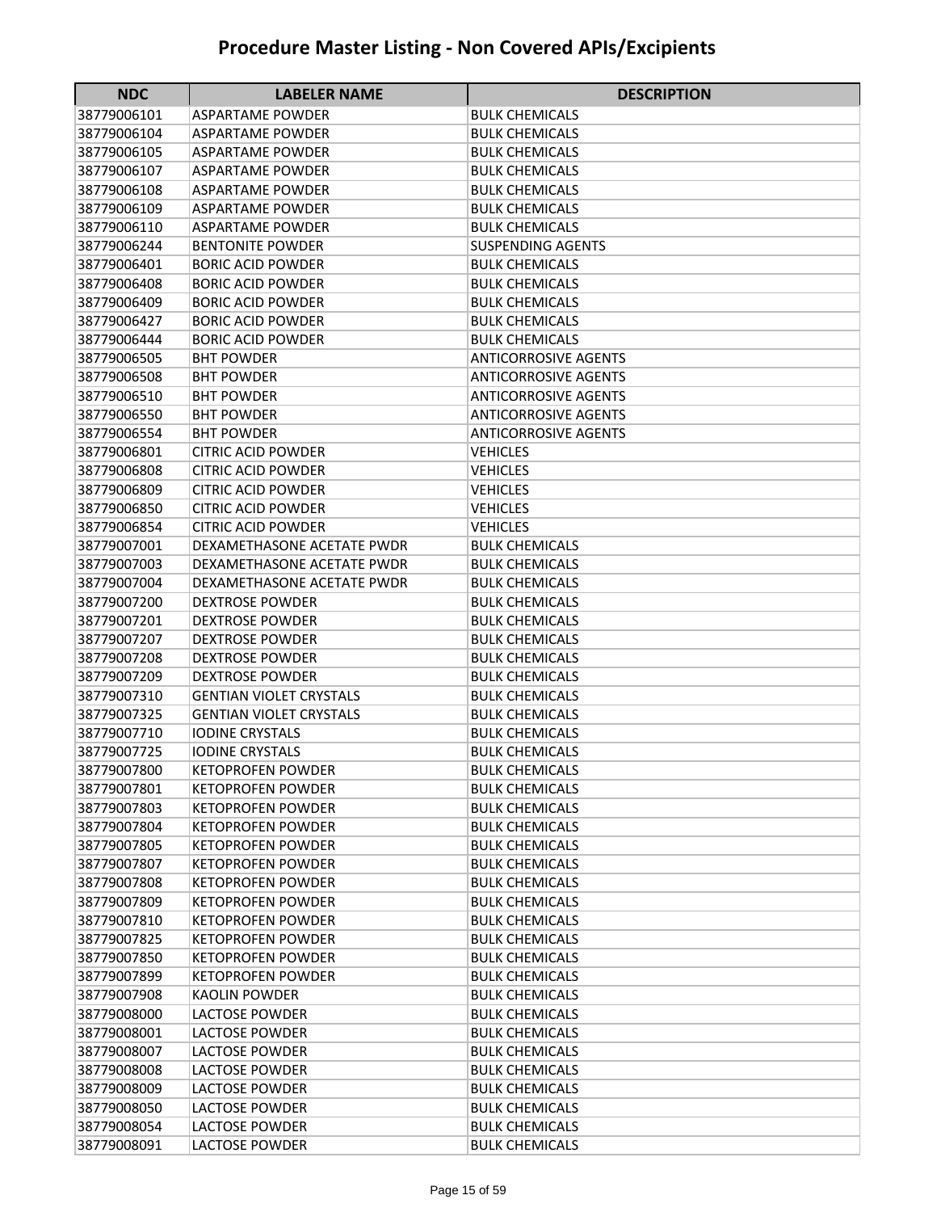# Procedure Master Listing - Non Covered APIs/Excipients

| NDC | LABELER NAME | DESCRIPTION |
|---|---|---|
| 38779006101 | ASPARTAME POWDER | BULK CHEMICALS |
| 38779006104 | ASPARTAME POWDER | BULK CHEMICALS |
| 38779006105 | ASPARTAME POWDER | BULK CHEMICALS |
| 38779006107 | ASPARTAME POWDER | BULK CHEMICALS |
| 38779006108 | ASPARTAME POWDER | BULK CHEMICALS |
| 38779006109 | ASPARTAME POWDER | BULK CHEMICALS |
| 38779006110 | ASPARTAME POWDER | BULK CHEMICALS |
| 38779006244 | BENTONITE POWDER | SUSPENDING AGENTS |
| 38779006401 | BORIC ACID POWDER | BULK CHEMICALS |
| 38779006408 | BORIC ACID POWDER | BULK CHEMICALS |
| 38779006409 | BORIC ACID POWDER | BULK CHEMICALS |
| 38779006427 | BORIC ACID POWDER | BULK CHEMICALS |
| 38779006444 | BORIC ACID POWDER | BULK CHEMICALS |
| 38779006505 | BHT POWDER | ANTICORROSIVE AGENTS |
| 38779006508 | BHT POWDER | ANTICORROSIVE AGENTS |
| 38779006510 | BHT POWDER | ANTICORROSIVE AGENTS |
| 38779006550 | BHT POWDER | ANTICORROSIVE AGENTS |
| 38779006554 | BHT POWDER | ANTICORROSIVE AGENTS |
| 38779006801 | CITRIC ACID POWDER | VEHICLES |
| 38779006808 | CITRIC ACID POWDER | VEHICLES |
| 38779006809 | CITRIC ACID POWDER | VEHICLES |
| 38779006850 | CITRIC ACID POWDER | VEHICLES |
| 38779006854 | CITRIC ACID POWDER | VEHICLES |
| 38779007001 | DEXAMETHASONE ACETATE PWDR | BULK CHEMICALS |
| 38779007003 | DEXAMETHASONE ACETATE PWDR | BULK CHEMICALS |
| 38779007004 | DEXAMETHASONE ACETATE PWDR | BULK CHEMICALS |
| 38779007200 | DEXTROSE POWDER | BULK CHEMICALS |
| 38779007201 | DEXTROSE POWDER | BULK CHEMICALS |
| 38779007207 | DEXTROSE POWDER | BULK CHEMICALS |
| 38779007208 | DEXTROSE POWDER | BULK CHEMICALS |
| 38779007209 | DEXTROSE POWDER | BULK CHEMICALS |
| 38779007310 | GENTIAN VIOLET CRYSTALS | BULK CHEMICALS |
| 38779007325 | GENTIAN VIOLET CRYSTALS | BULK CHEMICALS |
| 38779007710 | IODINE CRYSTALS | BULK CHEMICALS |
| 38779007725 | IODINE CRYSTALS | BULK CHEMICALS |
| 38779007800 | KETOPROFEN POWDER | BULK CHEMICALS |
| 38779007801 | KETOPROFEN POWDER | BULK CHEMICALS |
| 38779007803 | KETOPROFEN POWDER | BULK CHEMICALS |
| 38779007804 | KETOPROFEN POWDER | BULK CHEMICALS |
| 38779007805 | KETOPROFEN POWDER | BULK CHEMICALS |
| 38779007807 | KETOPROFEN POWDER | BULK CHEMICALS |
| 38779007808 | KETOPROFEN POWDER | BULK CHEMICALS |
| 38779007809 | KETOPROFEN POWDER | BULK CHEMICALS |
| 38779007810 | KETOPROFEN POWDER | BULK CHEMICALS |
| 38779007825 | KETOPROFEN POWDER | BULK CHEMICALS |
| 38779007850 | KETOPROFEN POWDER | BULK CHEMICALS |
| 38779007899 | KETOPROFEN POWDER | BULK CHEMICALS |
| 38779007908 | KAOLIN POWDER | BULK CHEMICALS |
| 38779008000 | LACTOSE POWDER | BULK CHEMICALS |
| 38779008001 | LACTOSE POWDER | BULK CHEMICALS |
| 38779008007 | LACTOSE POWDER | BULK CHEMICALS |
| 38779008008 | LACTOSE POWDER | BULK CHEMICALS |
| 38779008009 | LACTOSE POWDER | BULK CHEMICALS |
| 38779008050 | LACTOSE POWDER | BULK CHEMICALS |
| 38779008054 | LACTOSE POWDER | BULK CHEMICALS |
| 38779008091 | LACTOSE POWDER | BULK CHEMICALS |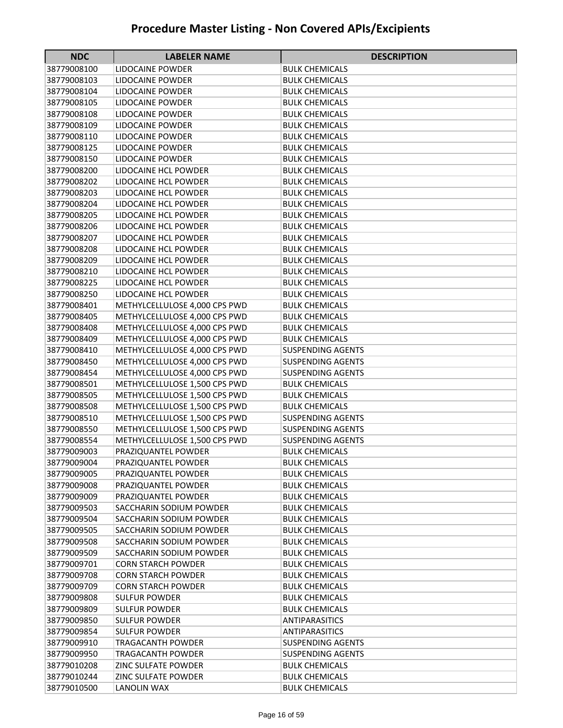# Procedure Master Listing - Non Covered APIs/Excipients

| NDC | LABELER NAME | DESCRIPTION |
|---|---|---|
| 38779008100 | LIDOCAINE POWDER | BULK CHEMICALS |
| 38779008103 | LIDOCAINE POWDER | BULK CHEMICALS |
| 38779008104 | LIDOCAINE POWDER | BULK CHEMICALS |
| 38779008105 | LIDOCAINE POWDER | BULK CHEMICALS |
| 38779008108 | LIDOCAINE POWDER | BULK CHEMICALS |
| 38779008109 | LIDOCAINE POWDER | BULK CHEMICALS |
| 38779008110 | LIDOCAINE POWDER | BULK CHEMICALS |
| 38779008125 | LIDOCAINE POWDER | BULK CHEMICALS |
| 38779008150 | LIDOCAINE POWDER | BULK CHEMICALS |
| 38779008200 | LIDOCAINE HCL POWDER | BULK CHEMICALS |
| 38779008202 | LIDOCAINE HCL POWDER | BULK CHEMICALS |
| 38779008203 | LIDOCAINE HCL POWDER | BULK CHEMICALS |
| 38779008204 | LIDOCAINE HCL POWDER | BULK CHEMICALS |
| 38779008205 | LIDOCAINE HCL POWDER | BULK CHEMICALS |
| 38779008206 | LIDOCAINE HCL POWDER | BULK CHEMICALS |
| 38779008207 | LIDOCAINE HCL POWDER | BULK CHEMICALS |
| 38779008208 | LIDOCAINE HCL POWDER | BULK CHEMICALS |
| 38779008209 | LIDOCAINE HCL POWDER | BULK CHEMICALS |
| 38779008210 | LIDOCAINE HCL POWDER | BULK CHEMICALS |
| 38779008225 | LIDOCAINE HCL POWDER | BULK CHEMICALS |
| 38779008250 | LIDOCAINE HCL POWDER | BULK CHEMICALS |
| 38779008401 | METHYLCELLULOSE 4,000 CPS PWD | BULK CHEMICALS |
| 38779008405 | METHYLCELLULOSE 4,000 CPS PWD | BULK CHEMICALS |
| 38779008408 | METHYLCELLULOSE 4,000 CPS PWD | BULK CHEMICALS |
| 38779008409 | METHYLCELLULOSE 4,000 CPS PWD | BULK CHEMICALS |
| 38779008410 | METHYLCELLULOSE 4,000 CPS PWD | SUSPENDING AGENTS |
| 38779008450 | METHYLCELLULOSE 4,000 CPS PWD | SUSPENDING AGENTS |
| 38779008454 | METHYLCELLULOSE 4,000 CPS PWD | SUSPENDING AGENTS |
| 38779008501 | METHYLCELLULOSE 1,500 CPS PWD | BULK CHEMICALS |
| 38779008505 | METHYLCELLULOSE 1,500 CPS PWD | BULK CHEMICALS |
| 38779008508 | METHYLCELLULOSE 1,500 CPS PWD | BULK CHEMICALS |
| 38779008510 | METHYLCELLULOSE 1,500 CPS PWD | SUSPENDING AGENTS |
| 38779008550 | METHYLCELLULOSE 1,500 CPS PWD | SUSPENDING AGENTS |
| 38779008554 | METHYLCELLULOSE 1,500 CPS PWD | SUSPENDING AGENTS |
| 38779009003 | PRAZIQUANTEL POWDER | BULK CHEMICALS |
| 38779009004 | PRAZIQUANTEL POWDER | BULK CHEMICALS |
| 38779009005 | PRAZIQUANTEL POWDER | BULK CHEMICALS |
| 38779009008 | PRAZIQUANTEL POWDER | BULK CHEMICALS |
| 38779009009 | PRAZIQUANTEL POWDER | BULK CHEMICALS |
| 38779009503 | SACCHARIN SODIUM POWDER | BULK CHEMICALS |
| 38779009504 | SACCHARIN SODIUM POWDER | BULK CHEMICALS |
| 38779009505 | SACCHARIN SODIUM POWDER | BULK CHEMICALS |
| 38779009508 | SACCHARIN SODIUM POWDER | BULK CHEMICALS |
| 38779009509 | SACCHARIN SODIUM POWDER | BULK CHEMICALS |
| 38779009701 | CORN STARCH POWDER | BULK CHEMICALS |
| 38779009708 | CORN STARCH POWDER | BULK CHEMICALS |
| 38779009709 | CORN STARCH POWDER | BULK CHEMICALS |
| 38779009808 | SULFUR POWDER | BULK CHEMICALS |
| 38779009809 | SULFUR POWDER | BULK CHEMICALS |
| 38779009850 | SULFUR POWDER | ANTIPARASITICS |
| 38779009854 | SULFUR POWDER | ANTIPARASITICS |
| 38779009910 | TRAGACANTH POWDER | SUSPENDING AGENTS |
| 38779009950 | TRAGACANTH POWDER | SUSPENDING AGENTS |
| 38779010208 | ZINC SULFATE POWDER | BULK CHEMICALS |
| 38779010244 | ZINC SULFATE POWDER | BULK CHEMICALS |
| 38779010500 | LANOLIN WAX | BULK CHEMICALS |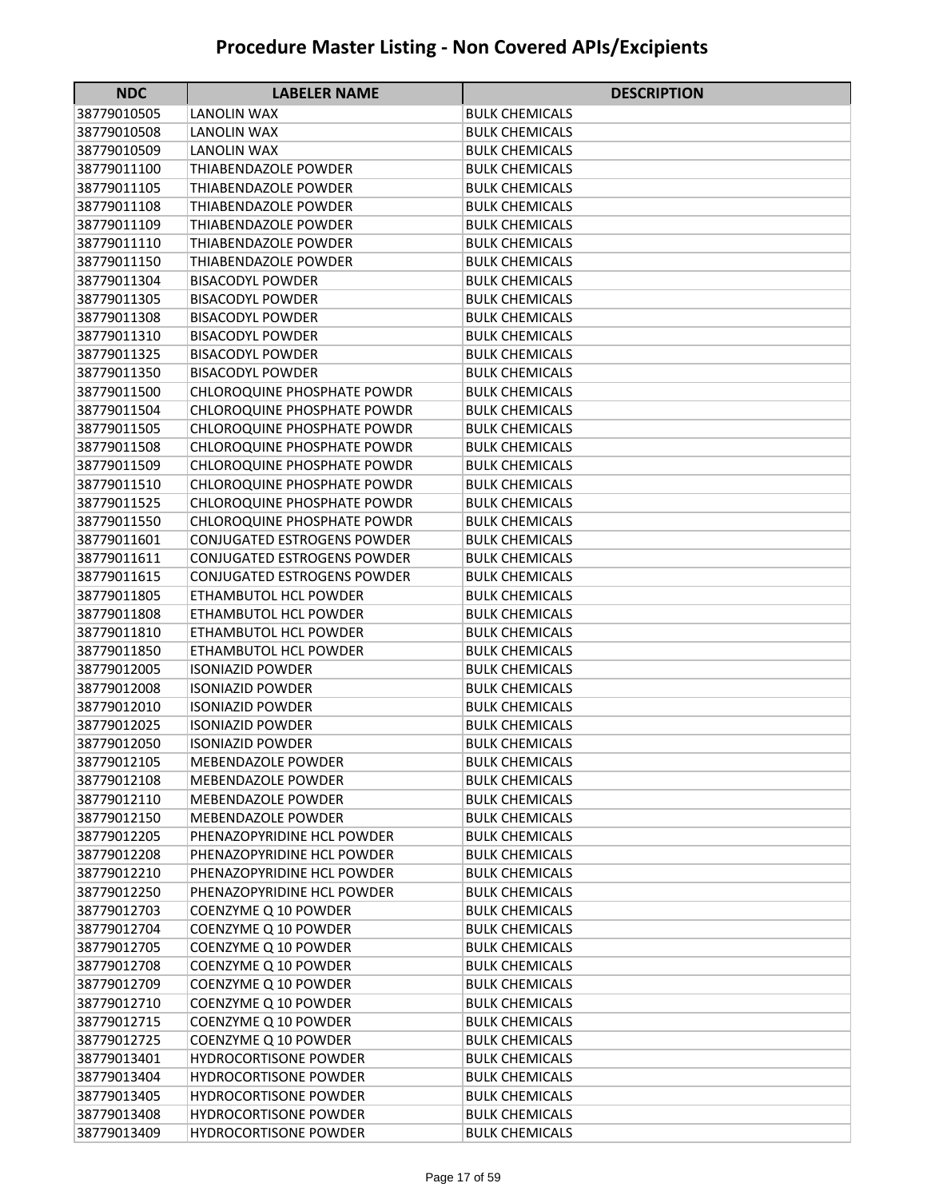# Procedure Master Listing - Non Covered APIs/Excipients

| NDC | LABELER NAME | DESCRIPTION |
|---|---|---|
| 38779010505 | LANOLIN WAX | BULK CHEMICALS |
| 38779010508 | LANOLIN WAX | BULK CHEMICALS |
| 38779010509 | LANOLIN WAX | BULK CHEMICALS |
| 38779011100 | THIABENDAZOLE POWDER | BULK CHEMICALS |
| 38779011105 | THIABENDAZOLE POWDER | BULK CHEMICALS |
| 38779011108 | THIABENDAZOLE POWDER | BULK CHEMICALS |
| 38779011109 | THIABENDAZOLE POWDER | BULK CHEMICALS |
| 38779011110 | THIABENDAZOLE POWDER | BULK CHEMICALS |
| 38779011150 | THIABENDAZOLE POWDER | BULK CHEMICALS |
| 38779011304 | BISACODYL POWDER | BULK CHEMICALS |
| 38779011305 | BISACODYL POWDER | BULK CHEMICALS |
| 38779011308 | BISACODYL POWDER | BULK CHEMICALS |
| 38779011310 | BISACODYL POWDER | BULK CHEMICALS |
| 38779011325 | BISACODYL POWDER | BULK CHEMICALS |
| 38779011350 | BISACODYL POWDER | BULK CHEMICALS |
| 38779011500 | CHLOROQUINE PHOSPHATE POWDR | BULK CHEMICALS |
| 38779011504 | CHLOROQUINE PHOSPHATE POWDR | BULK CHEMICALS |
| 38779011505 | CHLOROQUINE PHOSPHATE POWDR | BULK CHEMICALS |
| 38779011508 | CHLOROQUINE PHOSPHATE POWDR | BULK CHEMICALS |
| 38779011509 | CHLOROQUINE PHOSPHATE POWDR | BULK CHEMICALS |
| 38779011510 | CHLOROQUINE PHOSPHATE POWDR | BULK CHEMICALS |
| 38779011525 | CHLOROQUINE PHOSPHATE POWDR | BULK CHEMICALS |
| 38779011550 | CHLOROQUINE PHOSPHATE POWDR | BULK CHEMICALS |
| 38779011601 | CONJUGATED ESTROGENS POWDER | BULK CHEMICALS |
| 38779011611 | CONJUGATED ESTROGENS POWDER | BULK CHEMICALS |
| 38779011615 | CONJUGATED ESTROGENS POWDER | BULK CHEMICALS |
| 38779011805 | ETHAMBUTOL HCL POWDER | BULK CHEMICALS |
| 38779011808 | ETHAMBUTOL HCL POWDER | BULK CHEMICALS |
| 38779011810 | ETHAMBUTOL HCL POWDER | BULK CHEMICALS |
| 38779011850 | ETHAMBUTOL HCL POWDER | BULK CHEMICALS |
| 38779012005 | ISONIAZID POWDER | BULK CHEMICALS |
| 38779012008 | ISONIAZID POWDER | BULK CHEMICALS |
| 38779012010 | ISONIAZID POWDER | BULK CHEMICALS |
| 38779012025 | ISONIAZID POWDER | BULK CHEMICALS |
| 38779012050 | ISONIAZID POWDER | BULK CHEMICALS |
| 38779012105 | MEBENDAZOLE POWDER | BULK CHEMICALS |
| 38779012108 | MEBENDAZOLE POWDER | BULK CHEMICALS |
| 38779012110 | MEBENDAZOLE POWDER | BULK CHEMICALS |
| 38779012150 | MEBENDAZOLE POWDER | BULK CHEMICALS |
| 38779012205 | PHENAZOPYRIDINE HCL POWDER | BULK CHEMICALS |
| 38779012208 | PHENAZOPYRIDINE HCL POWDER | BULK CHEMICALS |
| 38779012210 | PHENAZOPYRIDINE HCL POWDER | BULK CHEMICALS |
| 38779012250 | PHENAZOPYRIDINE HCL POWDER | BULK CHEMICALS |
| 38779012703 | COENZYME Q 10 POWDER | BULK CHEMICALS |
| 38779012704 | COENZYME Q 10 POWDER | BULK CHEMICALS |
| 38779012705 | COENZYME Q 10 POWDER | BULK CHEMICALS |
| 38779012708 | COENZYME Q 10 POWDER | BULK CHEMICALS |
| 38779012709 | COENZYME Q 10 POWDER | BULK CHEMICALS |
| 38779012710 | COENZYME Q 10 POWDER | BULK CHEMICALS |
| 38779012715 | COENZYME Q 10 POWDER | BULK CHEMICALS |
| 38779012725 | COENZYME Q 10 POWDER | BULK CHEMICALS |
| 38779013401 | HYDROCORTISONE POWDER | BULK CHEMICALS |
| 38779013404 | HYDROCORTISONE POWDER | BULK CHEMICALS |
| 38779013405 | HYDROCORTISONE POWDER | BULK CHEMICALS |
| 38779013408 | HYDROCORTISONE POWDER | BULK CHEMICALS |
| 38779013409 | HYDROCORTISONE POWDER | BULK CHEMICALS |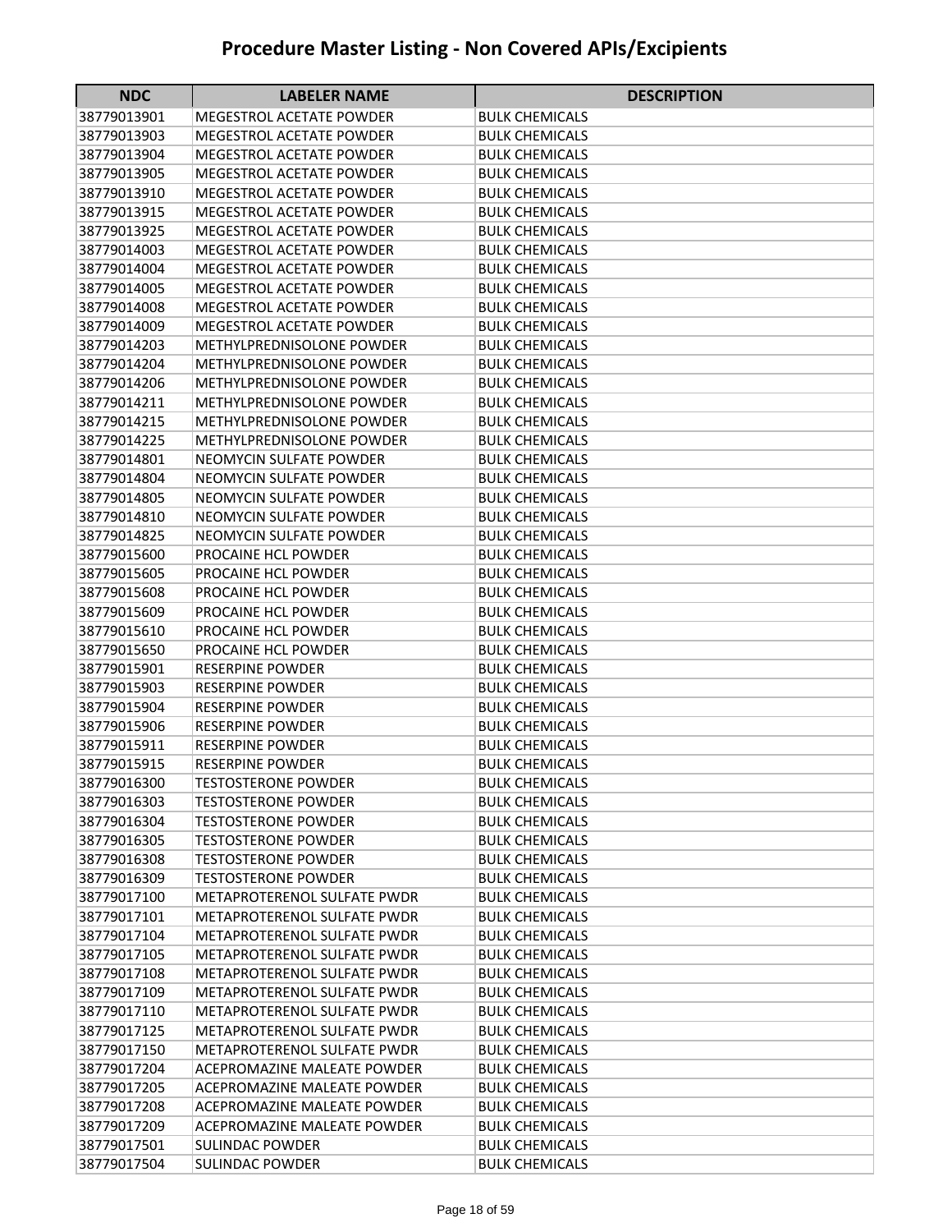# Procedure Master Listing - Non Covered APIs/Excipients

| NDC | LABELER NAME | DESCRIPTION |
|---|---|---|
| 38779013901 | MEGESTROL ACETATE POWDER | BULK CHEMICALS |
| 38779013903 | MEGESTROL ACETATE POWDER | BULK CHEMICALS |
| 38779013904 | MEGESTROL ACETATE POWDER | BULK CHEMICALS |
| 38779013905 | MEGESTROL ACETATE POWDER | BULK CHEMICALS |
| 38779013910 | MEGESTROL ACETATE POWDER | BULK CHEMICALS |
| 38779013915 | MEGESTROL ACETATE POWDER | BULK CHEMICALS |
| 38779013925 | MEGESTROL ACETATE POWDER | BULK CHEMICALS |
| 38779014003 | MEGESTROL ACETATE POWDER | BULK CHEMICALS |
| 38779014004 | MEGESTROL ACETATE POWDER | BULK CHEMICALS |
| 38779014005 | MEGESTROL ACETATE POWDER | BULK CHEMICALS |
| 38779014008 | MEGESTROL ACETATE POWDER | BULK CHEMICALS |
| 38779014009 | MEGESTROL ACETATE POWDER | BULK CHEMICALS |
| 38779014203 | METHYLPREDNISOLONE POWDER | BULK CHEMICALS |
| 38779014204 | METHYLPREDNISOLONE POWDER | BULK CHEMICALS |
| 38779014206 | METHYLPREDNISOLONE POWDER | BULK CHEMICALS |
| 38779014211 | METHYLPREDNISOLONE POWDER | BULK CHEMICALS |
| 38779014215 | METHYLPREDNISOLONE POWDER | BULK CHEMICALS |
| 38779014225 | METHYLPREDNISOLONE POWDER | BULK CHEMICALS |
| 38779014801 | NEOMYCIN SULFATE POWDER | BULK CHEMICALS |
| 38779014804 | NEOMYCIN SULFATE POWDER | BULK CHEMICALS |
| 38779014805 | NEOMYCIN SULFATE POWDER | BULK CHEMICALS |
| 38779014810 | NEOMYCIN SULFATE POWDER | BULK CHEMICALS |
| 38779014825 | NEOMYCIN SULFATE POWDER | BULK CHEMICALS |
| 38779015600 | PROCAINE HCL POWDER | BULK CHEMICALS |
| 38779015605 | PROCAINE HCL POWDER | BULK CHEMICALS |
| 38779015608 | PROCAINE HCL POWDER | BULK CHEMICALS |
| 38779015609 | PROCAINE HCL POWDER | BULK CHEMICALS |
| 38779015610 | PROCAINE HCL POWDER | BULK CHEMICALS |
| 38779015650 | PROCAINE HCL POWDER | BULK CHEMICALS |
| 38779015901 | RESERPINE POWDER | BULK CHEMICALS |
| 38779015903 | RESERPINE POWDER | BULK CHEMICALS |
| 38779015904 | RESERPINE POWDER | BULK CHEMICALS |
| 38779015906 | RESERPINE POWDER | BULK CHEMICALS |
| 38779015911 | RESERPINE POWDER | BULK CHEMICALS |
| 38779015915 | RESERPINE POWDER | BULK CHEMICALS |
| 38779016300 | TESTOSTERONE POWDER | BULK CHEMICALS |
| 38779016303 | TESTOSTERONE POWDER | BULK CHEMICALS |
| 38779016304 | TESTOSTERONE POWDER | BULK CHEMICALS |
| 38779016305 | TESTOSTERONE POWDER | BULK CHEMICALS |
| 38779016308 | TESTOSTERONE POWDER | BULK CHEMICALS |
| 38779016309 | TESTOSTERONE POWDER | BULK CHEMICALS |
| 38779017100 | METAPROTERENOL SULFATE PWDR | BULK CHEMICALS |
| 38779017101 | METAPROTERENOL SULFATE PWDR | BULK CHEMICALS |
| 38779017104 | METAPROTERENOL SULFATE PWDR | BULK CHEMICALS |
| 38779017105 | METAPROTERENOL SULFATE PWDR | BULK CHEMICALS |
| 38779017108 | METAPROTERENOL SULFATE PWDR | BULK CHEMICALS |
| 38779017109 | METAPROTERENOL SULFATE PWDR | BULK CHEMICALS |
| 38779017110 | METAPROTERENOL SULFATE PWDR | BULK CHEMICALS |
| 38779017125 | METAPROTERENOL SULFATE PWDR | BULK CHEMICALS |
| 38779017150 | METAPROTERENOL SULFATE PWDR | BULK CHEMICALS |
| 38779017204 | ACEPROMAZINE MALEATE POWDER | BULK CHEMICALS |
| 38779017205 | ACEPROMAZINE MALEATE POWDER | BULK CHEMICALS |
| 38779017208 | ACEPROMAZINE MALEATE POWDER | BULK CHEMICALS |
| 38779017209 | ACEPROMAZINE MALEATE POWDER | BULK CHEMICALS |
| 38779017501 | SULINDAC POWDER | BULK CHEMICALS |
| 38779017504 | SULINDAC POWDER | BULK CHEMICALS |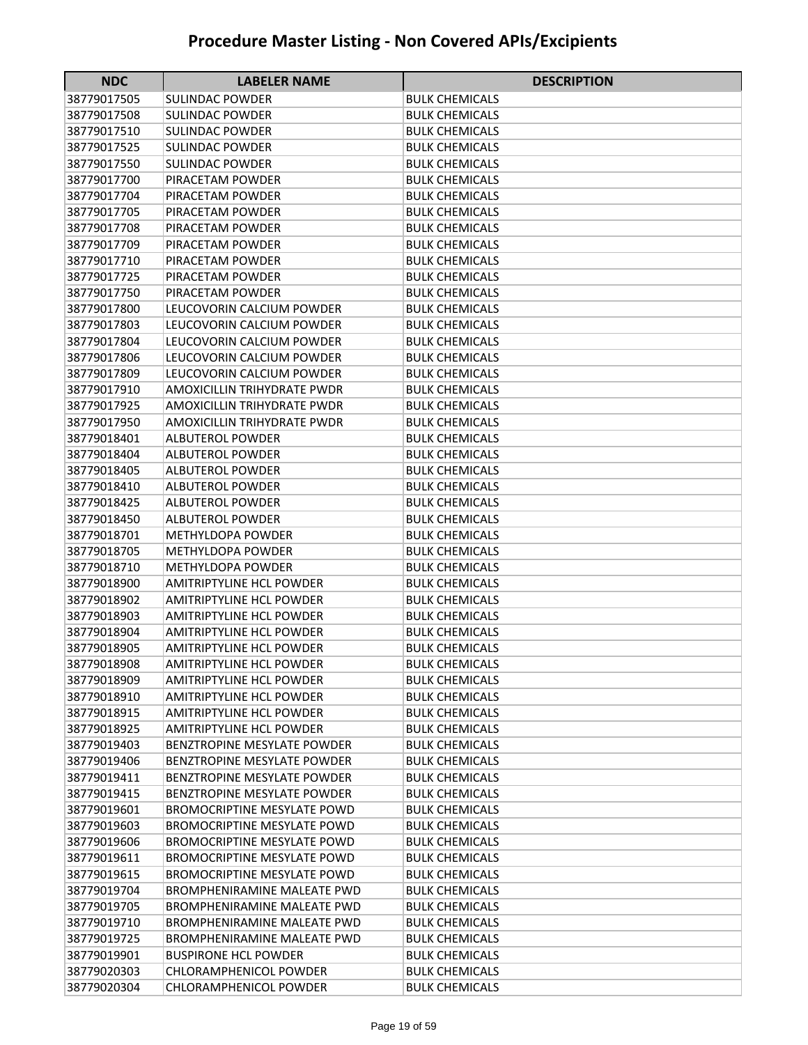# Procedure Master Listing - Non Covered APIs/Excipients

| NDC | LABELER NAME | DESCRIPTION |
|---|---|---|
| 38779017505 | SULINDAC POWDER | BULK CHEMICALS |
| 38779017508 | SULINDAC POWDER | BULK CHEMICALS |
| 38779017510 | SULINDAC POWDER | BULK CHEMICALS |
| 38779017525 | SULINDAC POWDER | BULK CHEMICALS |
| 38779017550 | SULINDAC POWDER | BULK CHEMICALS |
| 38779017700 | PIRACETAM POWDER | BULK CHEMICALS |
| 38779017704 | PIRACETAM POWDER | BULK CHEMICALS |
| 38779017705 | PIRACETAM POWDER | BULK CHEMICALS |
| 38779017708 | PIRACETAM POWDER | BULK CHEMICALS |
| 38779017709 | PIRACETAM POWDER | BULK CHEMICALS |
| 38779017710 | PIRACETAM POWDER | BULK CHEMICALS |
| 38779017725 | PIRACETAM POWDER | BULK CHEMICALS |
| 38779017750 | PIRACETAM POWDER | BULK CHEMICALS |
| 38779017800 | LEUCOVORIN CALCIUM POWDER | BULK CHEMICALS |
| 38779017803 | LEUCOVORIN CALCIUM POWDER | BULK CHEMICALS |
| 38779017804 | LEUCOVORIN CALCIUM POWDER | BULK CHEMICALS |
| 38779017806 | LEUCOVORIN CALCIUM POWDER | BULK CHEMICALS |
| 38779017809 | LEUCOVORIN CALCIUM POWDER | BULK CHEMICALS |
| 38779017910 | AMOXICILLIN TRIHYDRATE PWDR | BULK CHEMICALS |
| 38779017925 | AMOXICILLIN TRIHYDRATE PWDR | BULK CHEMICALS |
| 38779017950 | AMOXICILLIN TRIHYDRATE PWDR | BULK CHEMICALS |
| 38779018401 | ALBUTEROL POWDER | BULK CHEMICALS |
| 38779018404 | ALBUTEROL POWDER | BULK CHEMICALS |
| 38779018405 | ALBUTEROL POWDER | BULK CHEMICALS |
| 38779018410 | ALBUTEROL POWDER | BULK CHEMICALS |
| 38779018425 | ALBUTEROL POWDER | BULK CHEMICALS |
| 38779018450 | ALBUTEROL POWDER | BULK CHEMICALS |
| 38779018701 | METHYLDOPA POWDER | BULK CHEMICALS |
| 38779018705 | METHYLDOPA POWDER | BULK CHEMICALS |
| 38779018710 | METHYLDOPA POWDER | BULK CHEMICALS |
| 38779018900 | AMITRIPTYLINE HCL POWDER | BULK CHEMICALS |
| 38779018902 | AMITRIPTYLINE HCL POWDER | BULK CHEMICALS |
| 38779018903 | AMITRIPTYLINE HCL POWDER | BULK CHEMICALS |
| 38779018904 | AMITRIPTYLINE HCL POWDER | BULK CHEMICALS |
| 38779018905 | AMITRIPTYLINE HCL POWDER | BULK CHEMICALS |
| 38779018908 | AMITRIPTYLINE HCL POWDER | BULK CHEMICALS |
| 38779018909 | AMITRIPTYLINE HCL POWDER | BULK CHEMICALS |
| 38779018910 | AMITRIPTYLINE HCL POWDER | BULK CHEMICALS |
| 38779018915 | AMITRIPTYLINE HCL POWDER | BULK CHEMICALS |
| 38779018925 | AMITRIPTYLINE HCL POWDER | BULK CHEMICALS |
| 38779019403 | BENZTROPINE MESYLATE POWDER | BULK CHEMICALS |
| 38779019406 | BENZTROPINE MESYLATE POWDER | BULK CHEMICALS |
| 38779019411 | BENZTROPINE MESYLATE POWDER | BULK CHEMICALS |
| 38779019415 | BENZTROPINE MESYLATE POWDER | BULK CHEMICALS |
| 38779019601 | BROMOCRIPTINE MESYLATE POWD | BULK CHEMICALS |
| 38779019603 | BROMOCRIPTINE MESYLATE POWD | BULK CHEMICALS |
| 38779019606 | BROMOCRIPTINE MESYLATE POWD | BULK CHEMICALS |
| 38779019611 | BROMOCRIPTINE MESYLATE POWD | BULK CHEMICALS |
| 38779019615 | BROMOCRIPTINE MESYLATE POWD | BULK CHEMICALS |
| 38779019704 | BROMPHENIRAMINE MALEATE PWD | BULK CHEMICALS |
| 38779019705 | BROMPHENIRAMINE MALEATE PWD | BULK CHEMICALS |
| 38779019710 | BROMPHENIRAMINE MALEATE PWD | BULK CHEMICALS |
| 38779019725 | BROMPHENIRAMINE MALEATE PWD | BULK CHEMICALS |
| 38779019901 | BUSPIRONE HCL POWDER | BULK CHEMICALS |
| 38779020303 | CHLORAMPHENICOL POWDER | BULK CHEMICALS |
| 38779020304 | CHLORAMPHENICOL POWDER | BULK CHEMICALS |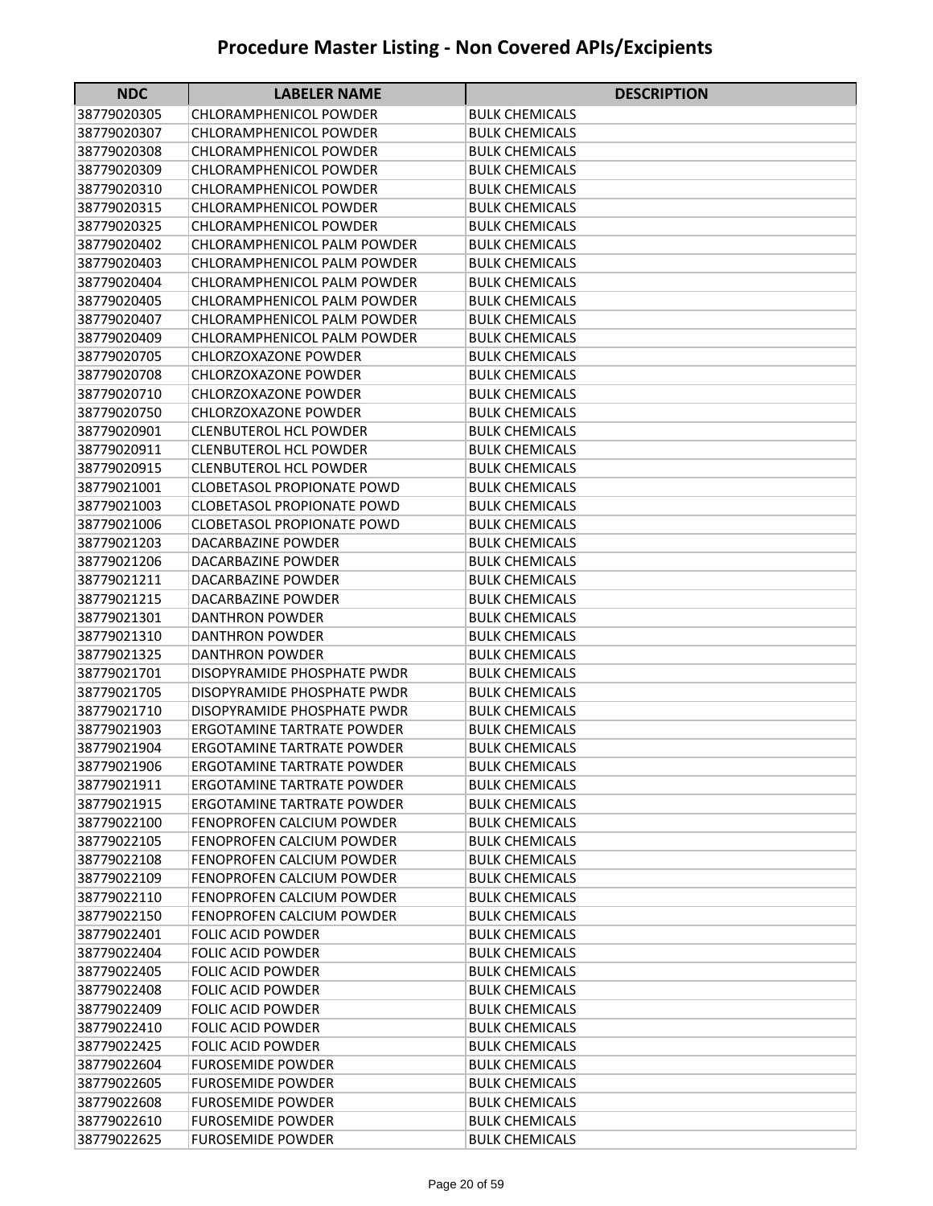# Procedure Master Listing - Non Covered APIs/Excipients

| NDC | LABELER NAME | DESCRIPTION |
|---|---|---|
| 38779020305 | CHLORAMPHENICOL POWDER | BULK CHEMICALS |
| 38779020307 | CHLORAMPHENICOL POWDER | BULK CHEMICALS |
| 38779020308 | CHLORAMPHENICOL POWDER | BULK CHEMICALS |
| 38779020309 | CHLORAMPHENICOL POWDER | BULK CHEMICALS |
| 38779020310 | CHLORAMPHENICOL POWDER | BULK CHEMICALS |
| 38779020315 | CHLORAMPHENICOL POWDER | BULK CHEMICALS |
| 38779020325 | CHLORAMPHENICOL POWDER | BULK CHEMICALS |
| 38779020402 | CHLORAMPHENICOL PALM POWDER | BULK CHEMICALS |
| 38779020403 | CHLORAMPHENICOL PALM POWDER | BULK CHEMICALS |
| 38779020404 | CHLORAMPHENICOL PALM POWDER | BULK CHEMICALS |
| 38779020405 | CHLORAMPHENICOL PALM POWDER | BULK CHEMICALS |
| 38779020407 | CHLORAMPHENICOL PALM POWDER | BULK CHEMICALS |
| 38779020409 | CHLORAMPHENICOL PALM POWDER | BULK CHEMICALS |
| 38779020705 | CHLORZOXAZONE POWDER | BULK CHEMICALS |
| 38779020708 | CHLORZOXAZONE POWDER | BULK CHEMICALS |
| 38779020710 | CHLORZOXAZONE POWDER | BULK CHEMICALS |
| 38779020750 | CHLORZOXAZONE POWDER | BULK CHEMICALS |
| 38779020901 | CLENBUTEROL HCL POWDER | BULK CHEMICALS |
| 38779020911 | CLENBUTEROL HCL POWDER | BULK CHEMICALS |
| 38779020915 | CLENBUTEROL HCL POWDER | BULK CHEMICALS |
| 38779021001 | CLOBETASOL PROPIONATE POWD | BULK CHEMICALS |
| 38779021003 | CLOBETASOL PROPIONATE POWD | BULK CHEMICALS |
| 38779021006 | CLOBETASOL PROPIONATE POWD | BULK CHEMICALS |
| 38779021203 | DACARBAZINE POWDER | BULK CHEMICALS |
| 38779021206 | DACARBAZINE POWDER | BULK CHEMICALS |
| 38779021211 | DACARBAZINE POWDER | BULK CHEMICALS |
| 38779021215 | DACARBAZINE POWDER | BULK CHEMICALS |
| 38779021301 | DANTHRON POWDER | BULK CHEMICALS |
| 38779021310 | DANTHRON POWDER | BULK CHEMICALS |
| 38779021325 | DANTHRON POWDER | BULK CHEMICALS |
| 38779021701 | DISOPYRAMIDE PHOSPHATE PWDR | BULK CHEMICALS |
| 38779021705 | DISOPYRAMIDE PHOSPHATE PWDR | BULK CHEMICALS |
| 38779021710 | DISOPYRAMIDE PHOSPHATE PWDR | BULK CHEMICALS |
| 38779021903 | ERGOTAMINE TARTRATE POWDER | BULK CHEMICALS |
| 38779021904 | ERGOTAMINE TARTRATE POWDER | BULK CHEMICALS |
| 38779021906 | ERGOTAMINE TARTRATE POWDER | BULK CHEMICALS |
| 38779021911 | ERGOTAMINE TARTRATE POWDER | BULK CHEMICALS |
| 38779021915 | ERGOTAMINE TARTRATE POWDER | BULK CHEMICALS |
| 38779022100 | FENOPROFEN CALCIUM POWDER | BULK CHEMICALS |
| 38779022105 | FENOPROFEN CALCIUM POWDER | BULK CHEMICALS |
| 38779022108 | FENOPROFEN CALCIUM POWDER | BULK CHEMICALS |
| 38779022109 | FENOPROFEN CALCIUM POWDER | BULK CHEMICALS |
| 38779022110 | FENOPROFEN CALCIUM POWDER | BULK CHEMICALS |
| 38779022150 | FENOPROFEN CALCIUM POWDER | BULK CHEMICALS |
| 38779022401 | FOLIC ACID POWDER | BULK CHEMICALS |
| 38779022404 | FOLIC ACID POWDER | BULK CHEMICALS |
| 38779022405 | FOLIC ACID POWDER | BULK CHEMICALS |
| 38779022408 | FOLIC ACID POWDER | BULK CHEMICALS |
| 38779022409 | FOLIC ACID POWDER | BULK CHEMICALS |
| 38779022410 | FOLIC ACID POWDER | BULK CHEMICALS |
| 38779022425 | FOLIC ACID POWDER | BULK CHEMICALS |
| 38779022604 | FUROSEMIDE POWDER | BULK CHEMICALS |
| 38779022605 | FUROSEMIDE POWDER | BULK CHEMICALS |
| 38779022608 | FUROSEMIDE POWDER | BULK CHEMICALS |
| 38779022610 | FUROSEMIDE POWDER | BULK CHEMICALS |
| 38779022625 | FUROSEMIDE POWDER | BULK CHEMICALS |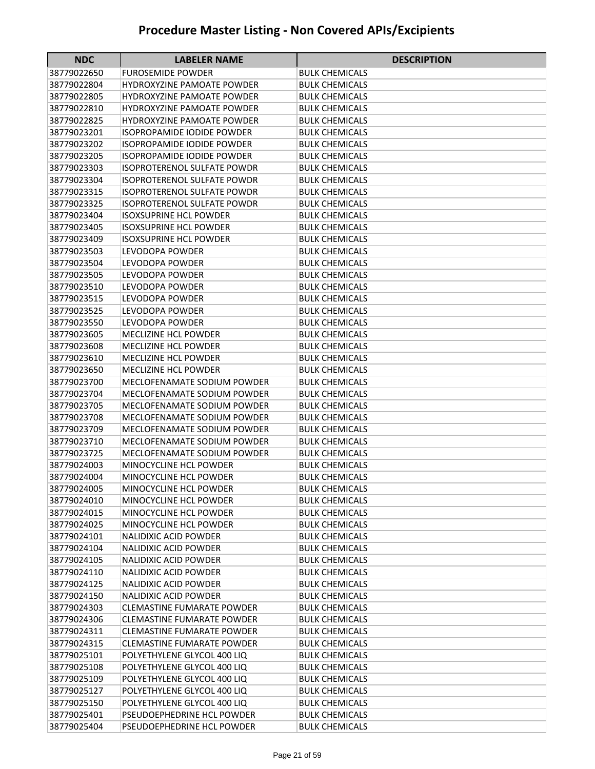# Procedure Master Listing - Non Covered APIs/Excipients

| NDC | LABELER NAME | DESCRIPTION |
|---|---|---|
| 38779022650 | FUROSEMIDE POWDER | BULK CHEMICALS |
| 38779022804 | HYDROXYZINE PAMOATE POWDER | BULK CHEMICALS |
| 38779022805 | HYDROXYZINE PAMOATE POWDER | BULK CHEMICALS |
| 38779022810 | HYDROXYZINE PAMOATE POWDER | BULK CHEMICALS |
| 38779022825 | HYDROXYZINE PAMOATE POWDER | BULK CHEMICALS |
| 38779023201 | ISOPROPAMIDE IODIDE POWDER | BULK CHEMICALS |
| 38779023202 | ISOPROPAMIDE IODIDE POWDER | BULK CHEMICALS |
| 38779023205 | ISOPROPAMIDE IODIDE POWDER | BULK CHEMICALS |
| 38779023303 | ISOPROTERENOL SULFATE POWDR | BULK CHEMICALS |
| 38779023304 | ISOPROTERENOL SULFATE POWDR | BULK CHEMICALS |
| 38779023315 | ISOPROTERENOL SULFATE POWDR | BULK CHEMICALS |
| 38779023325 | ISOPROTERENOL SULFATE POWDR | BULK CHEMICALS |
| 38779023404 | ISOXSUPRINE HCL POWDER | BULK CHEMICALS |
| 38779023405 | ISOXSUPRINE HCL POWDER | BULK CHEMICALS |
| 38779023409 | ISOXSUPRINE HCL POWDER | BULK CHEMICALS |
| 38779023503 | LEVODOPA POWDER | BULK CHEMICALS |
| 38779023504 | LEVODOPA POWDER | BULK CHEMICALS |
| 38779023505 | LEVODOPA POWDER | BULK CHEMICALS |
| 38779023510 | LEVODOPA POWDER | BULK CHEMICALS |
| 38779023515 | LEVODOPA POWDER | BULK CHEMICALS |
| 38779023525 | LEVODOPA POWDER | BULK CHEMICALS |
| 38779023550 | LEVODOPA POWDER | BULK CHEMICALS |
| 38779023605 | MECLIZINE HCL POWDER | BULK CHEMICALS |
| 38779023608 | MECLIZINE HCL POWDER | BULK CHEMICALS |
| 38779023610 | MECLIZINE HCL POWDER | BULK CHEMICALS |
| 38779023650 | MECLIZINE HCL POWDER | BULK CHEMICALS |
| 38779023700 | MECLOFENAMATE SODIUM POWDER | BULK CHEMICALS |
| 38779023704 | MECLOFENAMATE SODIUM POWDER | BULK CHEMICALS |
| 38779023705 | MECLOFENAMATE SODIUM POWDER | BULK CHEMICALS |
| 38779023708 | MECLOFENAMATE SODIUM POWDER | BULK CHEMICALS |
| 38779023709 | MECLOFENAMATE SODIUM POWDER | BULK CHEMICALS |
| 38779023710 | MECLOFENAMATE SODIUM POWDER | BULK CHEMICALS |
| 38779023725 | MECLOFENAMATE SODIUM POWDER | BULK CHEMICALS |
| 38779024003 | MINOCYCLINE HCL POWDER | BULK CHEMICALS |
| 38779024004 | MINOCYCLINE HCL POWDER | BULK CHEMICALS |
| 38779024005 | MINOCYCLINE HCL POWDER | BULK CHEMICALS |
| 38779024010 | MINOCYCLINE HCL POWDER | BULK CHEMICALS |
| 38779024015 | MINOCYCLINE HCL POWDER | BULK CHEMICALS |
| 38779024025 | MINOCYCLINE HCL POWDER | BULK CHEMICALS |
| 38779024101 | NALIDIXIC ACID POWDER | BULK CHEMICALS |
| 38779024104 | NALIDIXIC ACID POWDER | BULK CHEMICALS |
| 38779024105 | NALIDIXIC ACID POWDER | BULK CHEMICALS |
| 38779024110 | NALIDIXIC ACID POWDER | BULK CHEMICALS |
| 38779024125 | NALIDIXIC ACID POWDER | BULK CHEMICALS |
| 38779024150 | NALIDIXIC ACID POWDER | BULK CHEMICALS |
| 38779024303 | CLEMASTINE FUMARATE POWDER | BULK CHEMICALS |
| 38779024306 | CLEMASTINE FUMARATE POWDER | BULK CHEMICALS |
| 38779024311 | CLEMASTINE FUMARATE POWDER | BULK CHEMICALS |
| 38779024315 | CLEMASTINE FUMARATE POWDER | BULK CHEMICALS |
| 38779025101 | POLYETHYLENE GLYCOL 400 LIQ | BULK CHEMICALS |
| 38779025108 | POLYETHYLENE GLYCOL 400 LIQ | BULK CHEMICALS |
| 38779025109 | POLYETHYLENE GLYCOL 400 LIQ | BULK CHEMICALS |
| 38779025127 | POLYETHYLENE GLYCOL 400 LIQ | BULK CHEMICALS |
| 38779025150 | POLYETHYLENE GLYCOL 400 LIQ | BULK CHEMICALS |
| 38779025401 | PSEUDOEPHEDRINE HCL POWDER | BULK CHEMICALS |
| 38779025404 | PSEUDOEPHEDRINE HCL POWDER | BULK CHEMICALS |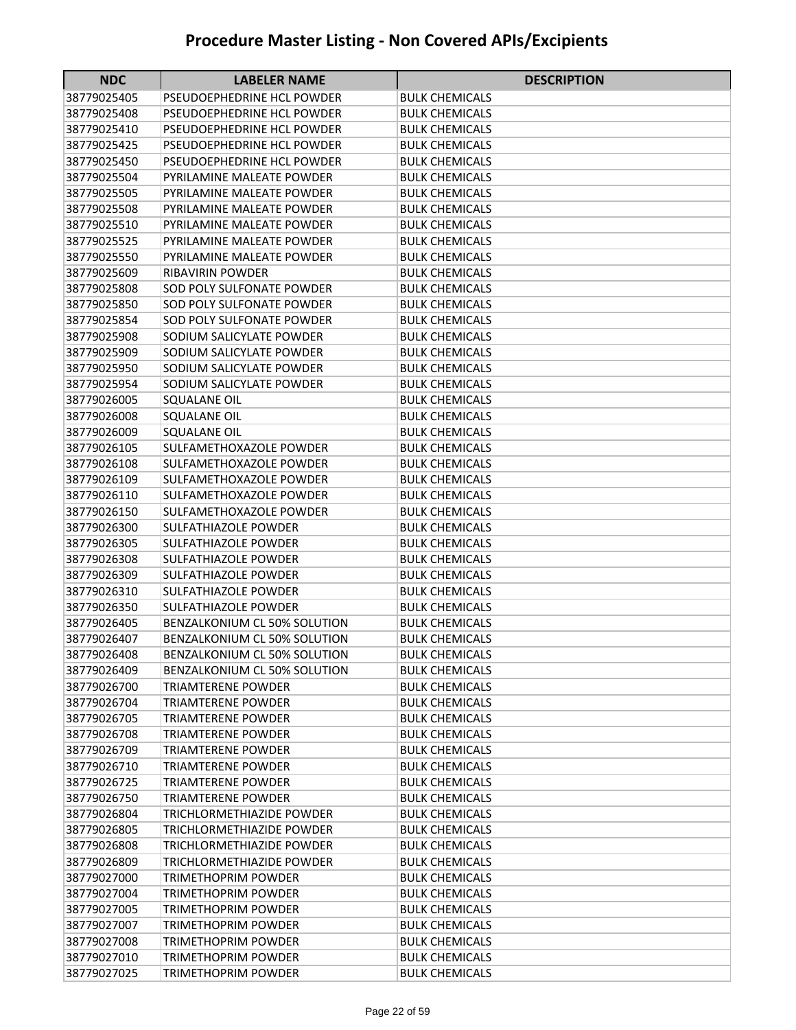# Procedure Master Listing - Non Covered APIs/Excipients

| NDC | LABELER NAME | DESCRIPTION |
|---|---|---|
| 38779025405 | PSEUDOEPHEDRINE HCL POWDER | BULK CHEMICALS |
| 38779025408 | PSEUDOEPHEDRINE HCL POWDER | BULK CHEMICALS |
| 38779025410 | PSEUDOEPHEDRINE HCL POWDER | BULK CHEMICALS |
| 38779025425 | PSEUDOEPHEDRINE HCL POWDER | BULK CHEMICALS |
| 38779025450 | PSEUDOEPHEDRINE HCL POWDER | BULK CHEMICALS |
| 38779025504 | PYRILAMINE MALEATE POWDER | BULK CHEMICALS |
| 38779025505 | PYRILAMINE MALEATE POWDER | BULK CHEMICALS |
| 38779025508 | PYRILAMINE MALEATE POWDER | BULK CHEMICALS |
| 38779025510 | PYRILAMINE MALEATE POWDER | BULK CHEMICALS |
| 38779025525 | PYRILAMINE MALEATE POWDER | BULK CHEMICALS |
| 38779025550 | PYRILAMINE MALEATE POWDER | BULK CHEMICALS |
| 38779025609 | RIBAVIRIN POWDER | BULK CHEMICALS |
| 38779025808 | SOD POLY SULFONATE POWDER | BULK CHEMICALS |
| 38779025850 | SOD POLY SULFONATE POWDER | BULK CHEMICALS |
| 38779025854 | SOD POLY SULFONATE POWDER | BULK CHEMICALS |
| 38779025908 | SODIUM SALICYLATE POWDER | BULK CHEMICALS |
| 38779025909 | SODIUM SALICYLATE POWDER | BULK CHEMICALS |
| 38779025950 | SODIUM SALICYLATE POWDER | BULK CHEMICALS |
| 38779025954 | SODIUM SALICYLATE POWDER | BULK CHEMICALS |
| 38779026005 | SQUALANE OIL | BULK CHEMICALS |
| 38779026008 | SQUALANE OIL | BULK CHEMICALS |
| 38779026009 | SQUALANE OIL | BULK CHEMICALS |
| 38779026105 | SULFAMETHOXAZOLE POWDER | BULK CHEMICALS |
| 38779026108 | SULFAMETHOXAZOLE POWDER | BULK CHEMICALS |
| 38779026109 | SULFAMETHOXAZOLE POWDER | BULK CHEMICALS |
| 38779026110 | SULFAMETHOXAZOLE POWDER | BULK CHEMICALS |
| 38779026150 | SULFAMETHOXAZOLE POWDER | BULK CHEMICALS |
| 38779026300 | SULFATHIAZOLE POWDER | BULK CHEMICALS |
| 38779026305 | SULFATHIAZOLE POWDER | BULK CHEMICALS |
| 38779026308 | SULFATHIAZOLE POWDER | BULK CHEMICALS |
| 38779026309 | SULFATHIAZOLE POWDER | BULK CHEMICALS |
| 38779026310 | SULFATHIAZOLE POWDER | BULK CHEMICALS |
| 38779026350 | SULFATHIAZOLE POWDER | BULK CHEMICALS |
| 38779026405 | BENZALKONIUM CL 50% SOLUTION | BULK CHEMICALS |
| 38779026407 | BENZALKONIUM CL 50% SOLUTION | BULK CHEMICALS |
| 38779026408 | BENZALKONIUM CL 50% SOLUTION | BULK CHEMICALS |
| 38779026409 | BENZALKONIUM CL 50% SOLUTION | BULK CHEMICALS |
| 38779026700 | TRIAMTERENE POWDER | BULK CHEMICALS |
| 38779026704 | TRIAMTERENE POWDER | BULK CHEMICALS |
| 38779026705 | TRIAMTERENE POWDER | BULK CHEMICALS |
| 38779026708 | TRIAMTERENE POWDER | BULK CHEMICALS |
| 38779026709 | TRIAMTERENE POWDER | BULK CHEMICALS |
| 38779026710 | TRIAMTERENE POWDER | BULK CHEMICALS |
| 38779026725 | TRIAMTERENE POWDER | BULK CHEMICALS |
| 38779026750 | TRIAMTERENE POWDER | BULK CHEMICALS |
| 38779026804 | TRICHLORMETHIAZIDE POWDER | BULK CHEMICALS |
| 38779026805 | TRICHLORMETHIAZIDE POWDER | BULK CHEMICALS |
| 38779026808 | TRICHLORMETHIAZIDE POWDER | BULK CHEMICALS |
| 38779026809 | TRICHLORMETHIAZIDE POWDER | BULK CHEMICALS |
| 38779027000 | TRIMETHOPRIM POWDER | BULK CHEMICALS |
| 38779027004 | TRIMETHOPRIM POWDER | BULK CHEMICALS |
| 38779027005 | TRIMETHOPRIM POWDER | BULK CHEMICALS |
| 38779027007 | TRIMETHOPRIM POWDER | BULK CHEMICALS |
| 38779027008 | TRIMETHOPRIM POWDER | BULK CHEMICALS |
| 38779027010 | TRIMETHOPRIM POWDER | BULK CHEMICALS |
| 38779027025 | TRIMETHOPRIM POWDER | BULK CHEMICALS |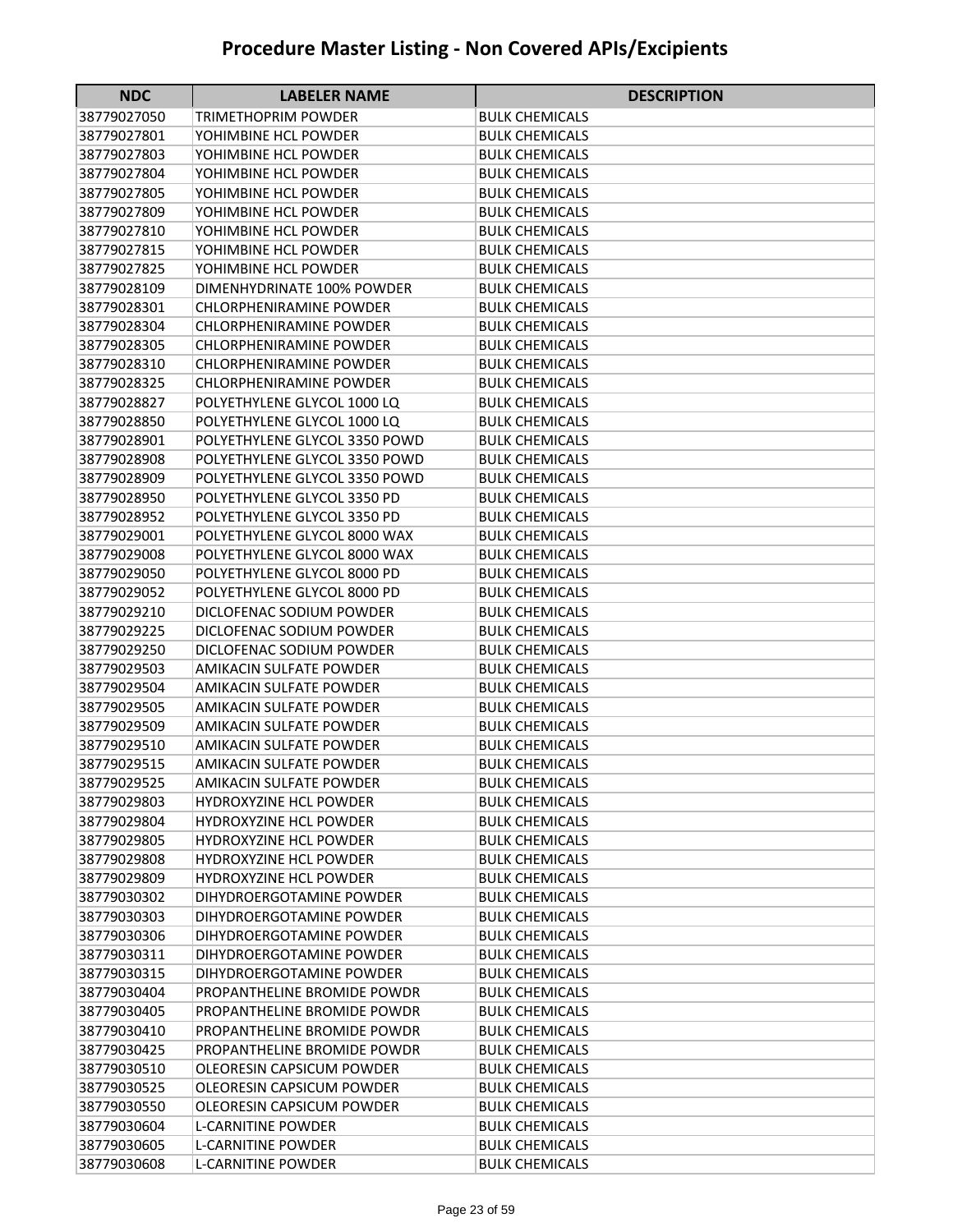# Procedure Master Listing - Non Covered APIs/Excipients

| NDC | LABELER NAME | DESCRIPTION |
|---|---|---|
| 38779027050 | TRIMETHOPRIM POWDER | BULK CHEMICALS |
| 38779027801 | YOHIMBINE HCL POWDER | BULK CHEMICALS |
| 38779027803 | YOHIMBINE HCL POWDER | BULK CHEMICALS |
| 38779027804 | YOHIMBINE HCL POWDER | BULK CHEMICALS |
| 38779027805 | YOHIMBINE HCL POWDER | BULK CHEMICALS |
| 38779027809 | YOHIMBINE HCL POWDER | BULK CHEMICALS |
| 38779027810 | YOHIMBINE HCL POWDER | BULK CHEMICALS |
| 38779027815 | YOHIMBINE HCL POWDER | BULK CHEMICALS |
| 38779027825 | YOHIMBINE HCL POWDER | BULK CHEMICALS |
| 38779028109 | DIMENHYDRINATE 100% POWDER | BULK CHEMICALS |
| 38779028301 | CHLORPHENIRAMINE POWDER | BULK CHEMICALS |
| 38779028304 | CHLORPHENIRAMINE POWDER | BULK CHEMICALS |
| 38779028305 | CHLORPHENIRAMINE POWDER | BULK CHEMICALS |
| 38779028310 | CHLORPHENIRAMINE POWDER | BULK CHEMICALS |
| 38779028325 | CHLORPHENIRAMINE POWDER | BULK CHEMICALS |
| 38779028827 | POLYETHYLENE GLYCOL 1000 LQ | BULK CHEMICALS |
| 38779028850 | POLYETHYLENE GLYCOL 1000 LQ | BULK CHEMICALS |
| 38779028901 | POLYETHYLENE GLYCOL 3350 POWD | BULK CHEMICALS |
| 38779028908 | POLYETHYLENE GLYCOL 3350 POWD | BULK CHEMICALS |
| 38779028909 | POLYETHYLENE GLYCOL 3350 POWD | BULK CHEMICALS |
| 38779028950 | POLYETHYLENE GLYCOL 3350 PD | BULK CHEMICALS |
| 38779028952 | POLYETHYLENE GLYCOL 3350 PD | BULK CHEMICALS |
| 38779029001 | POLYETHYLENE GLYCOL 8000 WAX | BULK CHEMICALS |
| 38779029008 | POLYETHYLENE GLYCOL 8000 WAX | BULK CHEMICALS |
| 38779029050 | POLYETHYLENE GLYCOL 8000 PD | BULK CHEMICALS |
| 38779029052 | POLYETHYLENE GLYCOL 8000 PD | BULK CHEMICALS |
| 38779029210 | DICLOFENAC SODIUM POWDER | BULK CHEMICALS |
| 38779029225 | DICLOFENAC SODIUM POWDER | BULK CHEMICALS |
| 38779029250 | DICLOFENAC SODIUM POWDER | BULK CHEMICALS |
| 38779029503 | AMIKACIN SULFATE POWDER | BULK CHEMICALS |
| 38779029504 | AMIKACIN SULFATE POWDER | BULK CHEMICALS |
| 38779029505 | AMIKACIN SULFATE POWDER | BULK CHEMICALS |
| 38779029509 | AMIKACIN SULFATE POWDER | BULK CHEMICALS |
| 38779029510 | AMIKACIN SULFATE POWDER | BULK CHEMICALS |
| 38779029515 | AMIKACIN SULFATE POWDER | BULK CHEMICALS |
| 38779029525 | AMIKACIN SULFATE POWDER | BULK CHEMICALS |
| 38779029803 | HYDROXYZINE HCL POWDER | BULK CHEMICALS |
| 38779029804 | HYDROXYZINE HCL POWDER | BULK CHEMICALS |
| 38779029805 | HYDROXYZINE HCL POWDER | BULK CHEMICALS |
| 38779029808 | HYDROXYZINE HCL POWDER | BULK CHEMICALS |
| 38779029809 | HYDROXYZINE HCL POWDER | BULK CHEMICALS |
| 38779030302 | DIHYDROERGOTAMINE POWDER | BULK CHEMICALS |
| 38779030303 | DIHYDROERGOTAMINE POWDER | BULK CHEMICALS |
| 38779030306 | DIHYDROERGOTAMINE POWDER | BULK CHEMICALS |
| 38779030311 | DIHYDROERGOTAMINE POWDER | BULK CHEMICALS |
| 38779030315 | DIHYDROERGOTAMINE POWDER | BULK CHEMICALS |
| 38779030404 | PROPANTHELINE BROMIDE POWDR | BULK CHEMICALS |
| 38779030405 | PROPANTHELINE BROMIDE POWDR | BULK CHEMICALS |
| 38779030410 | PROPANTHELINE BROMIDE POWDR | BULK CHEMICALS |
| 38779030425 | PROPANTHELINE BROMIDE POWDR | BULK CHEMICALS |
| 38779030510 | OLEORESIN CAPSICUM POWDER | BULK CHEMICALS |
| 38779030525 | OLEORESIN CAPSICUM POWDER | BULK CHEMICALS |
| 38779030550 | OLEORESIN CAPSICUM POWDER | BULK CHEMICALS |
| 38779030604 | L-CARNITINE POWDER | BULK CHEMICALS |
| 38779030605 | L-CARNITINE POWDER | BULK CHEMICALS |
| 38779030608 | L-CARNITINE POWDER | BULK CHEMICALS |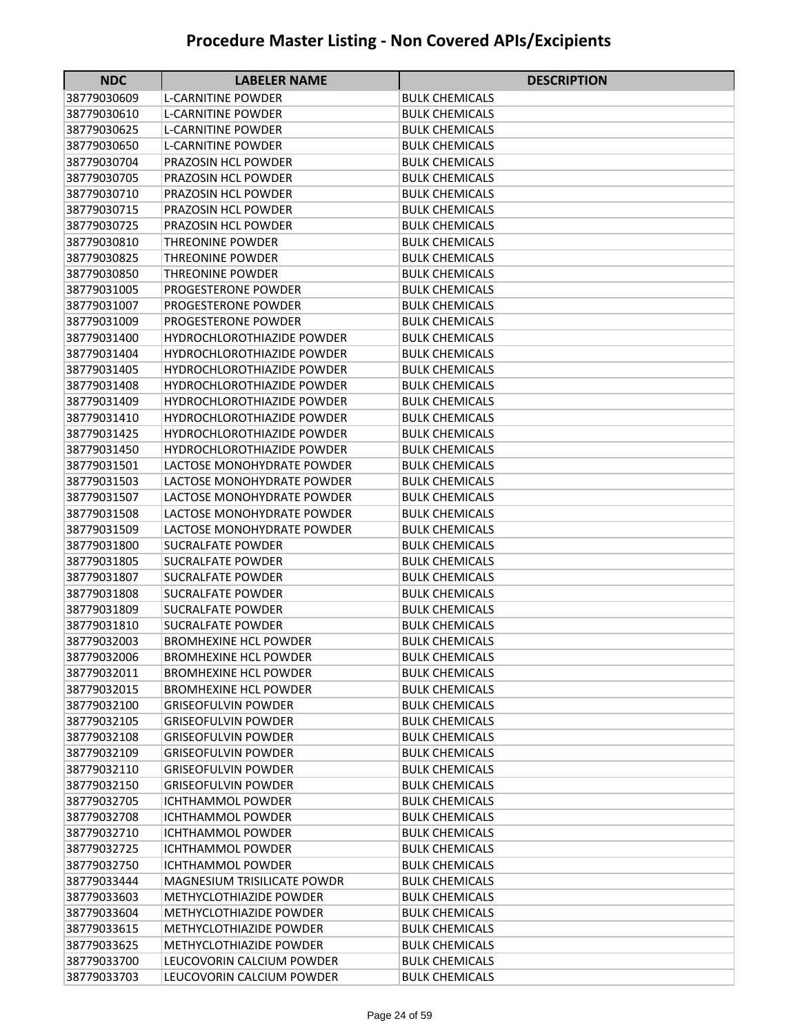# Procedure Master Listing - Non Covered APIs/Excipients

| NDC | LABELER NAME | DESCRIPTION |
|---|---|---|
| 38779030609 | L-CARNITINE POWDER | BULK CHEMICALS |
| 38779030610 | L-CARNITINE POWDER | BULK CHEMICALS |
| 38779030625 | L-CARNITINE POWDER | BULK CHEMICALS |
| 38779030650 | L-CARNITINE POWDER | BULK CHEMICALS |
| 38779030704 | PRAZOSIN HCL POWDER | BULK CHEMICALS |
| 38779030705 | PRAZOSIN HCL POWDER | BULK CHEMICALS |
| 38779030710 | PRAZOSIN HCL POWDER | BULK CHEMICALS |
| 38779030715 | PRAZOSIN HCL POWDER | BULK CHEMICALS |
| 38779030725 | PRAZOSIN HCL POWDER | BULK CHEMICALS |
| 38779030810 | THREONINE POWDER | BULK CHEMICALS |
| 38779030825 | THREONINE POWDER | BULK CHEMICALS |
| 38779030850 | THREONINE POWDER | BULK CHEMICALS |
| 38779031005 | PROGESTERONE POWDER | BULK CHEMICALS |
| 38779031007 | PROGESTERONE POWDER | BULK CHEMICALS |
| 38779031009 | PROGESTERONE POWDER | BULK CHEMICALS |
| 38779031400 | HYDROCHLOROTHIAZIDE POWDER | BULK CHEMICALS |
| 38779031404 | HYDROCHLOROTHIAZIDE POWDER | BULK CHEMICALS |
| 38779031405 | HYDROCHLOROTHIAZIDE POWDER | BULK CHEMICALS |
| 38779031408 | HYDROCHLOROTHIAZIDE POWDER | BULK CHEMICALS |
| 38779031409 | HYDROCHLOROTHIAZIDE POWDER | BULK CHEMICALS |
| 38779031410 | HYDROCHLOROTHIAZIDE POWDER | BULK CHEMICALS |
| 38779031425 | HYDROCHLOROTHIAZIDE POWDER | BULK CHEMICALS |
| 38779031450 | HYDROCHLOROTHIAZIDE POWDER | BULK CHEMICALS |
| 38779031501 | LACTOSE MONOHYDRATE POWDER | BULK CHEMICALS |
| 38779031503 | LACTOSE MONOHYDRATE POWDER | BULK CHEMICALS |
| 38779031507 | LACTOSE MONOHYDRATE POWDER | BULK CHEMICALS |
| 38779031508 | LACTOSE MONOHYDRATE POWDER | BULK CHEMICALS |
| 38779031509 | LACTOSE MONOHYDRATE POWDER | BULK CHEMICALS |
| 38779031800 | SUCRALFATE POWDER | BULK CHEMICALS |
| 38779031805 | SUCRALFATE POWDER | BULK CHEMICALS |
| 38779031807 | SUCRALFATE POWDER | BULK CHEMICALS |
| 38779031808 | SUCRALFATE POWDER | BULK CHEMICALS |
| 38779031809 | SUCRALFATE POWDER | BULK CHEMICALS |
| 38779031810 | SUCRALFATE POWDER | BULK CHEMICALS |
| 38779032003 | BROMHEXINE HCL POWDER | BULK CHEMICALS |
| 38779032006 | BROMHEXINE HCL POWDER | BULK CHEMICALS |
| 38779032011 | BROMHEXINE HCL POWDER | BULK CHEMICALS |
| 38779032015 | BROMHEXINE HCL POWDER | BULK CHEMICALS |
| 38779032100 | GRISEOFULVIN POWDER | BULK CHEMICALS |
| 38779032105 | GRISEOFULVIN POWDER | BULK CHEMICALS |
| 38779032108 | GRISEOFULVIN POWDER | BULK CHEMICALS |
| 38779032109 | GRISEOFULVIN POWDER | BULK CHEMICALS |
| 38779032110 | GRISEOFULVIN POWDER | BULK CHEMICALS |
| 38779032150 | GRISEOFULVIN POWDER | BULK CHEMICALS |
| 38779032705 | ICHTHAMMOL POWDER | BULK CHEMICALS |
| 38779032708 | ICHTHAMMOL POWDER | BULK CHEMICALS |
| 38779032710 | ICHTHAMMOL POWDER | BULK CHEMICALS |
| 38779032725 | ICHTHAMMOL POWDER | BULK CHEMICALS |
| 38779032750 | ICHTHAMMOL POWDER | BULK CHEMICALS |
| 38779033444 | MAGNESIUM TRISILICATE POWDR | BULK CHEMICALS |
| 38779033603 | METHYCLOTHIAZIDE POWDER | BULK CHEMICALS |
| 38779033604 | METHYCLOTHIAZIDE POWDER | BULK CHEMICALS |
| 38779033615 | METHYCLOTHIAZIDE POWDER | BULK CHEMICALS |
| 38779033625 | METHYCLOTHIAZIDE POWDER | BULK CHEMICALS |
| 38779033700 | LEUCOVORIN CALCIUM POWDER | BULK CHEMICALS |
| 38779033703 | LEUCOVORIN CALCIUM POWDER | BULK CHEMICALS |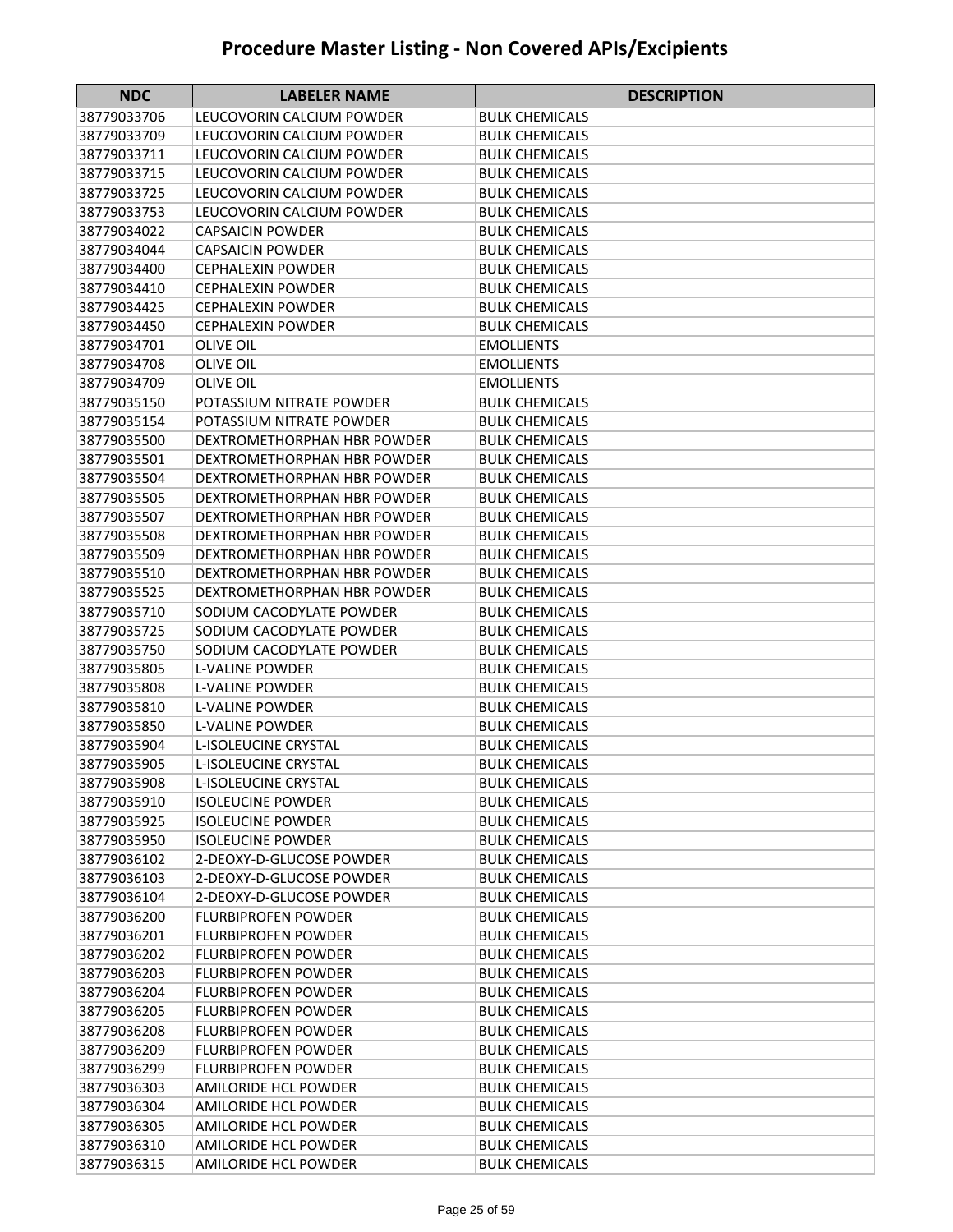# Procedure Master Listing - Non Covered APIs/Excipients

| NDC | LABELER NAME | DESCRIPTION |
|---|---|---|
| 38779033706 | LEUCOVORIN CALCIUM POWDER | BULK CHEMICALS |
| 38779033709 | LEUCOVORIN CALCIUM POWDER | BULK CHEMICALS |
| 38779033711 | LEUCOVORIN CALCIUM POWDER | BULK CHEMICALS |
| 38779033715 | LEUCOVORIN CALCIUM POWDER | BULK CHEMICALS |
| 38779033725 | LEUCOVORIN CALCIUM POWDER | BULK CHEMICALS |
| 38779033753 | LEUCOVORIN CALCIUM POWDER | BULK CHEMICALS |
| 38779034022 | CAPSAICIN POWDER | BULK CHEMICALS |
| 38779034044 | CAPSAICIN POWDER | BULK CHEMICALS |
| 38779034400 | CEPHALEXIN POWDER | BULK CHEMICALS |
| 38779034410 | CEPHALEXIN POWDER | BULK CHEMICALS |
| 38779034425 | CEPHALEXIN POWDER | BULK CHEMICALS |
| 38779034450 | CEPHALEXIN POWDER | BULK CHEMICALS |
| 38779034701 | OLIVE OIL | EMOLLIENTS |
| 38779034708 | OLIVE OIL | EMOLLIENTS |
| 38779034709 | OLIVE OIL | EMOLLIENTS |
| 38779035150 | POTASSIUM NITRATE POWDER | BULK CHEMICALS |
| 38779035154 | POTASSIUM NITRATE POWDER | BULK CHEMICALS |
| 38779035500 | DEXTROMETHORPHAN HBR POWDER | BULK CHEMICALS |
| 38779035501 | DEXTROMETHORPHAN HBR POWDER | BULK CHEMICALS |
| 38779035504 | DEXTROMETHORPHAN HBR POWDER | BULK CHEMICALS |
| 38779035505 | DEXTROMETHORPHAN HBR POWDER | BULK CHEMICALS |
| 38779035507 | DEXTROMETHORPHAN HBR POWDER | BULK CHEMICALS |
| 38779035508 | DEXTROMETHORPHAN HBR POWDER | BULK CHEMICALS |
| 38779035509 | DEXTROMETHORPHAN HBR POWDER | BULK CHEMICALS |
| 38779035510 | DEXTROMETHORPHAN HBR POWDER | BULK CHEMICALS |
| 38779035525 | DEXTROMETHORPHAN HBR POWDER | BULK CHEMICALS |
| 38779035710 | SODIUM CACODYLATE POWDER | BULK CHEMICALS |
| 38779035725 | SODIUM CACODYLATE POWDER | BULK CHEMICALS |
| 38779035750 | SODIUM CACODYLATE POWDER | BULK CHEMICALS |
| 38779035805 | L-VALINE POWDER | BULK CHEMICALS |
| 38779035808 | L-VALINE POWDER | BULK CHEMICALS |
| 38779035810 | L-VALINE POWDER | BULK CHEMICALS |
| 38779035850 | L-VALINE POWDER | BULK CHEMICALS |
| 38779035904 | L-ISOLEUCINE CRYSTAL | BULK CHEMICALS |
| 38779035905 | L-ISOLEUCINE CRYSTAL | BULK CHEMICALS |
| 38779035908 | L-ISOLEUCINE CRYSTAL | BULK CHEMICALS |
| 38779035910 | ISOLEUCINE POWDER | BULK CHEMICALS |
| 38779035925 | ISOLEUCINE POWDER | BULK CHEMICALS |
| 38779035950 | ISOLEUCINE POWDER | BULK CHEMICALS |
| 38779036102 | 2-DEOXY-D-GLUCOSE POWDER | BULK CHEMICALS |
| 38779036103 | 2-DEOXY-D-GLUCOSE POWDER | BULK CHEMICALS |
| 38779036104 | 2-DEOXY-D-GLUCOSE POWDER | BULK CHEMICALS |
| 38779036200 | FLURBIPROFEN POWDER | BULK CHEMICALS |
| 38779036201 | FLURBIPROFEN POWDER | BULK CHEMICALS |
| 38779036202 | FLURBIPROFEN POWDER | BULK CHEMICALS |
| 38779036203 | FLURBIPROFEN POWDER | BULK CHEMICALS |
| 38779036204 | FLURBIPROFEN POWDER | BULK CHEMICALS |
| 38779036205 | FLURBIPROFEN POWDER | BULK CHEMICALS |
| 38779036208 | FLURBIPROFEN POWDER | BULK CHEMICALS |
| 38779036209 | FLURBIPROFEN POWDER | BULK CHEMICALS |
| 38779036299 | FLURBIPROFEN POWDER | BULK CHEMICALS |
| 38779036303 | AMILORIDE HCL POWDER | BULK CHEMICALS |
| 38779036304 | AMILORIDE HCL POWDER | BULK CHEMICALS |
| 38779036305 | AMILORIDE HCL POWDER | BULK CHEMICALS |
| 38779036310 | AMILORIDE HCL POWDER | BULK CHEMICALS |
| 38779036315 | AMILORIDE HCL POWDER | BULK CHEMICALS |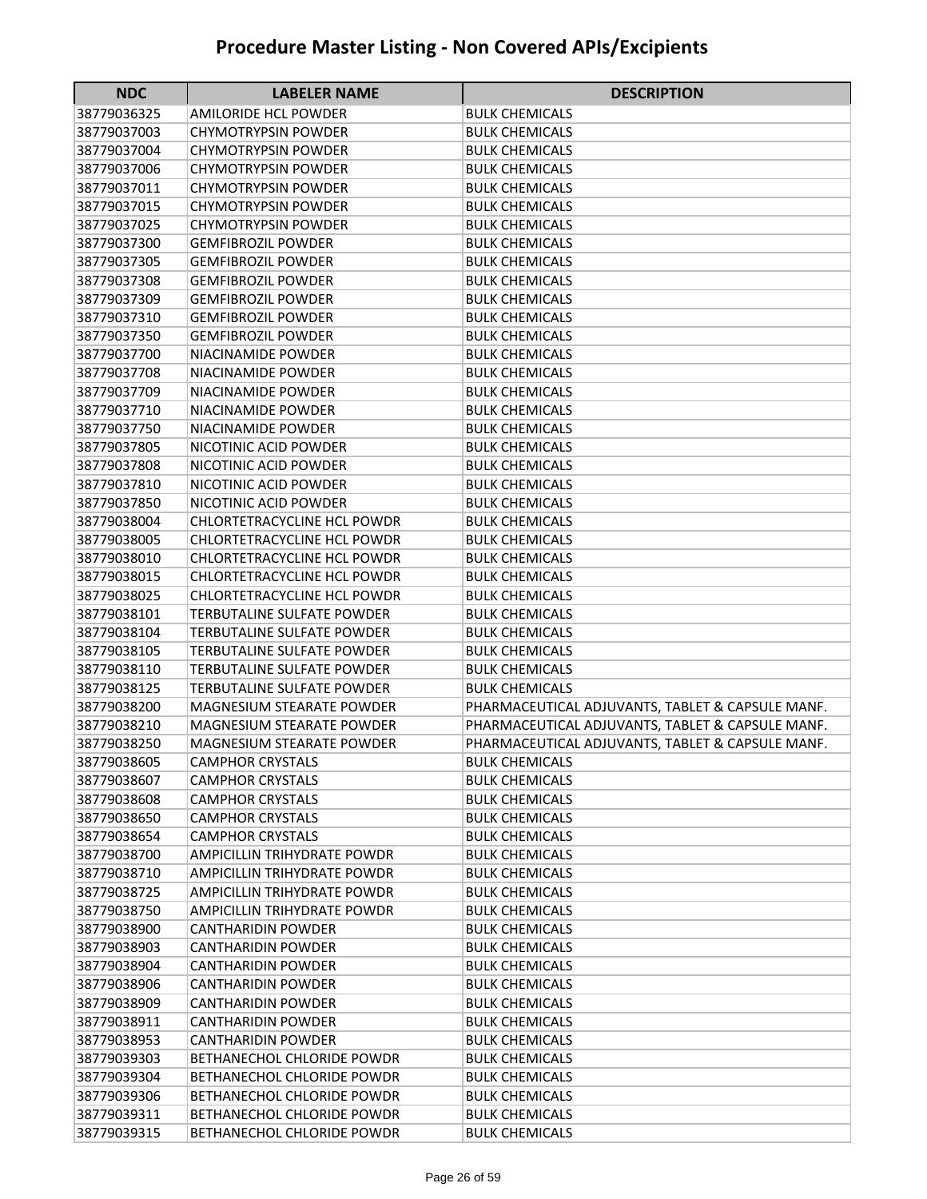# Procedure Master Listing - Non Covered APIs/Excipients

| NDC | LABELER NAME | DESCRIPTION |
|---|---|---|
| 38779036325 | AMILORIDE HCL POWDER | BULK CHEMICALS |
| 38779037003 | CHYMOTRYPSIN POWDER | BULK CHEMICALS |
| 38779037004 | CHYMOTRYPSIN POWDER | BULK CHEMICALS |
| 38779037006 | CHYMOTRYPSIN POWDER | BULK CHEMICALS |
| 38779037011 | CHYMOTRYPSIN POWDER | BULK CHEMICALS |
| 38779037015 | CHYMOTRYPSIN POWDER | BULK CHEMICALS |
| 38779037025 | CHYMOTRYPSIN POWDER | BULK CHEMICALS |
| 38779037300 | GEMFIBROZIL POWDER | BULK CHEMICALS |
| 38779037305 | GEMFIBROZIL POWDER | BULK CHEMICALS |
| 38779037308 | GEMFIBROZIL POWDER | BULK CHEMICALS |
| 38779037309 | GEMFIBROZIL POWDER | BULK CHEMICALS |
| 38779037310 | GEMFIBROZIL POWDER | BULK CHEMICALS |
| 38779037350 | GEMFIBROZIL POWDER | BULK CHEMICALS |
| 38779037700 | NIACINAMIDE POWDER | BULK CHEMICALS |
| 38779037708 | NIACINAMIDE POWDER | BULK CHEMICALS |
| 38779037709 | NIACINAMIDE POWDER | BULK CHEMICALS |
| 38779037710 | NIACINAMIDE POWDER | BULK CHEMICALS |
| 38779037750 | NIACINAMIDE POWDER | BULK CHEMICALS |
| 38779037805 | NICOTINIC ACID POWDER | BULK CHEMICALS |
| 38779037808 | NICOTINIC ACID POWDER | BULK CHEMICALS |
| 38779037810 | NICOTINIC ACID POWDER | BULK CHEMICALS |
| 38779037850 | NICOTINIC ACID POWDER | BULK CHEMICALS |
| 38779038004 | CHLORTETRACYCLINE HCL POWDR | BULK CHEMICALS |
| 38779038005 | CHLORTETRACYCLINE HCL POWDR | BULK CHEMICALS |
| 38779038010 | CHLORTETRACYCLINE HCL POWDR | BULK CHEMICALS |
| 38779038015 | CHLORTETRACYCLINE HCL POWDR | BULK CHEMICALS |
| 38779038025 | CHLORTETRACYCLINE HCL POWDR | BULK CHEMICALS |
| 38779038101 | TERBUTALINE SULFATE POWDER | BULK CHEMICALS |
| 38779038104 | TERBUTALINE SULFATE POWDER | BULK CHEMICALS |
| 38779038105 | TERBUTALINE SULFATE POWDER | BULK CHEMICALS |
| 38779038110 | TERBUTALINE SULFATE POWDER | BULK CHEMICALS |
| 38779038125 | TERBUTALINE SULFATE POWDER | BULK CHEMICALS |
| 38779038200 | MAGNESIUM STEARATE POWDER | PHARMACEUTICAL ADJUVANTS, TABLET & CAPSULE MANF. |
| 38779038210 | MAGNESIUM STEARATE POWDER | PHARMACEUTICAL ADJUVANTS, TABLET & CAPSULE MANF. |
| 38779038250 | MAGNESIUM STEARATE POWDER | PHARMACEUTICAL ADJUVANTS, TABLET & CAPSULE MANF. |
| 38779038605 | CAMPHOR CRYSTALS | BULK CHEMICALS |
| 38779038607 | CAMPHOR CRYSTALS | BULK CHEMICALS |
| 38779038608 | CAMPHOR CRYSTALS | BULK CHEMICALS |
| 38779038650 | CAMPHOR CRYSTALS | BULK CHEMICALS |
| 38779038654 | CAMPHOR CRYSTALS | BULK CHEMICALS |
| 38779038700 | AMPICILLIN TRIHYDRATE POWDR | BULK CHEMICALS |
| 38779038710 | AMPICILLIN TRIHYDRATE POWDR | BULK CHEMICALS |
| 38779038725 | AMPICILLIN TRIHYDRATE POWDR | BULK CHEMICALS |
| 38779038750 | AMPICILLIN TRIHYDRATE POWDR | BULK CHEMICALS |
| 38779038900 | CANTHARIDIN POWDER | BULK CHEMICALS |
| 38779038903 | CANTHARIDIN POWDER | BULK CHEMICALS |
| 38779038904 | CANTHARIDIN POWDER | BULK CHEMICALS |
| 38779038906 | CANTHARIDIN POWDER | BULK CHEMICALS |
| 38779038909 | CANTHARIDIN POWDER | BULK CHEMICALS |
| 38779038911 | CANTHARIDIN POWDER | BULK CHEMICALS |
| 38779038953 | CANTHARIDIN POWDER | BULK CHEMICALS |
| 38779039303 | BETHANECHOL CHLORIDE POWDR | BULK CHEMICALS |
| 38779039304 | BETHANECHOL CHLORIDE POWDR | BULK CHEMICALS |
| 38779039306 | BETHANECHOL CHLORIDE POWDR | BULK CHEMICALS |
| 38779039311 | BETHANECHOL CHLORIDE POWDR | BULK CHEMICALS |
| 38779039315 | BETHANECHOL CHLORIDE POWDR | BULK CHEMICALS |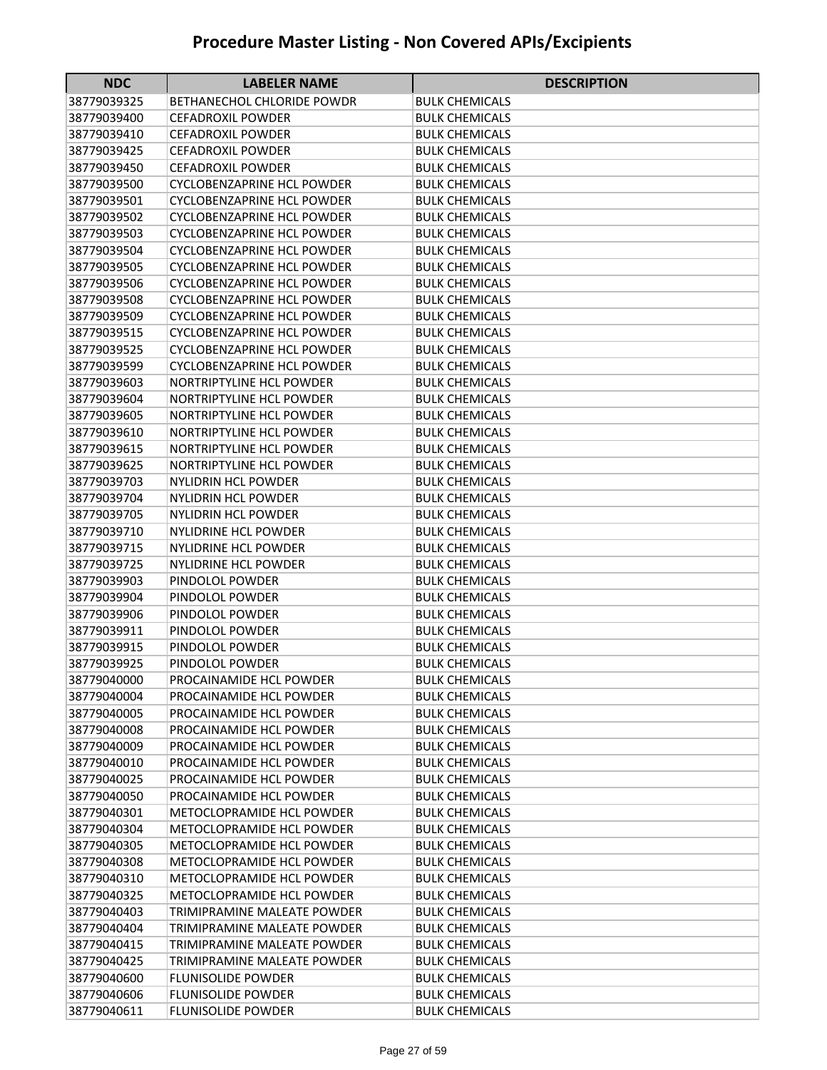# Procedure Master Listing - Non Covered APIs/Excipients

| NDC | LABELER NAME | DESCRIPTION |
|---|---|---|
| 38779039325 | BETHANECHOL CHLORIDE POWDR | BULK CHEMICALS |
| 38779039400 | CEFADROXIL POWDER | BULK CHEMICALS |
| 38779039410 | CEFADROXIL POWDER | BULK CHEMICALS |
| 38779039425 | CEFADROXIL POWDER | BULK CHEMICALS |
| 38779039450 | CEFADROXIL POWDER | BULK CHEMICALS |
| 38779039500 | CYCLOBENZAPRINE HCL POWDER | BULK CHEMICALS |
| 38779039501 | CYCLOBENZAPRINE HCL POWDER | BULK CHEMICALS |
| 38779039502 | CYCLOBENZAPRINE HCL POWDER | BULK CHEMICALS |
| 38779039503 | CYCLOBENZAPRINE HCL POWDER | BULK CHEMICALS |
| 38779039504 | CYCLOBENZAPRINE HCL POWDER | BULK CHEMICALS |
| 38779039505 | CYCLOBENZAPRINE HCL POWDER | BULK CHEMICALS |
| 38779039506 | CYCLOBENZAPRINE HCL POWDER | BULK CHEMICALS |
| 38779039508 | CYCLOBENZAPRINE HCL POWDER | BULK CHEMICALS |
| 38779039509 | CYCLOBENZAPRINE HCL POWDER | BULK CHEMICALS |
| 38779039515 | CYCLOBENZAPRINE HCL POWDER | BULK CHEMICALS |
| 38779039525 | CYCLOBENZAPRINE HCL POWDER | BULK CHEMICALS |
| 38779039599 | CYCLOBENZAPRINE HCL POWDER | BULK CHEMICALS |
| 38779039603 | NORTRIPTYLINE HCL POWDER | BULK CHEMICALS |
| 38779039604 | NORTRIPTYLINE HCL POWDER | BULK CHEMICALS |
| 38779039605 | NORTRIPTYLINE HCL POWDER | BULK CHEMICALS |
| 38779039610 | NORTRIPTYLINE HCL POWDER | BULK CHEMICALS |
| 38779039615 | NORTRIPTYLINE HCL POWDER | BULK CHEMICALS |
| 38779039625 | NORTRIPTYLINE HCL POWDER | BULK CHEMICALS |
| 38779039703 | NYLIDRIN HCL POWDER | BULK CHEMICALS |
| 38779039704 | NYLIDRIN HCL POWDER | BULK CHEMICALS |
| 38779039705 | NYLIDRIN HCL POWDER | BULK CHEMICALS |
| 38779039710 | NYLIDRINE HCL POWDER | BULK CHEMICALS |
| 38779039715 | NYLIDRINE HCL POWDER | BULK CHEMICALS |
| 38779039725 | NYLIDRINE HCL POWDER | BULK CHEMICALS |
| 38779039903 | PINDOLOL POWDER | BULK CHEMICALS |
| 38779039904 | PINDOLOL POWDER | BULK CHEMICALS |
| 38779039906 | PINDOLOL POWDER | BULK CHEMICALS |
| 38779039911 | PINDOLOL POWDER | BULK CHEMICALS |
| 38779039915 | PINDOLOL POWDER | BULK CHEMICALS |
| 38779039925 | PINDOLOL POWDER | BULK CHEMICALS |
| 38779040000 | PROCAINAMIDE HCL POWDER | BULK CHEMICALS |
| 38779040004 | PROCAINAMIDE HCL POWDER | BULK CHEMICALS |
| 38779040005 | PROCAINAMIDE HCL POWDER | BULK CHEMICALS |
| 38779040008 | PROCAINAMIDE HCL POWDER | BULK CHEMICALS |
| 38779040009 | PROCAINAMIDE HCL POWDER | BULK CHEMICALS |
| 38779040010 | PROCAINAMIDE HCL POWDER | BULK CHEMICALS |
| 38779040025 | PROCAINAMIDE HCL POWDER | BULK CHEMICALS |
| 38779040050 | PROCAINAMIDE HCL POWDER | BULK CHEMICALS |
| 38779040301 | METOCLOPRAMIDE HCL POWDER | BULK CHEMICALS |
| 38779040304 | METOCLOPRAMIDE HCL POWDER | BULK CHEMICALS |
| 38779040305 | METOCLOPRAMIDE HCL POWDER | BULK CHEMICALS |
| 38779040308 | METOCLOPRAMIDE HCL POWDER | BULK CHEMICALS |
| 38779040310 | METOCLOPRAMIDE HCL POWDER | BULK CHEMICALS |
| 38779040325 | METOCLOPRAMIDE HCL POWDER | BULK CHEMICALS |
| 38779040403 | TRIMIPRAMINE MALEATE POWDER | BULK CHEMICALS |
| 38779040404 | TRIMIPRAMINE MALEATE POWDER | BULK CHEMICALS |
| 38779040415 | TRIMIPRAMINE MALEATE POWDER | BULK CHEMICALS |
| 38779040425 | TRIMIPRAMINE MALEATE POWDER | BULK CHEMICALS |
| 38779040600 | FLUNISOLIDE POWDER | BULK CHEMICALS |
| 38779040606 | FLUNISOLIDE POWDER | BULK CHEMICALS |
| 38779040611 | FLUNISOLIDE POWDER | BULK CHEMICALS |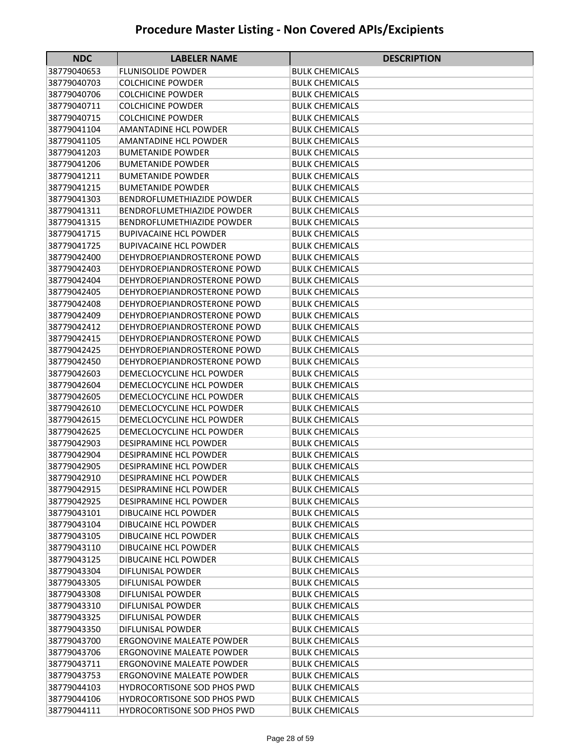# Procedure Master Listing - Non Covered APIs/Excipients

| NDC | LABELER NAME | DESCRIPTION |
|---|---|---|
| 38779040653 | FLUNISOLIDE POWDER | BULK CHEMICALS |
| 38779040703 | COLCHICINE POWDER | BULK CHEMICALS |
| 38779040706 | COLCHICINE POWDER | BULK CHEMICALS |
| 38779040711 | COLCHICINE POWDER | BULK CHEMICALS |
| 38779040715 | COLCHICINE POWDER | BULK CHEMICALS |
| 38779041104 | AMANTADINE HCL POWDER | BULK CHEMICALS |
| 38779041105 | AMANTADINE HCL POWDER | BULK CHEMICALS |
| 38779041203 | BUMETANIDE POWDER | BULK CHEMICALS |
| 38779041206 | BUMETANIDE POWDER | BULK CHEMICALS |
| 38779041211 | BUMETANIDE POWDER | BULK CHEMICALS |
| 38779041215 | BUMETANIDE POWDER | BULK CHEMICALS |
| 38779041303 | BENDROFLUMETHIAZIDE POWDER | BULK CHEMICALS |
| 38779041311 | BENDROFLUMETHIAZIDE POWDER | BULK CHEMICALS |
| 38779041315 | BENDROFLUMETHIAZIDE POWDER | BULK CHEMICALS |
| 38779041715 | BUPIVACAINE HCL POWDER | BULK CHEMICALS |
| 38779041725 | BUPIVACAINE HCL POWDER | BULK CHEMICALS |
| 38779042400 | DEHYDROEPIANDROSTERONE POWD | BULK CHEMICALS |
| 38779042403 | DEHYDROEPIANDROSTERONE POWD | BULK CHEMICALS |
| 38779042404 | DEHYDROEPIANDROSTERONE POWD | BULK CHEMICALS |
| 38779042405 | DEHYDROEPIANDROSTERONE POWD | BULK CHEMICALS |
| 38779042408 | DEHYDROEPIANDROSTERONE POWD | BULK CHEMICALS |
| 38779042409 | DEHYDROEPIANDROSTERONE POWD | BULK CHEMICALS |
| 38779042412 | DEHYDROEPIANDROSTERONE POWD | BULK CHEMICALS |
| 38779042415 | DEHYDROEPIANDROSTERONE POWD | BULK CHEMICALS |
| 38779042425 | DEHYDROEPIANDROSTERONE POWD | BULK CHEMICALS |
| 38779042450 | DEHYDROEPIANDROSTERONE POWD | BULK CHEMICALS |
| 38779042603 | DEMECLOCYCLINE HCL POWDER | BULK CHEMICALS |
| 38779042604 | DEMECLOCYCLINE HCL POWDER | BULK CHEMICALS |
| 38779042605 | DEMECLOCYCLINE HCL POWDER | BULK CHEMICALS |
| 38779042610 | DEMECLOCYCLINE HCL POWDER | BULK CHEMICALS |
| 38779042615 | DEMECLOCYCLINE HCL POWDER | BULK CHEMICALS |
| 38779042625 | DEMECLOCYCLINE HCL POWDER | BULK CHEMICALS |
| 38779042903 | DESIPRAMINE HCL POWDER | BULK CHEMICALS |
| 38779042904 | DESIPRAMINE HCL POWDER | BULK CHEMICALS |
| 38779042905 | DESIPRAMINE HCL POWDER | BULK CHEMICALS |
| 38779042910 | DESIPRAMINE HCL POWDER | BULK CHEMICALS |
| 38779042915 | DESIPRAMINE HCL POWDER | BULK CHEMICALS |
| 38779042925 | DESIPRAMINE HCL POWDER | BULK CHEMICALS |
| 38779043101 | DIBUCAINE HCL POWDER | BULK CHEMICALS |
| 38779043104 | DIBUCAINE HCL POWDER | BULK CHEMICALS |
| 38779043105 | DIBUCAINE HCL POWDER | BULK CHEMICALS |
| 38779043110 | DIBUCAINE HCL POWDER | BULK CHEMICALS |
| 38779043125 | DIBUCAINE HCL POWDER | BULK CHEMICALS |
| 38779043304 | DIFLUNISAL POWDER | BULK CHEMICALS |
| 38779043305 | DIFLUNISAL POWDER | BULK CHEMICALS |
| 38779043308 | DIFLUNISAL POWDER | BULK CHEMICALS |
| 38779043310 | DIFLUNISAL POWDER | BULK CHEMICALS |
| 38779043325 | DIFLUNISAL POWDER | BULK CHEMICALS |
| 38779043350 | DIFLUNISAL POWDER | BULK CHEMICALS |
| 38779043700 | ERGONOVINE MALEATE POWDER | BULK CHEMICALS |
| 38779043706 | ERGONOVINE MALEATE POWDER | BULK CHEMICALS |
| 38779043711 | ERGONOVINE MALEATE POWDER | BULK CHEMICALS |
| 38779043753 | ERGONOVINE MALEATE POWDER | BULK CHEMICALS |
| 38779044103 | HYDROCORTISONE SOD PHOS PWD | BULK CHEMICALS |
| 38779044106 | HYDROCORTISONE SOD PHOS PWD | BULK CHEMICALS |
| 38779044111 | HYDROCORTISONE SOD PHOS PWD | BULK CHEMICALS |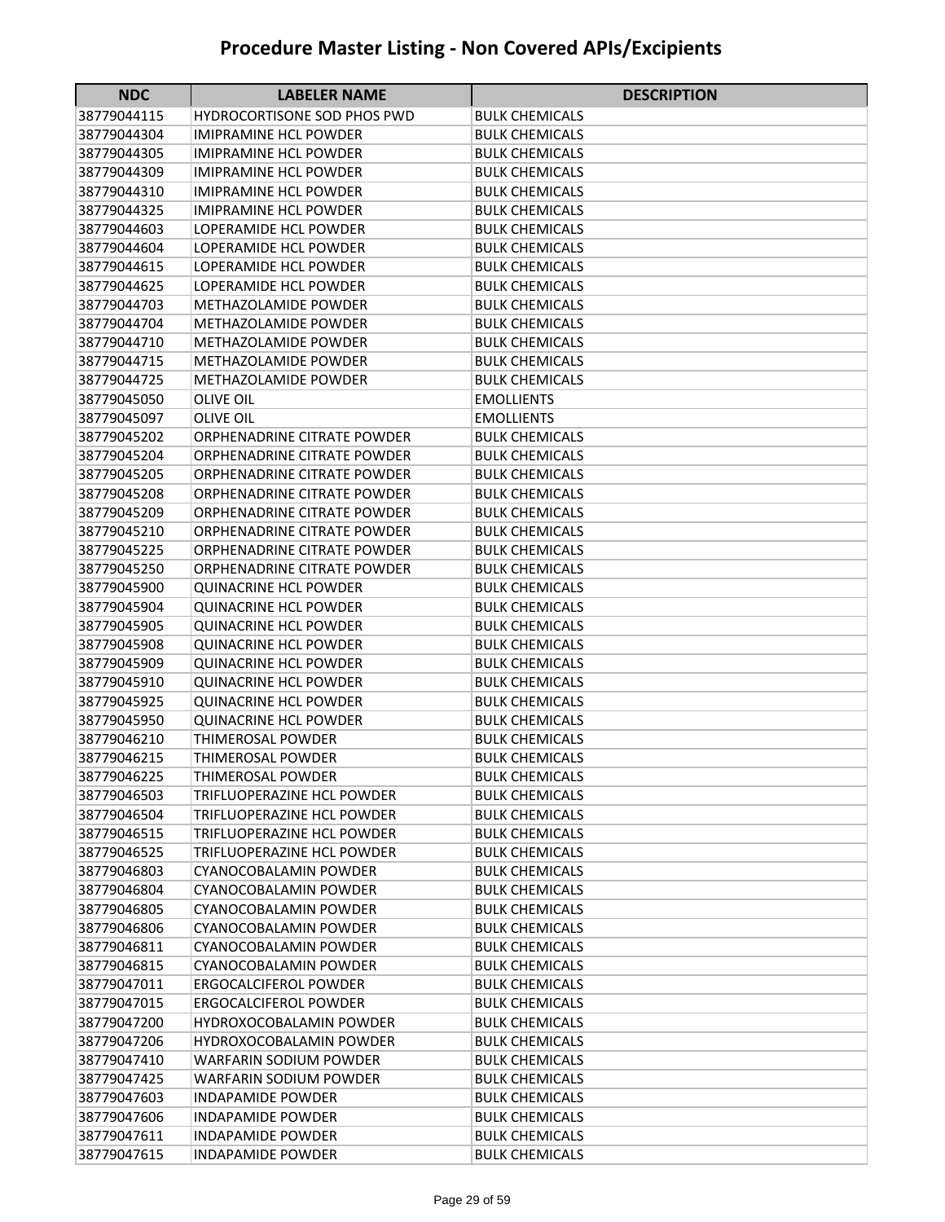# Procedure Master Listing - Non Covered APIs/Excipients

| NDC | LABELER NAME | DESCRIPTION |
|---|---|---|
| 38779044115 | HYDROCORTISONE SOD PHOS PWD | BULK CHEMICALS |
| 38779044304 | IMIPRAMINE HCL POWDER | BULK CHEMICALS |
| 38779044305 | IMIPRAMINE HCL POWDER | BULK CHEMICALS |
| 38779044309 | IMIPRAMINE HCL POWDER | BULK CHEMICALS |
| 38779044310 | IMIPRAMINE HCL POWDER | BULK CHEMICALS |
| 38779044325 | IMIPRAMINE HCL POWDER | BULK CHEMICALS |
| 38779044603 | LOPERAMIDE HCL POWDER | BULK CHEMICALS |
| 38779044604 | LOPERAMIDE HCL POWDER | BULK CHEMICALS |
| 38779044615 | LOPERAMIDE HCL POWDER | BULK CHEMICALS |
| 38779044625 | LOPERAMIDE HCL POWDER | BULK CHEMICALS |
| 38779044703 | METHAZOLAMIDE POWDER | BULK CHEMICALS |
| 38779044704 | METHAZOLAMIDE POWDER | BULK CHEMICALS |
| 38779044710 | METHAZOLAMIDE POWDER | BULK CHEMICALS |
| 38779044715 | METHAZOLAMIDE POWDER | BULK CHEMICALS |
| 38779044725 | METHAZOLAMIDE POWDER | BULK CHEMICALS |
| 38779045050 | OLIVE OIL | EMOLLIENTS |
| 38779045097 | OLIVE OIL | EMOLLIENTS |
| 38779045202 | ORPHENADRINE CITRATE POWDER | BULK CHEMICALS |
| 38779045204 | ORPHENADRINE CITRATE POWDER | BULK CHEMICALS |
| 38779045205 | ORPHENADRINE CITRATE POWDER | BULK CHEMICALS |
| 38779045208 | ORPHENADRINE CITRATE POWDER | BULK CHEMICALS |
| 38779045209 | ORPHENADRINE CITRATE POWDER | BULK CHEMICALS |
| 38779045210 | ORPHENADRINE CITRATE POWDER | BULK CHEMICALS |
| 38779045225 | ORPHENADRINE CITRATE POWDER | BULK CHEMICALS |
| 38779045250 | ORPHENADRINE CITRATE POWDER | BULK CHEMICALS |
| 38779045900 | QUINACRINE HCL POWDER | BULK CHEMICALS |
| 38779045904 | QUINACRINE HCL POWDER | BULK CHEMICALS |
| 38779045905 | QUINACRINE HCL POWDER | BULK CHEMICALS |
| 38779045908 | QUINACRINE HCL POWDER | BULK CHEMICALS |
| 38779045909 | QUINACRINE HCL POWDER | BULK CHEMICALS |
| 38779045910 | QUINACRINE HCL POWDER | BULK CHEMICALS |
| 38779045925 | QUINACRINE HCL POWDER | BULK CHEMICALS |
| 38779045950 | QUINACRINE HCL POWDER | BULK CHEMICALS |
| 38779046210 | THIMEROSAL POWDER | BULK CHEMICALS |
| 38779046215 | THIMEROSAL POWDER | BULK CHEMICALS |
| 38779046225 | THIMEROSAL POWDER | BULK CHEMICALS |
| 38779046503 | TRIFLUOPERAZINE HCL POWDER | BULK CHEMICALS |
| 38779046504 | TRIFLUOPERAZINE HCL POWDER | BULK CHEMICALS |
| 38779046515 | TRIFLUOPERAZINE HCL POWDER | BULK CHEMICALS |
| 38779046525 | TRIFLUOPERAZINE HCL POWDER | BULK CHEMICALS |
| 38779046803 | CYANOCOBALAMIN POWDER | BULK CHEMICALS |
| 38779046804 | CYANOCOBALAMIN POWDER | BULK CHEMICALS |
| 38779046805 | CYANOCOBALAMIN POWDER | BULK CHEMICALS |
| 38779046806 | CYANOCOBALAMIN POWDER | BULK CHEMICALS |
| 38779046811 | CYANOCOBALAMIN POWDER | BULK CHEMICALS |
| 38779046815 | CYANOCOBALAMIN POWDER | BULK CHEMICALS |
| 38779047011 | ERGOCALCIFEROL POWDER | BULK CHEMICALS |
| 38779047015 | ERGOCALCIFEROL POWDER | BULK CHEMICALS |
| 38779047200 | HYDROXOCOBALAMIN POWDER | BULK CHEMICALS |
| 38779047206 | HYDROXOCOBALAMIN POWDER | BULK CHEMICALS |
| 38779047410 | WARFARIN SODIUM POWDER | BULK CHEMICALS |
| 38779047425 | WARFARIN SODIUM POWDER | BULK CHEMICALS |
| 38779047603 | INDAPAMIDE POWDER | BULK CHEMICALS |
| 38779047606 | INDAPAMIDE POWDER | BULK CHEMICALS |
| 38779047611 | INDAPAMIDE POWDER | BULK CHEMICALS |
| 38779047615 | INDAPAMIDE POWDER | BULK CHEMICALS |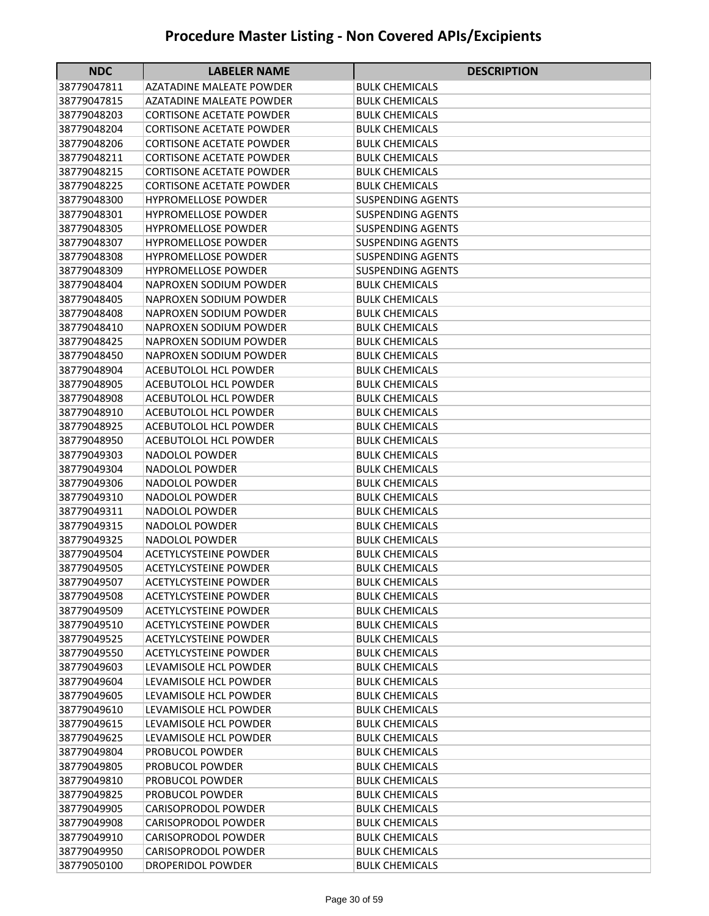# Procedure Master Listing - Non Covered APIs/Excipients

| NDC | LABELER NAME | DESCRIPTION |
|---|---|---|
| 38779047811 | AZATADINE MALEATE POWDER | BULK CHEMICALS |
| 38779047815 | AZATADINE MALEATE POWDER | BULK CHEMICALS |
| 38779048203 | CORTISONE ACETATE POWDER | BULK CHEMICALS |
| 38779048204 | CORTISONE ACETATE POWDER | BULK CHEMICALS |
| 38779048206 | CORTISONE ACETATE POWDER | BULK CHEMICALS |
| 38779048211 | CORTISONE ACETATE POWDER | BULK CHEMICALS |
| 38779048215 | CORTISONE ACETATE POWDER | BULK CHEMICALS |
| 38779048225 | CORTISONE ACETATE POWDER | BULK CHEMICALS |
| 38779048300 | HYPROMELLOSE POWDER | SUSPENDING AGENTS |
| 38779048301 | HYPROMELLOSE POWDER | SUSPENDING AGENTS |
| 38779048305 | HYPROMELLOSE POWDER | SUSPENDING AGENTS |
| 38779048307 | HYPROMELLOSE POWDER | SUSPENDING AGENTS |
| 38779048308 | HYPROMELLOSE POWDER | SUSPENDING AGENTS |
| 38779048309 | HYPROMELLOSE POWDER | SUSPENDING AGENTS |
| 38779048404 | NAPROXEN SODIUM POWDER | BULK CHEMICALS |
| 38779048405 | NAPROXEN SODIUM POWDER | BULK CHEMICALS |
| 38779048408 | NAPROXEN SODIUM POWDER | BULK CHEMICALS |
| 38779048410 | NAPROXEN SODIUM POWDER | BULK CHEMICALS |
| 38779048425 | NAPROXEN SODIUM POWDER | BULK CHEMICALS |
| 38779048450 | NAPROXEN SODIUM POWDER | BULK CHEMICALS |
| 38779048904 | ACEBUTOLOL HCL POWDER | BULK CHEMICALS |
| 38779048905 | ACEBUTOLOL HCL POWDER | BULK CHEMICALS |
| 38779048908 | ACEBUTOLOL HCL POWDER | BULK CHEMICALS |
| 38779048910 | ACEBUTOLOL HCL POWDER | BULK CHEMICALS |
| 38779048925 | ACEBUTOLOL HCL POWDER | BULK CHEMICALS |
| 38779048950 | ACEBUTOLOL HCL POWDER | BULK CHEMICALS |
| 38779049303 | NADOLOL POWDER | BULK CHEMICALS |
| 38779049304 | NADOLOL POWDER | BULK CHEMICALS |
| 38779049306 | NADOLOL POWDER | BULK CHEMICALS |
| 38779049310 | NADOLOL POWDER | BULK CHEMICALS |
| 38779049311 | NADOLOL POWDER | BULK CHEMICALS |
| 38779049315 | NADOLOL POWDER | BULK CHEMICALS |
| 38779049325 | NADOLOL POWDER | BULK CHEMICALS |
| 38779049504 | ACETYLCYSTEINE POWDER | BULK CHEMICALS |
| 38779049505 | ACETYLCYSTEINE POWDER | BULK CHEMICALS |
| 38779049507 | ACETYLCYSTEINE POWDER | BULK CHEMICALS |
| 38779049508 | ACETYLCYSTEINE POWDER | BULK CHEMICALS |
| 38779049509 | ACETYLCYSTEINE POWDER | BULK CHEMICALS |
| 38779049510 | ACETYLCYSTEINE POWDER | BULK CHEMICALS |
| 38779049525 | ACETYLCYSTEINE POWDER | BULK CHEMICALS |
| 38779049550 | ACETYLCYSTEINE POWDER | BULK CHEMICALS |
| 38779049603 | LEVAMISOLE HCL POWDER | BULK CHEMICALS |
| 38779049604 | LEVAMISOLE HCL POWDER | BULK CHEMICALS |
| 38779049605 | LEVAMISOLE HCL POWDER | BULK CHEMICALS |
| 38779049610 | LEVAMISOLE HCL POWDER | BULK CHEMICALS |
| 38779049615 | LEVAMISOLE HCL POWDER | BULK CHEMICALS |
| 38779049625 | LEVAMISOLE HCL POWDER | BULK CHEMICALS |
| 38779049804 | PROBUCOL POWDER | BULK CHEMICALS |
| 38779049805 | PROBUCOL POWDER | BULK CHEMICALS |
| 38779049810 | PROBUCOL POWDER | BULK CHEMICALS |
| 38779049825 | PROBUCOL POWDER | BULK CHEMICALS |
| 38779049905 | CARISOPRODOL POWDER | BULK CHEMICALS |
| 38779049908 | CARISOPRODOL POWDER | BULK CHEMICALS |
| 38779049910 | CARISOPRODOL POWDER | BULK CHEMICALS |
| 38779049950 | CARISOPRODOL POWDER | BULK CHEMICALS |
| 38779050100 | DROPERIDOL POWDER | BULK CHEMICALS |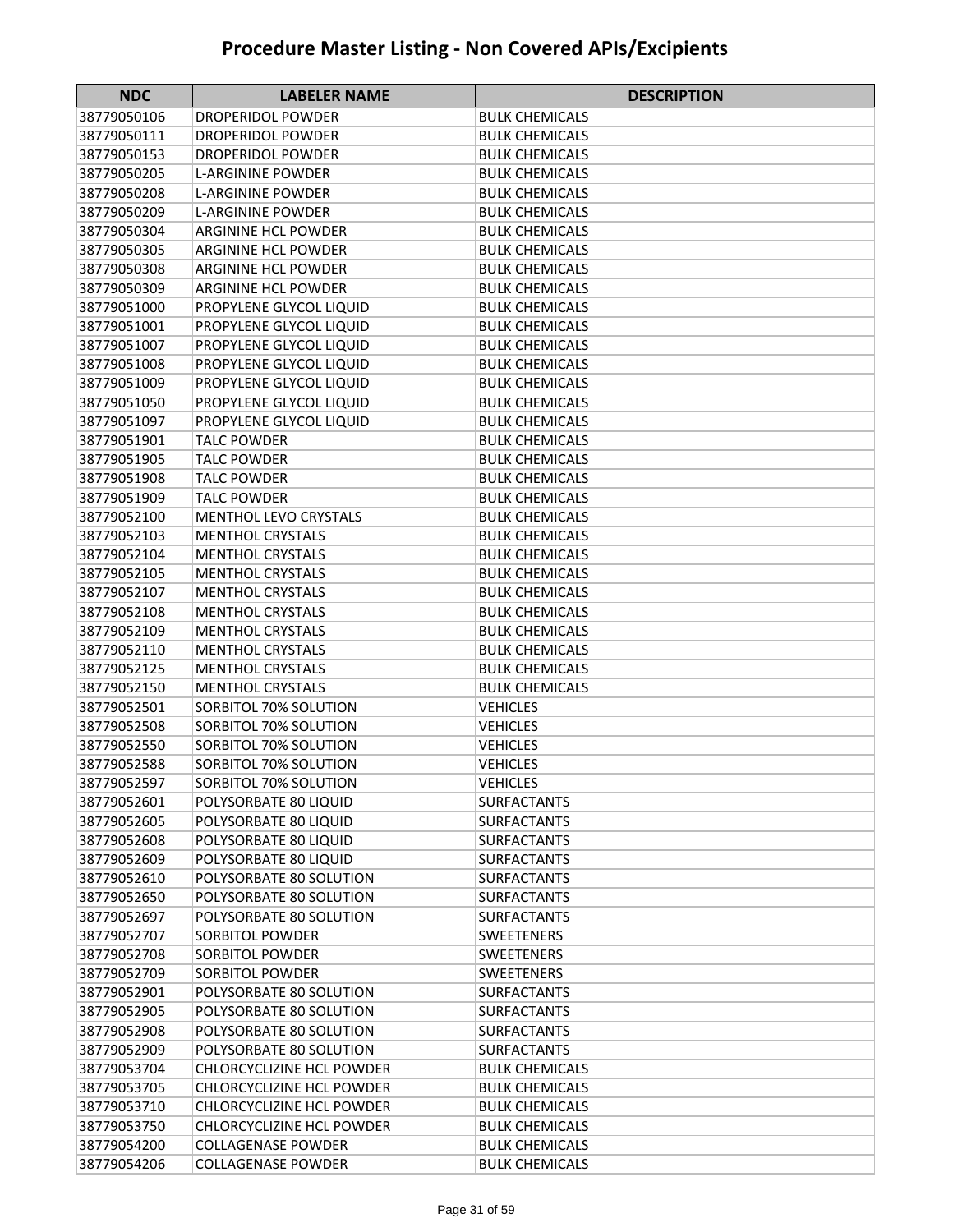# Procedure Master Listing - Non Covered APIs/Excipients

| NDC | LABELER NAME | DESCRIPTION |
|---|---|---|
| 38779050106 | DROPERIDOL POWDER | BULK CHEMICALS |
| 38779050111 | DROPERIDOL POWDER | BULK CHEMICALS |
| 38779050153 | DROPERIDOL POWDER | BULK CHEMICALS |
| 38779050205 | L-ARGININE POWDER | BULK CHEMICALS |
| 38779050208 | L-ARGININE POWDER | BULK CHEMICALS |
| 38779050209 | L-ARGININE POWDER | BULK CHEMICALS |
| 38779050304 | ARGININE HCL POWDER | BULK CHEMICALS |
| 38779050305 | ARGININE HCL POWDER | BULK CHEMICALS |
| 38779050308 | ARGININE HCL POWDER | BULK CHEMICALS |
| 38779050309 | ARGININE HCL POWDER | BULK CHEMICALS |
| 38779051000 | PROPYLENE GLYCOL LIQUID | BULK CHEMICALS |
| 38779051001 | PROPYLENE GLYCOL LIQUID | BULK CHEMICALS |
| 38779051007 | PROPYLENE GLYCOL LIQUID | BULK CHEMICALS |
| 38779051008 | PROPYLENE GLYCOL LIQUID | BULK CHEMICALS |
| 38779051009 | PROPYLENE GLYCOL LIQUID | BULK CHEMICALS |
| 38779051050 | PROPYLENE GLYCOL LIQUID | BULK CHEMICALS |
| 38779051097 | PROPYLENE GLYCOL LIQUID | BULK CHEMICALS |
| 38779051901 | TALC POWDER | BULK CHEMICALS |
| 38779051905 | TALC POWDER | BULK CHEMICALS |
| 38779051908 | TALC POWDER | BULK CHEMICALS |
| 38779051909 | TALC POWDER | BULK CHEMICALS |
| 38779052100 | MENTHOL LEVO CRYSTALS | BULK CHEMICALS |
| 38779052103 | MENTHOL CRYSTALS | BULK CHEMICALS |
| 38779052104 | MENTHOL CRYSTALS | BULK CHEMICALS |
| 38779052105 | MENTHOL CRYSTALS | BULK CHEMICALS |
| 38779052107 | MENTHOL CRYSTALS | BULK CHEMICALS |
| 38779052108 | MENTHOL CRYSTALS | BULK CHEMICALS |
| 38779052109 | MENTHOL CRYSTALS | BULK CHEMICALS |
| 38779052110 | MENTHOL CRYSTALS | BULK CHEMICALS |
| 38779052125 | MENTHOL CRYSTALS | BULK CHEMICALS |
| 38779052150 | MENTHOL CRYSTALS | BULK CHEMICALS |
| 38779052501 | SORBITOL 70% SOLUTION | VEHICLES |
| 38779052508 | SORBITOL 70% SOLUTION | VEHICLES |
| 38779052550 | SORBITOL 70% SOLUTION | VEHICLES |
| 38779052588 | SORBITOL 70% SOLUTION | VEHICLES |
| 38779052597 | SORBITOL 70% SOLUTION | VEHICLES |
| 38779052601 | POLYSORBATE 80 LIQUID | SURFACTANTS |
| 38779052605 | POLYSORBATE 80 LIQUID | SURFACTANTS |
| 38779052608 | POLYSORBATE 80 LIQUID | SURFACTANTS |
| 38779052609 | POLYSORBATE 80 LIQUID | SURFACTANTS |
| 38779052610 | POLYSORBATE 80 SOLUTION | SURFACTANTS |
| 38779052650 | POLYSORBATE 80 SOLUTION | SURFACTANTS |
| 38779052697 | POLYSORBATE 80 SOLUTION | SURFACTANTS |
| 38779052707 | SORBITOL POWDER | SWEETENERS |
| 38779052708 | SORBITOL POWDER | SWEETENERS |
| 38779052709 | SORBITOL POWDER | SWEETENERS |
| 38779052901 | POLYSORBATE 80 SOLUTION | SURFACTANTS |
| 38779052905 | POLYSORBATE 80 SOLUTION | SURFACTANTS |
| 38779052908 | POLYSORBATE 80 SOLUTION | SURFACTANTS |
| 38779052909 | POLYSORBATE 80 SOLUTION | SURFACTANTS |
| 38779053704 | CHLORCYCLIZINE HCL POWDER | BULK CHEMICALS |
| 38779053705 | CHLORCYCLIZINE HCL POWDER | BULK CHEMICALS |
| 38779053710 | CHLORCYCLIZINE HCL POWDER | BULK CHEMICALS |
| 38779053750 | CHLORCYCLIZINE HCL POWDER | BULK CHEMICALS |
| 38779054200 | COLLAGENASE POWDER | BULK CHEMICALS |
| 38779054206 | COLLAGENASE POWDER | BULK CHEMICALS |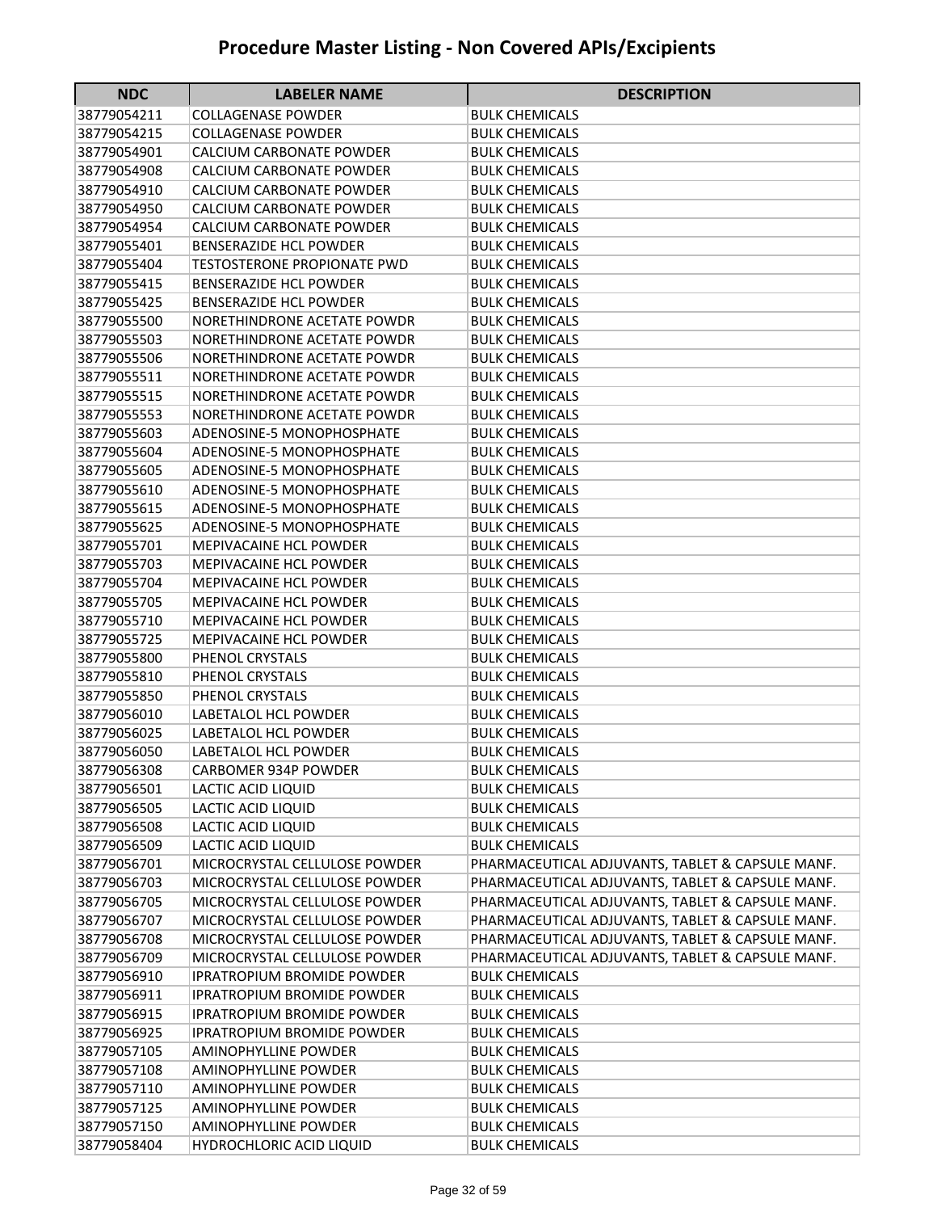# Procedure Master Listing - Non Covered APIs/Excipients

| NDC | LABELER NAME | DESCRIPTION |
|---|---|---|
| 38779054211 | COLLAGENASE POWDER | BULK CHEMICALS |
| 38779054215 | COLLAGENASE POWDER | BULK CHEMICALS |
| 38779054901 | CALCIUM CARBONATE POWDER | BULK CHEMICALS |
| 38779054908 | CALCIUM CARBONATE POWDER | BULK CHEMICALS |
| 38779054910 | CALCIUM CARBONATE POWDER | BULK CHEMICALS |
| 38779054950 | CALCIUM CARBONATE POWDER | BULK CHEMICALS |
| 38779054954 | CALCIUM CARBONATE POWDER | BULK CHEMICALS |
| 38779055401 | BENSERAZIDE HCL POWDER | BULK CHEMICALS |
| 38779055404 | TESTOSTERONE PROPIONATE PWD | BULK CHEMICALS |
| 38779055415 | BENSERAZIDE HCL POWDER | BULK CHEMICALS |
| 38779055425 | BENSERAZIDE HCL POWDER | BULK CHEMICALS |
| 38779055500 | NORETHINDRONE ACETATE POWDR | BULK CHEMICALS |
| 38779055503 | NORETHINDRONE ACETATE POWDR | BULK CHEMICALS |
| 38779055506 | NORETHINDRONE ACETATE POWDR | BULK CHEMICALS |
| 38779055511 | NORETHINDRONE ACETATE POWDR | BULK CHEMICALS |
| 38779055515 | NORETHINDRONE ACETATE POWDR | BULK CHEMICALS |
| 38779055553 | NORETHINDRONE ACETATE POWDR | BULK CHEMICALS |
| 38779055603 | ADENOSINE-5 MONOPHOSPHATE | BULK CHEMICALS |
| 38779055604 | ADENOSINE-5 MONOPHOSPHATE | BULK CHEMICALS |
| 38779055605 | ADENOSINE-5 MONOPHOSPHATE | BULK CHEMICALS |
| 38779055610 | ADENOSINE-5 MONOPHOSPHATE | BULK CHEMICALS |
| 38779055615 | ADENOSINE-5 MONOPHOSPHATE | BULK CHEMICALS |
| 38779055625 | ADENOSINE-5 MONOPHOSPHATE | BULK CHEMICALS |
| 38779055701 | MEPIVACAINE HCL POWDER | BULK CHEMICALS |
| 38779055703 | MEPIVACAINE HCL POWDER | BULK CHEMICALS |
| 38779055704 | MEPIVACAINE HCL POWDER | BULK CHEMICALS |
| 38779055705 | MEPIVACAINE HCL POWDER | BULK CHEMICALS |
| 38779055710 | MEPIVACAINE HCL POWDER | BULK CHEMICALS |
| 38779055725 | MEPIVACAINE HCL POWDER | BULK CHEMICALS |
| 38779055800 | PHENOL CRYSTALS | BULK CHEMICALS |
| 38779055810 | PHENOL CRYSTALS | BULK CHEMICALS |
| 38779055850 | PHENOL CRYSTALS | BULK CHEMICALS |
| 38779056010 | LABETALOL HCL POWDER | BULK CHEMICALS |
| 38779056025 | LABETALOL HCL POWDER | BULK CHEMICALS |
| 38779056050 | LABETALOL HCL POWDER | BULK CHEMICALS |
| 38779056308 | CARBOMER 934P POWDER | BULK CHEMICALS |
| 38779056501 | LACTIC ACID LIQUID | BULK CHEMICALS |
| 38779056505 | LACTIC ACID LIQUID | BULK CHEMICALS |
| 38779056508 | LACTIC ACID LIQUID | BULK CHEMICALS |
| 38779056509 | LACTIC ACID LIQUID | BULK CHEMICALS |
| 38779056701 | MICROCRYSTAL CELLULOSE POWDER | PHARMACEUTICAL ADJUVANTS, TABLET & CAPSULE MANF. |
| 38779056703 | MICROCRYSTAL CELLULOSE POWDER | PHARMACEUTICAL ADJUVANTS, TABLET & CAPSULE MANF. |
| 38779056705 | MICROCRYSTAL CELLULOSE POWDER | PHARMACEUTICAL ADJUVANTS, TABLET & CAPSULE MANF. |
| 38779056707 | MICROCRYSTAL CELLULOSE POWDER | PHARMACEUTICAL ADJUVANTS, TABLET & CAPSULE MANF. |
| 38779056708 | MICROCRYSTAL CELLULOSE POWDER | PHARMACEUTICAL ADJUVANTS, TABLET & CAPSULE MANF. |
| 38779056709 | MICROCRYSTAL CELLULOSE POWDER | PHARMACEUTICAL ADJUVANTS, TABLET & CAPSULE MANF. |
| 38779056910 | IPRATROPIUM BROMIDE POWDER | BULK CHEMICALS |
| 38779056911 | IPRATROPIUM BROMIDE POWDER | BULK CHEMICALS |
| 38779056915 | IPRATROPIUM BROMIDE POWDER | BULK CHEMICALS |
| 38779056925 | IPRATROPIUM BROMIDE POWDER | BULK CHEMICALS |
| 38779057105 | AMINOPHYLLINE POWDER | BULK CHEMICALS |
| 38779057108 | AMINOPHYLLINE POWDER | BULK CHEMICALS |
| 38779057110 | AMINOPHYLLINE POWDER | BULK CHEMICALS |
| 38779057125 | AMINOPHYLLINE POWDER | BULK CHEMICALS |
| 38779057150 | AMINOPHYLLINE POWDER | BULK CHEMICALS |
| 38779058404 | HYDROCHLORIC ACID LIQUID | BULK CHEMICALS |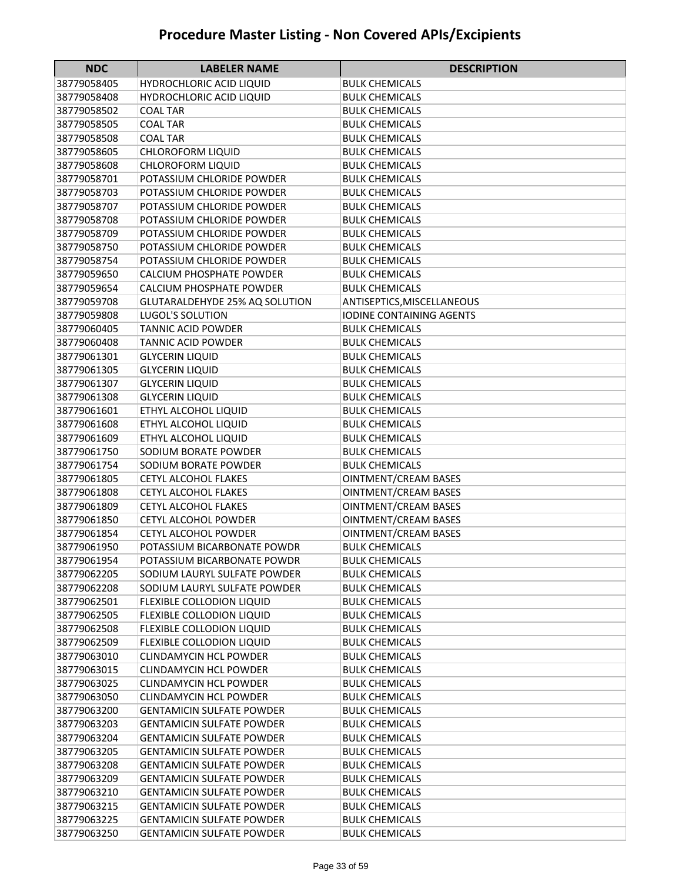# Procedure Master Listing - Non Covered APIs/Excipients

| NDC | LABELER NAME | DESCRIPTION |
|---|---|---|
| 38779058405 | HYDROCHLORIC ACID LIQUID | BULK CHEMICALS |
| 38779058408 | HYDROCHLORIC ACID LIQUID | BULK CHEMICALS |
| 38779058502 | COAL TAR | BULK CHEMICALS |
| 38779058505 | COAL TAR | BULK CHEMICALS |
| 38779058508 | COAL TAR | BULK CHEMICALS |
| 38779058605 | CHLOROFORM LIQUID | BULK CHEMICALS |
| 38779058608 | CHLOROFORM LIQUID | BULK CHEMICALS |
| 38779058701 | POTASSIUM CHLORIDE POWDER | BULK CHEMICALS |
| 38779058703 | POTASSIUM CHLORIDE POWDER | BULK CHEMICALS |
| 38779058707 | POTASSIUM CHLORIDE POWDER | BULK CHEMICALS |
| 38779058708 | POTASSIUM CHLORIDE POWDER | BULK CHEMICALS |
| 38779058709 | POTASSIUM CHLORIDE POWDER | BULK CHEMICALS |
| 38779058750 | POTASSIUM CHLORIDE POWDER | BULK CHEMICALS |
| 38779058754 | POTASSIUM CHLORIDE POWDER | BULK CHEMICALS |
| 38779059650 | CALCIUM PHOSPHATE POWDER | BULK CHEMICALS |
| 38779059654 | CALCIUM PHOSPHATE POWDER | BULK CHEMICALS |
| 38779059708 | GLUTARALDEHYDE 25% AQ SOLUTION | ANTISEPTICS,MISCELLANEOUS |
| 38779059808 | LUGOL'S SOLUTION | IODINE CONTAINING AGENTS |
| 38779060405 | TANNIC ACID POWDER | BULK CHEMICALS |
| 38779060408 | TANNIC ACID POWDER | BULK CHEMICALS |
| 38779061301 | GLYCERIN LIQUID | BULK CHEMICALS |
| 38779061305 | GLYCERIN LIQUID | BULK CHEMICALS |
| 38779061307 | GLYCERIN LIQUID | BULK CHEMICALS |
| 38779061308 | GLYCERIN LIQUID | BULK CHEMICALS |
| 38779061601 | ETHYL ALCOHOL LIQUID | BULK CHEMICALS |
| 38779061608 | ETHYL ALCOHOL LIQUID | BULK CHEMICALS |
| 38779061609 | ETHYL ALCOHOL LIQUID | BULK CHEMICALS |
| 38779061750 | SODIUM BORATE POWDER | BULK CHEMICALS |
| 38779061754 | SODIUM BORATE POWDER | BULK CHEMICALS |
| 38779061805 | CETYL ALCOHOL FLAKES | OINTMENT/CREAM BASES |
| 38779061808 | CETYL ALCOHOL FLAKES | OINTMENT/CREAM BASES |
| 38779061809 | CETYL ALCOHOL FLAKES | OINTMENT/CREAM BASES |
| 38779061850 | CETYL ALCOHOL POWDER | OINTMENT/CREAM BASES |
| 38779061854 | CETYL ALCOHOL POWDER | OINTMENT/CREAM BASES |
| 38779061950 | POTASSIUM BICARBONATE POWDR | BULK CHEMICALS |
| 38779061954 | POTASSIUM BICARBONATE POWDR | BULK CHEMICALS |
| 38779062205 | SODIUM LAURYL SULFATE POWDER | BULK CHEMICALS |
| 38779062208 | SODIUM LAURYL SULFATE POWDER | BULK CHEMICALS |
| 38779062501 | FLEXIBLE COLLODION LIQUID | BULK CHEMICALS |
| 38779062505 | FLEXIBLE COLLODION LIQUID | BULK CHEMICALS |
| 38779062508 | FLEXIBLE COLLODION LIQUID | BULK CHEMICALS |
| 38779062509 | FLEXIBLE COLLODION LIQUID | BULK CHEMICALS |
| 38779063010 | CLINDAMYCIN HCL POWDER | BULK CHEMICALS |
| 38779063015 | CLINDAMYCIN HCL POWDER | BULK CHEMICALS |
| 38779063025 | CLINDAMYCIN HCL POWDER | BULK CHEMICALS |
| 38779063050 | CLINDAMYCIN HCL POWDER | BULK CHEMICALS |
| 38779063200 | GENTAMICIN SULFATE POWDER | BULK CHEMICALS |
| 38779063203 | GENTAMICIN SULFATE POWDER | BULK CHEMICALS |
| 38779063204 | GENTAMICIN SULFATE POWDER | BULK CHEMICALS |
| 38779063205 | GENTAMICIN SULFATE POWDER | BULK CHEMICALS |
| 38779063208 | GENTAMICIN SULFATE POWDER | BULK CHEMICALS |
| 38779063209 | GENTAMICIN SULFATE POWDER | BULK CHEMICALS |
| 38779063210 | GENTAMICIN SULFATE POWDER | BULK CHEMICALS |
| 38779063215 | GENTAMICIN SULFATE POWDER | BULK CHEMICALS |
| 38779063225 | GENTAMICIN SULFATE POWDER | BULK CHEMICALS |
| 38779063250 | GENTAMICIN SULFATE POWDER | BULK CHEMICALS |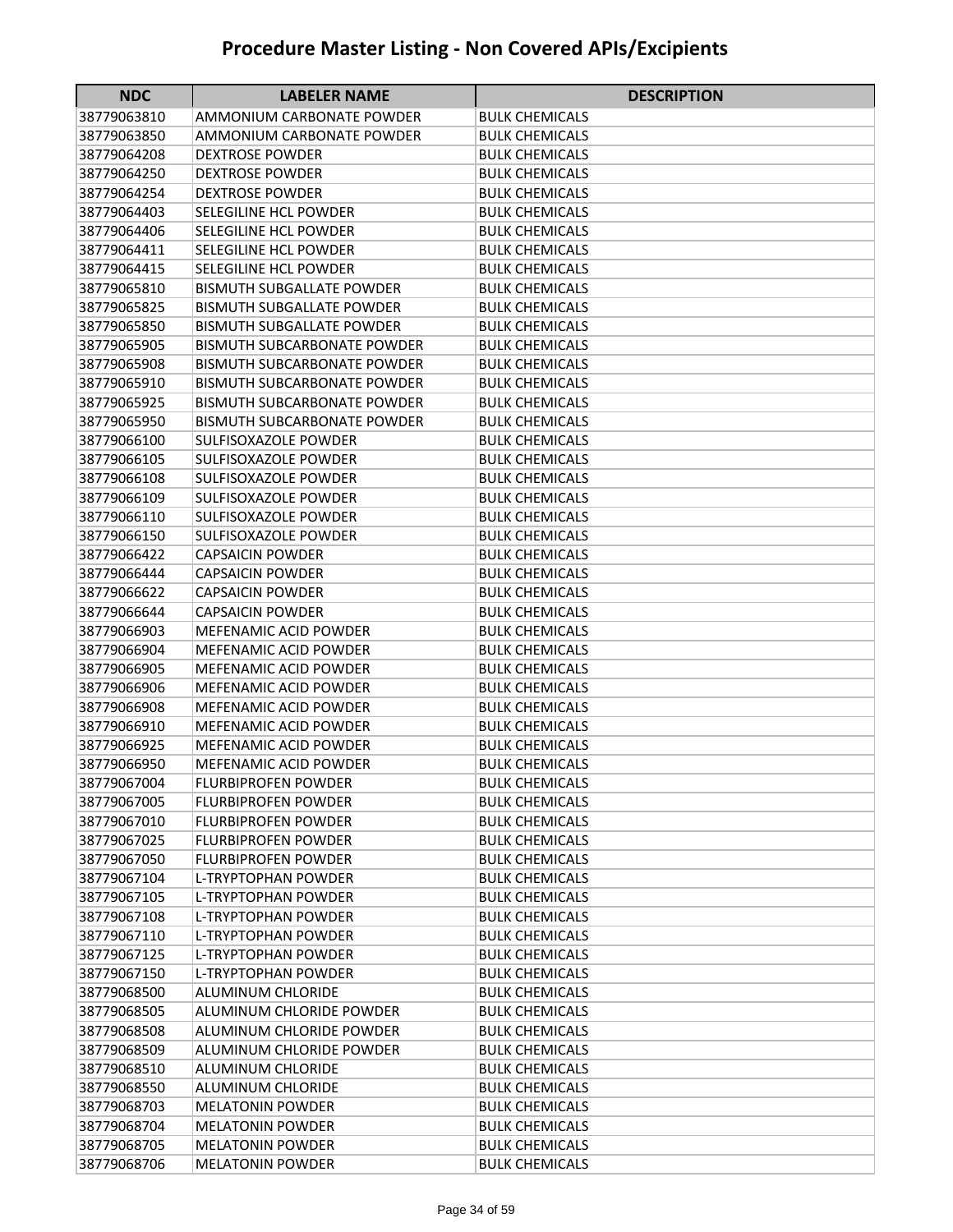# Procedure Master Listing - Non Covered APIs/Excipients

| NDC | LABELER NAME | DESCRIPTION |
|---|---|---|
| 38779063810 | AMMONIUM CARBONATE POWDER | BULK CHEMICALS |
| 38779063850 | AMMONIUM CARBONATE POWDER | BULK CHEMICALS |
| 38779064208 | DEXTROSE POWDER | BULK CHEMICALS |
| 38779064250 | DEXTROSE POWDER | BULK CHEMICALS |
| 38779064254 | DEXTROSE POWDER | BULK CHEMICALS |
| 38779064403 | SELEGILINE HCL POWDER | BULK CHEMICALS |
| 38779064406 | SELEGILINE HCL POWDER | BULK CHEMICALS |
| 38779064411 | SELEGILINE HCL POWDER | BULK CHEMICALS |
| 38779064415 | SELEGILINE HCL POWDER | BULK CHEMICALS |
| 38779065810 | BISMUTH SUBGALLATE POWDER | BULK CHEMICALS |
| 38779065825 | BISMUTH SUBGALLATE POWDER | BULK CHEMICALS |
| 38779065850 | BISMUTH SUBGALLATE POWDER | BULK CHEMICALS |
| 38779065905 | BISMUTH SUBCARBONATE POWDER | BULK CHEMICALS |
| 38779065908 | BISMUTH SUBCARBONATE POWDER | BULK CHEMICALS |
| 38779065910 | BISMUTH SUBCARBONATE POWDER | BULK CHEMICALS |
| 38779065925 | BISMUTH SUBCARBONATE POWDER | BULK CHEMICALS |
| 38779065950 | BISMUTH SUBCARBONATE POWDER | BULK CHEMICALS |
| 38779066100 | SULFISOXAZOLE POWDER | BULK CHEMICALS |
| 38779066105 | SULFISOXAZOLE POWDER | BULK CHEMICALS |
| 38779066108 | SULFISOXAZOLE POWDER | BULK CHEMICALS |
| 38779066109 | SULFISOXAZOLE POWDER | BULK CHEMICALS |
| 38779066110 | SULFISOXAZOLE POWDER | BULK CHEMICALS |
| 38779066150 | SULFISOXAZOLE POWDER | BULK CHEMICALS |
| 38779066422 | CAPSAICIN POWDER | BULK CHEMICALS |
| 38779066444 | CAPSAICIN POWDER | BULK CHEMICALS |
| 38779066622 | CAPSAICIN POWDER | BULK CHEMICALS |
| 38779066644 | CAPSAICIN POWDER | BULK CHEMICALS |
| 38779066903 | MEFENAMIC ACID POWDER | BULK CHEMICALS |
| 38779066904 | MEFENAMIC ACID POWDER | BULK CHEMICALS |
| 38779066905 | MEFENAMIC ACID POWDER | BULK CHEMICALS |
| 38779066906 | MEFENAMIC ACID POWDER | BULK CHEMICALS |
| 38779066908 | MEFENAMIC ACID POWDER | BULK CHEMICALS |
| 38779066910 | MEFENAMIC ACID POWDER | BULK CHEMICALS |
| 38779066925 | MEFENAMIC ACID POWDER | BULK CHEMICALS |
| 38779066950 | MEFENAMIC ACID POWDER | BULK CHEMICALS |
| 38779067004 | FLURBIPROFEN POWDER | BULK CHEMICALS |
| 38779067005 | FLURBIPROFEN POWDER | BULK CHEMICALS |
| 38779067010 | FLURBIPROFEN POWDER | BULK CHEMICALS |
| 38779067025 | FLURBIPROFEN POWDER | BULK CHEMICALS |
| 38779067050 | FLURBIPROFEN POWDER | BULK CHEMICALS |
| 38779067104 | L-TRYPTOPHAN POWDER | BULK CHEMICALS |
| 38779067105 | L-TRYPTOPHAN POWDER | BULK CHEMICALS |
| 38779067108 | L-TRYPTOPHAN POWDER | BULK CHEMICALS |
| 38779067110 | L-TRYPTOPHAN POWDER | BULK CHEMICALS |
| 38779067125 | L-TRYPTOPHAN POWDER | BULK CHEMICALS |
| 38779067150 | L-TRYPTOPHAN POWDER | BULK CHEMICALS |
| 38779068500 | ALUMINUM CHLORIDE | BULK CHEMICALS |
| 38779068505 | ALUMINUM CHLORIDE POWDER | BULK CHEMICALS |
| 38779068508 | ALUMINUM CHLORIDE POWDER | BULK CHEMICALS |
| 38779068509 | ALUMINUM CHLORIDE POWDER | BULK CHEMICALS |
| 38779068510 | ALUMINUM CHLORIDE | BULK CHEMICALS |
| 38779068550 | ALUMINUM CHLORIDE | BULK CHEMICALS |
| 38779068703 | MELATONIN POWDER | BULK CHEMICALS |
| 38779068704 | MELATONIN POWDER | BULK CHEMICALS |
| 38779068705 | MELATONIN POWDER | BULK CHEMICALS |
| 38779068706 | MELATONIN POWDER | BULK CHEMICALS |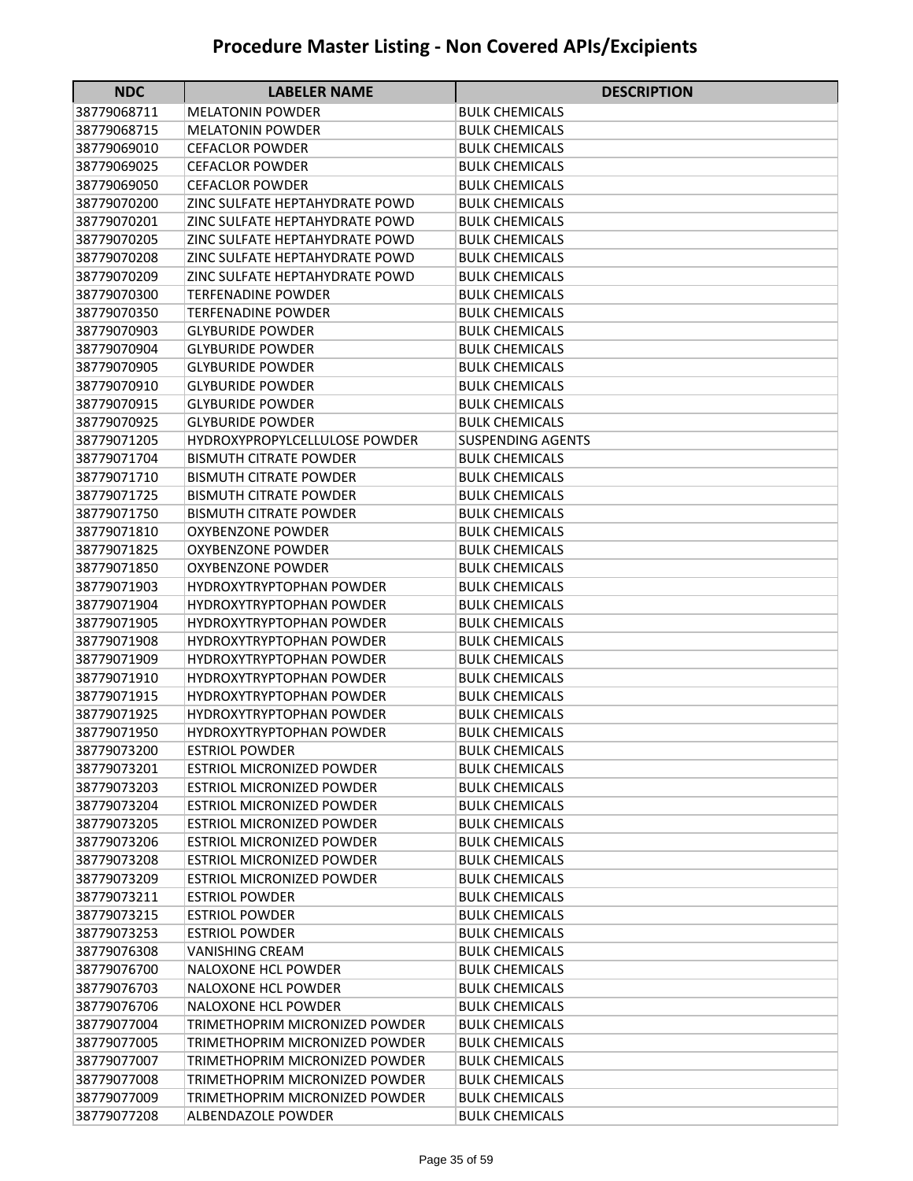# Procedure Master Listing - Non Covered APIs/Excipients

| NDC | LABELER NAME | DESCRIPTION |
|---|---|---|
| 38779068711 | MELATONIN POWDER | BULK CHEMICALS |
| 38779068715 | MELATONIN POWDER | BULK CHEMICALS |
| 38779069010 | CEFACLOR POWDER | BULK CHEMICALS |
| 38779069025 | CEFACLOR POWDER | BULK CHEMICALS |
| 38779069050 | CEFACLOR POWDER | BULK CHEMICALS |
| 38779070200 | ZINC SULFATE HEPTAHYDRATE POWD | BULK CHEMICALS |
| 38779070201 | ZINC SULFATE HEPTAHYDRATE POWD | BULK CHEMICALS |
| 38779070205 | ZINC SULFATE HEPTAHYDRATE POWD | BULK CHEMICALS |
| 38779070208 | ZINC SULFATE HEPTAHYDRATE POWD | BULK CHEMICALS |
| 38779070209 | ZINC SULFATE HEPTAHYDRATE POWD | BULK CHEMICALS |
| 38779070300 | TERFENADINE POWDER | BULK CHEMICALS |
| 38779070350 | TERFENADINE POWDER | BULK CHEMICALS |
| 38779070903 | GLYBURIDE POWDER | BULK CHEMICALS |
| 38779070904 | GLYBURIDE POWDER | BULK CHEMICALS |
| 38779070905 | GLYBURIDE POWDER | BULK CHEMICALS |
| 38779070910 | GLYBURIDE POWDER | BULK CHEMICALS |
| 38779070915 | GLYBURIDE POWDER | BULK CHEMICALS |
| 38779070925 | GLYBURIDE POWDER | BULK CHEMICALS |
| 38779071205 | HYDROXYPROPYLCELLULOSE POWDER | SUSPENDING AGENTS |
| 38779071704 | BISMUTH CITRATE POWDER | BULK CHEMICALS |
| 38779071710 | BISMUTH CITRATE POWDER | BULK CHEMICALS |
| 38779071725 | BISMUTH CITRATE POWDER | BULK CHEMICALS |
| 38779071750 | BISMUTH CITRATE POWDER | BULK CHEMICALS |
| 38779071810 | OXYBENZONE POWDER | BULK CHEMICALS |
| 38779071825 | OXYBENZONE POWDER | BULK CHEMICALS |
| 38779071850 | OXYBENZONE POWDER | BULK CHEMICALS |
| 38779071903 | HYDROXYTRYPTOPHAN POWDER | BULK CHEMICALS |
| 38779071904 | HYDROXYTRYPTOPHAN POWDER | BULK CHEMICALS |
| 38779071905 | HYDROXYTRYPTOPHAN POWDER | BULK CHEMICALS |
| 38779071908 | HYDROXYTRYPTOPHAN POWDER | BULK CHEMICALS |
| 38779071909 | HYDROXYTRYPTOPHAN POWDER | BULK CHEMICALS |
| 38779071910 | HYDROXYTRYPTOPHAN POWDER | BULK CHEMICALS |
| 38779071915 | HYDROXYTRYPTOPHAN POWDER | BULK CHEMICALS |
| 38779071925 | HYDROXYTRYPTOPHAN POWDER | BULK CHEMICALS |
| 38779071950 | HYDROXYTRYPTOPHAN POWDER | BULK CHEMICALS |
| 38779073200 | ESTRIOL POWDER | BULK CHEMICALS |
| 38779073201 | ESTRIOL MICRONIZED POWDER | BULK CHEMICALS |
| 38779073203 | ESTRIOL MICRONIZED POWDER | BULK CHEMICALS |
| 38779073204 | ESTRIOL MICRONIZED POWDER | BULK CHEMICALS |
| 38779073205 | ESTRIOL MICRONIZED POWDER | BULK CHEMICALS |
| 38779073206 | ESTRIOL MICRONIZED POWDER | BULK CHEMICALS |
| 38779073208 | ESTRIOL MICRONIZED POWDER | BULK CHEMICALS |
| 38779073209 | ESTRIOL MICRONIZED POWDER | BULK CHEMICALS |
| 38779073211 | ESTRIOL POWDER | BULK CHEMICALS |
| 38779073215 | ESTRIOL POWDER | BULK CHEMICALS |
| 38779073253 | ESTRIOL POWDER | BULK CHEMICALS |
| 38779076308 | VANISHING CREAM | BULK CHEMICALS |
| 38779076700 | NALOXONE HCL POWDER | BULK CHEMICALS |
| 38779076703 | NALOXONE HCL POWDER | BULK CHEMICALS |
| 38779076706 | NALOXONE HCL POWDER | BULK CHEMICALS |
| 38779077004 | TRIMETHOPRIM MICRONIZED POWDER | BULK CHEMICALS |
| 38779077005 | TRIMETHOPRIM MICRONIZED POWDER | BULK CHEMICALS |
| 38779077007 | TRIMETHOPRIM MICRONIZED POWDER | BULK CHEMICALS |
| 38779077008 | TRIMETHOPRIM MICRONIZED POWDER | BULK CHEMICALS |
| 38779077009 | TRIMETHOPRIM MICRONIZED POWDER | BULK CHEMICALS |
| 38779077208 | ALBENDAZOLE POWDER | BULK CHEMICALS |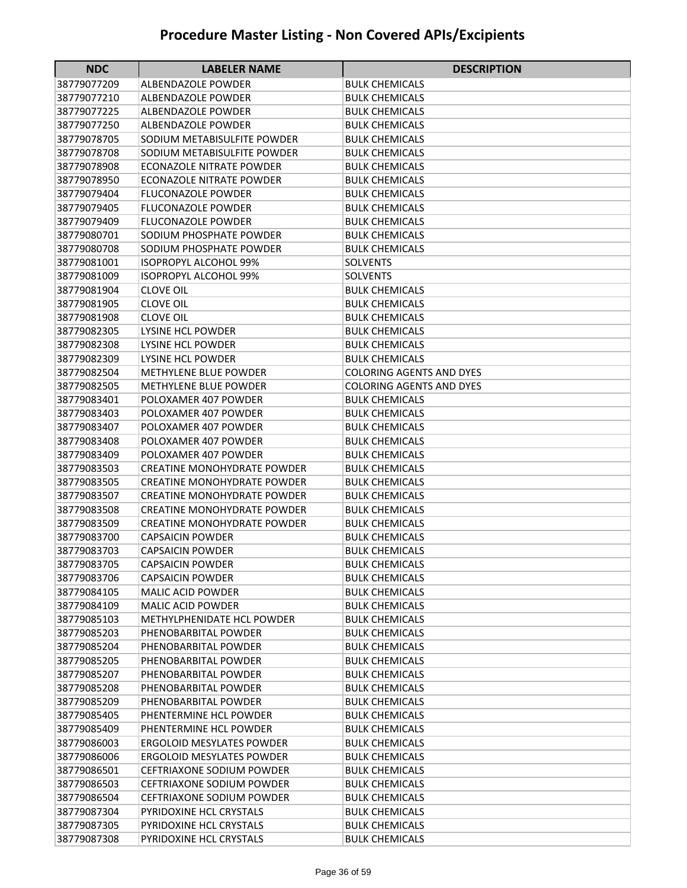# Procedure Master Listing - Non Covered APIs/Excipients

| NDC | LABELER NAME | DESCRIPTION |
|---|---|---|
| 38779077209 | ALBENDAZOLE POWDER | BULK CHEMICALS |
| 38779077210 | ALBENDAZOLE POWDER | BULK CHEMICALS |
| 38779077225 | ALBENDAZOLE POWDER | BULK CHEMICALS |
| 38779077250 | ALBENDAZOLE POWDER | BULK CHEMICALS |
| 38779078705 | SODIUM METABISULFITE POWDER | BULK CHEMICALS |
| 38779078708 | SODIUM METABISULFITE POWDER | BULK CHEMICALS |
| 38779078908 | ECONAZOLE NITRATE POWDER | BULK CHEMICALS |
| 38779078950 | ECONAZOLE NITRATE POWDER | BULK CHEMICALS |
| 38779079404 | FLUCONAZOLE POWDER | BULK CHEMICALS |
| 38779079405 | FLUCONAZOLE POWDER | BULK CHEMICALS |
| 38779079409 | FLUCONAZOLE POWDER | BULK CHEMICALS |
| 38779080701 | SODIUM PHOSPHATE POWDER | BULK CHEMICALS |
| 38779080708 | SODIUM PHOSPHATE POWDER | BULK CHEMICALS |
| 38779081001 | ISOPROPYL ALCOHOL 99% | SOLVENTS |
| 38779081009 | ISOPROPYL ALCOHOL 99% | SOLVENTS |
| 38779081904 | CLOVE OIL | BULK CHEMICALS |
| 38779081905 | CLOVE OIL | BULK CHEMICALS |
| 38779081908 | CLOVE OIL | BULK CHEMICALS |
| 38779082305 | LYSINE HCL POWDER | BULK CHEMICALS |
| 38779082308 | LYSINE HCL POWDER | BULK CHEMICALS |
| 38779082309 | LYSINE HCL POWDER | BULK CHEMICALS |
| 38779082504 | METHYLENE BLUE POWDER | COLORING AGENTS AND DYES |
| 38779082505 | METHYLENE BLUE POWDER | COLORING AGENTS AND DYES |
| 38779083401 | POLOXAMER 407 POWDER | BULK CHEMICALS |
| 38779083403 | POLOXAMER 407 POWDER | BULK CHEMICALS |
| 38779083407 | POLOXAMER 407 POWDER | BULK CHEMICALS |
| 38779083408 | POLOXAMER 407 POWDER | BULK CHEMICALS |
| 38779083409 | POLOXAMER 407 POWDER | BULK CHEMICALS |
| 38779083503 | CREATINE MONOHYDRATE POWDER | BULK CHEMICALS |
| 38779083505 | CREATINE MONOHYDRATE POWDER | BULK CHEMICALS |
| 38779083507 | CREATINE MONOHYDRATE POWDER | BULK CHEMICALS |
| 38779083508 | CREATINE MONOHYDRATE POWDER | BULK CHEMICALS |
| 38779083509 | CREATINE MONOHYDRATE POWDER | BULK CHEMICALS |
| 38779083700 | CAPSAICIN POWDER | BULK CHEMICALS |
| 38779083703 | CAPSAICIN POWDER | BULK CHEMICALS |
| 38779083705 | CAPSAICIN POWDER | BULK CHEMICALS |
| 38779083706 | CAPSAICIN POWDER | BULK CHEMICALS |
| 38779084105 | MALIC ACID POWDER | BULK CHEMICALS |
| 38779084109 | MALIC ACID POWDER | BULK CHEMICALS |
| 38779085103 | METHYLPHENIDATE HCL POWDER | BULK CHEMICALS |
| 38779085203 | PHENOBARBITAL POWDER | BULK CHEMICALS |
| 38779085204 | PHENOBARBITAL POWDER | BULK CHEMICALS |
| 38779085205 | PHENOBARBITAL POWDER | BULK CHEMICALS |
| 38779085207 | PHENOBARBITAL POWDER | BULK CHEMICALS |
| 38779085208 | PHENOBARBITAL POWDER | BULK CHEMICALS |
| 38779085209 | PHENOBARBITAL POWDER | BULK CHEMICALS |
| 38779085405 | PHENTERMINE HCL POWDER | BULK CHEMICALS |
| 38779085409 | PHENTERMINE HCL POWDER | BULK CHEMICALS |
| 38779086003 | ERGOLOID MESYLATES POWDER | BULK CHEMICALS |
| 38779086006 | ERGOLOID MESYLATES POWDER | BULK CHEMICALS |
| 38779086501 | CEFTRIAXONE SODIUM POWDER | BULK CHEMICALS |
| 38779086503 | CEFTRIAXONE SODIUM POWDER | BULK CHEMICALS |
| 38779086504 | CEFTRIAXONE SODIUM POWDER | BULK CHEMICALS |
| 38779087304 | PYRIDOXINE HCL CRYSTALS | BULK CHEMICALS |
| 38779087305 | PYRIDOXINE HCL CRYSTALS | BULK CHEMICALS |
| 38779087308 | PYRIDOXINE HCL CRYSTALS | BULK CHEMICALS |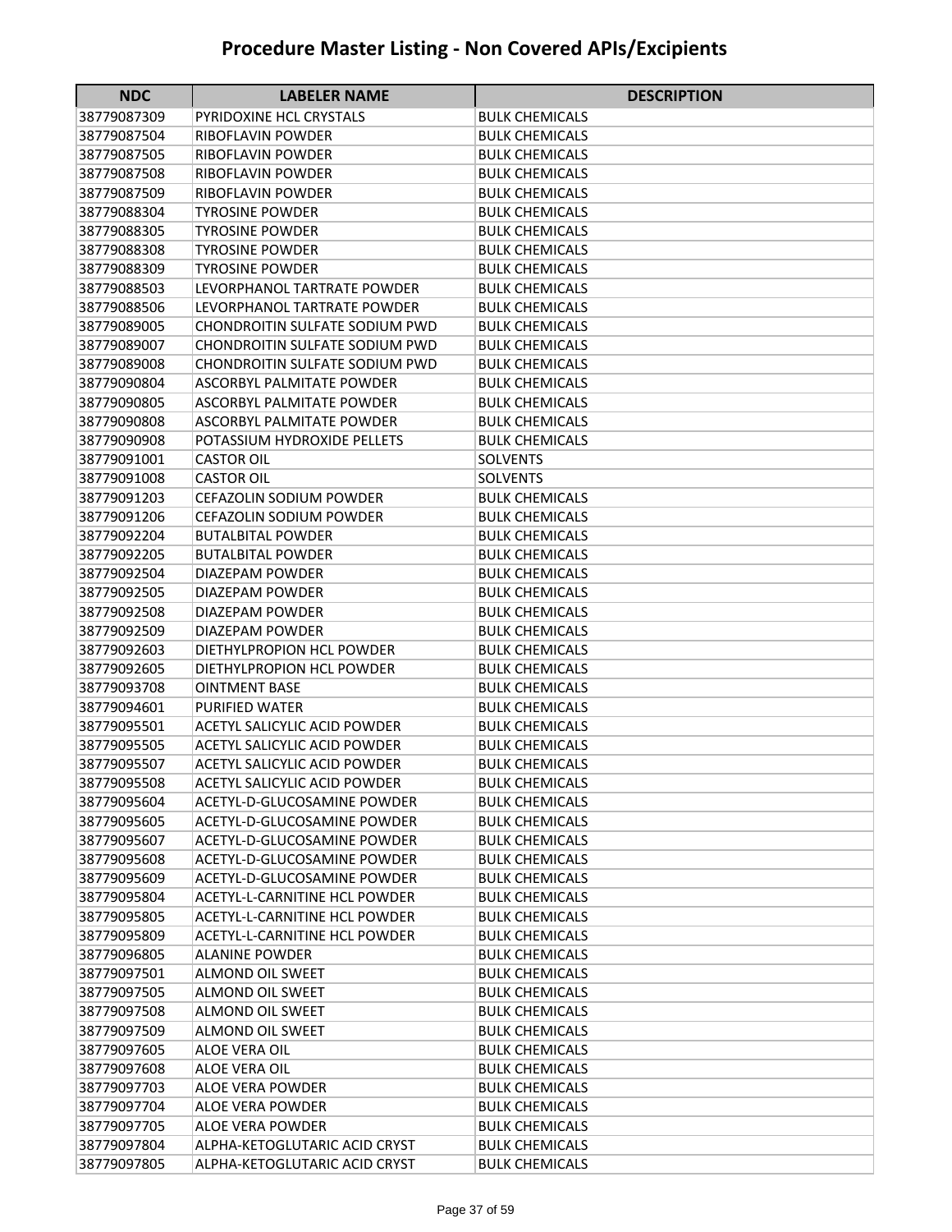# Procedure Master Listing - Non Covered APIs/Excipients

| NDC | LABELER NAME | DESCRIPTION |
|---|---|---|
| 38779087309 | PYRIDOXINE HCL CRYSTALS | BULK CHEMICALS |
| 38779087504 | RIBOFLAVIN POWDER | BULK CHEMICALS |
| 38779087505 | RIBOFLAVIN POWDER | BULK CHEMICALS |
| 38779087508 | RIBOFLAVIN POWDER | BULK CHEMICALS |
| 38779087509 | RIBOFLAVIN POWDER | BULK CHEMICALS |
| 38779088304 | TYROSINE POWDER | BULK CHEMICALS |
| 38779088305 | TYROSINE POWDER | BULK CHEMICALS |
| 38779088308 | TYROSINE POWDER | BULK CHEMICALS |
| 38779088309 | TYROSINE POWDER | BULK CHEMICALS |
| 38779088503 | LEVORPHANOL TARTRATE POWDER | BULK CHEMICALS |
| 38779088506 | LEVORPHANOL TARTRATE POWDER | BULK CHEMICALS |
| 38779089005 | CHONDROITIN SULFATE SODIUM PWD | BULK CHEMICALS |
| 38779089007 | CHONDROITIN SULFATE SODIUM PWD | BULK CHEMICALS |
| 38779089008 | CHONDROITIN SULFATE SODIUM PWD | BULK CHEMICALS |
| 38779090804 | ASCORBYL PALMITATE POWDER | BULK CHEMICALS |
| 38779090805 | ASCORBYL PALMITATE POWDER | BULK CHEMICALS |
| 38779090808 | ASCORBYL PALMITATE POWDER | BULK CHEMICALS |
| 38779090908 | POTASSIUM HYDROXIDE PELLETS | BULK CHEMICALS |
| 38779091001 | CASTOR OIL | SOLVENTS |
| 38779091008 | CASTOR OIL | SOLVENTS |
| 38779091203 | CEFAZOLIN SODIUM POWDER | BULK CHEMICALS |
| 38779091206 | CEFAZOLIN SODIUM POWDER | BULK CHEMICALS |
| 38779092204 | BUTALBITAL POWDER | BULK CHEMICALS |
| 38779092205 | BUTALBITAL POWDER | BULK CHEMICALS |
| 38779092504 | DIAZEPAM POWDER | BULK CHEMICALS |
| 38779092505 | DIAZEPAM POWDER | BULK CHEMICALS |
| 38779092508 | DIAZEPAM POWDER | BULK CHEMICALS |
| 38779092509 | DIAZEPAM POWDER | BULK CHEMICALS |
| 38779092603 | DIETHYLPROPION HCL POWDER | BULK CHEMICALS |
| 38779092605 | DIETHYLPROPION HCL POWDER | BULK CHEMICALS |
| 38779093708 | OINTMENT BASE | BULK CHEMICALS |
| 38779094601 | PURIFIED WATER | BULK CHEMICALS |
| 38779095501 | ACETYL SALICYLIC ACID POWDER | BULK CHEMICALS |
| 38779095505 | ACETYL SALICYLIC ACID POWDER | BULK CHEMICALS |
| 38779095507 | ACETYL SALICYLIC ACID POWDER | BULK CHEMICALS |
| 38779095508 | ACETYL SALICYLIC ACID POWDER | BULK CHEMICALS |
| 38779095604 | ACETYL-D-GLUCOSAMINE POWDER | BULK CHEMICALS |
| 38779095605 | ACETYL-D-GLUCOSAMINE POWDER | BULK CHEMICALS |
| 38779095607 | ACETYL-D-GLUCOSAMINE POWDER | BULK CHEMICALS |
| 38779095608 | ACETYL-D-GLUCOSAMINE POWDER | BULK CHEMICALS |
| 38779095609 | ACETYL-D-GLUCOSAMINE POWDER | BULK CHEMICALS |
| 38779095804 | ACETYL-L-CARNITINE HCL POWDER | BULK CHEMICALS |
| 38779095805 | ACETYL-L-CARNITINE HCL POWDER | BULK CHEMICALS |
| 38779095809 | ACETYL-L-CARNITINE HCL POWDER | BULK CHEMICALS |
| 38779096805 | ALANINE POWDER | BULK CHEMICALS |
| 38779097501 | ALMOND OIL SWEET | BULK CHEMICALS |
| 38779097505 | ALMOND OIL SWEET | BULK CHEMICALS |
| 38779097508 | ALMOND OIL SWEET | BULK CHEMICALS |
| 38779097509 | ALMOND OIL SWEET | BULK CHEMICALS |
| 38779097605 | ALOE VERA OIL | BULK CHEMICALS |
| 38779097608 | ALOE VERA OIL | BULK CHEMICALS |
| 38779097703 | ALOE VERA POWDER | BULK CHEMICALS |
| 38779097704 | ALOE VERA POWDER | BULK CHEMICALS |
| 38779097705 | ALOE VERA POWDER | BULK CHEMICALS |
| 38779097804 | ALPHA-KETOGLUTARIC ACID CRYST | BULK CHEMICALS |
| 38779097805 | ALPHA-KETOGLUTARIC ACID CRYST | BULK CHEMICALS |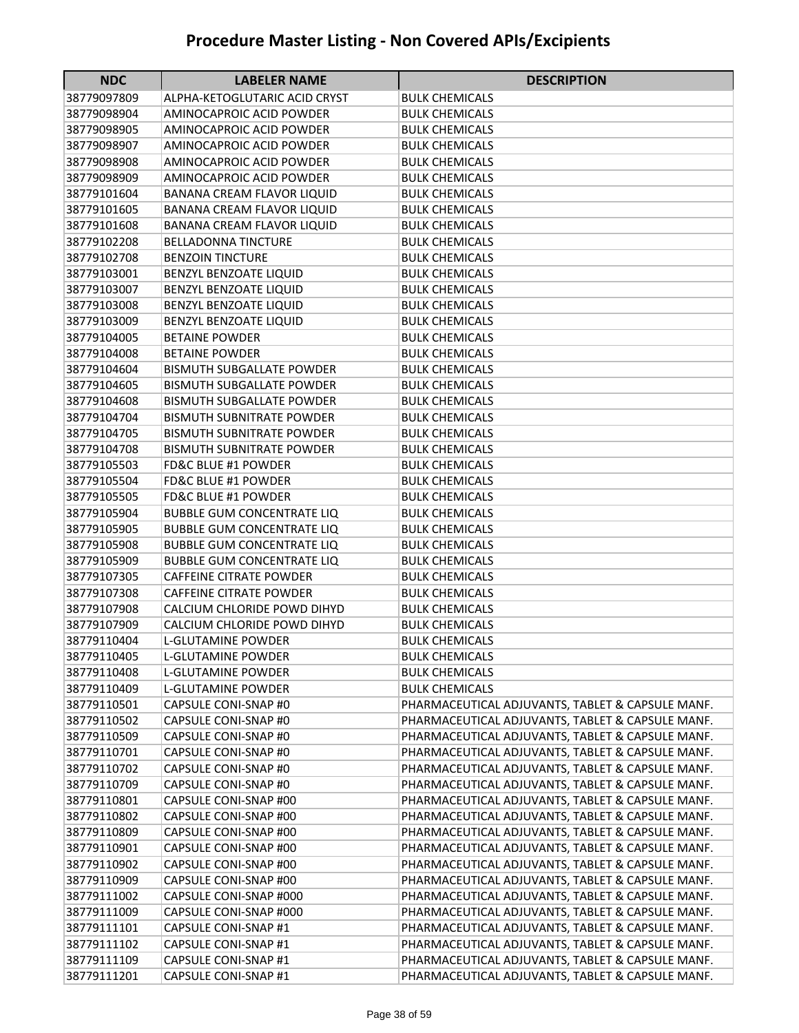# Procedure Master Listing - Non Covered APIs/Excipients

| NDC | LABELER NAME | DESCRIPTION |
|---|---|---|
| 38779097809 | ALPHA-KETOGLUTARIC ACID CRYST | BULK CHEMICALS |
| 38779098904 | AMINOCAPROIC ACID POWDER | BULK CHEMICALS |
| 38779098905 | AMINOCAPROIC ACID POWDER | BULK CHEMICALS |
| 38779098907 | AMINOCAPROIC ACID POWDER | BULK CHEMICALS |
| 38779098908 | AMINOCAPROIC ACID POWDER | BULK CHEMICALS |
| 38779098909 | AMINOCAPROIC ACID POWDER | BULK CHEMICALS |
| 38779101604 | BANANA CREAM FLAVOR LIQUID | BULK CHEMICALS |
| 38779101605 | BANANA CREAM FLAVOR LIQUID | BULK CHEMICALS |
| 38779101608 | BANANA CREAM FLAVOR LIQUID | BULK CHEMICALS |
| 38779102208 | BELLADONNA TINCTURE | BULK CHEMICALS |
| 38779102708 | BENZOIN TINCTURE | BULK CHEMICALS |
| 38779103001 | BENZYL BENZOATE LIQUID | BULK CHEMICALS |
| 38779103007 | BENZYL BENZOATE LIQUID | BULK CHEMICALS |
| 38779103008 | BENZYL BENZOATE LIQUID | BULK CHEMICALS |
| 38779103009 | BENZYL BENZOATE LIQUID | BULK CHEMICALS |
| 38779104005 | BETAINE POWDER | BULK CHEMICALS |
| 38779104008 | BETAINE POWDER | BULK CHEMICALS |
| 38779104604 | BISMUTH SUBGALLATE POWDER | BULK CHEMICALS |
| 38779104605 | BISMUTH SUBGALLATE POWDER | BULK CHEMICALS |
| 38779104608 | BISMUTH SUBGALLATE POWDER | BULK CHEMICALS |
| 38779104704 | BISMUTH SUBNITRATE POWDER | BULK CHEMICALS |
| 38779104705 | BISMUTH SUBNITRATE POWDER | BULK CHEMICALS |
| 38779104708 | BISMUTH SUBNITRATE POWDER | BULK CHEMICALS |
| 38779105503 | FD&C BLUE #1 POWDER | BULK CHEMICALS |
| 38779105504 | FD&C BLUE #1 POWDER | BULK CHEMICALS |
| 38779105505 | FD&C BLUE #1 POWDER | BULK CHEMICALS |
| 38779105904 | BUBBLE GUM CONCENTRATE LIQ | BULK CHEMICALS |
| 38779105905 | BUBBLE GUM CONCENTRATE LIQ | BULK CHEMICALS |
| 38779105908 | BUBBLE GUM CONCENTRATE LIQ | BULK CHEMICALS |
| 38779105909 | BUBBLE GUM CONCENTRATE LIQ | BULK CHEMICALS |
| 38779107305 | CAFFEINE CITRATE POWDER | BULK CHEMICALS |
| 38779107308 | CAFFEINE CITRATE POWDER | BULK CHEMICALS |
| 38779107908 | CALCIUM CHLORIDE POWD DIHYD | BULK CHEMICALS |
| 38779107909 | CALCIUM CHLORIDE POWD DIHYD | BULK CHEMICALS |
| 38779110404 | L-GLUTAMINE POWDER | BULK CHEMICALS |
| 38779110405 | L-GLUTAMINE POWDER | BULK CHEMICALS |
| 38779110408 | L-GLUTAMINE POWDER | BULK CHEMICALS |
| 38779110409 | L-GLUTAMINE POWDER | BULK CHEMICALS |
| 38779110501 | CAPSULE CONI-SNAP #0 | PHARMACEUTICAL ADJUVANTS, TABLET & CAPSULE MANF. |
| 38779110502 | CAPSULE CONI-SNAP #0 | PHARMACEUTICAL ADJUVANTS, TABLET & CAPSULE MANF. |
| 38779110509 | CAPSULE CONI-SNAP #0 | PHARMACEUTICAL ADJUVANTS, TABLET & CAPSULE MANF. |
| 38779110701 | CAPSULE CONI-SNAP #0 | PHARMACEUTICAL ADJUVANTS, TABLET & CAPSULE MANF. |
| 38779110702 | CAPSULE CONI-SNAP #0 | PHARMACEUTICAL ADJUVANTS, TABLET & CAPSULE MANF. |
| 38779110709 | CAPSULE CONI-SNAP #0 | PHARMACEUTICAL ADJUVANTS, TABLET & CAPSULE MANF. |
| 38779110801 | CAPSULE CONI-SNAP #00 | PHARMACEUTICAL ADJUVANTS, TABLET & CAPSULE MANF. |
| 38779110802 | CAPSULE CONI-SNAP #00 | PHARMACEUTICAL ADJUVANTS, TABLET & CAPSULE MANF. |
| 38779110809 | CAPSULE CONI-SNAP #00 | PHARMACEUTICAL ADJUVANTS, TABLET & CAPSULE MANF. |
| 38779110901 | CAPSULE CONI-SNAP #00 | PHARMACEUTICAL ADJUVANTS, TABLET & CAPSULE MANF. |
| 38779110902 | CAPSULE CONI-SNAP #00 | PHARMACEUTICAL ADJUVANTS, TABLET & CAPSULE MANF. |
| 38779110909 | CAPSULE CONI-SNAP #00 | PHARMACEUTICAL ADJUVANTS, TABLET & CAPSULE MANF. |
| 38779111002 | CAPSULE CONI-SNAP #000 | PHARMACEUTICAL ADJUVANTS, TABLET & CAPSULE MANF. |
| 38779111009 | CAPSULE CONI-SNAP #000 | PHARMACEUTICAL ADJUVANTS, TABLET & CAPSULE MANF. |
| 38779111101 | CAPSULE CONI-SNAP #1 | PHARMACEUTICAL ADJUVANTS, TABLET & CAPSULE MANF. |
| 38779111102 | CAPSULE CONI-SNAP #1 | PHARMACEUTICAL ADJUVANTS, TABLET & CAPSULE MANF. |
| 38779111109 | CAPSULE CONI-SNAP #1 | PHARMACEUTICAL ADJUVANTS, TABLET & CAPSULE MANF. |
| 38779111201 | CAPSULE CONI-SNAP #1 | PHARMACEUTICAL ADJUVANTS, TABLET & CAPSULE MANF. |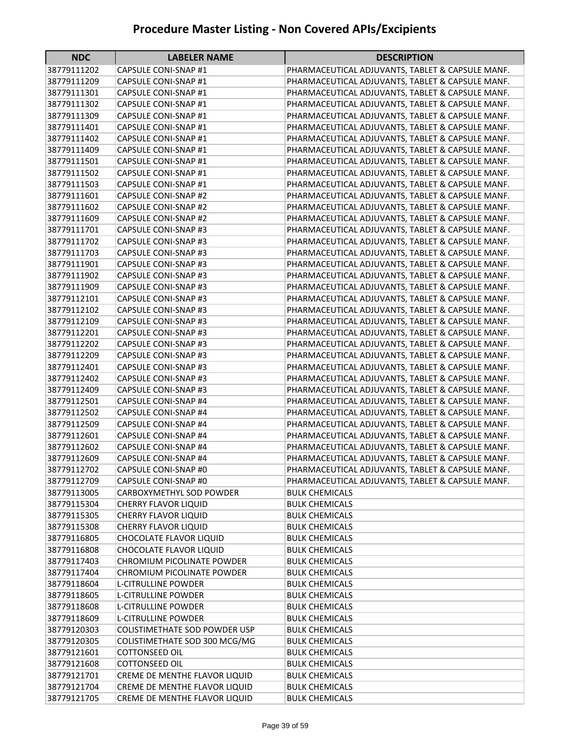# Procedure Master Listing - Non Covered APIs/Excipients

| NDC | LABELER NAME | DESCRIPTION |
|---|---|---|
| 38779111202 | CAPSULE CONI-SNAP #1 | PHARMACEUTICAL ADJUVANTS, TABLET & CAPSULE MANF. |
| 38779111209 | CAPSULE CONI-SNAP #1 | PHARMACEUTICAL ADJUVANTS, TABLET & CAPSULE MANF. |
| 38779111301 | CAPSULE CONI-SNAP #1 | PHARMACEUTICAL ADJUVANTS, TABLET & CAPSULE MANF. |
| 38779111302 | CAPSULE CONI-SNAP #1 | PHARMACEUTICAL ADJUVANTS, TABLET & CAPSULE MANF. |
| 38779111309 | CAPSULE CONI-SNAP #1 | PHARMACEUTICAL ADJUVANTS, TABLET & CAPSULE MANF. |
| 38779111401 | CAPSULE CONI-SNAP #1 | PHARMACEUTICAL ADJUVANTS, TABLET & CAPSULE MANF. |
| 38779111402 | CAPSULE CONI-SNAP #1 | PHARMACEUTICAL ADJUVANTS, TABLET & CAPSULE MANF. |
| 38779111409 | CAPSULE CONI-SNAP #1 | PHARMACEUTICAL ADJUVANTS, TABLET & CAPSULE MANF. |
| 38779111501 | CAPSULE CONI-SNAP #1 | PHARMACEUTICAL ADJUVANTS, TABLET & CAPSULE MANF. |
| 38779111502 | CAPSULE CONI-SNAP #1 | PHARMACEUTICAL ADJUVANTS, TABLET & CAPSULE MANF. |
| 38779111503 | CAPSULE CONI-SNAP #1 | PHARMACEUTICAL ADJUVANTS, TABLET & CAPSULE MANF. |
| 38779111601 | CAPSULE CONI-SNAP #2 | PHARMACEUTICAL ADJUVANTS, TABLET & CAPSULE MANF. |
| 38779111602 | CAPSULE CONI-SNAP #2 | PHARMACEUTICAL ADJUVANTS, TABLET & CAPSULE MANF. |
| 38779111609 | CAPSULE CONI-SNAP #2 | PHARMACEUTICAL ADJUVANTS, TABLET & CAPSULE MANF. |
| 38779111701 | CAPSULE CONI-SNAP #3 | PHARMACEUTICAL ADJUVANTS, TABLET & CAPSULE MANF. |
| 38779111702 | CAPSULE CONI-SNAP #3 | PHARMACEUTICAL ADJUVANTS, TABLET & CAPSULE MANF. |
| 38779111703 | CAPSULE CONI-SNAP #3 | PHARMACEUTICAL ADJUVANTS, TABLET & CAPSULE MANF. |
| 38779111901 | CAPSULE CONI-SNAP #3 | PHARMACEUTICAL ADJUVANTS, TABLET & CAPSULE MANF. |
| 38779111902 | CAPSULE CONI-SNAP #3 | PHARMACEUTICAL ADJUVANTS, TABLET & CAPSULE MANF. |
| 38779111909 | CAPSULE CONI-SNAP #3 | PHARMACEUTICAL ADJUVANTS, TABLET & CAPSULE MANF. |
| 38779112101 | CAPSULE CONI-SNAP #3 | PHARMACEUTICAL ADJUVANTS, TABLET & CAPSULE MANF. |
| 38779112102 | CAPSULE CONI-SNAP #3 | PHARMACEUTICAL ADJUVANTS, TABLET & CAPSULE MANF. |
| 38779112109 | CAPSULE CONI-SNAP #3 | PHARMACEUTICAL ADJUVANTS, TABLET & CAPSULE MANF. |
| 38779112201 | CAPSULE CONI-SNAP #3 | PHARMACEUTICAL ADJUVANTS, TABLET & CAPSULE MANF. |
| 38779112202 | CAPSULE CONI-SNAP #3 | PHARMACEUTICAL ADJUVANTS, TABLET & CAPSULE MANF. |
| 38779112209 | CAPSULE CONI-SNAP #3 | PHARMACEUTICAL ADJUVANTS, TABLET & CAPSULE MANF. |
| 38779112401 | CAPSULE CONI-SNAP #3 | PHARMACEUTICAL ADJUVANTS, TABLET & CAPSULE MANF. |
| 38779112402 | CAPSULE CONI-SNAP #3 | PHARMACEUTICAL ADJUVANTS, TABLET & CAPSULE MANF. |
| 38779112409 | CAPSULE CONI-SNAP #3 | PHARMACEUTICAL ADJUVANTS, TABLET & CAPSULE MANF. |
| 38779112501 | CAPSULE CONI-SNAP #4 | PHARMACEUTICAL ADJUVANTS, TABLET & CAPSULE MANF. |
| 38779112502 | CAPSULE CONI-SNAP #4 | PHARMACEUTICAL ADJUVANTS, TABLET & CAPSULE MANF. |
| 38779112509 | CAPSULE CONI-SNAP #4 | PHARMACEUTICAL ADJUVANTS, TABLET & CAPSULE MANF. |
| 38779112601 | CAPSULE CONI-SNAP #4 | PHARMACEUTICAL ADJUVANTS, TABLET & CAPSULE MANF. |
| 38779112602 | CAPSULE CONI-SNAP #4 | PHARMACEUTICAL ADJUVANTS, TABLET & CAPSULE MANF. |
| 38779112609 | CAPSULE CONI-SNAP #4 | PHARMACEUTICAL ADJUVANTS, TABLET & CAPSULE MANF. |
| 38779112702 | CAPSULE CONI-SNAP #0 | PHARMACEUTICAL ADJUVANTS, TABLET & CAPSULE MANF. |
| 38779112709 | CAPSULE CONI-SNAP #0 | PHARMACEUTICAL ADJUVANTS, TABLET & CAPSULE MANF. |
| 38779113005 | CARBOXYMETHYL SOD POWDER | BULK CHEMICALS |
| 38779115304 | CHERRY FLAVOR LIQUID | BULK CHEMICALS |
| 38779115305 | CHERRY FLAVOR LIQUID | BULK CHEMICALS |
| 38779115308 | CHERRY FLAVOR LIQUID | BULK CHEMICALS |
| 38779116805 | CHOCOLATE FLAVOR LIQUID | BULK CHEMICALS |
| 38779116808 | CHOCOLATE FLAVOR LIQUID | BULK CHEMICALS |
| 38779117403 | CHROMIUM PICOLINATE POWDER | BULK CHEMICALS |
| 38779117404 | CHROMIUM PICOLINATE POWDER | BULK CHEMICALS |
| 38779118604 | L-CITRULLINE POWDER | BULK CHEMICALS |
| 38779118605 | L-CITRULLINE POWDER | BULK CHEMICALS |
| 38779118608 | L-CITRULLINE POWDER | BULK CHEMICALS |
| 38779118609 | L-CITRULLINE POWDER | BULK CHEMICALS |
| 38779120303 | COLISTIMETHATE SOD POWDER USP | BULK CHEMICALS |
| 38779120305 | COLISTIMETHATE SOD 300 MCG/MG | BULK CHEMICALS |
| 38779121601 | COTTONSEED OIL | BULK CHEMICALS |
| 38779121608 | COTTONSEED OIL | BULK CHEMICALS |
| 38779121701 | CREME DE MENTHE FLAVOR LIQUID | BULK CHEMICALS |
| 38779121704 | CREME DE MENTHE FLAVOR LIQUID | BULK CHEMICALS |
| 38779121705 | CREME DE MENTHE FLAVOR LIQUID | BULK CHEMICALS |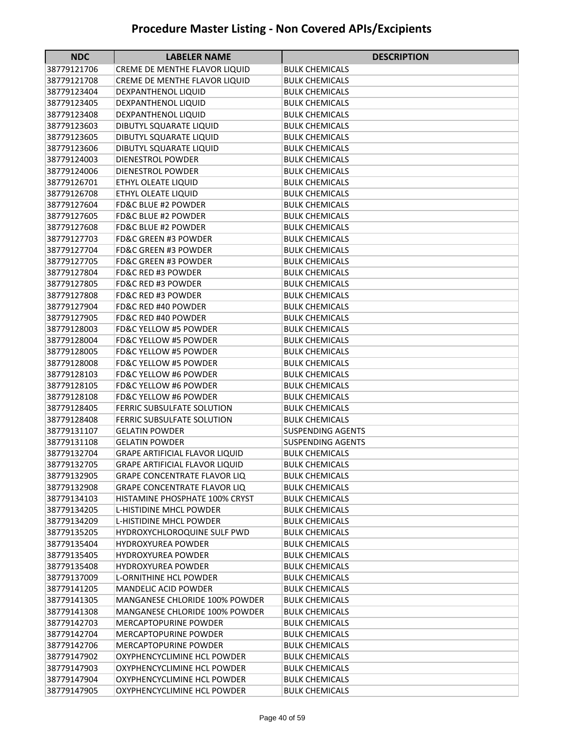# Procedure Master Listing - Non Covered APIs/Excipients

| NDC | LABELER NAME | DESCRIPTION |
|---|---|---|
| 38779121706 | CREME DE MENTHE FLAVOR LIQUID | BULK CHEMICALS |
| 38779121708 | CREME DE MENTHE FLAVOR LIQUID | BULK CHEMICALS |
| 38779123404 | DEXPANTHENOL LIQUID | BULK CHEMICALS |
| 38779123405 | DEXPANTHENOL LIQUID | BULK CHEMICALS |
| 38779123408 | DEXPANTHENOL LIQUID | BULK CHEMICALS |
| 38779123603 | DIBUTYL SQUARATE LIQUID | BULK CHEMICALS |
| 38779123605 | DIBUTYL SQUARATE LIQUID | BULK CHEMICALS |
| 38779123606 | DIBUTYL SQUARATE LIQUID | BULK CHEMICALS |
| 38779124003 | DIENESTROL POWDER | BULK CHEMICALS |
| 38779124006 | DIENESTROL POWDER | BULK CHEMICALS |
| 38779126701 | ETHYL OLEATE LIQUID | BULK CHEMICALS |
| 38779126708 | ETHYL OLEATE LIQUID | BULK CHEMICALS |
| 38779127604 | FD&C BLUE #2 POWDER | BULK CHEMICALS |
| 38779127605 | FD&C BLUE #2 POWDER | BULK CHEMICALS |
| 38779127608 | FD&C BLUE #2 POWDER | BULK CHEMICALS |
| 38779127703 | FD&C GREEN #3 POWDER | BULK CHEMICALS |
| 38779127704 | FD&C GREEN #3 POWDER | BULK CHEMICALS |
| 38779127705 | FD&C GREEN #3 POWDER | BULK CHEMICALS |
| 38779127804 | FD&C RED #3 POWDER | BULK CHEMICALS |
| 38779127805 | FD&C RED #3 POWDER | BULK CHEMICALS |
| 38779127808 | FD&C RED #3 POWDER | BULK CHEMICALS |
| 38779127904 | FD&C RED #40 POWDER | BULK CHEMICALS |
| 38779127905 | FD&C RED #40 POWDER | BULK CHEMICALS |
| 38779128003 | FD&C YELLOW #5 POWDER | BULK CHEMICALS |
| 38779128004 | FD&C YELLOW #5 POWDER | BULK CHEMICALS |
| 38779128005 | FD&C YELLOW #5 POWDER | BULK CHEMICALS |
| 38779128008 | FD&C YELLOW #5 POWDER | BULK CHEMICALS |
| 38779128103 | FD&C YELLOW #6 POWDER | BULK CHEMICALS |
| 38779128105 | FD&C YELLOW #6 POWDER | BULK CHEMICALS |
| 38779128108 | FD&C YELLOW #6 POWDER | BULK CHEMICALS |
| 38779128405 | FERRIC SUBSULFATE SOLUTION | BULK CHEMICALS |
| 38779128408 | FERRIC SUBSULFATE SOLUTION | BULK CHEMICALS |
| 38779131107 | GELATIN POWDER | SUSPENDING AGENTS |
| 38779131108 | GELATIN POWDER | SUSPENDING AGENTS |
| 38779132704 | GRAPE ARTIFICIAL FLAVOR LIQUID | BULK CHEMICALS |
| 38779132705 | GRAPE ARTIFICIAL FLAVOR LIQUID | BULK CHEMICALS |
| 38779132905 | GRAPE CONCENTRATE FLAVOR LIQ | BULK CHEMICALS |
| 38779132908 | GRAPE CONCENTRATE FLAVOR LIQ | BULK CHEMICALS |
| 38779134103 | HISTAMINE PHOSPHATE 100% CRYST | BULK CHEMICALS |
| 38779134205 | L-HISTIDINE MHCL POWDER | BULK CHEMICALS |
| 38779134209 | L-HISTIDINE MHCL POWDER | BULK CHEMICALS |
| 38779135205 | HYDROXYCHLOROQUINE SULF PWD | BULK CHEMICALS |
| 38779135404 | HYDROXYUREA POWDER | BULK CHEMICALS |
| 38779135405 | HYDROXYUREA POWDER | BULK CHEMICALS |
| 38779135408 | HYDROXYUREA POWDER | BULK CHEMICALS |
| 38779137009 | L-ORNITHINE HCL POWDER | BULK CHEMICALS |
| 38779141205 | MANDELIC ACID POWDER | BULK CHEMICALS |
| 38779141305 | MANGANESE CHLORIDE 100% POWDER | BULK CHEMICALS |
| 38779141308 | MANGANESE CHLORIDE 100% POWDER | BULK CHEMICALS |
| 38779142703 | MERCAPTOPURINE POWDER | BULK CHEMICALS |
| 38779142704 | MERCAPTOPURINE POWDER | BULK CHEMICALS |
| 38779142706 | MERCAPTOPURINE POWDER | BULK CHEMICALS |
| 38779147902 | OXYPHENCYCLIMINE HCL POWDER | BULK CHEMICALS |
| 38779147903 | OXYPHENCYCLIMINE HCL POWDER | BULK CHEMICALS |
| 38779147904 | OXYPHENCYCLIMINE HCL POWDER | BULK CHEMICALS |
| 38779147905 | OXYPHENCYCLIMINE HCL POWDER | BULK CHEMICALS |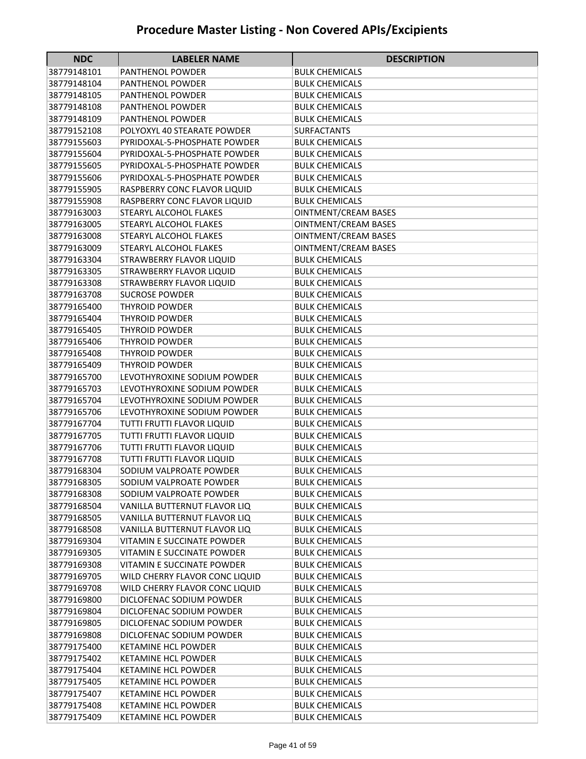# Procedure Master Listing - Non Covered APIs/Excipients

| NDC | LABELER NAME | DESCRIPTION |
|---|---|---|
| 38779148101 | PANTHENOL POWDER | BULK CHEMICALS |
| 38779148104 | PANTHENOL POWDER | BULK CHEMICALS |
| 38779148105 | PANTHENOL POWDER | BULK CHEMICALS |
| 38779148108 | PANTHENOL POWDER | BULK CHEMICALS |
| 38779148109 | PANTHENOL POWDER | BULK CHEMICALS |
| 38779152108 | POLYOXYL 40 STEARATE POWDER | SURFACTANTS |
| 38779155603 | PYRIDOXAL-5-PHOSPHATE POWDER | BULK CHEMICALS |
| 38779155604 | PYRIDOXAL-5-PHOSPHATE POWDER | BULK CHEMICALS |
| 38779155605 | PYRIDOXAL-5-PHOSPHATE POWDER | BULK CHEMICALS |
| 38779155606 | PYRIDOXAL-5-PHOSPHATE POWDER | BULK CHEMICALS |
| 38779155905 | RASPBERRY CONC FLAVOR LIQUID | BULK CHEMICALS |
| 38779155908 | RASPBERRY CONC FLAVOR LIQUID | BULK CHEMICALS |
| 38779163003 | STEARYL ALCOHOL FLAKES | OINTMENT/CREAM BASES |
| 38779163005 | STEARYL ALCOHOL FLAKES | OINTMENT/CREAM BASES |
| 38779163008 | STEARYL ALCOHOL FLAKES | OINTMENT/CREAM BASES |
| 38779163009 | STEARYL ALCOHOL FLAKES | OINTMENT/CREAM BASES |
| 38779163304 | STRAWBERRY FLAVOR LIQUID | BULK CHEMICALS |
| 38779163305 | STRAWBERRY FLAVOR LIQUID | BULK CHEMICALS |
| 38779163308 | STRAWBERRY FLAVOR LIQUID | BULK CHEMICALS |
| 38779163708 | SUCROSE POWDER | BULK CHEMICALS |
| 38779165400 | THYROID POWDER | BULK CHEMICALS |
| 38779165404 | THYROID POWDER | BULK CHEMICALS |
| 38779165405 | THYROID POWDER | BULK CHEMICALS |
| 38779165406 | THYROID POWDER | BULK CHEMICALS |
| 38779165408 | THYROID POWDER | BULK CHEMICALS |
| 38779165409 | THYROID POWDER | BULK CHEMICALS |
| 38779165700 | LEVOTHYROXINE SODIUM POWDER | BULK CHEMICALS |
| 38779165703 | LEVOTHYROXINE SODIUM POWDER | BULK CHEMICALS |
| 38779165704 | LEVOTHYROXINE SODIUM POWDER | BULK CHEMICALS |
| 38779165706 | LEVOTHYROXINE SODIUM POWDER | BULK CHEMICALS |
| 38779167704 | TUTTI FRUTTI FLAVOR LIQUID | BULK CHEMICALS |
| 38779167705 | TUTTI FRUTTI FLAVOR LIQUID | BULK CHEMICALS |
| 38779167706 | TUTTI FRUTTI FLAVOR LIQUID | BULK CHEMICALS |
| 38779167708 | TUTTI FRUTTI FLAVOR LIQUID | BULK CHEMICALS |
| 38779168304 | SODIUM VALPROATE POWDER | BULK CHEMICALS |
| 38779168305 | SODIUM VALPROATE POWDER | BULK CHEMICALS |
| 38779168308 | SODIUM VALPROATE POWDER | BULK CHEMICALS |
| 38779168504 | VANILLA BUTTERNUT FLAVOR LIQ | BULK CHEMICALS |
| 38779168505 | VANILLA BUTTERNUT FLAVOR LIQ | BULK CHEMICALS |
| 38779168508 | VANILLA BUTTERNUT FLAVOR LIQ | BULK CHEMICALS |
| 38779169304 | VITAMIN E SUCCINATE POWDER | BULK CHEMICALS |
| 38779169305 | VITAMIN E SUCCINATE POWDER | BULK CHEMICALS |
| 38779169308 | VITAMIN E SUCCINATE POWDER | BULK CHEMICALS |
| 38779169705 | WILD CHERRY FLAVOR CONC LIQUID | BULK CHEMICALS |
| 38779169708 | WILD CHERRY FLAVOR CONC LIQUID | BULK CHEMICALS |
| 38779169800 | DICLOFENAC SODIUM POWDER | BULK CHEMICALS |
| 38779169804 | DICLOFENAC SODIUM POWDER | BULK CHEMICALS |
| 38779169805 | DICLOFENAC SODIUM POWDER | BULK CHEMICALS |
| 38779169808 | DICLOFENAC SODIUM POWDER | BULK CHEMICALS |
| 38779175400 | KETAMINE HCL POWDER | BULK CHEMICALS |
| 38779175402 | KETAMINE HCL POWDER | BULK CHEMICALS |
| 38779175404 | KETAMINE HCL POWDER | BULK CHEMICALS |
| 38779175405 | KETAMINE HCL POWDER | BULK CHEMICALS |
| 38779175407 | KETAMINE HCL POWDER | BULK CHEMICALS |
| 38779175408 | KETAMINE HCL POWDER | BULK CHEMICALS |
| 38779175409 | KETAMINE HCL POWDER | BULK CHEMICALS |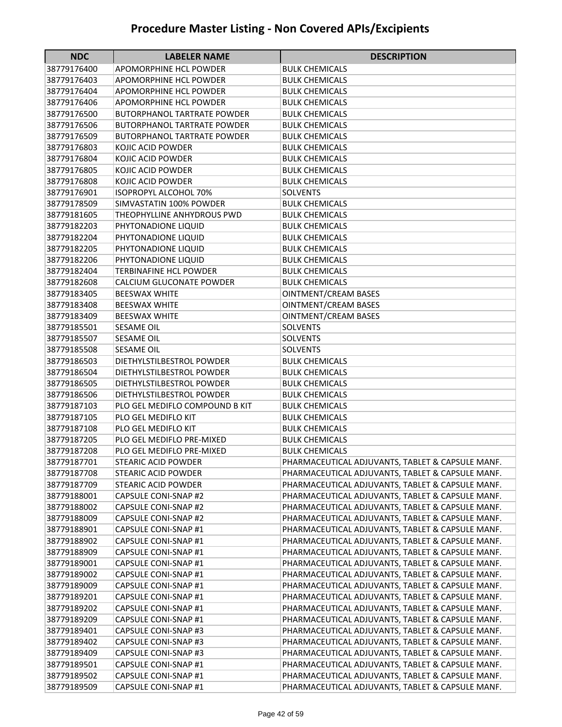# Procedure Master Listing - Non Covered APIs/Excipients

| NDC | LABELER NAME | DESCRIPTION |
|---|---|---|
| 38779176400 | APOMORPHINE HCL POWDER | BULK CHEMICALS |
| 38779176403 | APOMORPHINE HCL POWDER | BULK CHEMICALS |
| 38779176404 | APOMORPHINE HCL POWDER | BULK CHEMICALS |
| 38779176406 | APOMORPHINE HCL POWDER | BULK CHEMICALS |
| 38779176500 | BUTORPHANOL TARTRATE POWDER | BULK CHEMICALS |
| 38779176506 | BUTORPHANOL TARTRATE POWDER | BULK CHEMICALS |
| 38779176509 | BUTORPHANOL TARTRATE POWDER | BULK CHEMICALS |
| 38779176803 | KOJIC ACID POWDER | BULK CHEMICALS |
| 38779176804 | KOJIC ACID POWDER | BULK CHEMICALS |
| 38779176805 | KOJIC ACID POWDER | BULK CHEMICALS |
| 38779176808 | KOJIC ACID POWDER | BULK CHEMICALS |
| 38779176901 | ISOPROPYL ALCOHOL 70% | SOLVENTS |
| 38779178509 | SIMVASTATIN 100% POWDER | BULK CHEMICALS |
| 38779181605 | THEOPHYLLINE ANHYDROUS PWD | BULK CHEMICALS |
| 38779182203 | PHYTONADIONE LIQUID | BULK CHEMICALS |
| 38779182204 | PHYTONADIONE LIQUID | BULK CHEMICALS |
| 38779182205 | PHYTONADIONE LIQUID | BULK CHEMICALS |
| 38779182206 | PHYTONADIONE LIQUID | BULK CHEMICALS |
| 38779182404 | TERBINAFINE HCL POWDER | BULK CHEMICALS |
| 38779182608 | CALCIUM GLUCONATE POWDER | BULK CHEMICALS |
| 38779183405 | BEESWAX WHITE | OINTMENT/CREAM BASES |
| 38779183408 | BEESWAX WHITE | OINTMENT/CREAM BASES |
| 38779183409 | BEESWAX WHITE | OINTMENT/CREAM BASES |
| 38779185501 | SESAME OIL | SOLVENTS |
| 38779185507 | SESAME OIL | SOLVENTS |
| 38779185508 | SESAME OIL | SOLVENTS |
| 38779186503 | DIETHYLSTILBESTROL POWDER | BULK CHEMICALS |
| 38779186504 | DIETHYLSTILBESTROL POWDER | BULK CHEMICALS |
| 38779186505 | DIETHYLSTILBESTROL POWDER | BULK CHEMICALS |
| 38779186506 | DIETHYLSTILBESTROL POWDER | BULK CHEMICALS |
| 38779187103 | PLO GEL MEDIFLO COMPOUND B KIT | BULK CHEMICALS |
| 38779187105 | PLO GEL MEDIFLO KIT | BULK CHEMICALS |
| 38779187108 | PLO GEL MEDIFLO KIT | BULK CHEMICALS |
| 38779187205 | PLO GEL MEDIFLO PRE-MIXED | BULK CHEMICALS |
| 38779187208 | PLO GEL MEDIFLO PRE-MIXED | BULK CHEMICALS |
| 38779187701 | STEARIC ACID POWDER | PHARMACEUTICAL ADJUVANTS, TABLET & CAPSULE MANF. |
| 38779187708 | STEARIC ACID POWDER | PHARMACEUTICAL ADJUVANTS, TABLET & CAPSULE MANF. |
| 38779187709 | STEARIC ACID POWDER | PHARMACEUTICAL ADJUVANTS, TABLET & CAPSULE MANF. |
| 38779188001 | CAPSULE CONI-SNAP #2 | PHARMACEUTICAL ADJUVANTS, TABLET & CAPSULE MANF. |
| 38779188002 | CAPSULE CONI-SNAP #2 | PHARMACEUTICAL ADJUVANTS, TABLET & CAPSULE MANF. |
| 38779188009 | CAPSULE CONI-SNAP #2 | PHARMACEUTICAL ADJUVANTS, TABLET & CAPSULE MANF. |
| 38779188901 | CAPSULE CONI-SNAP #1 | PHARMACEUTICAL ADJUVANTS, TABLET & CAPSULE MANF. |
| 38779188902 | CAPSULE CONI-SNAP #1 | PHARMACEUTICAL ADJUVANTS, TABLET & CAPSULE MANF. |
| 38779188909 | CAPSULE CONI-SNAP #1 | PHARMACEUTICAL ADJUVANTS, TABLET & CAPSULE MANF. |
| 38779189001 | CAPSULE CONI-SNAP #1 | PHARMACEUTICAL ADJUVANTS, TABLET & CAPSULE MANF. |
| 38779189002 | CAPSULE CONI-SNAP #1 | PHARMACEUTICAL ADJUVANTS, TABLET & CAPSULE MANF. |
| 38779189009 | CAPSULE CONI-SNAP #1 | PHARMACEUTICAL ADJUVANTS, TABLET & CAPSULE MANF. |
| 38779189201 | CAPSULE CONI-SNAP #1 | PHARMACEUTICAL ADJUVANTS, TABLET & CAPSULE MANF. |
| 38779189202 | CAPSULE CONI-SNAP #1 | PHARMACEUTICAL ADJUVANTS, TABLET & CAPSULE MANF. |
| 38779189209 | CAPSULE CONI-SNAP #1 | PHARMACEUTICAL ADJUVANTS, TABLET & CAPSULE MANF. |
| 38779189401 | CAPSULE CONI-SNAP #3 | PHARMACEUTICAL ADJUVANTS, TABLET & CAPSULE MANF. |
| 38779189402 | CAPSULE CONI-SNAP #3 | PHARMACEUTICAL ADJUVANTS, TABLET & CAPSULE MANF. |
| 38779189409 | CAPSULE CONI-SNAP #3 | PHARMACEUTICAL ADJUVANTS, TABLET & CAPSULE MANF. |
| 38779189501 | CAPSULE CONI-SNAP #1 | PHARMACEUTICAL ADJUVANTS, TABLET & CAPSULE MANF. |
| 38779189502 | CAPSULE CONI-SNAP #1 | PHARMACEUTICAL ADJUVANTS, TABLET & CAPSULE MANF. |
| 38779189509 | CAPSULE CONI-SNAP #1 | PHARMACEUTICAL ADJUVANTS, TABLET & CAPSULE MANF. |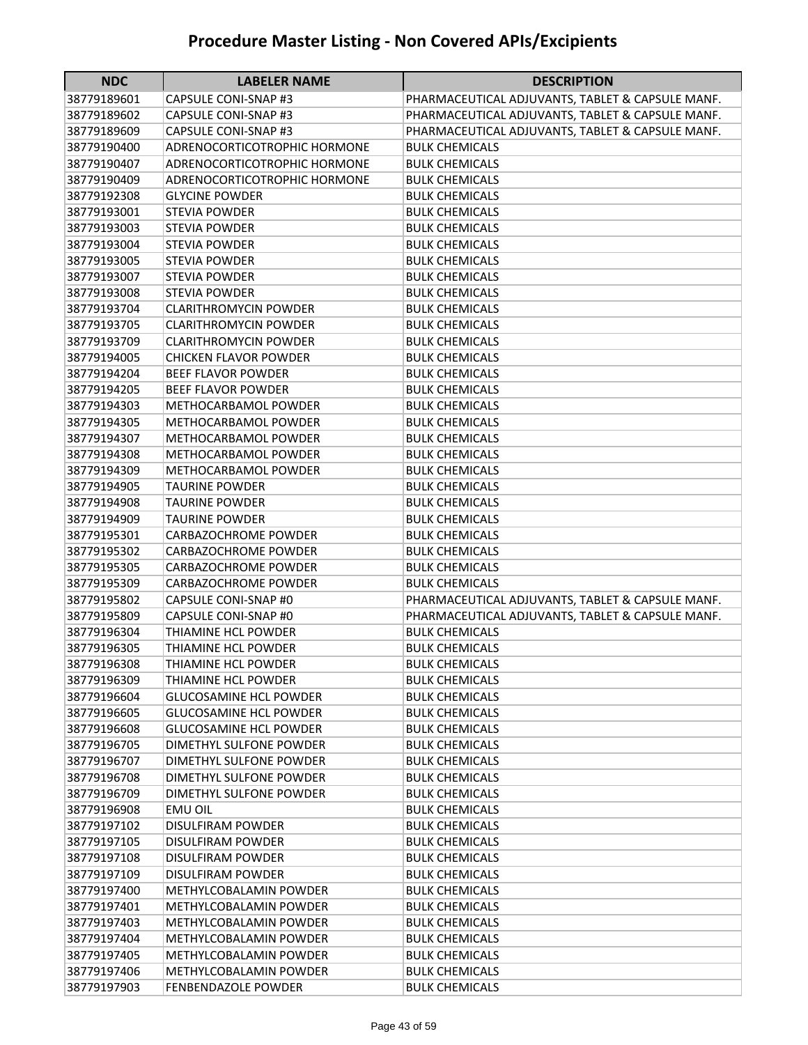# Procedure Master Listing - Non Covered APIs/Excipients

| NDC | LABELER NAME | DESCRIPTION |
|---|---|---|
| 38779189601 | CAPSULE CONI-SNAP #3 | PHARMACEUTICAL ADJUVANTS, TABLET & CAPSULE MANF. |
| 38779189602 | CAPSULE CONI-SNAP #3 | PHARMACEUTICAL ADJUVANTS, TABLET & CAPSULE MANF. |
| 38779189609 | CAPSULE CONI-SNAP #3 | PHARMACEUTICAL ADJUVANTS, TABLET & CAPSULE MANF. |
| 38779190400 | ADRENOCORTICOTROPHIC HORMONE | BULK CHEMICALS |
| 38779190407 | ADRENOCORTICOTROPHIC HORMONE | BULK CHEMICALS |
| 38779190409 | ADRENOCORTICOTROPHIC HORMONE | BULK CHEMICALS |
| 38779192308 | GLYCINE POWDER | BULK CHEMICALS |
| 38779193001 | STEVIA POWDER | BULK CHEMICALS |
| 38779193003 | STEVIA POWDER | BULK CHEMICALS |
| 38779193004 | STEVIA POWDER | BULK CHEMICALS |
| 38779193005 | STEVIA POWDER | BULK CHEMICALS |
| 38779193007 | STEVIA POWDER | BULK CHEMICALS |
| 38779193008 | STEVIA POWDER | BULK CHEMICALS |
| 38779193704 | CLARITHROMYCIN POWDER | BULK CHEMICALS |
| 38779193705 | CLARITHROMYCIN POWDER | BULK CHEMICALS |
| 38779193709 | CLARITHROMYCIN POWDER | BULK CHEMICALS |
| 38779194005 | CHICKEN FLAVOR POWDER | BULK CHEMICALS |
| 38779194204 | BEEF FLAVOR POWDER | BULK CHEMICALS |
| 38779194205 | BEEF FLAVOR POWDER | BULK CHEMICALS |
| 38779194303 | METHOCARBAMOL POWDER | BULK CHEMICALS |
| 38779194305 | METHOCARBAMOL POWDER | BULK CHEMICALS |
| 38779194307 | METHOCARBAMOL POWDER | BULK CHEMICALS |
| 38779194308 | METHOCARBAMOL POWDER | BULK CHEMICALS |
| 38779194309 | METHOCARBAMOL POWDER | BULK CHEMICALS |
| 38779194905 | TAURINE POWDER | BULK CHEMICALS |
| 38779194908 | TAURINE POWDER | BULK CHEMICALS |
| 38779194909 | TAURINE POWDER | BULK CHEMICALS |
| 38779195301 | CARBAZOCHROME POWDER | BULK CHEMICALS |
| 38779195302 | CARBAZOCHROME POWDER | BULK CHEMICALS |
| 38779195305 | CARBAZOCHROME POWDER | BULK CHEMICALS |
| 38779195309 | CARBAZOCHROME POWDER | BULK CHEMICALS |
| 38779195802 | CAPSULE CONI-SNAP #0 | PHARMACEUTICAL ADJUVANTS, TABLET & CAPSULE MANF. |
| 38779195809 | CAPSULE CONI-SNAP #0 | PHARMACEUTICAL ADJUVANTS, TABLET & CAPSULE MANF. |
| 38779196304 | THIAMINE HCL POWDER | BULK CHEMICALS |
| 38779196305 | THIAMINE HCL POWDER | BULK CHEMICALS |
| 38779196308 | THIAMINE HCL POWDER | BULK CHEMICALS |
| 38779196309 | THIAMINE HCL POWDER | BULK CHEMICALS |
| 38779196604 | GLUCOSAMINE HCL POWDER | BULK CHEMICALS |
| 38779196605 | GLUCOSAMINE HCL POWDER | BULK CHEMICALS |
| 38779196608 | GLUCOSAMINE HCL POWDER | BULK CHEMICALS |
| 38779196705 | DIMETHYL SULFONE POWDER | BULK CHEMICALS |
| 38779196707 | DIMETHYL SULFONE POWDER | BULK CHEMICALS |
| 38779196708 | DIMETHYL SULFONE POWDER | BULK CHEMICALS |
| 38779196709 | DIMETHYL SULFONE POWDER | BULK CHEMICALS |
| 38779196908 | EMU OIL | BULK CHEMICALS |
| 38779197102 | DISULFIRAM POWDER | BULK CHEMICALS |
| 38779197105 | DISULFIRAM POWDER | BULK CHEMICALS |
| 38779197108 | DISULFIRAM POWDER | BULK CHEMICALS |
| 38779197109 | DISULFIRAM POWDER | BULK CHEMICALS |
| 38779197400 | METHYLCOBALAMIN POWDER | BULK CHEMICALS |
| 38779197401 | METHYLCOBALAMIN POWDER | BULK CHEMICALS |
| 38779197403 | METHYLCOBALAMIN POWDER | BULK CHEMICALS |
| 38779197404 | METHYLCOBALAMIN POWDER | BULK CHEMICALS |
| 38779197405 | METHYLCOBALAMIN POWDER | BULK CHEMICALS |
| 38779197406 | METHYLCOBALAMIN POWDER | BULK CHEMICALS |
| 38779197903 | FENBENDAZOLE POWDER | BULK CHEMICALS |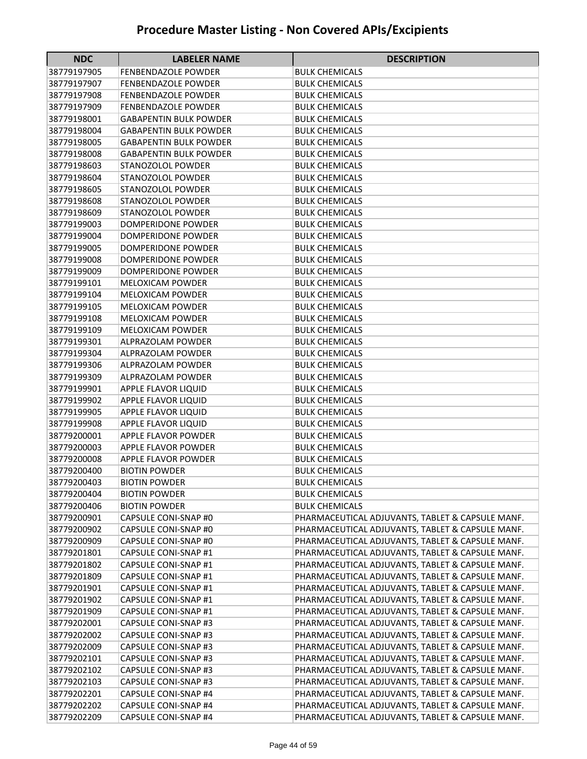# Procedure Master Listing - Non Covered APIs/Excipients

| NDC | LABELER NAME | DESCRIPTION |
|---|---|---|
| 38779197905 | FENBENDAZOLE POWDER | BULK CHEMICALS |
| 38779197907 | FENBENDAZOLE POWDER | BULK CHEMICALS |
| 38779197908 | FENBENDAZOLE POWDER | BULK CHEMICALS |
| 38779197909 | FENBENDAZOLE POWDER | BULK CHEMICALS |
| 38779198001 | GABAPENTIN BULK POWDER | BULK CHEMICALS |
| 38779198004 | GABAPENTIN BULK POWDER | BULK CHEMICALS |
| 38779198005 | GABAPENTIN BULK POWDER | BULK CHEMICALS |
| 38779198008 | GABAPENTIN BULK POWDER | BULK CHEMICALS |
| 38779198603 | STANOZOLOL POWDER | BULK CHEMICALS |
| 38779198604 | STANOZOLOL POWDER | BULK CHEMICALS |
| 38779198605 | STANOZOLOL POWDER | BULK CHEMICALS |
| 38779198608 | STANOZOLOL POWDER | BULK CHEMICALS |
| 38779198609 | STANOZOLOL POWDER | BULK CHEMICALS |
| 38779199003 | DOMPERIDONE POWDER | BULK CHEMICALS |
| 38779199004 | DOMPERIDONE POWDER | BULK CHEMICALS |
| 38779199005 | DOMPERIDONE POWDER | BULK CHEMICALS |
| 38779199008 | DOMPERIDONE POWDER | BULK CHEMICALS |
| 38779199009 | DOMPERIDONE POWDER | BULK CHEMICALS |
| 38779199101 | MELOXICAM POWDER | BULK CHEMICALS |
| 38779199104 | MELOXICAM POWDER | BULK CHEMICALS |
| 38779199105 | MELOXICAM POWDER | BULK CHEMICALS |
| 38779199108 | MELOXICAM POWDER | BULK CHEMICALS |
| 38779199109 | MELOXICAM POWDER | BULK CHEMICALS |
| 38779199301 | ALPRAZOLAM POWDER | BULK CHEMICALS |
| 38779199304 | ALPRAZOLAM POWDER | BULK CHEMICALS |
| 38779199306 | ALPRAZOLAM POWDER | BULK CHEMICALS |
| 38779199309 | ALPRAZOLAM POWDER | BULK CHEMICALS |
| 38779199901 | APPLE FLAVOR LIQUID | BULK CHEMICALS |
| 38779199902 | APPLE FLAVOR LIQUID | BULK CHEMICALS |
| 38779199905 | APPLE FLAVOR LIQUID | BULK CHEMICALS |
| 38779199908 | APPLE FLAVOR LIQUID | BULK CHEMICALS |
| 38779200001 | APPLE FLAVOR POWDER | BULK CHEMICALS |
| 38779200003 | APPLE FLAVOR POWDER | BULK CHEMICALS |
| 38779200008 | APPLE FLAVOR POWDER | BULK CHEMICALS |
| 38779200400 | BIOTIN POWDER | BULK CHEMICALS |
| 38779200403 | BIOTIN POWDER | BULK CHEMICALS |
| 38779200404 | BIOTIN POWDER | BULK CHEMICALS |
| 38779200406 | BIOTIN POWDER | BULK CHEMICALS |
| 38779200901 | CAPSULE CONI-SNAP #0 | PHARMACEUTICAL ADJUVANTS, TABLET & CAPSULE MANF. |
| 38779200902 | CAPSULE CONI-SNAP #0 | PHARMACEUTICAL ADJUVANTS, TABLET & CAPSULE MANF. |
| 38779200909 | CAPSULE CONI-SNAP #0 | PHARMACEUTICAL ADJUVANTS, TABLET & CAPSULE MANF. |
| 38779201801 | CAPSULE CONI-SNAP #1 | PHARMACEUTICAL ADJUVANTS, TABLET & CAPSULE MANF. |
| 38779201802 | CAPSULE CONI-SNAP #1 | PHARMACEUTICAL ADJUVANTS, TABLET & CAPSULE MANF. |
| 38779201809 | CAPSULE CONI-SNAP #1 | PHARMACEUTICAL ADJUVANTS, TABLET & CAPSULE MANF. |
| 38779201901 | CAPSULE CONI-SNAP #1 | PHARMACEUTICAL ADJUVANTS, TABLET & CAPSULE MANF. |
| 38779201902 | CAPSULE CONI-SNAP #1 | PHARMACEUTICAL ADJUVANTS, TABLET & CAPSULE MANF. |
| 38779201909 | CAPSULE CONI-SNAP #1 | PHARMACEUTICAL ADJUVANTS, TABLET & CAPSULE MANF. |
| 38779202001 | CAPSULE CONI-SNAP #3 | PHARMACEUTICAL ADJUVANTS, TABLET & CAPSULE MANF. |
| 38779202002 | CAPSULE CONI-SNAP #3 | PHARMACEUTICAL ADJUVANTS, TABLET & CAPSULE MANF. |
| 38779202009 | CAPSULE CONI-SNAP #3 | PHARMACEUTICAL ADJUVANTS, TABLET & CAPSULE MANF. |
| 38779202101 | CAPSULE CONI-SNAP #3 | PHARMACEUTICAL ADJUVANTS, TABLET & CAPSULE MANF. |
| 38779202102 | CAPSULE CONI-SNAP #3 | PHARMACEUTICAL ADJUVANTS, TABLET & CAPSULE MANF. |
| 38779202103 | CAPSULE CONI-SNAP #3 | PHARMACEUTICAL ADJUVANTS, TABLET & CAPSULE MANF. |
| 38779202201 | CAPSULE CONI-SNAP #4 | PHARMACEUTICAL ADJUVANTS, TABLET & CAPSULE MANF. |
| 38779202202 | CAPSULE CONI-SNAP #4 | PHARMACEUTICAL ADJUVANTS, TABLET & CAPSULE MANF. |
| 38779202209 | CAPSULE CONI-SNAP #4 | PHARMACEUTICAL ADJUVANTS, TABLET & CAPSULE MANF. |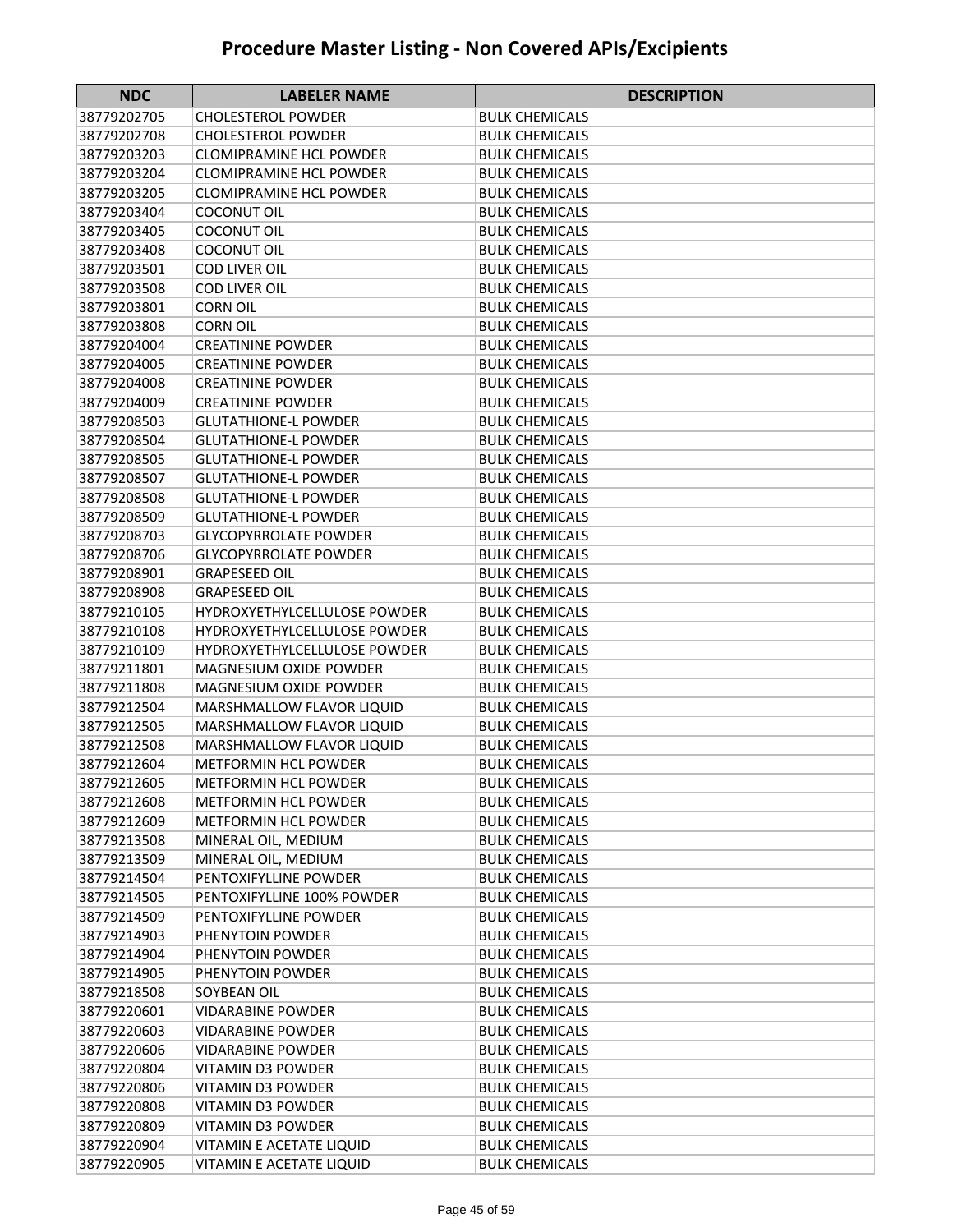# Procedure Master Listing - Non Covered APIs/Excipients

| NDC | LABELER NAME | DESCRIPTION |
|---|---|---|
| 38779202705 | CHOLESTEROL POWDER | BULK CHEMICALS |
| 38779202708 | CHOLESTEROL POWDER | BULK CHEMICALS |
| 38779203203 | CLOMIPRAMINE HCL POWDER | BULK CHEMICALS |
| 38779203204 | CLOMIPRAMINE HCL POWDER | BULK CHEMICALS |
| 38779203205 | CLOMIPRAMINE HCL POWDER | BULK CHEMICALS |
| 38779203404 | COCONUT OIL | BULK CHEMICALS |
| 38779203405 | COCONUT OIL | BULK CHEMICALS |
| 38779203408 | COCONUT OIL | BULK CHEMICALS |
| 38779203501 | COD LIVER OIL | BULK CHEMICALS |
| 38779203508 | COD LIVER OIL | BULK CHEMICALS |
| 38779203801 | CORN OIL | BULK CHEMICALS |
| 38779203808 | CORN OIL | BULK CHEMICALS |
| 38779204004 | CREATININE POWDER | BULK CHEMICALS |
| 38779204005 | CREATININE POWDER | BULK CHEMICALS |
| 38779204008 | CREATININE POWDER | BULK CHEMICALS |
| 38779204009 | CREATININE POWDER | BULK CHEMICALS |
| 38779208503 | GLUTATHIONE-L POWDER | BULK CHEMICALS |
| 38779208504 | GLUTATHIONE-L POWDER | BULK CHEMICALS |
| 38779208505 | GLUTATHIONE-L POWDER | BULK CHEMICALS |
| 38779208507 | GLUTATHIONE-L POWDER | BULK CHEMICALS |
| 38779208508 | GLUTATHIONE-L POWDER | BULK CHEMICALS |
| 38779208509 | GLUTATHIONE-L POWDER | BULK CHEMICALS |
| 38779208703 | GLYCOPYRROLATE POWDER | BULK CHEMICALS |
| 38779208706 | GLYCOPYRROLATE POWDER | BULK CHEMICALS |
| 38779208901 | GRAPESEED OIL | BULK CHEMICALS |
| 38779208908 | GRAPESEED OIL | BULK CHEMICALS |
| 38779210105 | HYDROXYETHYLCELLULOSE POWDER | BULK CHEMICALS |
| 38779210108 | HYDROXYETHYLCELLULOSE POWDER | BULK CHEMICALS |
| 38779210109 | HYDROXYETHYLCELLULOSE POWDER | BULK CHEMICALS |
| 38779211801 | MAGNESIUM OXIDE POWDER | BULK CHEMICALS |
| 38779211808 | MAGNESIUM OXIDE POWDER | BULK CHEMICALS |
| 38779212504 | MARSHMALLOW FLAVOR LIQUID | BULK CHEMICALS |
| 38779212505 | MARSHMALLOW FLAVOR LIQUID | BULK CHEMICALS |
| 38779212508 | MARSHMALLOW FLAVOR LIQUID | BULK CHEMICALS |
| 38779212604 | METFORMIN HCL POWDER | BULK CHEMICALS |
| 38779212605 | METFORMIN HCL POWDER | BULK CHEMICALS |
| 38779212608 | METFORMIN HCL POWDER | BULK CHEMICALS |
| 38779212609 | METFORMIN HCL POWDER | BULK CHEMICALS |
| 38779213508 | MINERAL OIL, MEDIUM | BULK CHEMICALS |
| 38779213509 | MINERAL OIL, MEDIUM | BULK CHEMICALS |
| 38779214504 | PENTOXIFYLLINE POWDER | BULK CHEMICALS |
| 38779214505 | PENTOXIFYLLINE 100% POWDER | BULK CHEMICALS |
| 38779214509 | PENTOXIFYLLINE POWDER | BULK CHEMICALS |
| 38779214903 | PHENYTOIN POWDER | BULK CHEMICALS |
| 38779214904 | PHENYTOIN POWDER | BULK CHEMICALS |
| 38779214905 | PHENYTOIN POWDER | BULK CHEMICALS |
| 38779218508 | SOYBEAN OIL | BULK CHEMICALS |
| 38779220601 | VIDARABINE POWDER | BULK CHEMICALS |
| 38779220603 | VIDARABINE POWDER | BULK CHEMICALS |
| 38779220606 | VIDARABINE POWDER | BULK CHEMICALS |
| 38779220804 | VITAMIN D3 POWDER | BULK CHEMICALS |
| 38779220806 | VITAMIN D3 POWDER | BULK CHEMICALS |
| 38779220808 | VITAMIN D3 POWDER | BULK CHEMICALS |
| 38779220809 | VITAMIN D3 POWDER | BULK CHEMICALS |
| 38779220904 | VITAMIN E ACETATE LIQUID | BULK CHEMICALS |
| 38779220905 | VITAMIN E ACETATE LIQUID | BULK CHEMICALS |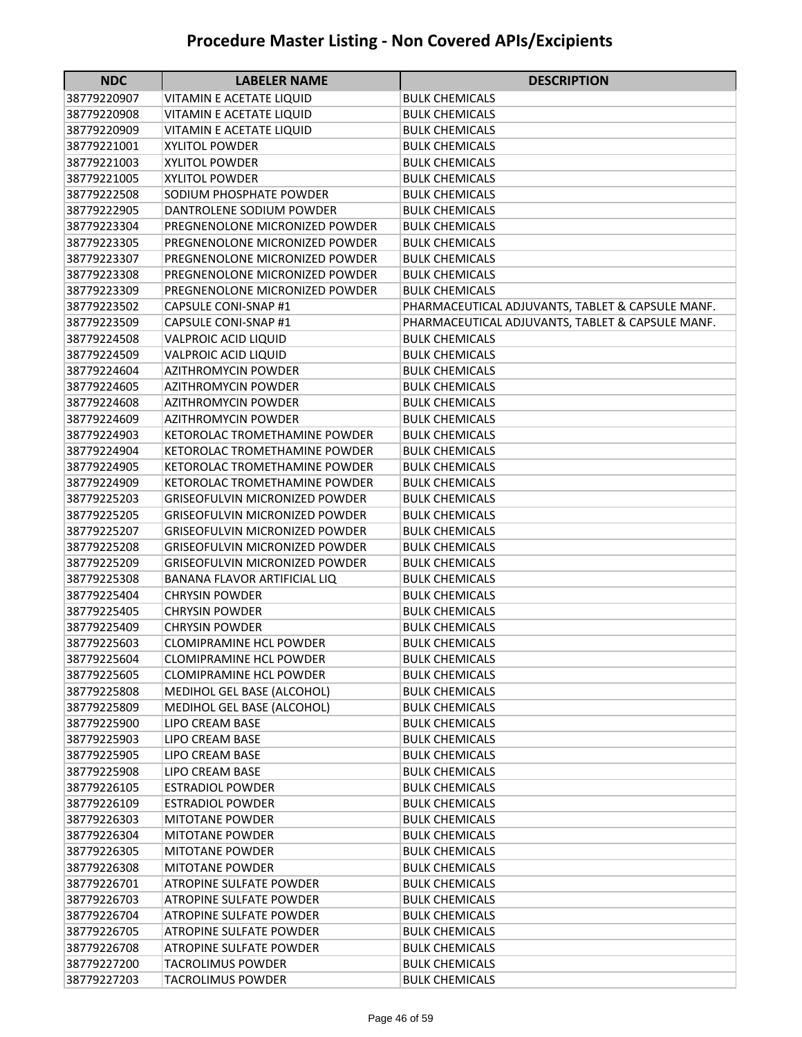# Procedure Master Listing - Non Covered APIs/Excipients

| NDC | LABELER NAME | DESCRIPTION |
|---|---|---|
| 38779220907 | VITAMIN E ACETATE LIQUID | BULK CHEMICALS |
| 38779220908 | VITAMIN E ACETATE LIQUID | BULK CHEMICALS |
| 38779220909 | VITAMIN E ACETATE LIQUID | BULK CHEMICALS |
| 38779221001 | XYLITOL POWDER | BULK CHEMICALS |
| 38779221003 | XYLITOL POWDER | BULK CHEMICALS |
| 38779221005 | XYLITOL POWDER | BULK CHEMICALS |
| 38779222508 | SODIUM PHOSPHATE POWDER | BULK CHEMICALS |
| 38779222905 | DANTROLENE SODIUM POWDER | BULK CHEMICALS |
| 38779223304 | PREGNENOLONE MICRONIZED POWDER | BULK CHEMICALS |
| 38779223305 | PREGNENOLONE MICRONIZED POWDER | BULK CHEMICALS |
| 38779223307 | PREGNENOLONE MICRONIZED POWDER | BULK CHEMICALS |
| 38779223308 | PREGNENOLONE MICRONIZED POWDER | BULK CHEMICALS |
| 38779223309 | PREGNENOLONE MICRONIZED POWDER | BULK CHEMICALS |
| 38779223502 | CAPSULE CONI-SNAP #1 | PHARMACEUTICAL ADJUVANTS, TABLET & CAPSULE MANF. |
| 38779223509 | CAPSULE CONI-SNAP #1 | PHARMACEUTICAL ADJUVANTS, TABLET & CAPSULE MANF. |
| 38779224508 | VALPROIC ACID LIQUID | BULK CHEMICALS |
| 38779224509 | VALPROIC ACID LIQUID | BULK CHEMICALS |
| 38779224604 | AZITHROMYCIN POWDER | BULK CHEMICALS |
| 38779224605 | AZITHROMYCIN POWDER | BULK CHEMICALS |
| 38779224608 | AZITHROMYCIN POWDER | BULK CHEMICALS |
| 38779224609 | AZITHROMYCIN POWDER | BULK CHEMICALS |
| 38779224903 | KETOROLAC TROMETHAMINE POWDER | BULK CHEMICALS |
| 38779224904 | KETOROLAC TROMETHAMINE POWDER | BULK CHEMICALS |
| 38779224905 | KETOROLAC TROMETHAMINE POWDER | BULK CHEMICALS |
| 38779224909 | KETOROLAC TROMETHAMINE POWDER | BULK CHEMICALS |
| 38779225203 | GRISEOFULVIN MICRONIZED POWDER | BULK CHEMICALS |
| 38779225205 | GRISEOFULVIN MICRONIZED POWDER | BULK CHEMICALS |
| 38779225207 | GRISEOFULVIN MICRONIZED POWDER | BULK CHEMICALS |
| 38779225208 | GRISEOFULVIN MICRONIZED POWDER | BULK CHEMICALS |
| 38779225209 | GRISEOFULVIN MICRONIZED POWDER | BULK CHEMICALS |
| 38779225308 | BANANA FLAVOR ARTIFICIAL LIQ | BULK CHEMICALS |
| 38779225404 | CHRYSIN POWDER | BULK CHEMICALS |
| 38779225405 | CHRYSIN POWDER | BULK CHEMICALS |
| 38779225409 | CHRYSIN POWDER | BULK CHEMICALS |
| 38779225603 | CLOMIPRAMINE HCL POWDER | BULK CHEMICALS |
| 38779225604 | CLOMIPRAMINE HCL POWDER | BULK CHEMICALS |
| 38779225605 | CLOMIPRAMINE HCL POWDER | BULK CHEMICALS |
| 38779225808 | MEDIHOL GEL BASE (ALCOHOL) | BULK CHEMICALS |
| 38779225809 | MEDIHOL GEL BASE (ALCOHOL) | BULK CHEMICALS |
| 38779225900 | LIPO CREAM BASE | BULK CHEMICALS |
| 38779225903 | LIPO CREAM BASE | BULK CHEMICALS |
| 38779225905 | LIPO CREAM BASE | BULK CHEMICALS |
| 38779225908 | LIPO CREAM BASE | BULK CHEMICALS |
| 38779226105 | ESTRADIOL POWDER | BULK CHEMICALS |
| 38779226109 | ESTRADIOL POWDER | BULK CHEMICALS |
| 38779226303 | MITOTANE POWDER | BULK CHEMICALS |
| 38779226304 | MITOTANE POWDER | BULK CHEMICALS |
| 38779226305 | MITOTANE POWDER | BULK CHEMICALS |
| 38779226308 | MITOTANE POWDER | BULK CHEMICALS |
| 38779226701 | ATROPINE SULFATE POWDER | BULK CHEMICALS |
| 38779226703 | ATROPINE SULFATE POWDER | BULK CHEMICALS |
| 38779226704 | ATROPINE SULFATE POWDER | BULK CHEMICALS |
| 38779226705 | ATROPINE SULFATE POWDER | BULK CHEMICALS |
| 38779226708 | ATROPINE SULFATE POWDER | BULK CHEMICALS |
| 38779227200 | TACROLIMUS POWDER | BULK CHEMICALS |
| 38779227203 | TACROLIMUS POWDER | BULK CHEMICALS |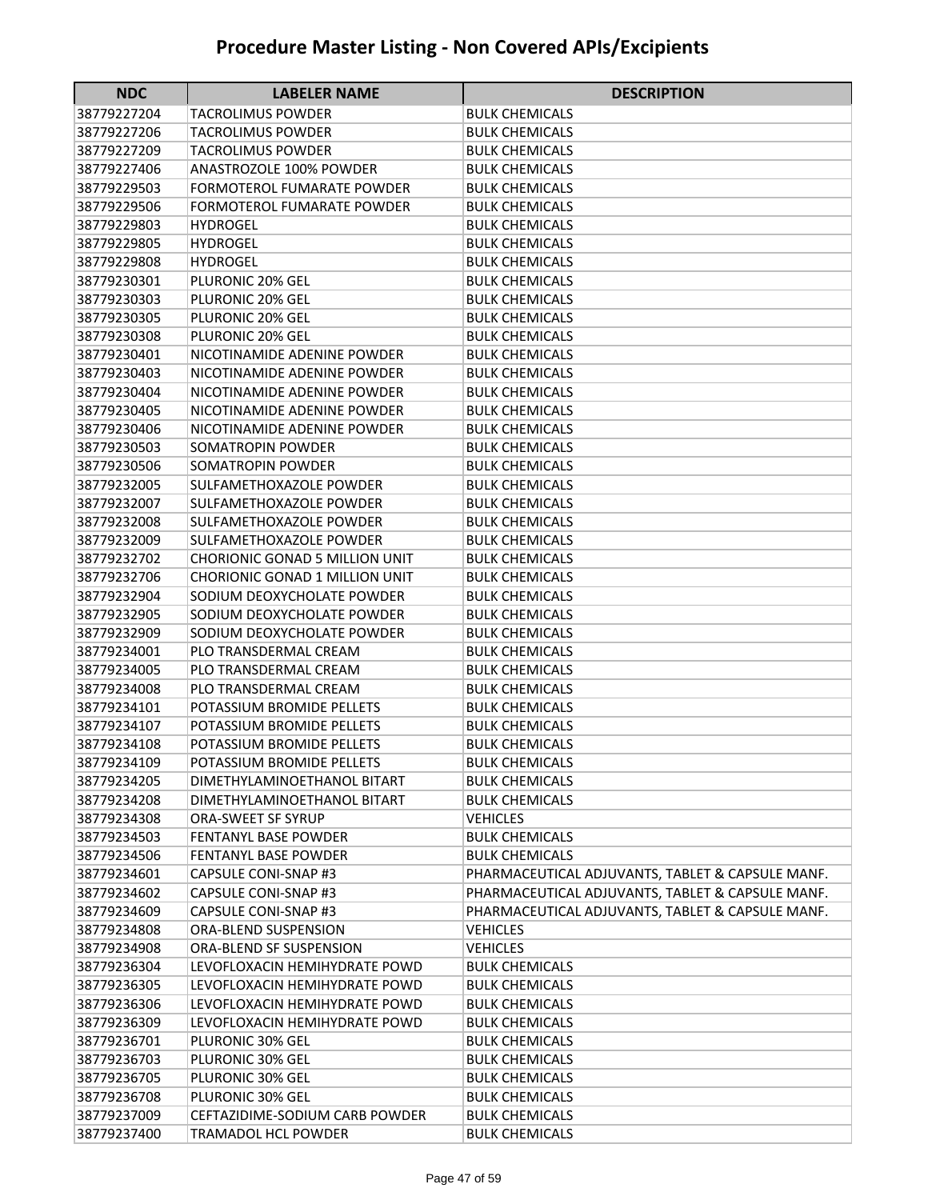# Procedure Master Listing - Non Covered APIs/Excipients

| NDC | LABELER NAME | DESCRIPTION |
|---|---|---|
| 38779227204 | TACROLIMUS POWDER | BULK CHEMICALS |
| 38779227206 | TACROLIMUS POWDER | BULK CHEMICALS |
| 38779227209 | TACROLIMUS POWDER | BULK CHEMICALS |
| 38779227406 | ANASTROZOLE 100% POWDER | BULK CHEMICALS |
| 38779229503 | FORMOTEROL FUMARATE POWDER | BULK CHEMICALS |
| 38779229506 | FORMOTEROL FUMARATE POWDER | BULK CHEMICALS |
| 38779229803 | HYDROGEL | BULK CHEMICALS |
| 38779229805 | HYDROGEL | BULK CHEMICALS |
| 38779229808 | HYDROGEL | BULK CHEMICALS |
| 38779230301 | PLURONIC 20% GEL | BULK CHEMICALS |
| 38779230303 | PLURONIC 20% GEL | BULK CHEMICALS |
| 38779230305 | PLURONIC 20% GEL | BULK CHEMICALS |
| 38779230308 | PLURONIC 20% GEL | BULK CHEMICALS |
| 38779230401 | NICOTINAMIDE ADENINE POWDER | BULK CHEMICALS |
| 38779230403 | NICOTINAMIDE ADENINE POWDER | BULK CHEMICALS |
| 38779230404 | NICOTINAMIDE ADENINE POWDER | BULK CHEMICALS |
| 38779230405 | NICOTINAMIDE ADENINE POWDER | BULK CHEMICALS |
| 38779230406 | NICOTINAMIDE ADENINE POWDER | BULK CHEMICALS |
| 38779230503 | SOMATROPIN POWDER | BULK CHEMICALS |
| 38779230506 | SOMATROPIN POWDER | BULK CHEMICALS |
| 38779232005 | SULFAMETHOXAZOLE POWDER | BULK CHEMICALS |
| 38779232007 | SULFAMETHOXAZOLE POWDER | BULK CHEMICALS |
| 38779232008 | SULFAMETHOXAZOLE POWDER | BULK CHEMICALS |
| 38779232009 | SULFAMETHOXAZOLE POWDER | BULK CHEMICALS |
| 38779232702 | CHORIONIC GONAD 5 MILLION UNIT | BULK CHEMICALS |
| 38779232706 | CHORIONIC GONAD 1 MILLION UNIT | BULK CHEMICALS |
| 38779232904 | SODIUM DEOXYCHOLATE POWDER | BULK CHEMICALS |
| 38779232905 | SODIUM DEOXYCHOLATE POWDER | BULK CHEMICALS |
| 38779232909 | SODIUM DEOXYCHOLATE POWDER | BULK CHEMICALS |
| 38779234001 | PLO TRANSDERMAL CREAM | BULK CHEMICALS |
| 38779234005 | PLO TRANSDERMAL CREAM | BULK CHEMICALS |
| 38779234008 | PLO TRANSDERMAL CREAM | BULK CHEMICALS |
| 38779234101 | POTASSIUM BROMIDE PELLETS | BULK CHEMICALS |
| 38779234107 | POTASSIUM BROMIDE PELLETS | BULK CHEMICALS |
| 38779234108 | POTASSIUM BROMIDE PELLETS | BULK CHEMICALS |
| 38779234109 | POTASSIUM BROMIDE PELLETS | BULK CHEMICALS |
| 38779234205 | DIMETHYLAMINOETHANOL BITART | BULK CHEMICALS |
| 38779234208 | DIMETHYLAMINOETHANOL BITART | BULK CHEMICALS |
| 38779234308 | ORA-SWEET SF SYRUP | VEHICLES |
| 38779234503 | FENTANYL BASE POWDER | BULK CHEMICALS |
| 38779234506 | FENTANYL BASE POWDER | BULK CHEMICALS |
| 38779234601 | CAPSULE CONI-SNAP #3 | PHARMACEUTICAL ADJUVANTS, TABLET & CAPSULE MANF. |
| 38779234602 | CAPSULE CONI-SNAP #3 | PHARMACEUTICAL ADJUVANTS, TABLET & CAPSULE MANF. |
| 38779234609 | CAPSULE CONI-SNAP #3 | PHARMACEUTICAL ADJUVANTS, TABLET & CAPSULE MANF. |
| 38779234808 | ORA-BLEND SUSPENSION | VEHICLES |
| 38779234908 | ORA-BLEND SF SUSPENSION | VEHICLES |
| 38779236304 | LEVOFLOXACIN HEMIHYDRATE POWD | BULK CHEMICALS |
| 38779236305 | LEVOFLOXACIN HEMIHYDRATE POWD | BULK CHEMICALS |
| 38779236306 | LEVOFLOXACIN HEMIHYDRATE POWD | BULK CHEMICALS |
| 38779236309 | LEVOFLOXACIN HEMIHYDRATE POWD | BULK CHEMICALS |
| 38779236701 | PLURONIC 30% GEL | BULK CHEMICALS |
| 38779236703 | PLURONIC 30% GEL | BULK CHEMICALS |
| 38779236705 | PLURONIC 30% GEL | BULK CHEMICALS |
| 38779236708 | PLURONIC 30% GEL | BULK CHEMICALS |
| 38779237009 | CEFTAZIDIME-SODIUM CARB POWDER | BULK CHEMICALS |
| 38779237400 | TRAMADOL HCL POWDER | BULK CHEMICALS |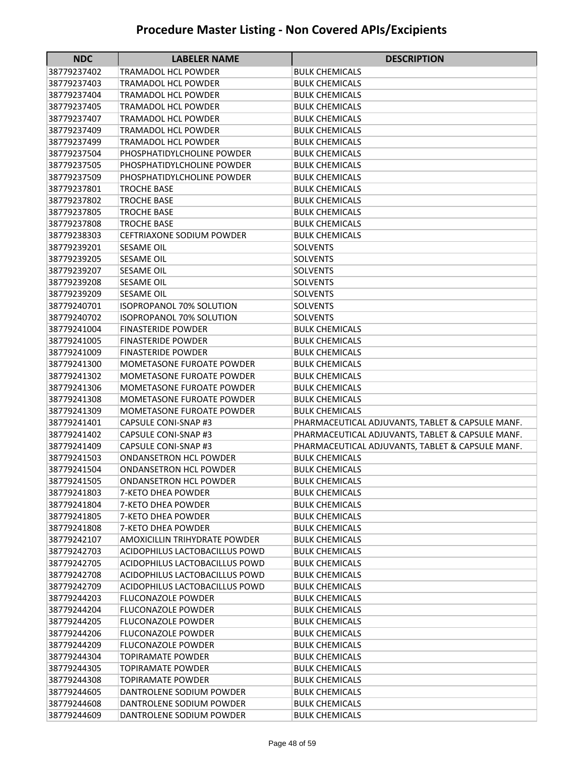# Procedure Master Listing - Non Covered APIs/Excipients

| NDC | LABELER NAME | DESCRIPTION |
|---|---|---|
| 38779237402 | TRAMADOL HCL POWDER | BULK CHEMICALS |
| 38779237403 | TRAMADOL HCL POWDER | BULK CHEMICALS |
| 38779237404 | TRAMADOL HCL POWDER | BULK CHEMICALS |
| 38779237405 | TRAMADOL HCL POWDER | BULK CHEMICALS |
| 38779237407 | TRAMADOL HCL POWDER | BULK CHEMICALS |
| 38779237409 | TRAMADOL HCL POWDER | BULK CHEMICALS |
| 38779237499 | TRAMADOL HCL POWDER | BULK CHEMICALS |
| 38779237504 | PHOSPHATIDYLCHOLINE POWDER | BULK CHEMICALS |
| 38779237505 | PHOSPHATIDYLCHOLINE POWDER | BULK CHEMICALS |
| 38779237509 | PHOSPHATIDYLCHOLINE POWDER | BULK CHEMICALS |
| 38779237801 | TROCHE BASE | BULK CHEMICALS |
| 38779237802 | TROCHE BASE | BULK CHEMICALS |
| 38779237805 | TROCHE BASE | BULK CHEMICALS |
| 38779237808 | TROCHE BASE | BULK CHEMICALS |
| 38779238303 | CEFTRIAXONE SODIUM POWDER | BULK CHEMICALS |
| 38779239201 | SESAME OIL | SOLVENTS |
| 38779239205 | SESAME OIL | SOLVENTS |
| 38779239207 | SESAME OIL | SOLVENTS |
| 38779239208 | SESAME OIL | SOLVENTS |
| 38779239209 | SESAME OIL | SOLVENTS |
| 38779240701 | ISOPROPANOL 70% SOLUTION | SOLVENTS |
| 38779240702 | ISOPROPANOL 70% SOLUTION | SOLVENTS |
| 38779241004 | FINASTERIDE POWDER | BULK CHEMICALS |
| 38779241005 | FINASTERIDE POWDER | BULK CHEMICALS |
| 38779241009 | FINASTERIDE POWDER | BULK CHEMICALS |
| 38779241300 | MOMETASONE FUROATE POWDER | BULK CHEMICALS |
| 38779241302 | MOMETASONE FUROATE POWDER | BULK CHEMICALS |
| 38779241306 | MOMETASONE FUROATE POWDER | BULK CHEMICALS |
| 38779241308 | MOMETASONE FUROATE POWDER | BULK CHEMICALS |
| 38779241309 | MOMETASONE FUROATE POWDER | BULK CHEMICALS |
| 38779241401 | CAPSULE CONI-SNAP #3 | PHARMACEUTICAL ADJUVANTS, TABLET & CAPSULE MANF. |
| 38779241402 | CAPSULE CONI-SNAP #3 | PHARMACEUTICAL ADJUVANTS, TABLET & CAPSULE MANF. |
| 38779241409 | CAPSULE CONI-SNAP #3 | PHARMACEUTICAL ADJUVANTS, TABLET & CAPSULE MANF. |
| 38779241503 | ONDANSETRON HCL POWDER | BULK CHEMICALS |
| 38779241504 | ONDANSETRON HCL POWDER | BULK CHEMICALS |
| 38779241505 | ONDANSETRON HCL POWDER | BULK CHEMICALS |
| 38779241803 | 7-KETO DHEA POWDER | BULK CHEMICALS |
| 38779241804 | 7-KETO DHEA POWDER | BULK CHEMICALS |
| 38779241805 | 7-KETO DHEA POWDER | BULK CHEMICALS |
| 38779241808 | 7-KETO DHEA POWDER | BULK CHEMICALS |
| 38779242107 | AMOXICILLIN TRIHYDRATE POWDER | BULK CHEMICALS |
| 38779242703 | ACIDOPHILUS LACTOBACILLUS POWD | BULK CHEMICALS |
| 38779242705 | ACIDOPHILUS LACTOBACILLUS POWD | BULK CHEMICALS |
| 38779242708 | ACIDOPHILUS LACTOBACILLUS POWD | BULK CHEMICALS |
| 38779242709 | ACIDOPHILUS LACTOBACILLUS POWD | BULK CHEMICALS |
| 38779244203 | FLUCONAZOLE POWDER | BULK CHEMICALS |
| 38779244204 | FLUCONAZOLE POWDER | BULK CHEMICALS |
| 38779244205 | FLUCONAZOLE POWDER | BULK CHEMICALS |
| 38779244206 | FLUCONAZOLE POWDER | BULK CHEMICALS |
| 38779244209 | FLUCONAZOLE POWDER | BULK CHEMICALS |
| 38779244304 | TOPIRAMATE POWDER | BULK CHEMICALS |
| 38779244305 | TOPIRAMATE POWDER | BULK CHEMICALS |
| 38779244308 | TOPIRAMATE POWDER | BULK CHEMICALS |
| 38779244605 | DANTROLENE SODIUM POWDER | BULK CHEMICALS |
| 38779244608 | DANTROLENE SODIUM POWDER | BULK CHEMICALS |
| 38779244609 | DANTROLENE SODIUM POWDER | BULK CHEMICALS |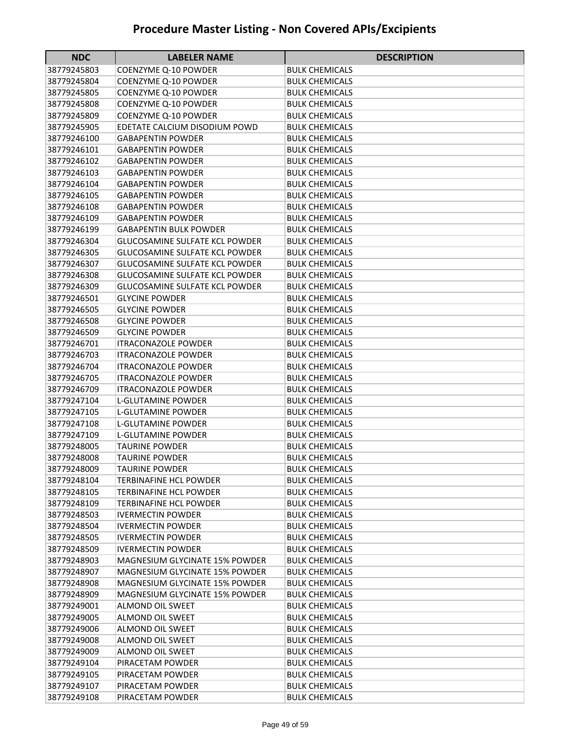# Procedure Master Listing - Non Covered APIs/Excipients

| NDC | LABELER NAME | DESCRIPTION |
|---|---|---|
| 38779245803 | COENZYME Q-10 POWDER | BULK CHEMICALS |
| 38779245804 | COENZYME Q-10 POWDER | BULK CHEMICALS |
| 38779245805 | COENZYME Q-10 POWDER | BULK CHEMICALS |
| 38779245808 | COENZYME Q-10 POWDER | BULK CHEMICALS |
| 38779245809 | COENZYME Q-10 POWDER | BULK CHEMICALS |
| 38779245905 | EDETATE CALCIUM DISODIUM POWD | BULK CHEMICALS |
| 38779246100 | GABAPENTIN POWDER | BULK CHEMICALS |
| 38779246101 | GABAPENTIN POWDER | BULK CHEMICALS |
| 38779246102 | GABAPENTIN POWDER | BULK CHEMICALS |
| 38779246103 | GABAPENTIN POWDER | BULK CHEMICALS |
| 38779246104 | GABAPENTIN POWDER | BULK CHEMICALS |
| 38779246105 | GABAPENTIN POWDER | BULK CHEMICALS |
| 38779246108 | GABAPENTIN POWDER | BULK CHEMICALS |
| 38779246109 | GABAPENTIN POWDER | BULK CHEMICALS |
| 38779246199 | GABAPENTIN BULK POWDER | BULK CHEMICALS |
| 38779246304 | GLUCOSAMINE SULFATE KCL POWDER | BULK CHEMICALS |
| 38779246305 | GLUCOSAMINE SULFATE KCL POWDER | BULK CHEMICALS |
| 38779246307 | GLUCOSAMINE SULFATE KCL POWDER | BULK CHEMICALS |
| 38779246308 | GLUCOSAMINE SULFATE KCL POWDER | BULK CHEMICALS |
| 38779246309 | GLUCOSAMINE SULFATE KCL POWDER | BULK CHEMICALS |
| 38779246501 | GLYCINE POWDER | BULK CHEMICALS |
| 38779246505 | GLYCINE POWDER | BULK CHEMICALS |
| 38779246508 | GLYCINE POWDER | BULK CHEMICALS |
| 38779246509 | GLYCINE POWDER | BULK CHEMICALS |
| 38779246701 | ITRACONAZOLE POWDER | BULK CHEMICALS |
| 38779246703 | ITRACONAZOLE POWDER | BULK CHEMICALS |
| 38779246704 | ITRACONAZOLE POWDER | BULK CHEMICALS |
| 38779246705 | ITRACONAZOLE POWDER | BULK CHEMICALS |
| 38779246709 | ITRACONAZOLE POWDER | BULK CHEMICALS |
| 38779247104 | L-GLUTAMINE POWDER | BULK CHEMICALS |
| 38779247105 | L-GLUTAMINE POWDER | BULK CHEMICALS |
| 38779247108 | L-GLUTAMINE POWDER | BULK CHEMICALS |
| 38779247109 | L-GLUTAMINE POWDER | BULK CHEMICALS |
| 38779248005 | TAURINE POWDER | BULK CHEMICALS |
| 38779248008 | TAURINE POWDER | BULK CHEMICALS |
| 38779248009 | TAURINE POWDER | BULK CHEMICALS |
| 38779248104 | TERBINAFINE HCL POWDER | BULK CHEMICALS |
| 38779248105 | TERBINAFINE HCL POWDER | BULK CHEMICALS |
| 38779248109 | TERBINAFINE HCL POWDER | BULK CHEMICALS |
| 38779248503 | IVERMECTIN POWDER | BULK CHEMICALS |
| 38779248504 | IVERMECTIN POWDER | BULK CHEMICALS |
| 38779248505 | IVERMECTIN POWDER | BULK CHEMICALS |
| 38779248509 | IVERMECTIN POWDER | BULK CHEMICALS |
| 38779248903 | MAGNESIUM GLYCINATE 15% POWDER | BULK CHEMICALS |
| 38779248907 | MAGNESIUM GLYCINATE 15% POWDER | BULK CHEMICALS |
| 38779248908 | MAGNESIUM GLYCINATE 15% POWDER | BULK CHEMICALS |
| 38779248909 | MAGNESIUM GLYCINATE 15% POWDER | BULK CHEMICALS |
| 38779249001 | ALMOND OIL SWEET | BULK CHEMICALS |
| 38779249005 | ALMOND OIL SWEET | BULK CHEMICALS |
| 38779249006 | ALMOND OIL SWEET | BULK CHEMICALS |
| 38779249008 | ALMOND OIL SWEET | BULK CHEMICALS |
| 38779249009 | ALMOND OIL SWEET | BULK CHEMICALS |
| 38779249104 | PIRACETAM POWDER | BULK CHEMICALS |
| 38779249105 | PIRACETAM POWDER | BULK CHEMICALS |
| 38779249107 | PIRACETAM POWDER | BULK CHEMICALS |
| 38779249108 | PIRACETAM POWDER | BULK CHEMICALS |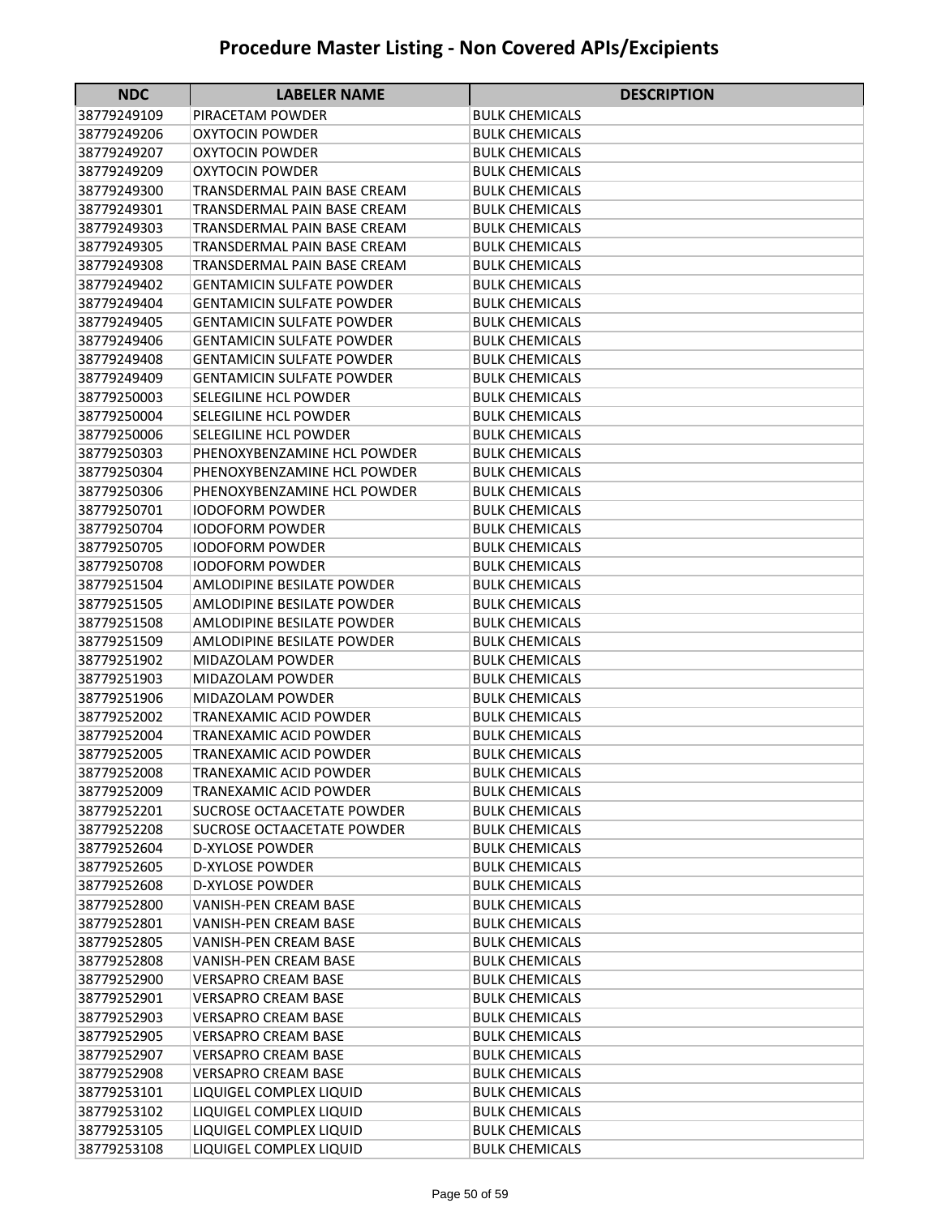# Procedure Master Listing - Non Covered APIs/Excipients

| NDC | LABELER NAME | DESCRIPTION |
|---|---|---|
| 38779249109 | PIRACETAM POWDER | BULK CHEMICALS |
| 38779249206 | OXYTOCIN POWDER | BULK CHEMICALS |
| 38779249207 | OXYTOCIN POWDER | BULK CHEMICALS |
| 38779249209 | OXYTOCIN POWDER | BULK CHEMICALS |
| 38779249300 | TRANSDERMAL PAIN BASE CREAM | BULK CHEMICALS |
| 38779249301 | TRANSDERMAL PAIN BASE CREAM | BULK CHEMICALS |
| 38779249303 | TRANSDERMAL PAIN BASE CREAM | BULK CHEMICALS |
| 38779249305 | TRANSDERMAL PAIN BASE CREAM | BULK CHEMICALS |
| 38779249308 | TRANSDERMAL PAIN BASE CREAM | BULK CHEMICALS |
| 38779249402 | GENTAMICIN SULFATE POWDER | BULK CHEMICALS |
| 38779249404 | GENTAMICIN SULFATE POWDER | BULK CHEMICALS |
| 38779249405 | GENTAMICIN SULFATE POWDER | BULK CHEMICALS |
| 38779249406 | GENTAMICIN SULFATE POWDER | BULK CHEMICALS |
| 38779249408 | GENTAMICIN SULFATE POWDER | BULK CHEMICALS |
| 38779249409 | GENTAMICIN SULFATE POWDER | BULK CHEMICALS |
| 38779250003 | SELEGILINE HCL POWDER | BULK CHEMICALS |
| 38779250004 | SELEGILINE HCL POWDER | BULK CHEMICALS |
| 38779250006 | SELEGILINE HCL POWDER | BULK CHEMICALS |
| 38779250303 | PHENOXYBENZAMINE HCL POWDER | BULK CHEMICALS |
| 38779250304 | PHENOXYBENZAMINE HCL POWDER | BULK CHEMICALS |
| 38779250306 | PHENOXYBENZAMINE HCL POWDER | BULK CHEMICALS |
| 38779250701 | IODOFORM POWDER | BULK CHEMICALS |
| 38779250704 | IODOFORM POWDER | BULK CHEMICALS |
| 38779250705 | IODOFORM POWDER | BULK CHEMICALS |
| 38779250708 | IODOFORM POWDER | BULK CHEMICALS |
| 38779251504 | AMLODIPINE BESILATE POWDER | BULK CHEMICALS |
| 38779251505 | AMLODIPINE BESILATE POWDER | BULK CHEMICALS |
| 38779251508 | AMLODIPINE BESILATE POWDER | BULK CHEMICALS |
| 38779251509 | AMLODIPINE BESILATE POWDER | BULK CHEMICALS |
| 38779251902 | MIDAZOLAM POWDER | BULK CHEMICALS |
| 38779251903 | MIDAZOLAM POWDER | BULK CHEMICALS |
| 38779251906 | MIDAZOLAM POWDER | BULK CHEMICALS |
| 38779252002 | TRANEXAMIC ACID POWDER | BULK CHEMICALS |
| 38779252004 | TRANEXAMIC ACID POWDER | BULK CHEMICALS |
| 38779252005 | TRANEXAMIC ACID POWDER | BULK CHEMICALS |
| 38779252008 | TRANEXAMIC ACID POWDER | BULK CHEMICALS |
| 38779252009 | TRANEXAMIC ACID POWDER | BULK CHEMICALS |
| 38779252201 | SUCROSE OCTAACETATE POWDER | BULK CHEMICALS |
| 38779252208 | SUCROSE OCTAACETATE POWDER | BULK CHEMICALS |
| 38779252604 | D-XYLOSE POWDER | BULK CHEMICALS |
| 38779252605 | D-XYLOSE POWDER | BULK CHEMICALS |
| 38779252608 | D-XYLOSE POWDER | BULK CHEMICALS |
| 38779252800 | VANISH-PEN CREAM BASE | BULK CHEMICALS |
| 38779252801 | VANISH-PEN CREAM BASE | BULK CHEMICALS |
| 38779252805 | VANISH-PEN CREAM BASE | BULK CHEMICALS |
| 38779252808 | VANISH-PEN CREAM BASE | BULK CHEMICALS |
| 38779252900 | VERSAPRO CREAM BASE | BULK CHEMICALS |
| 38779252901 | VERSAPRO CREAM BASE | BULK CHEMICALS |
| 38779252903 | VERSAPRO CREAM BASE | BULK CHEMICALS |
| 38779252905 | VERSAPRO CREAM BASE | BULK CHEMICALS |
| 38779252907 | VERSAPRO CREAM BASE | BULK CHEMICALS |
| 38779252908 | VERSAPRO CREAM BASE | BULK CHEMICALS |
| 38779253101 | LIQUIGEL COMPLEX LIQUID | BULK CHEMICALS |
| 38779253102 | LIQUIGEL COMPLEX LIQUID | BULK CHEMICALS |
| 38779253105 | LIQUIGEL COMPLEX LIQUID | BULK CHEMICALS |
| 38779253108 | LIQUIGEL COMPLEX LIQUID | BULK CHEMICALS |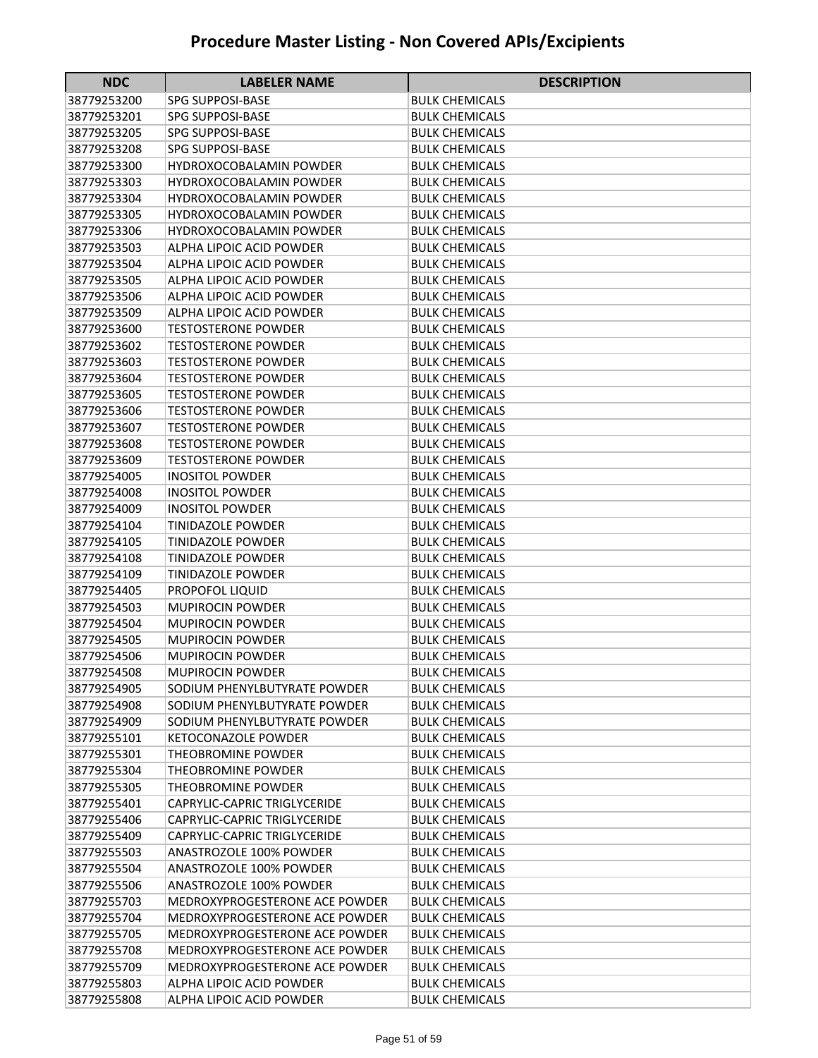# Procedure Master Listing - Non Covered APIs/Excipients

| NDC | LABELER NAME | DESCRIPTION |
|---|---|---|
| 38779253200 | SPG SUPPOSI-BASE | BULK CHEMICALS |
| 38779253201 | SPG SUPPOSI-BASE | BULK CHEMICALS |
| 38779253205 | SPG SUPPOSI-BASE | BULK CHEMICALS |
| 38779253208 | SPG SUPPOSI-BASE | BULK CHEMICALS |
| 38779253300 | HYDROXOCOBALAMIN POWDER | BULK CHEMICALS |
| 38779253303 | HYDROXOCOBALAMIN POWDER | BULK CHEMICALS |
| 38779253304 | HYDROXOCOBALAMIN POWDER | BULK CHEMICALS |
| 38779253305 | HYDROXOCOBALAMIN POWDER | BULK CHEMICALS |
| 38779253306 | HYDROXOCOBALAMIN POWDER | BULK CHEMICALS |
| 38779253503 | ALPHA LIPOIC ACID POWDER | BULK CHEMICALS |
| 38779253504 | ALPHA LIPOIC ACID POWDER | BULK CHEMICALS |
| 38779253505 | ALPHA LIPOIC ACID POWDER | BULK CHEMICALS |
| 38779253506 | ALPHA LIPOIC ACID POWDER | BULK CHEMICALS |
| 38779253509 | ALPHA LIPOIC ACID POWDER | BULK CHEMICALS |
| 38779253600 | TESTOSTERONE POWDER | BULK CHEMICALS |
| 38779253602 | TESTOSTERONE POWDER | BULK CHEMICALS |
| 38779253603 | TESTOSTERONE POWDER | BULK CHEMICALS |
| 38779253604 | TESTOSTERONE POWDER | BULK CHEMICALS |
| 38779253605 | TESTOSTERONE POWDER | BULK CHEMICALS |
| 38779253606 | TESTOSTERONE POWDER | BULK CHEMICALS |
| 38779253607 | TESTOSTERONE POWDER | BULK CHEMICALS |
| 38779253608 | TESTOSTERONE POWDER | BULK CHEMICALS |
| 38779253609 | TESTOSTERONE POWDER | BULK CHEMICALS |
| 38779254005 | INOSITOL POWDER | BULK CHEMICALS |
| 38779254008 | INOSITOL POWDER | BULK CHEMICALS |
| 38779254009 | INOSITOL POWDER | BULK CHEMICALS |
| 38779254104 | TINIDAZOLE POWDER | BULK CHEMICALS |
| 38779254105 | TINIDAZOLE POWDER | BULK CHEMICALS |
| 38779254108 | TINIDAZOLE POWDER | BULK CHEMICALS |
| 38779254109 | TINIDAZOLE POWDER | BULK CHEMICALS |
| 38779254405 | PROPOFOL LIQUID | BULK CHEMICALS |
| 38779254503 | MUPIROCIN POWDER | BULK CHEMICALS |
| 38779254504 | MUPIROCIN POWDER | BULK CHEMICALS |
| 38779254505 | MUPIROCIN POWDER | BULK CHEMICALS |
| 38779254506 | MUPIROCIN POWDER | BULK CHEMICALS |
| 38779254508 | MUPIROCIN POWDER | BULK CHEMICALS |
| 38779254905 | SODIUM PHENYLBUTYRATE POWDER | BULK CHEMICALS |
| 38779254908 | SODIUM PHENYLBUTYRATE POWDER | BULK CHEMICALS |
| 38779254909 | SODIUM PHENYLBUTYRATE POWDER | BULK CHEMICALS |
| 38779255101 | KETOCONAZOLE POWDER | BULK CHEMICALS |
| 38779255301 | THEOBROMINE POWDER | BULK CHEMICALS |
| 38779255304 | THEOBROMINE POWDER | BULK CHEMICALS |
| 38779255305 | THEOBROMINE POWDER | BULK CHEMICALS |
| 38779255401 | CAPRYLIC-CAPRIC TRIGLYCERIDE | BULK CHEMICALS |
| 38779255406 | CAPRYLIC-CAPRIC TRIGLYCERIDE | BULK CHEMICALS |
| 38779255409 | CAPRYLIC-CAPRIC TRIGLYCERIDE | BULK CHEMICALS |
| 38779255503 | ANASTROZOLE 100% POWDER | BULK CHEMICALS |
| 38779255504 | ANASTROZOLE 100% POWDER | BULK CHEMICALS |
| 38779255506 | ANASTROZOLE 100% POWDER | BULK CHEMICALS |
| 38779255703 | MEDROXYPROGESTERONE ACE POWDER | BULK CHEMICALS |
| 38779255704 | MEDROXYPROGESTERONE ACE POWDER | BULK CHEMICALS |
| 38779255705 | MEDROXYPROGESTERONE ACE POWDER | BULK CHEMICALS |
| 38779255708 | MEDROXYPROGESTERONE ACE POWDER | BULK CHEMICALS |
| 38779255709 | MEDROXYPROGESTERONE ACE POWDER | BULK CHEMICALS |
| 38779255803 | ALPHA LIPOIC ACID POWDER | BULK CHEMICALS |
| 38779255808 | ALPHA LIPOIC ACID POWDER | BULK CHEMICALS |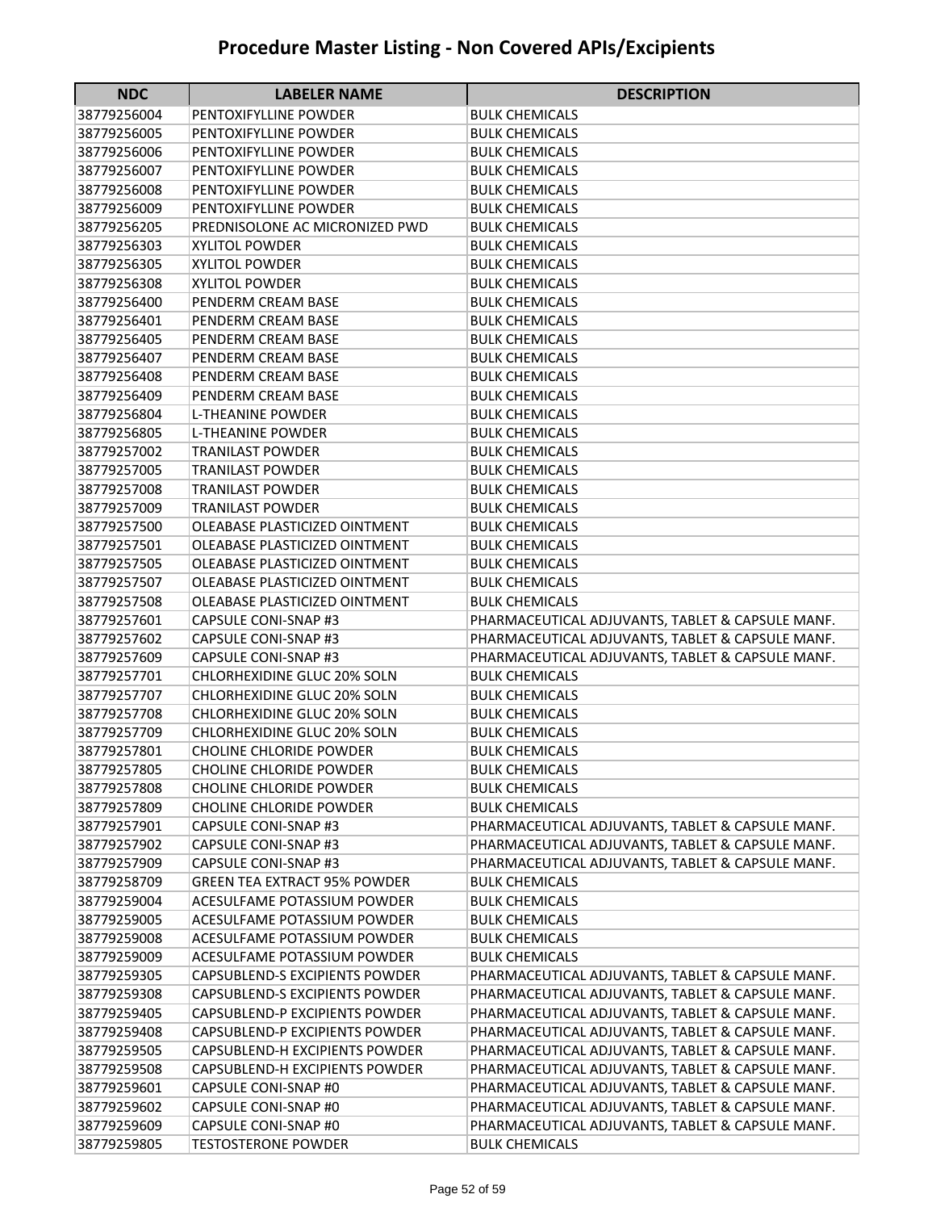# Procedure Master Listing - Non Covered APIs/Excipients

| NDC | LABELER NAME | DESCRIPTION |
|---|---|---|
| 38779256004 | PENTOXIFYLLINE POWDER | BULK CHEMICALS |
| 38779256005 | PENTOXIFYLLINE POWDER | BULK CHEMICALS |
| 38779256006 | PENTOXIFYLLINE POWDER | BULK CHEMICALS |
| 38779256007 | PENTOXIFYLLINE POWDER | BULK CHEMICALS |
| 38779256008 | PENTOXIFYLLINE POWDER | BULK CHEMICALS |
| 38779256009 | PENTOXIFYLLINE POWDER | BULK CHEMICALS |
| 38779256205 | PREDNISOLONE AC MICRONIZED PWD | BULK CHEMICALS |
| 38779256303 | XYLITOL POWDER | BULK CHEMICALS |
| 38779256305 | XYLITOL POWDER | BULK CHEMICALS |
| 38779256308 | XYLITOL POWDER | BULK CHEMICALS |
| 38779256400 | PENDERM CREAM BASE | BULK CHEMICALS |
| 38779256401 | PENDERM CREAM BASE | BULK CHEMICALS |
| 38779256405 | PENDERM CREAM BASE | BULK CHEMICALS |
| 38779256407 | PENDERM CREAM BASE | BULK CHEMICALS |
| 38779256408 | PENDERM CREAM BASE | BULK CHEMICALS |
| 38779256409 | PENDERM CREAM BASE | BULK CHEMICALS |
| 38779256804 | L-THEANINE POWDER | BULK CHEMICALS |
| 38779256805 | L-THEANINE POWDER | BULK CHEMICALS |
| 38779257002 | TRANILAST POWDER | BULK CHEMICALS |
| 38779257005 | TRANILAST POWDER | BULK CHEMICALS |
| 38779257008 | TRANILAST POWDER | BULK CHEMICALS |
| 38779257009 | TRANILAST POWDER | BULK CHEMICALS |
| 38779257500 | OLEABASE PLASTICIZED OINTMENT | BULK CHEMICALS |
| 38779257501 | OLEABASE PLASTICIZED OINTMENT | BULK CHEMICALS |
| 38779257505 | OLEABASE PLASTICIZED OINTMENT | BULK CHEMICALS |
| 38779257507 | OLEABASE PLASTICIZED OINTMENT | BULK CHEMICALS |
| 38779257508 | OLEABASE PLASTICIZED OINTMENT | BULK CHEMICALS |
| 38779257601 | CAPSULE CONI-SNAP #3 | PHARMACEUTICAL ADJUVANTS, TABLET & CAPSULE MANF. |
| 38779257602 | CAPSULE CONI-SNAP #3 | PHARMACEUTICAL ADJUVANTS, TABLET & CAPSULE MANF. |
| 38779257609 | CAPSULE CONI-SNAP #3 | PHARMACEUTICAL ADJUVANTS, TABLET & CAPSULE MANF. |
| 38779257701 | CHLORHEXIDINE GLUC 20% SOLN | BULK CHEMICALS |
| 38779257707 | CHLORHEXIDINE GLUC 20% SOLN | BULK CHEMICALS |
| 38779257708 | CHLORHEXIDINE GLUC 20% SOLN | BULK CHEMICALS |
| 38779257709 | CHLORHEXIDINE GLUC 20% SOLN | BULK CHEMICALS |
| 38779257801 | CHOLINE CHLORIDE POWDER | BULK CHEMICALS |
| 38779257805 | CHOLINE CHLORIDE POWDER | BULK CHEMICALS |
| 38779257808 | CHOLINE CHLORIDE POWDER | BULK CHEMICALS |
| 38779257809 | CHOLINE CHLORIDE POWDER | BULK CHEMICALS |
| 38779257901 | CAPSULE CONI-SNAP #3 | PHARMACEUTICAL ADJUVANTS, TABLET & CAPSULE MANF. |
| 38779257902 | CAPSULE CONI-SNAP #3 | PHARMACEUTICAL ADJUVANTS, TABLET & CAPSULE MANF. |
| 38779257909 | CAPSULE CONI-SNAP #3 | PHARMACEUTICAL ADJUVANTS, TABLET & CAPSULE MANF. |
| 38779258709 | GREEN TEA EXTRACT 95% POWDER | BULK CHEMICALS |
| 38779259004 | ACESULFAME POTASSIUM POWDER | BULK CHEMICALS |
| 38779259005 | ACESULFAME POTASSIUM POWDER | BULK CHEMICALS |
| 38779259008 | ACESULFAME POTASSIUM POWDER | BULK CHEMICALS |
| 38779259009 | ACESULFAME POTASSIUM POWDER | BULK CHEMICALS |
| 38779259305 | CAPSUBLEND-S EXCIPIENTS POWDER | PHARMACEUTICAL ADJUVANTS, TABLET & CAPSULE MANF. |
| 38779259308 | CAPSUBLEND-S EXCIPIENTS POWDER | PHARMACEUTICAL ADJUVANTS, TABLET & CAPSULE MANF. |
| 38779259405 | CAPSUBLEND-P EXCIPIENTS POWDER | PHARMACEUTICAL ADJUVANTS, TABLET & CAPSULE MANF. |
| 38779259408 | CAPSUBLEND-P EXCIPIENTS POWDER | PHARMACEUTICAL ADJUVANTS, TABLET & CAPSULE MANF. |
| 38779259505 | CAPSUBLEND-H EXCIPIENTS POWDER | PHARMACEUTICAL ADJUVANTS, TABLET & CAPSULE MANF. |
| 38779259508 | CAPSUBLEND-H EXCIPIENTS POWDER | PHARMACEUTICAL ADJUVANTS, TABLET & CAPSULE MANF. |
| 38779259601 | CAPSULE CONI-SNAP #0 | PHARMACEUTICAL ADJUVANTS, TABLET & CAPSULE MANF. |
| 38779259602 | CAPSULE CONI-SNAP #0 | PHARMACEUTICAL ADJUVANTS, TABLET & CAPSULE MANF. |
| 38779259609 | CAPSULE CONI-SNAP #0 | PHARMACEUTICAL ADJUVANTS, TABLET & CAPSULE MANF. |
| 38779259805 | TESTOSTERONE POWDER | BULK CHEMICALS |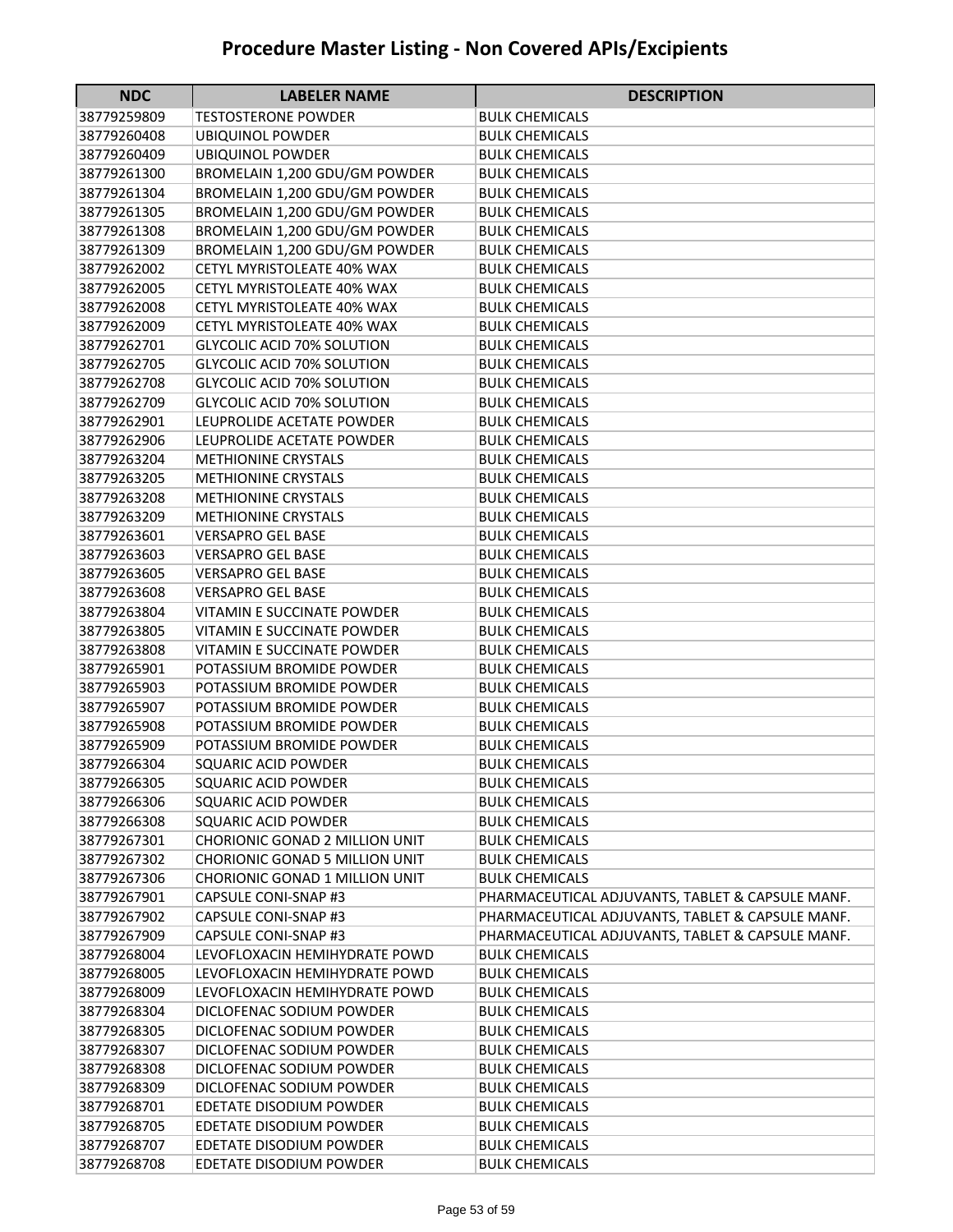# Procedure Master Listing - Non Covered APIs/Excipients

| NDC | LABELER NAME | DESCRIPTION |
|---|---|---|
| 38779259809 | TESTOSTERONE POWDER | BULK CHEMICALS |
| 38779260408 | UBIQUINOL POWDER | BULK CHEMICALS |
| 38779260409 | UBIQUINOL POWDER | BULK CHEMICALS |
| 38779261300 | BROMELAIN 1,200 GDU/GM POWDER | BULK CHEMICALS |
| 38779261304 | BROMELAIN 1,200 GDU/GM POWDER | BULK CHEMICALS |
| 38779261305 | BROMELAIN 1,200 GDU/GM POWDER | BULK CHEMICALS |
| 38779261308 | BROMELAIN 1,200 GDU/GM POWDER | BULK CHEMICALS |
| 38779261309 | BROMELAIN 1,200 GDU/GM POWDER | BULK CHEMICALS |
| 38779262002 | CETYL MYRISTOLEATE 40% WAX | BULK CHEMICALS |
| 38779262005 | CETYL MYRISTOLEATE 40% WAX | BULK CHEMICALS |
| 38779262008 | CETYL MYRISTOLEATE 40% WAX | BULK CHEMICALS |
| 38779262009 | CETYL MYRISTOLEATE 40% WAX | BULK CHEMICALS |
| 38779262701 | GLYCOLIC ACID 70% SOLUTION | BULK CHEMICALS |
| 38779262705 | GLYCOLIC ACID 70% SOLUTION | BULK CHEMICALS |
| 38779262708 | GLYCOLIC ACID 70% SOLUTION | BULK CHEMICALS |
| 38779262709 | GLYCOLIC ACID 70% SOLUTION | BULK CHEMICALS |
| 38779262901 | LEUPROLIDE ACETATE POWDER | BULK CHEMICALS |
| 38779262906 | LEUPROLIDE ACETATE POWDER | BULK CHEMICALS |
| 38779263204 | METHIONINE CRYSTALS | BULK CHEMICALS |
| 38779263205 | METHIONINE CRYSTALS | BULK CHEMICALS |
| 38779263208 | METHIONINE CRYSTALS | BULK CHEMICALS |
| 38779263209 | METHIONINE CRYSTALS | BULK CHEMICALS |
| 38779263601 | VERSAPRO GEL BASE | BULK CHEMICALS |
| 38779263603 | VERSAPRO GEL BASE | BULK CHEMICALS |
| 38779263605 | VERSAPRO GEL BASE | BULK CHEMICALS |
| 38779263608 | VERSAPRO GEL BASE | BULK CHEMICALS |
| 38779263804 | VITAMIN E SUCCINATE POWDER | BULK CHEMICALS |
| 38779263805 | VITAMIN E SUCCINATE POWDER | BULK CHEMICALS |
| 38779263808 | VITAMIN E SUCCINATE POWDER | BULK CHEMICALS |
| 38779265901 | POTASSIUM BROMIDE POWDER | BULK CHEMICALS |
| 38779265903 | POTASSIUM BROMIDE POWDER | BULK CHEMICALS |
| 38779265907 | POTASSIUM BROMIDE POWDER | BULK CHEMICALS |
| 38779265908 | POTASSIUM BROMIDE POWDER | BULK CHEMICALS |
| 38779265909 | POTASSIUM BROMIDE POWDER | BULK CHEMICALS |
| 38779266304 | SQUARIC ACID POWDER | BULK CHEMICALS |
| 38779266305 | SQUARIC ACID POWDER | BULK CHEMICALS |
| 38779266306 | SQUARIC ACID POWDER | BULK CHEMICALS |
| 38779266308 | SQUARIC ACID POWDER | BULK CHEMICALS |
| 38779267301 | CHORIONIC GONAD 2 MILLION UNIT | BULK CHEMICALS |
| 38779267302 | CHORIONIC GONAD 5 MILLION UNIT | BULK CHEMICALS |
| 38779267306 | CHORIONIC GONAD 1 MILLION UNIT | BULK CHEMICALS |
| 38779267901 | CAPSULE CONI-SNAP #3 | PHARMACEUTICAL ADJUVANTS, TABLET & CAPSULE MANF. |
| 38779267902 | CAPSULE CONI-SNAP #3 | PHARMACEUTICAL ADJUVANTS, TABLET & CAPSULE MANF. |
| 38779267909 | CAPSULE CONI-SNAP #3 | PHARMACEUTICAL ADJUVANTS, TABLET & CAPSULE MANF. |
| 38779268004 | LEVOFLOXACIN HEMIHYDRATE POWD | BULK CHEMICALS |
| 38779268005 | LEVOFLOXACIN HEMIHYDRATE POWD | BULK CHEMICALS |
| 38779268009 | LEVOFLOXACIN HEMIHYDRATE POWD | BULK CHEMICALS |
| 38779268304 | DICLOFENAC SODIUM POWDER | BULK CHEMICALS |
| 38779268305 | DICLOFENAC SODIUM POWDER | BULK CHEMICALS |
| 38779268307 | DICLOFENAC SODIUM POWDER | BULK CHEMICALS |
| 38779268308 | DICLOFENAC SODIUM POWDER | BULK CHEMICALS |
| 38779268309 | DICLOFENAC SODIUM POWDER | BULK CHEMICALS |
| 38779268701 | EDETATE DISODIUM POWDER | BULK CHEMICALS |
| 38779268705 | EDETATE DISODIUM POWDER | BULK CHEMICALS |
| 38779268707 | EDETATE DISODIUM POWDER | BULK CHEMICALS |
| 38779268708 | EDETATE DISODIUM POWDER | BULK CHEMICALS |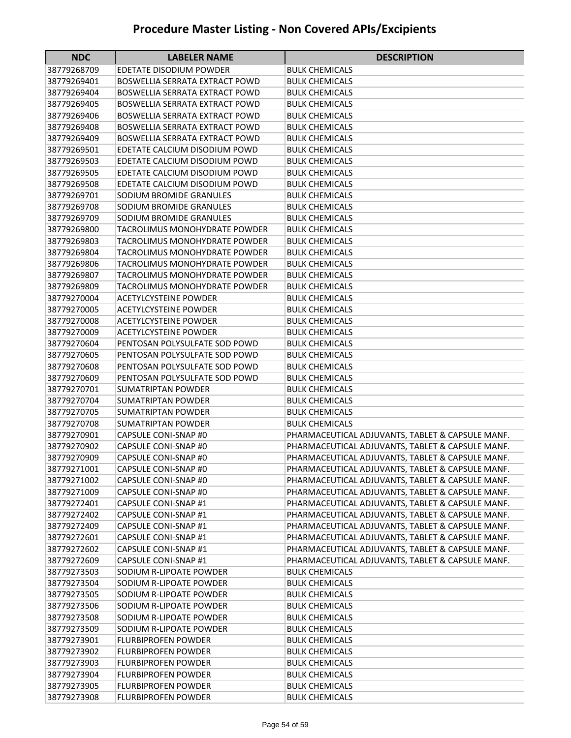# Procedure Master Listing - Non Covered APIs/Excipients

| NDC | LABELER NAME | DESCRIPTION |
|---|---|---|
| 38779268709 | EDETATE DISODIUM POWDER | BULK CHEMICALS |
| 38779269401 | BOSWELLIA SERRATA EXTRACT POWD | BULK CHEMICALS |
| 38779269404 | BOSWELLIA SERRATA EXTRACT POWD | BULK CHEMICALS |
| 38779269405 | BOSWELLIA SERRATA EXTRACT POWD | BULK CHEMICALS |
| 38779269406 | BOSWELLIA SERRATA EXTRACT POWD | BULK CHEMICALS |
| 38779269408 | BOSWELLIA SERRATA EXTRACT POWD | BULK CHEMICALS |
| 38779269409 | BOSWELLIA SERRATA EXTRACT POWD | BULK CHEMICALS |
| 38779269501 | EDETATE CALCIUM DISODIUM POWD | BULK CHEMICALS |
| 38779269503 | EDETATE CALCIUM DISODIUM POWD | BULK CHEMICALS |
| 38779269505 | EDETATE CALCIUM DISODIUM POWD | BULK CHEMICALS |
| 38779269508 | EDETATE CALCIUM DISODIUM POWD | BULK CHEMICALS |
| 38779269701 | SODIUM BROMIDE GRANULES | BULK CHEMICALS |
| 38779269708 | SODIUM BROMIDE GRANULES | BULK CHEMICALS |
| 38779269709 | SODIUM BROMIDE GRANULES | BULK CHEMICALS |
| 38779269800 | TACROLIMUS MONOHYDRATE POWDER | BULK CHEMICALS |
| 38779269803 | TACROLIMUS MONOHYDRATE POWDER | BULK CHEMICALS |
| 38779269804 | TACROLIMUS MONOHYDRATE POWDER | BULK CHEMICALS |
| 38779269806 | TACROLIMUS MONOHYDRATE POWDER | BULK CHEMICALS |
| 38779269807 | TACROLIMUS MONOHYDRATE POWDER | BULK CHEMICALS |
| 38779269809 | TACROLIMUS MONOHYDRATE POWDER | BULK CHEMICALS |
| 38779270004 | ACETYLCYSTEINE POWDER | BULK CHEMICALS |
| 38779270005 | ACETYLCYSTEINE POWDER | BULK CHEMICALS |
| 38779270008 | ACETYLCYSTEINE POWDER | BULK CHEMICALS |
| 38779270009 | ACETYLCYSTEINE POWDER | BULK CHEMICALS |
| 38779270604 | PENTOSAN POLYSULFATE SOD POWD | BULK CHEMICALS |
| 38779270605 | PENTOSAN POLYSULFATE SOD POWD | BULK CHEMICALS |
| 38779270608 | PENTOSAN POLYSULFATE SOD POWD | BULK CHEMICALS |
| 38779270609 | PENTOSAN POLYSULFATE SOD POWD | BULK CHEMICALS |
| 38779270701 | SUMATRIPTAN POWDER | BULK CHEMICALS |
| 38779270704 | SUMATRIPTAN POWDER | BULK CHEMICALS |
| 38779270705 | SUMATRIPTAN POWDER | BULK CHEMICALS |
| 38779270708 | SUMATRIPTAN POWDER | BULK CHEMICALS |
| 38779270901 | CAPSULE CONI-SNAP #0 | PHARMACEUTICAL ADJUVANTS, TABLET & CAPSULE MANF. |
| 38779270902 | CAPSULE CONI-SNAP #0 | PHARMACEUTICAL ADJUVANTS, TABLET & CAPSULE MANF. |
| 38779270909 | CAPSULE CONI-SNAP #0 | PHARMACEUTICAL ADJUVANTS, TABLET & CAPSULE MANF. |
| 38779271001 | CAPSULE CONI-SNAP #0 | PHARMACEUTICAL ADJUVANTS, TABLET & CAPSULE MANF. |
| 38779271002 | CAPSULE CONI-SNAP #0 | PHARMACEUTICAL ADJUVANTS, TABLET & CAPSULE MANF. |
| 38779271009 | CAPSULE CONI-SNAP #0 | PHARMACEUTICAL ADJUVANTS, TABLET & CAPSULE MANF. |
| 38779272401 | CAPSULE CONI-SNAP #1 | PHARMACEUTICAL ADJUVANTS, TABLET & CAPSULE MANF. |
| 38779272402 | CAPSULE CONI-SNAP #1 | PHARMACEUTICAL ADJUVANTS, TABLET & CAPSULE MANF. |
| 38779272409 | CAPSULE CONI-SNAP #1 | PHARMACEUTICAL ADJUVANTS, TABLET & CAPSULE MANF. |
| 38779272601 | CAPSULE CONI-SNAP #1 | PHARMACEUTICAL ADJUVANTS, TABLET & CAPSULE MANF. |
| 38779272602 | CAPSULE CONI-SNAP #1 | PHARMACEUTICAL ADJUVANTS, TABLET & CAPSULE MANF. |
| 38779272609 | CAPSULE CONI-SNAP #1 | PHARMACEUTICAL ADJUVANTS, TABLET & CAPSULE MANF. |
| 38779273503 | SODIUM R-LIPOATE POWDER | BULK CHEMICALS |
| 38779273504 | SODIUM R-LIPOATE POWDER | BULK CHEMICALS |
| 38779273505 | SODIUM R-LIPOATE POWDER | BULK CHEMICALS |
| 38779273506 | SODIUM R-LIPOATE POWDER | BULK CHEMICALS |
| 38779273508 | SODIUM R-LIPOATE POWDER | BULK CHEMICALS |
| 38779273509 | SODIUM R-LIPOATE POWDER | BULK CHEMICALS |
| 38779273901 | FLURBIPROFEN POWDER | BULK CHEMICALS |
| 38779273902 | FLURBIPROFEN POWDER | BULK CHEMICALS |
| 38779273903 | FLURBIPROFEN POWDER | BULK CHEMICALS |
| 38779273904 | FLURBIPROFEN POWDER | BULK CHEMICALS |
| 38779273905 | FLURBIPROFEN POWDER | BULK CHEMICALS |
| 38779273908 | FLURBIPROFEN POWDER | BULK CHEMICALS |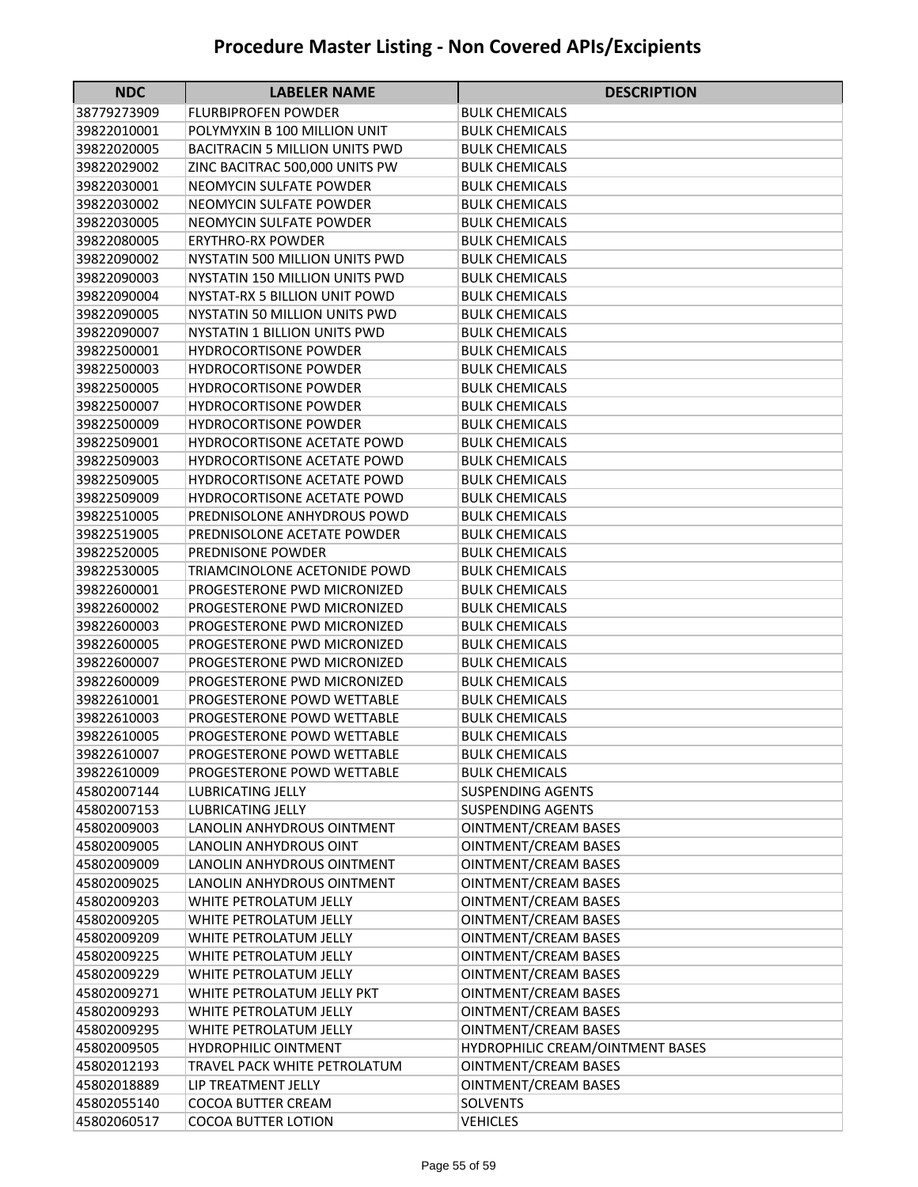# Procedure Master Listing - Non Covered APIs/Excipients

| NDC | LABELER NAME | DESCRIPTION |
|---|---|---|
| 38779273909 | FLURBIPROFEN POWDER | BULK CHEMICALS |
| 39822010001 | POLYMYXIN B 100 MILLION UNIT | BULK CHEMICALS |
| 39822020005 | BACITRACIN 5 MILLION UNITS PWD | BULK CHEMICALS |
| 39822029002 | ZINC BACITRAC 500,000 UNITS PW | BULK CHEMICALS |
| 39822030001 | NEOMYCIN SULFATE POWDER | BULK CHEMICALS |
| 39822030002 | NEOMYCIN SULFATE POWDER | BULK CHEMICALS |
| 39822030005 | NEOMYCIN SULFATE POWDER | BULK CHEMICALS |
| 39822080005 | ERYTHRO-RX POWDER | BULK CHEMICALS |
| 39822090002 | NYSTATIN 500 MILLION UNITS PWD | BULK CHEMICALS |
| 39822090003 | NYSTATIN 150 MILLION UNITS PWD | BULK CHEMICALS |
| 39822090004 | NYSTAT-RX 5 BILLION UNIT POWD | BULK CHEMICALS |
| 39822090005 | NYSTATIN 50 MILLION UNITS PWD | BULK CHEMICALS |
| 39822090007 | NYSTATIN 1 BILLION UNITS PWD | BULK CHEMICALS |
| 39822500001 | HYDROCORTISONE POWDER | BULK CHEMICALS |
| 39822500003 | HYDROCORTISONE POWDER | BULK CHEMICALS |
| 39822500005 | HYDROCORTISONE POWDER | BULK CHEMICALS |
| 39822500007 | HYDROCORTISONE POWDER | BULK CHEMICALS |
| 39822500009 | HYDROCORTISONE POWDER | BULK CHEMICALS |
| 39822509001 | HYDROCORTISONE ACETATE POWD | BULK CHEMICALS |
| 39822509003 | HYDROCORTISONE ACETATE POWD | BULK CHEMICALS |
| 39822509005 | HYDROCORTISONE ACETATE POWD | BULK CHEMICALS |
| 39822509009 | HYDROCORTISONE ACETATE POWD | BULK CHEMICALS |
| 39822510005 | PREDNISOLONE ANHYDROUS POWD | BULK CHEMICALS |
| 39822519005 | PREDNISOLONE ACETATE POWDER | BULK CHEMICALS |
| 39822520005 | PREDNISONE POWDER | BULK CHEMICALS |
| 39822530005 | TRIAMCINOLONE ACETONIDE POWD | BULK CHEMICALS |
| 39822600001 | PROGESTERONE PWD MICRONIZED | BULK CHEMICALS |
| 39822600002 | PROGESTERONE PWD MICRONIZED | BULK CHEMICALS |
| 39822600003 | PROGESTERONE PWD MICRONIZED | BULK CHEMICALS |
| 39822600005 | PROGESTERONE PWD MICRONIZED | BULK CHEMICALS |
| 39822600007 | PROGESTERONE PWD MICRONIZED | BULK CHEMICALS |
| 39822600009 | PROGESTERONE PWD MICRONIZED | BULK CHEMICALS |
| 39822610001 | PROGESTERONE POWD WETTABLE | BULK CHEMICALS |
| 39822610003 | PROGESTERONE POWD WETTABLE | BULK CHEMICALS |
| 39822610005 | PROGESTERONE POWD WETTABLE | BULK CHEMICALS |
| 39822610007 | PROGESTERONE POWD WETTABLE | BULK CHEMICALS |
| 39822610009 | PROGESTERONE POWD WETTABLE | BULK CHEMICALS |
| 45802007144 | LUBRICATING JELLY | SUSPENDING AGENTS |
| 45802007153 | LUBRICATING JELLY | SUSPENDING AGENTS |
| 45802009003 | LANOLIN ANHYDROUS OINTMENT | OINTMENT/CREAM BASES |
| 45802009005 | LANOLIN ANHYDROUS OINT | OINTMENT/CREAM BASES |
| 45802009009 | LANOLIN ANHYDROUS OINTMENT | OINTMENT/CREAM BASES |
| 45802009025 | LANOLIN ANHYDROUS OINTMENT | OINTMENT/CREAM BASES |
| 45802009203 | WHITE PETROLATUM JELLY | OINTMENT/CREAM BASES |
| 45802009205 | WHITE PETROLATUM JELLY | OINTMENT/CREAM BASES |
| 45802009209 | WHITE PETROLATUM JELLY | OINTMENT/CREAM BASES |
| 45802009225 | WHITE PETROLATUM JELLY | OINTMENT/CREAM BASES |
| 45802009229 | WHITE PETROLATUM JELLY | OINTMENT/CREAM BASES |
| 45802009271 | WHITE PETROLATUM JELLY PKT | OINTMENT/CREAM BASES |
| 45802009293 | WHITE PETROLATUM JELLY | OINTMENT/CREAM BASES |
| 45802009295 | WHITE PETROLATUM JELLY | OINTMENT/CREAM BASES |
| 45802009505 | HYDROPHILIC OINTMENT | HYDROPHILIC CREAM/OINTMENT BASES |
| 45802012193 | TRAVEL PACK WHITE PETROLATUM | OINTMENT/CREAM BASES |
| 45802018889 | LIP TREATMENT JELLY | OINTMENT/CREAM BASES |
| 45802055140 | COCOA BUTTER CREAM | SOLVENTS |
| 45802060517 | COCOA BUTTER LOTION | VEHICLES |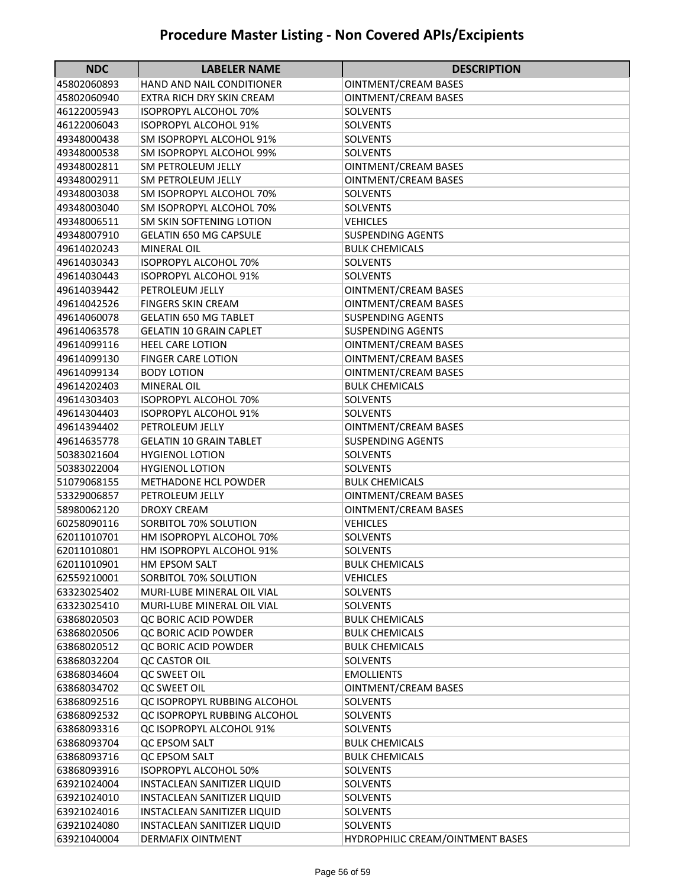# Procedure Master Listing - Non Covered APIs/Excipients

| NDC | LABELER NAME | DESCRIPTION |
|---|---|---|
| 45802060893 | HAND AND NAIL CONDITIONER | OINTMENT/CREAM BASES |
| 45802060940 | EXTRA RICH DRY SKIN CREAM | OINTMENT/CREAM BASES |
| 46122005943 | ISOPROPYL ALCOHOL 70% | SOLVENTS |
| 46122006043 | ISOPROPYL ALCOHOL 91% | SOLVENTS |
| 49348000438 | SM ISOPROPYL ALCOHOL 91% | SOLVENTS |
| 49348000538 | SM ISOPROPYL ALCOHOL 99% | SOLVENTS |
| 49348002811 | SM PETROLEUM JELLY | OINTMENT/CREAM BASES |
| 49348002911 | SM PETROLEUM JELLY | OINTMENT/CREAM BASES |
| 49348003038 | SM ISOPROPYL ALCOHOL 70% | SOLVENTS |
| 49348003040 | SM ISOPROPYL ALCOHOL 70% | SOLVENTS |
| 49348006511 | SM SKIN SOFTENING LOTION | VEHICLES |
| 49348007910 | GELATIN 650 MG CAPSULE | SUSPENDING AGENTS |
| 49614020243 | MINERAL OIL | BULK CHEMICALS |
| 49614030343 | ISOPROPYL ALCOHOL 70% | SOLVENTS |
| 49614030443 | ISOPROPYL ALCOHOL 91% | SOLVENTS |
| 49614039442 | PETROLEUM JELLY | OINTMENT/CREAM BASES |
| 49614042526 | FINGERS SKIN CREAM | OINTMENT/CREAM BASES |
| 49614060078 | GELATIN 650 MG TABLET | SUSPENDING AGENTS |
| 49614063578 | GELATIN 10 GRAIN CAPLET | SUSPENDING AGENTS |
| 49614099116 | HEEL CARE LOTION | OINTMENT/CREAM BASES |
| 49614099130 | FINGER CARE LOTION | OINTMENT/CREAM BASES |
| 49614099134 | BODY LOTION | OINTMENT/CREAM BASES |
| 49614202403 | MINERAL OIL | BULK CHEMICALS |
| 49614303403 | ISOPROPYL ALCOHOL 70% | SOLVENTS |
| 49614304403 | ISOPROPYL ALCOHOL 91% | SOLVENTS |
| 49614394402 | PETROLEUM JELLY | OINTMENT/CREAM BASES |
| 49614635778 | GELATIN 10 GRAIN TABLET | SUSPENDING AGENTS |
| 50383021604 | HYGIENOL LOTION | SOLVENTS |
| 50383022004 | HYGIENOL LOTION | SOLVENTS |
| 51079068155 | METHADONE HCL POWDER | BULK CHEMICALS |
| 53329006857 | PETROLEUM JELLY | OINTMENT/CREAM BASES |
| 58980062120 | DROXY CREAM | OINTMENT/CREAM BASES |
| 60258090116 | SORBITOL 70% SOLUTION | VEHICLES |
| 62011010701 | HM ISOPROPYL ALCOHOL 70% | SOLVENTS |
| 62011010801 | HM ISOPROPYL ALCOHOL 91% | SOLVENTS |
| 62011010901 | HM EPSOM SALT | BULK CHEMICALS |
| 62559210001 | SORBITOL 70% SOLUTION | VEHICLES |
| 63323025402 | MURI-LUBE MINERAL OIL VIAL | SOLVENTS |
| 63323025410 | MURI-LUBE MINERAL OIL VIAL | SOLVENTS |
| 63868020503 | QC BORIC ACID POWDER | BULK CHEMICALS |
| 63868020506 | QC BORIC ACID POWDER | BULK CHEMICALS |
| 63868020512 | QC BORIC ACID POWDER | BULK CHEMICALS |
| 63868032204 | QC CASTOR OIL | SOLVENTS |
| 63868034604 | QC SWEET OIL | EMOLLIENTS |
| 63868034702 | QC SWEET OIL | OINTMENT/CREAM BASES |
| 63868092516 | QC ISOPROPYL RUBBING ALCOHOL | SOLVENTS |
| 63868092532 | QC ISOPROPYL RUBBING ALCOHOL | SOLVENTS |
| 63868093316 | QC ISOPROPYL ALCOHOL 91% | SOLVENTS |
| 63868093704 | QC EPSOM SALT | BULK CHEMICALS |
| 63868093716 | QC EPSOM SALT | BULK CHEMICALS |
| 63868093916 | ISOPROPYL ALCOHOL 50% | SOLVENTS |
| 63921024004 | INSTACLEAN SANITIZER LIQUID | SOLVENTS |
| 63921024010 | INSTACLEAN SANITIZER LIQUID | SOLVENTS |
| 63921024016 | INSTACLEAN SANITIZER LIQUID | SOLVENTS |
| 63921024080 | INSTACLEAN SANITIZER LIQUID | SOLVENTS |
| 63921040004 | DERMAFIX OINTMENT | HYDROPHILIC CREAM/OINTMENT BASES |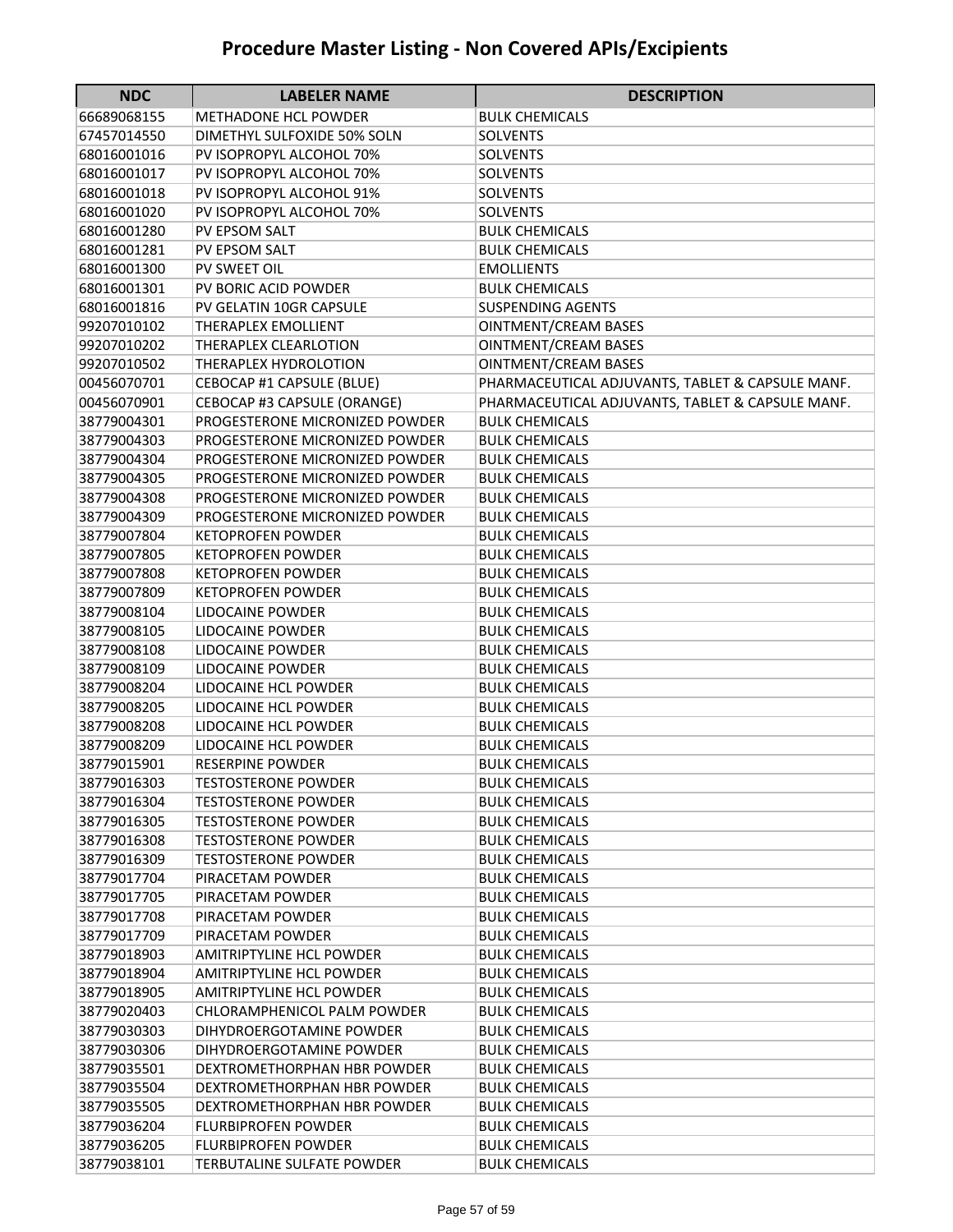# Procedure Master Listing - Non Covered APIs/Excipients

| NDC | LABELER NAME | DESCRIPTION |
|---|---|---|
| 66689068155 | METHADONE HCL POWDER | BULK CHEMICALS |
| 67457014550 | DIMETHYL SULFOXIDE 50% SOLN | SOLVENTS |
| 68016001016 | PV ISOPROPYL ALCOHOL 70% | SOLVENTS |
| 68016001017 | PV ISOPROPYL ALCOHOL 70% | SOLVENTS |
| 68016001018 | PV ISOPROPYL ALCOHOL 91% | SOLVENTS |
| 68016001020 | PV ISOPROPYL ALCOHOL 70% | SOLVENTS |
| 68016001280 | PV EPSOM SALT | BULK CHEMICALS |
| 68016001281 | PV EPSOM SALT | BULK CHEMICALS |
| 68016001300 | PV SWEET OIL | EMOLLIENTS |
| 68016001301 | PV BORIC ACID POWDER | BULK CHEMICALS |
| 68016001816 | PV GELATIN 10GR CAPSULE | SUSPENDING AGENTS |
| 99207010102 | THERAPLEX EMOLLIENT | OINTMENT/CREAM BASES |
| 99207010202 | THERAPLEX CLEARLOTION | OINTMENT/CREAM BASES |
| 99207010502 | THERAPLEX HYDROLOTION | OINTMENT/CREAM BASES |
| 00456070701 | CEBOCAP #1 CAPSULE (BLUE) | PHARMACEUTICAL ADJUVANTS, TABLET & CAPSULE MANF. |
| 00456070901 | CEBOCAP #3 CAPSULE (ORANGE) | PHARMACEUTICAL ADJUVANTS, TABLET & CAPSULE MANF. |
| 38779004301 | PROGESTERONE MICRONIZED POWDER | BULK CHEMICALS |
| 38779004303 | PROGESTERONE MICRONIZED POWDER | BULK CHEMICALS |
| 38779004304 | PROGESTERONE MICRONIZED POWDER | BULK CHEMICALS |
| 38779004305 | PROGESTERONE MICRONIZED POWDER | BULK CHEMICALS |
| 38779004308 | PROGESTERONE MICRONIZED POWDER | BULK CHEMICALS |
| 38779004309 | PROGESTERONE MICRONIZED POWDER | BULK CHEMICALS |
| 38779007804 | KETOPROFEN POWDER | BULK CHEMICALS |
| 38779007805 | KETOPROFEN POWDER | BULK CHEMICALS |
| 38779007808 | KETOPROFEN POWDER | BULK CHEMICALS |
| 38779007809 | KETOPROFEN POWDER | BULK CHEMICALS |
| 38779008104 | LIDOCAINE POWDER | BULK CHEMICALS |
| 38779008105 | LIDOCAINE POWDER | BULK CHEMICALS |
| 38779008108 | LIDOCAINE POWDER | BULK CHEMICALS |
| 38779008109 | LIDOCAINE POWDER | BULK CHEMICALS |
| 38779008204 | LIDOCAINE HCL POWDER | BULK CHEMICALS |
| 38779008205 | LIDOCAINE HCL POWDER | BULK CHEMICALS |
| 38779008208 | LIDOCAINE HCL POWDER | BULK CHEMICALS |
| 38779008209 | LIDOCAINE HCL POWDER | BULK CHEMICALS |
| 38779015901 | RESERPINE POWDER | BULK CHEMICALS |
| 38779016303 | TESTOSTERONE POWDER | BULK CHEMICALS |
| 38779016304 | TESTOSTERONE POWDER | BULK CHEMICALS |
| 38779016305 | TESTOSTERONE POWDER | BULK CHEMICALS |
| 38779016308 | TESTOSTERONE POWDER | BULK CHEMICALS |
| 38779016309 | TESTOSTERONE POWDER | BULK CHEMICALS |
| 38779017704 | PIRACETAM POWDER | BULK CHEMICALS |
| 38779017705 | PIRACETAM POWDER | BULK CHEMICALS |
| 38779017708 | PIRACETAM POWDER | BULK CHEMICALS |
| 38779017709 | PIRACETAM POWDER | BULK CHEMICALS |
| 38779018903 | AMITRIPTYLINE HCL POWDER | BULK CHEMICALS |
| 38779018904 | AMITRIPTYLINE HCL POWDER | BULK CHEMICALS |
| 38779018905 | AMITRIPTYLINE HCL POWDER | BULK CHEMICALS |
| 38779020403 | CHLORAMPHENICOL PALM POWDER | BULK CHEMICALS |
| 38779030303 | DIHYDROERGOTAMINE POWDER | BULK CHEMICALS |
| 38779030306 | DIHYDROERGOTAMINE POWDER | BULK CHEMICALS |
| 38779035501 | DEXTROMETHORPHAN HBR POWDER | BULK CHEMICALS |
| 38779035504 | DEXTROMETHORPHAN HBR POWDER | BULK CHEMICALS |
| 38779035505 | DEXTROMETHORPHAN HBR POWDER | BULK CHEMICALS |
| 38779036204 | FLURBIPROFEN POWDER | BULK CHEMICALS |
| 38779036205 | FLURBIPROFEN POWDER | BULK CHEMICALS |
| 38779038101 | TERBUTALINE SULFATE POWDER | BULK CHEMICALS |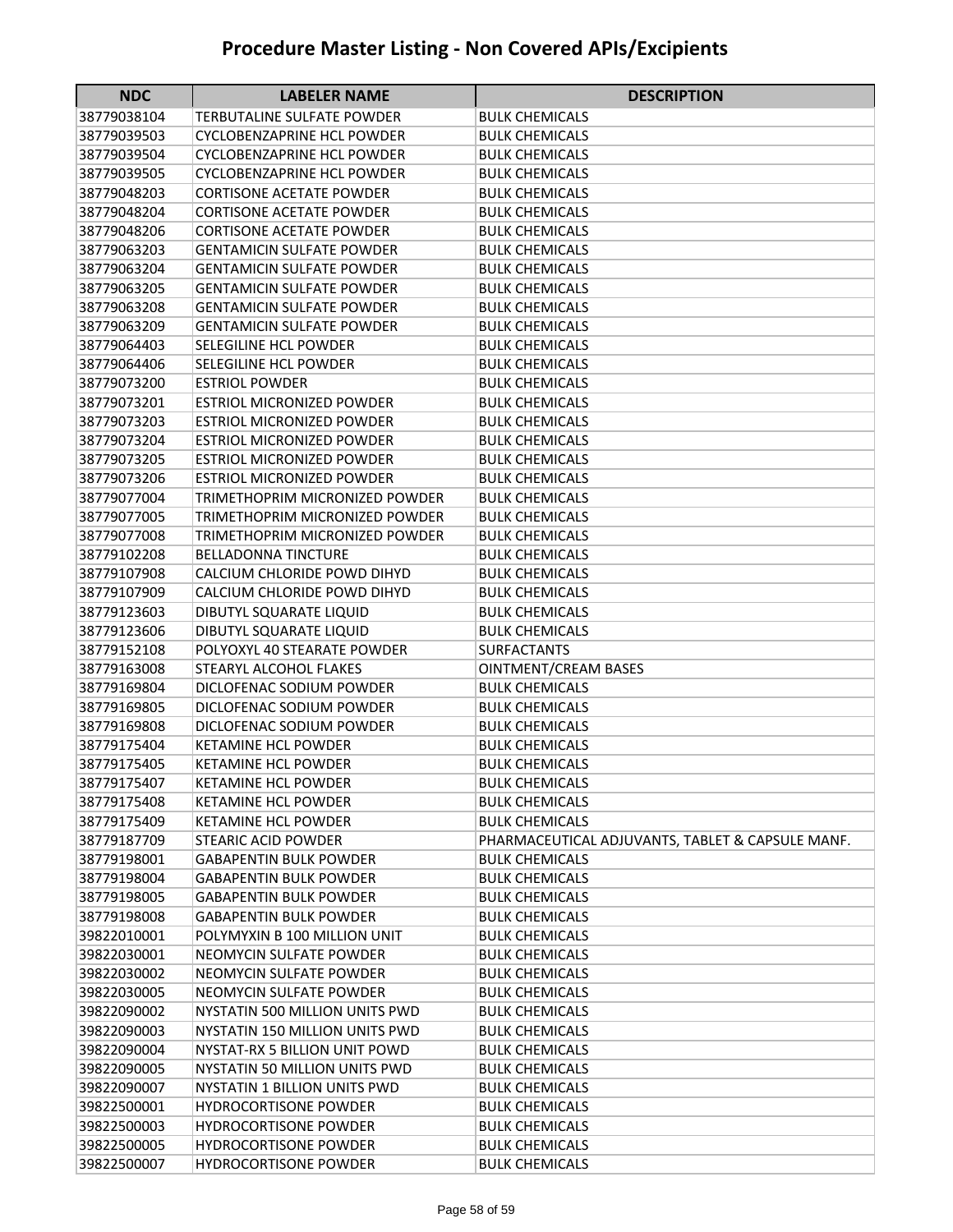# Procedure Master Listing - Non Covered APIs/Excipients

| NDC | LABELER NAME | DESCRIPTION |
|---|---|---|
| 38779038104 | TERBUTALINE SULFATE POWDER | BULK CHEMICALS |
| 38779039503 | CYCLOBENZAPRINE HCL POWDER | BULK CHEMICALS |
| 38779039504 | CYCLOBENZAPRINE HCL POWDER | BULK CHEMICALS |
| 38779039505 | CYCLOBENZAPRINE HCL POWDER | BULK CHEMICALS |
| 38779048203 | CORTISONE ACETATE POWDER | BULK CHEMICALS |
| 38779048204 | CORTISONE ACETATE POWDER | BULK CHEMICALS |
| 38779048206 | CORTISONE ACETATE POWDER | BULK CHEMICALS |
| 38779063203 | GENTAMICIN SULFATE POWDER | BULK CHEMICALS |
| 38779063204 | GENTAMICIN SULFATE POWDER | BULK CHEMICALS |
| 38779063205 | GENTAMICIN SULFATE POWDER | BULK CHEMICALS |
| 38779063208 | GENTAMICIN SULFATE POWDER | BULK CHEMICALS |
| 38779063209 | GENTAMICIN SULFATE POWDER | BULK CHEMICALS |
| 38779064403 | SELEGILINE HCL POWDER | BULK CHEMICALS |
| 38779064406 | SELEGILINE HCL POWDER | BULK CHEMICALS |
| 38779073200 | ESTRIOL POWDER | BULK CHEMICALS |
| 38779073201 | ESTRIOL MICRONIZED POWDER | BULK CHEMICALS |
| 38779073203 | ESTRIOL MICRONIZED POWDER | BULK CHEMICALS |
| 38779073204 | ESTRIOL MICRONIZED POWDER | BULK CHEMICALS |
| 38779073205 | ESTRIOL MICRONIZED POWDER | BULK CHEMICALS |
| 38779073206 | ESTRIOL MICRONIZED POWDER | BULK CHEMICALS |
| 38779077004 | TRIMETHOPRIM MICRONIZED POWDER | BULK CHEMICALS |
| 38779077005 | TRIMETHOPRIM MICRONIZED POWDER | BULK CHEMICALS |
| 38779077008 | TRIMETHOPRIM MICRONIZED POWDER | BULK CHEMICALS |
| 38779102208 | BELLADONNA TINCTURE | BULK CHEMICALS |
| 38779107908 | CALCIUM CHLORIDE POWD DIHYD | BULK CHEMICALS |
| 38779107909 | CALCIUM CHLORIDE POWD DIHYD | BULK CHEMICALS |
| 38779123603 | DIBUTYL SQUARATE LIQUID | BULK CHEMICALS |
| 38779123606 | DIBUTYL SQUARATE LIQUID | BULK CHEMICALS |
| 38779152108 | POLYOXYL 40 STEARATE POWDER | SURFACTANTS |
| 38779163008 | STEARYL ALCOHOL FLAKES | OINTMENT/CREAM BASES |
| 38779169804 | DICLOFENAC SODIUM POWDER | BULK CHEMICALS |
| 38779169805 | DICLOFENAC SODIUM POWDER | BULK CHEMICALS |
| 38779169808 | DICLOFENAC SODIUM POWDER | BULK CHEMICALS |
| 38779175404 | KETAMINE HCL POWDER | BULK CHEMICALS |
| 38779175405 | KETAMINE HCL POWDER | BULK CHEMICALS |
| 38779175407 | KETAMINE HCL POWDER | BULK CHEMICALS |
| 38779175408 | KETAMINE HCL POWDER | BULK CHEMICALS |
| 38779175409 | KETAMINE HCL POWDER | BULK CHEMICALS |
| 38779187709 | STEARIC ACID POWDER | PHARMACEUTICAL ADJUVANTS, TABLET & CAPSULE MANF. |
| 38779198001 | GABAPENTIN BULK POWDER | BULK CHEMICALS |
| 38779198004 | GABAPENTIN BULK POWDER | BULK CHEMICALS |
| 38779198005 | GABAPENTIN BULK POWDER | BULK CHEMICALS |
| 38779198008 | GABAPENTIN BULK POWDER | BULK CHEMICALS |
| 39822010001 | POLYMYXIN B 100 MILLION UNIT | BULK CHEMICALS |
| 39822030001 | NEOMYCIN SULFATE POWDER | BULK CHEMICALS |
| 39822030002 | NEOMYCIN SULFATE POWDER | BULK CHEMICALS |
| 39822030005 | NEOMYCIN SULFATE POWDER | BULK CHEMICALS |
| 39822090002 | NYSTATIN 500 MILLION UNITS PWD | BULK CHEMICALS |
| 39822090003 | NYSTATIN 150 MILLION UNITS PWD | BULK CHEMICALS |
| 39822090004 | NYSTAT-RX 5 BILLION UNIT POWD | BULK CHEMICALS |
| 39822090005 | NYSTATIN 50 MILLION UNITS PWD | BULK CHEMICALS |
| 39822090007 | NYSTATIN 1 BILLION UNITS PWD | BULK CHEMICALS |
| 39822500001 | HYDROCORTISONE POWDER | BULK CHEMICALS |
| 39822500003 | HYDROCORTISONE POWDER | BULK CHEMICALS |
| 39822500005 | HYDROCORTISONE POWDER | BULK CHEMICALS |
| 39822500007 | HYDROCORTISONE POWDER | BULK CHEMICALS |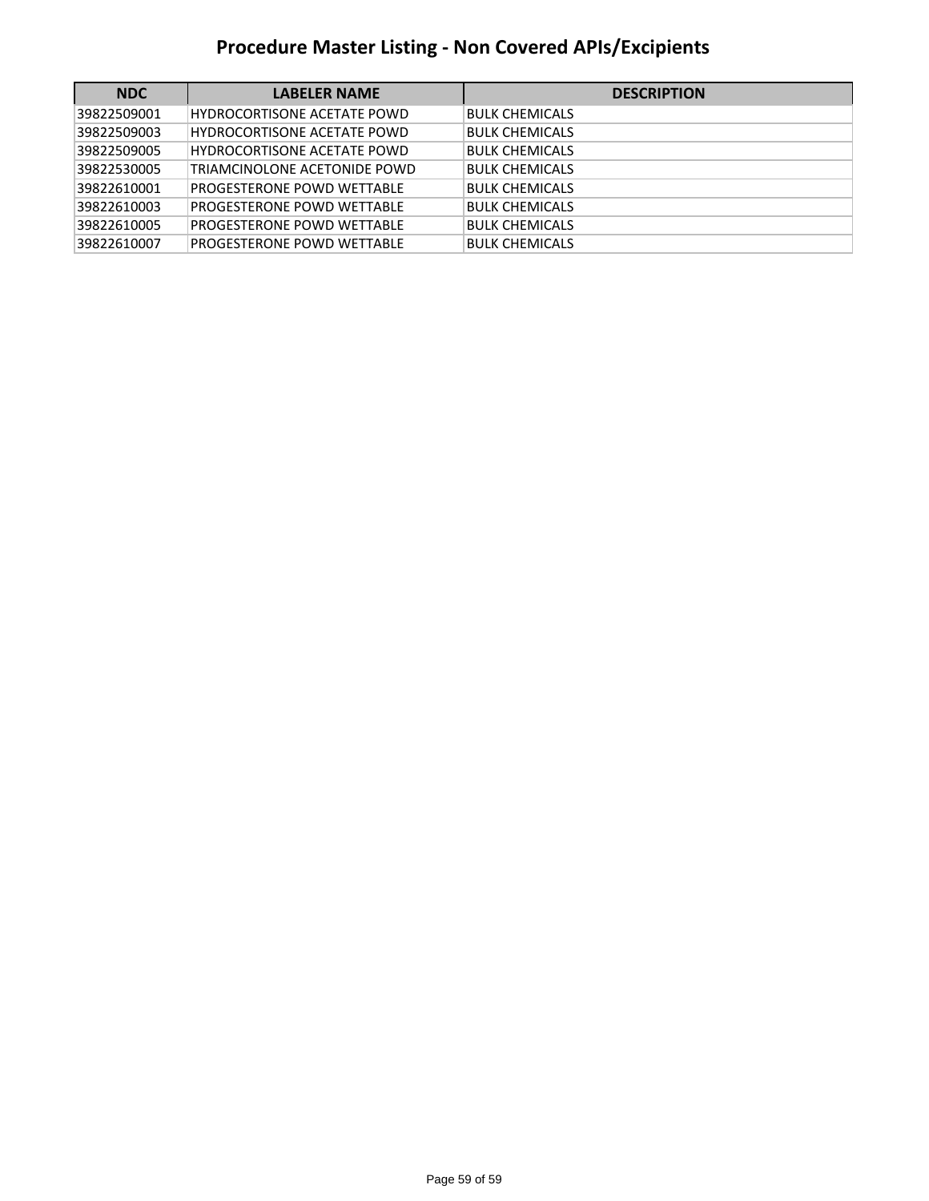# Procedure Master Listing - Non Covered APIs/Excipients

| NDC | LABELER NAME | DESCRIPTION |
|---|---|---|
| 39822509001 | HYDROCORTISONE ACETATE POWD | BULK CHEMICALS |
| 39822509003 | HYDROCORTISONE ACETATE POWD | BULK CHEMICALS |
| 39822509005 | HYDROCORTISONE ACETATE POWD | BULK CHEMICALS |
| 39822530005 | TRIAMCINOLONE ACETONIDE POWD | BULK CHEMICALS |
| 39822610001 | PROGESTERONE POWD WETTABLE | BULK CHEMICALS |
| 39822610003 | PROGESTERONE POWD WETTABLE | BULK CHEMICALS |
| 39822610005 | PROGESTERONE POWD WETTABLE | BULK CHEMICALS |
| 39822610007 | PROGESTERONE POWD WETTABLE | BULK CHEMICALS |